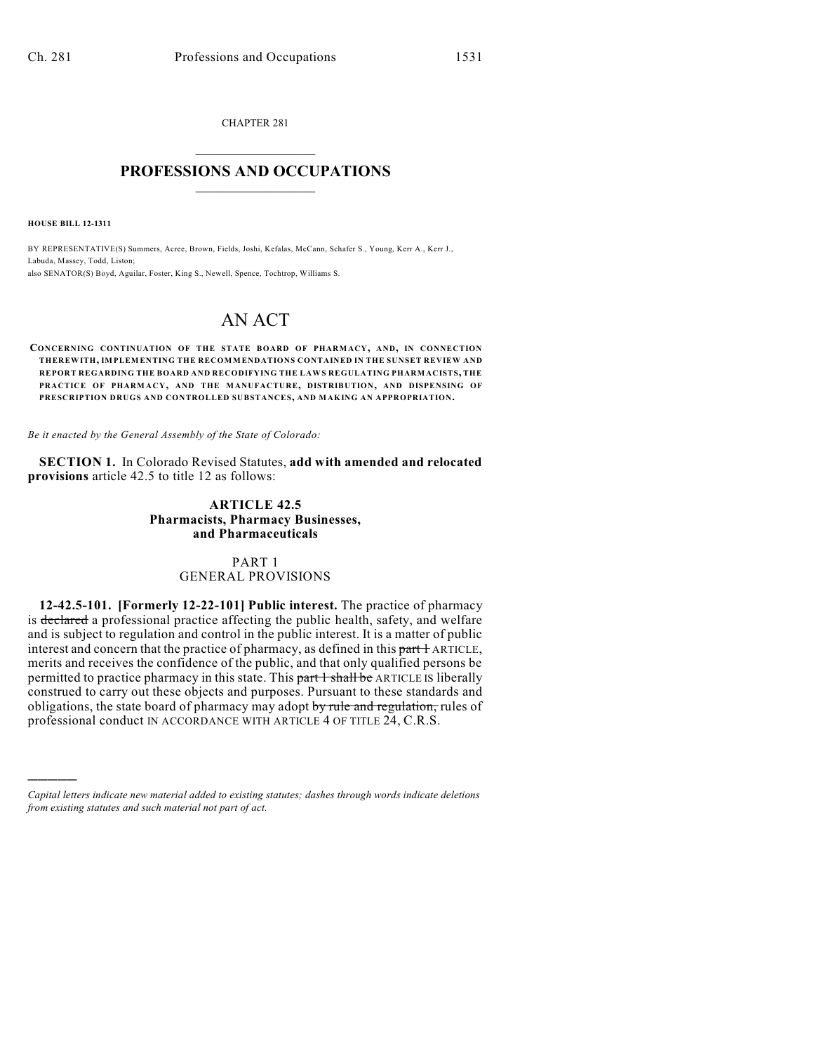CHAPTER 281

# PROFESSIONS AND OCCUPATIONS

**HOUSE BILL 12-1311**

BY REPRESENTATIVE(S) Summers, Acree, Brown, Fields, Joshi, Kefalas, McCann, Schafer S., Young, Kerr A., Kerr J., Labuda, Massey, Todd, Liston;
also SENATOR(S) Boyd, Aguilar, Foster, King S., Newell, Spence, Tochtrop, Williams S.

# AN ACT

**CONCERNING CONTINUATION OF THE STATE BOARD OF PHARMACY, AND, IN CONNECTION THEREWITH, IMPLEMENTING THE RECOMMENDATIONS CONTAINED IN THE SUNSET REVIEW AND REPORT REGARDING THE BOARD AND RECODIFYING THE LAWS REGULATING PHARMACISTS, THE PRACTICE OF PHARMACY, AND THE MANUFACTURE, DISTRIBUTION, AND DISPENSING OF PRESCRIPTION DRUGS AND CONTROLLED SUBSTANCES, AND MAKING AN APPROPRIATION.**

*Be it enacted by the General Assembly of the State of Colorado:*

**SECTION 1.** In Colorado Revised Statutes, **add with amended and relocated provisions** article 42.5 to title 12 as follows:

## ARTICLE 42.5
## Pharmacists, Pharmacy Businesses, and Pharmaceuticals

### PART 1
### GENERAL PROVISIONS

**12-42.5-101. [Formerly 12-22-101] Public interest.** The practice of pharmacy is ~~declared~~ a professional practice affecting the public health, safety, and welfare and is subject to regulation and control in the public interest. It is a matter of public interest and concern that the practice of pharmacy, as defined in this ~~part 1~~ ARTICLE, merits and receives the confidence of the public, and that only qualified persons be permitted to practice pharmacy in this state. This ~~part 1 shall be~~ ARTICLE IS liberally construed to carry out these objects and purposes. Pursuant to these standards and obligations, the state board of pharmacy may adopt ~~by rule and regulation,~~ rules of professional conduct IN ACCORDANCE WITH ARTICLE 4 OF TITLE 24, C.R.S.

---

*Capital letters indicate new material added to existing statutes; dashes through words indicate deletions from existing statutes and such material not part of act.*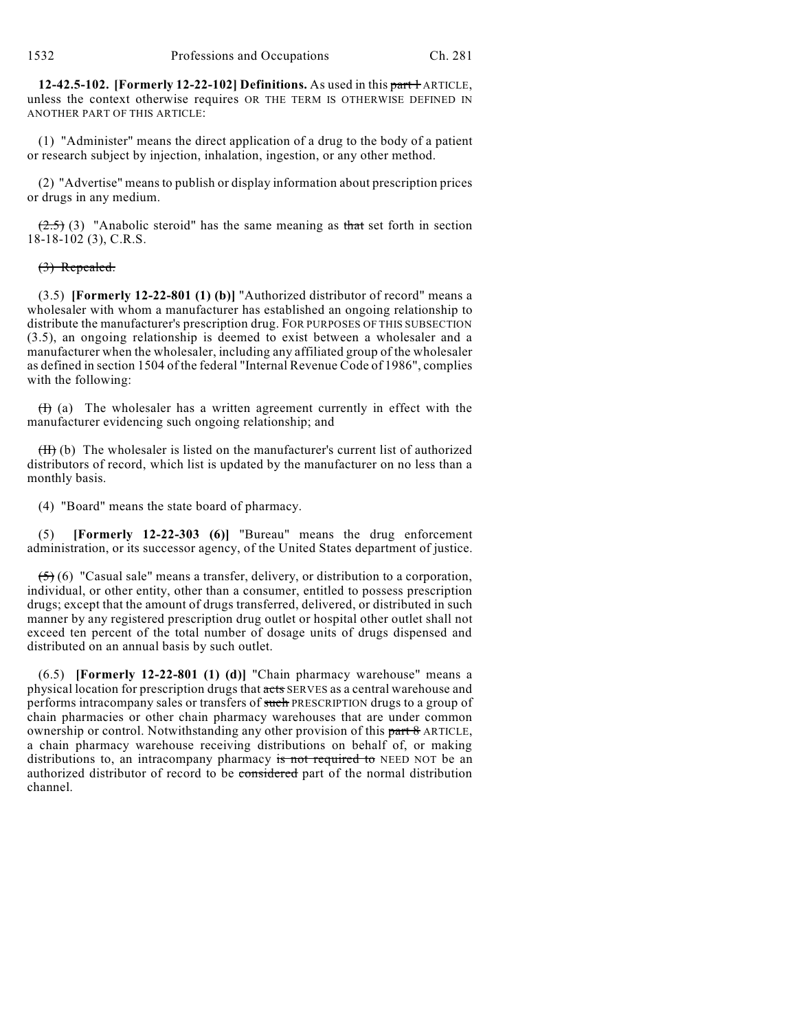**12-42.5-102. [Formerly 12-22-102] Definitions.** As used in this ~~part 1~~ ARTICLE, unless the context otherwise requires OR THE TERM IS OTHERWISE DEFINED IN ANOTHER PART OF THIS ARTICLE:

(1) "Administer" means the direct application of a drug to the body of a patient or research subject by injection, inhalation, ingestion, or any other method.

(2) "Advertise" means to publish or display information about prescription prices or drugs in any medium.

~~(2.5)~~ (3) "Anabolic steroid" has the same meaning as ~~that~~ set forth in section 18-18-102 (3), C.R.S.

~~(3) Repealed.~~

(3.5) **[Formerly 12-22-801 (1) (b)]** "Authorized distributor of record" means a wholesaler with whom a manufacturer has established an ongoing relationship to distribute the manufacturer's prescription drug. FOR PURPOSES OF THIS SUBSECTION (3.5), an ongoing relationship is deemed to exist between a wholesaler and a manufacturer when the wholesaler, including any affiliated group of the wholesaler as defined in section 1504 of the federal "Internal Revenue Code of 1986", complies with the following:

~~(I)~~ (a) The wholesaler has a written agreement currently in effect with the manufacturer evidencing such ongoing relationship; and

~~(II)~~ (b) The wholesaler is listed on the manufacturer's current list of authorized distributors of record, which list is updated by the manufacturer on no less than a monthly basis.

(4) "Board" means the state board of pharmacy.

(5) **[Formerly 12-22-303 (6)]** "Bureau" means the drug enforcement administration, or its successor agency, of the United States department of justice.

~~(5)~~ (6) "Casual sale" means a transfer, delivery, or distribution to a corporation, individual, or other entity, other than a consumer, entitled to possess prescription drugs; except that the amount of drugs transferred, delivered, or distributed in such manner by any registered prescription drug outlet or hospital other outlet shall not exceed ten percent of the total number of dosage units of drugs dispensed and distributed on an annual basis by such outlet.

(6.5) **[Formerly 12-22-801 (1) (d)]** "Chain pharmacy warehouse" means a physical location for prescription drugs that ~~acts~~ SERVES as a central warehouse and performs intracompany sales or transfers of ~~such~~ PRESCRIPTION drugs to a group of chain pharmacies or other chain pharmacy warehouses that are under common ownership or control. Notwithstanding any other provision of this ~~part 8~~ ARTICLE, a chain pharmacy warehouse receiving distributions on behalf of, or making distributions to, an intracompany pharmacy ~~is not required to~~ NEED NOT be an authorized distributor of record to be ~~considered~~ part of the normal distribution channel.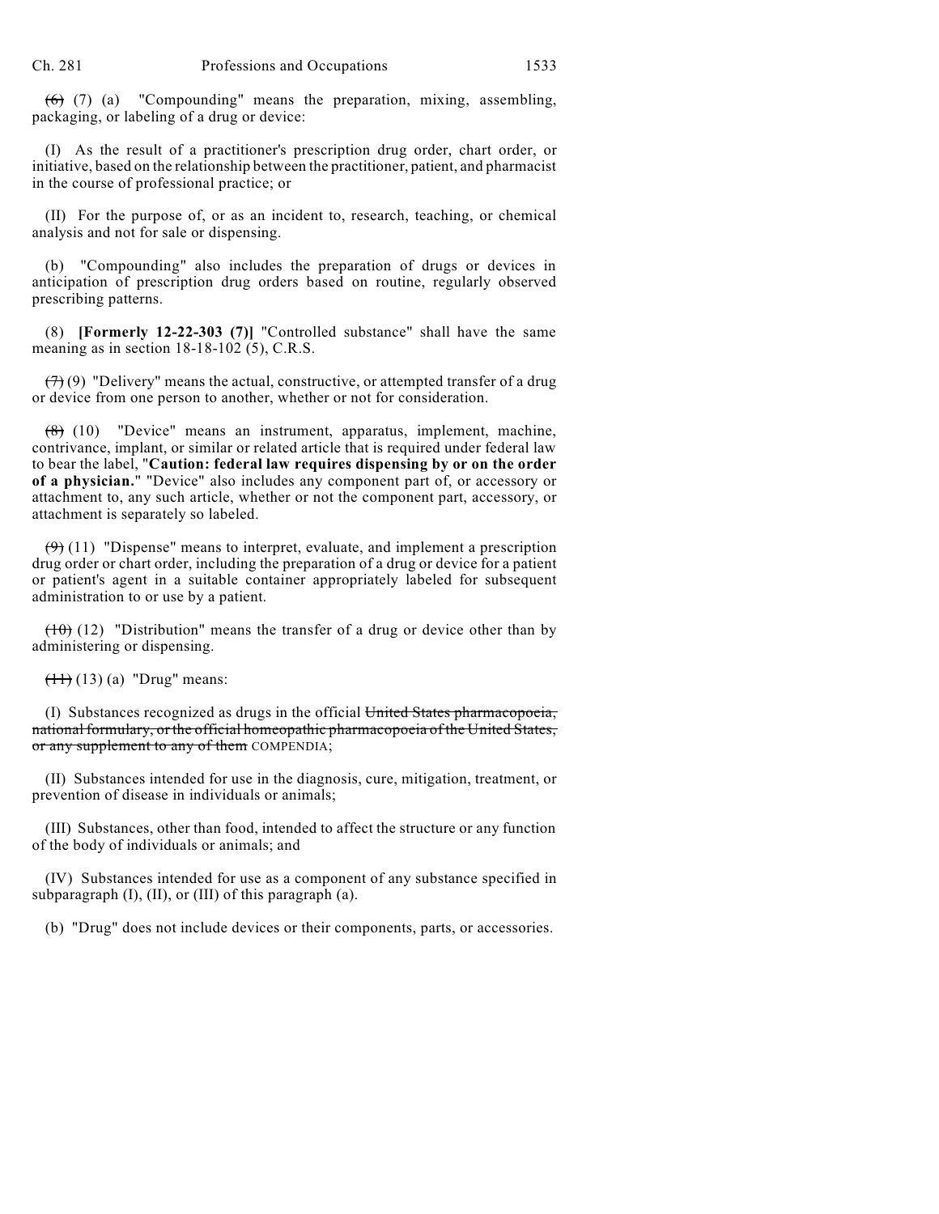~~(6)~~ (7) (a) "Compounding" means the preparation, mixing, assembling, packaging, or labeling of a drug or device:

(I) As the result of a practitioner's prescription drug order, chart order, or initiative, based on the relationship between the practitioner, patient, and pharmacist in the course of professional practice; or

(II) For the purpose of, or as an incident to, research, teaching, or chemical analysis and not for sale or dispensing.

(b) "Compounding" also includes the preparation of drugs or devices in anticipation of prescription drug orders based on routine, regularly observed prescribing patterns.

(8) **[Formerly 12-22-303 (7)]** "Controlled substance" shall have the same meaning as in section 18-18-102 (5), C.R.S.

~~(7)~~ (9) "Delivery" means the actual, constructive, or attempted transfer of a drug or device from one person to another, whether or not for consideration.

~~(8)~~ (10) "Device" means an instrument, apparatus, implement, machine, contrivance, implant, or similar or related article that is required under federal law to bear the label, "**Caution: federal law requires dispensing by or on the order of a physician.**" "Device" also includes any component part of, or accessory or attachment to, any such article, whether or not the component part, accessory, or attachment is separately so labeled.

~~(9)~~ (11) "Dispense" means to interpret, evaluate, and implement a prescription drug order or chart order, including the preparation of a drug or device for a patient or patient's agent in a suitable container appropriately labeled for subsequent administration to or use by a patient.

~~(10)~~ (12) "Distribution" means the transfer of a drug or device other than by administering or dispensing.

~~(11)~~ (13) (a) "Drug" means:

(I) Substances recognized as drugs in the official ~~United States pharmacopoeia, national formulary, or the official homeopathic pharmacopoeia of the United States, or any supplement to any of them~~ COMPENDIA;

(II) Substances intended for use in the diagnosis, cure, mitigation, treatment, or prevention of disease in individuals or animals;

(III) Substances, other than food, intended to affect the structure or any function of the body of individuals or animals; and

(IV) Substances intended for use as a component of any substance specified in subparagraph (I), (II), or (III) of this paragraph (a).

(b) "Drug" does not include devices or their components, parts, or accessories.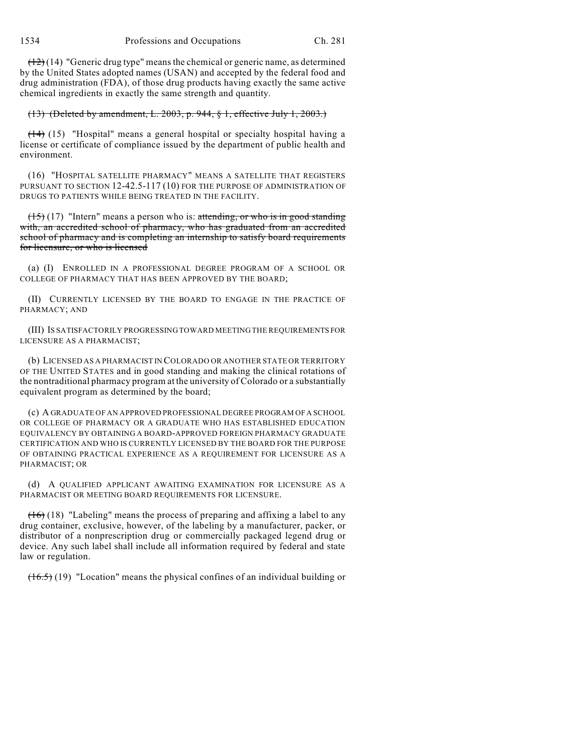~~(12)~~ (14) "Generic drug type" means the chemical or generic name, as determined by the United States adopted names (USAN) and accepted by the federal food and drug administration (FDA), of those drug products having exactly the same active chemical ingredients in exactly the same strength and quantity.

~~(13) (Deleted by amendment, L. 2003, p. 944, § 1, effective July 1, 2003.)~~

~~(14)~~ (15) "Hospital" means a general hospital or specialty hospital having a license or certificate of compliance issued by the department of public health and environment.

(16) "HOSPITAL SATELLITE PHARMACY" MEANS A SATELLITE THAT REGISTERS PURSUANT TO SECTION 12-42.5-117 (10) FOR THE PURPOSE OF ADMINISTRATION OF DRUGS TO PATIENTS WHILE BEING TREATED IN THE FACILITY.

~~(15)~~ (17) "Intern" means a person who is: ~~attending, or who is in good standing with, an accredited school of pharmacy, who has graduated from an accredited school of pharmacy and is completing an internship to satisfy board requirements for licensure, or who is licensed~~

(a) (I) ENROLLED IN A PROFESSIONAL DEGREE PROGRAM OF A SCHOOL OR COLLEGE OF PHARMACY THAT HAS BEEN APPROVED BY THE BOARD;

(II) CURRENTLY LICENSED BY THE BOARD TO ENGAGE IN THE PRACTICE OF PHARMACY; AND

(III) IS SATISFACTORILY PROGRESSING TOWARD MEETING THE REQUIREMENTS FOR LICENSURE AS A PHARMACIST;

(b) LICENSED AS A PHARMACIST IN COLORADO OR ANOTHER STATE OR TERRITORY OF THE UNITED STATES and in good standing and making the clinical rotations of the nontraditional pharmacy program at the university of Colorado or a substantially equivalent program as determined by the board;

(c) A GRADUATE OF AN APPROVED PROFESSIONAL DEGREE PROGRAM OF A SCHOOL OR COLLEGE OF PHARMACY OR A GRADUATE WHO HAS ESTABLISHED EDUCATION EQUIVALENCY BY OBTAINING A BOARD-APPROVED FOREIGN PHARMACY GRADUATE CERTIFICATION AND WHO IS CURRENTLY LICENSED BY THE BOARD FOR THE PURPOSE OF OBTAINING PRACTICAL EXPERIENCE AS A REQUIREMENT FOR LICENSURE AS A PHARMACIST; OR

(d) A QUALIFIED APPLICANT AWAITING EXAMINATION FOR LICENSURE AS A PHARMACIST OR MEETING BOARD REQUIREMENTS FOR LICENSURE.

~~(16)~~ (18) "Labeling" means the process of preparing and affixing a label to any drug container, exclusive, however, of the labeling by a manufacturer, packer, or distributor of a nonprescription drug or commercially packaged legend drug or device. Any such label shall include all information required by federal and state law or regulation.

~~(16.5)~~ (19) "Location" means the physical confines of an individual building or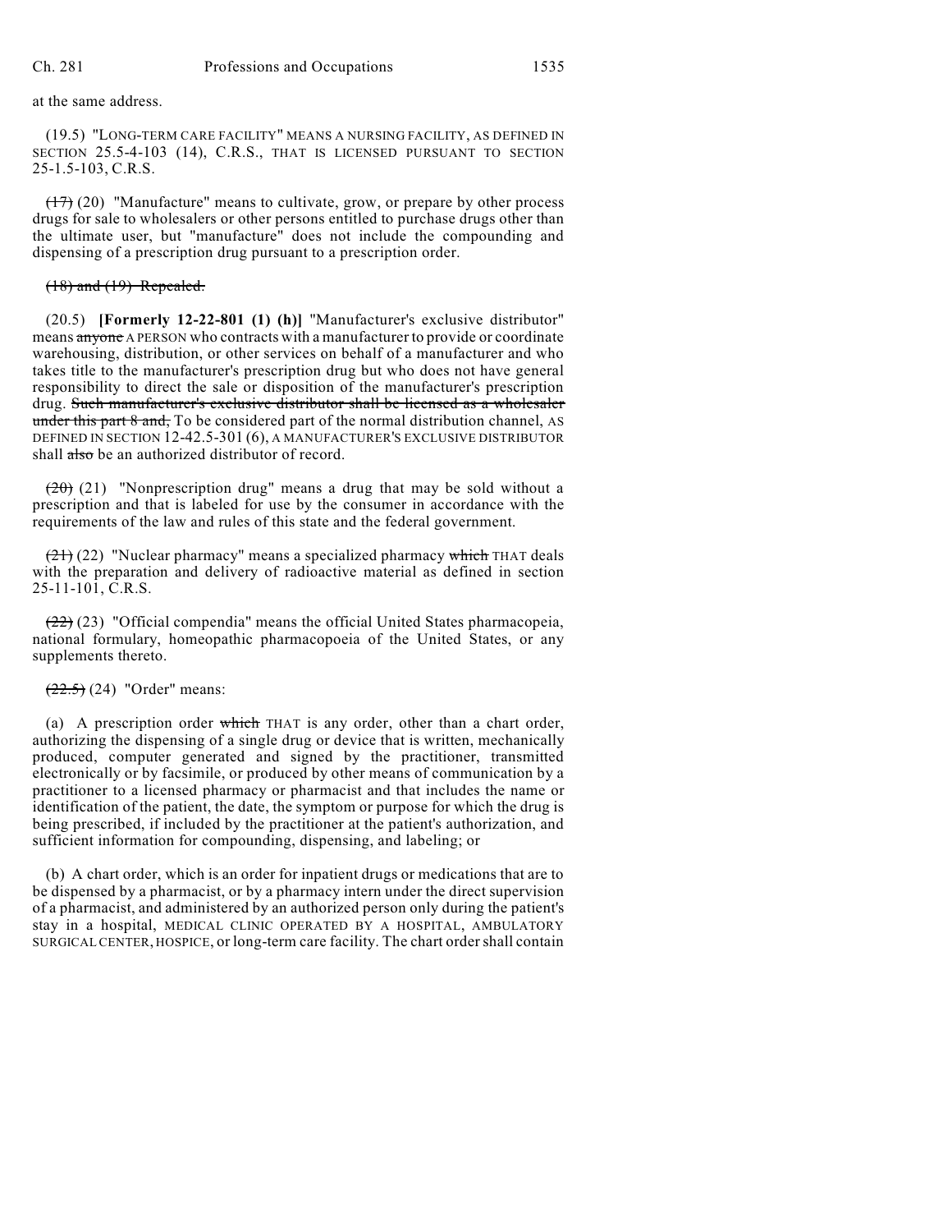at the same address.

(19.5) "LONG-TERM CARE FACILITY" MEANS A NURSING FACILITY, AS DEFINED IN SECTION 25.5-4-103 (14), C.R.S., THAT IS LICENSED PURSUANT TO SECTION 25-1.5-103, C.R.S.

~~(17)~~ (20) "Manufacture" means to cultivate, grow, or prepare by other process drugs for sale to wholesalers or other persons entitled to purchase drugs other than the ultimate user, but "manufacture" does not include the compounding and dispensing of a prescription drug pursuant to a prescription order.

~~(18) and (19) Repealed.~~

(20.5) **[Formerly 12-22-801 (1) (h)]** "Manufacturer's exclusive distributor" means ~~anyone~~ A PERSON who contracts with a manufacturer to provide or coordinate warehousing, distribution, or other services on behalf of a manufacturer and who takes title to the manufacturer's prescription drug but who does not have general responsibility to direct the sale or disposition of the manufacturer's prescription drug. ~~Such manufacturer's exclusive distributor shall be licensed as a wholesaler under this part 8 and,~~ To be considered part of the normal distribution channel, AS DEFINED IN SECTION 12-42.5-301 (6), A MANUFACTURER'S EXCLUSIVE DISTRIBUTOR shall ~~also~~ be an authorized distributor of record.

~~(20)~~ (21) "Nonprescription drug" means a drug that may be sold without a prescription and that is labeled for use by the consumer in accordance with the requirements of the law and rules of this state and the federal government.

~~(21)~~ (22) "Nuclear pharmacy" means a specialized pharmacy ~~which~~ THAT deals with the preparation and delivery of radioactive material as defined in section 25-11-101, C.R.S.

~~(22)~~ (23) "Official compendia" means the official United States pharmacopeia, national formulary, homeopathic pharmacopoeia of the United States, or any supplements thereto.

~~(22.5)~~ (24) "Order" means:

(a) A prescription order ~~which~~ THAT is any order, other than a chart order, authorizing the dispensing of a single drug or device that is written, mechanically produced, computer generated and signed by the practitioner, transmitted electronically or by facsimile, or produced by other means of communication by a practitioner to a licensed pharmacy or pharmacist and that includes the name or identification of the patient, the date, the symptom or purpose for which the drug is being prescribed, if included by the practitioner at the patient's authorization, and sufficient information for compounding, dispensing, and labeling; or

(b) A chart order, which is an order for inpatient drugs or medications that are to be dispensed by a pharmacist, or by a pharmacy intern under the direct supervision of a pharmacist, and administered by an authorized person only during the patient's stay in a hospital, MEDICAL CLINIC OPERATED BY A HOSPITAL, AMBULATORY SURGICAL CENTER, HOSPICE, or long-term care facility. The chart order shall contain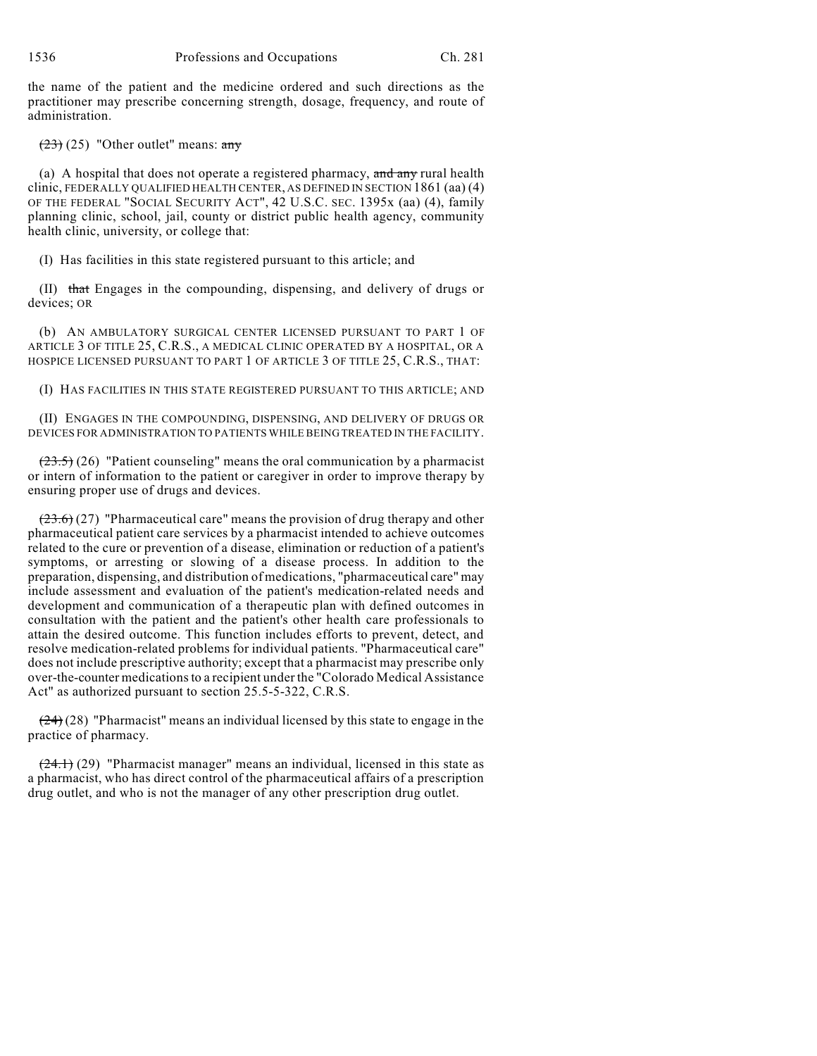the name of the patient and the medicine ordered and such directions as the practitioner may prescribe concerning strength, dosage, frequency, and route of administration.

~~(23)~~ (25) "Other outlet" means: ~~any~~

(a) A hospital that does not operate a registered pharmacy, ~~and any~~ rural health clinic, FEDERALLY QUALIFIED HEALTH CENTER, AS DEFINED IN SECTION 1861 (aa) (4) OF THE FEDERAL "SOCIAL SECURITY ACT", 42 U.S.C. SEC. 1395x (aa) (4), family planning clinic, school, jail, county or district public health agency, community health clinic, university, or college that:

(I) Has facilities in this state registered pursuant to this article; and

(II) ~~that~~ Engages in the compounding, dispensing, and delivery of drugs or devices; OR

(b) AN AMBULATORY SURGICAL CENTER LICENSED PURSUANT TO PART 1 OF ARTICLE 3 OF TITLE 25, C.R.S., A MEDICAL CLINIC OPERATED BY A HOSPITAL, OR A HOSPICE LICENSED PURSUANT TO PART 1 OF ARTICLE 3 OF TITLE 25, C.R.S., THAT:

(I) HAS FACILITIES IN THIS STATE REGISTERED PURSUANT TO THIS ARTICLE; AND

(II) ENGAGES IN THE COMPOUNDING, DISPENSING, AND DELIVERY OF DRUGS OR DEVICES FOR ADMINISTRATION TO PATIENTS WHILE BEING TREATED IN THE FACILITY.

~~(23.5)~~ (26) "Patient counseling" means the oral communication by a pharmacist or intern of information to the patient or caregiver in order to improve therapy by ensuring proper use of drugs and devices.

~~(23.6)~~ (27) "Pharmaceutical care" means the provision of drug therapy and other pharmaceutical patient care services by a pharmacist intended to achieve outcomes related to the cure or prevention of a disease, elimination or reduction of a patient's symptoms, or arresting or slowing of a disease process. In addition to the preparation, dispensing, and distribution of medications, "pharmaceutical care" may include assessment and evaluation of the patient's medication-related needs and development and communication of a therapeutic plan with defined outcomes in consultation with the patient and the patient's other health care professionals to attain the desired outcome. This function includes efforts to prevent, detect, and resolve medication-related problems for individual patients. "Pharmaceutical care" does not include prescriptive authority; except that a pharmacist may prescribe only over-the-counter medications to a recipient under the "Colorado Medical Assistance Act" as authorized pursuant to section 25.5-5-322, C.R.S.

~~(24)~~ (28) "Pharmacist" means an individual licensed by this state to engage in the practice of pharmacy.

~~(24.1)~~ (29) "Pharmacist manager" means an individual, licensed in this state as a pharmacist, who has direct control of the pharmaceutical affairs of a prescription drug outlet, and who is not the manager of any other prescription drug outlet.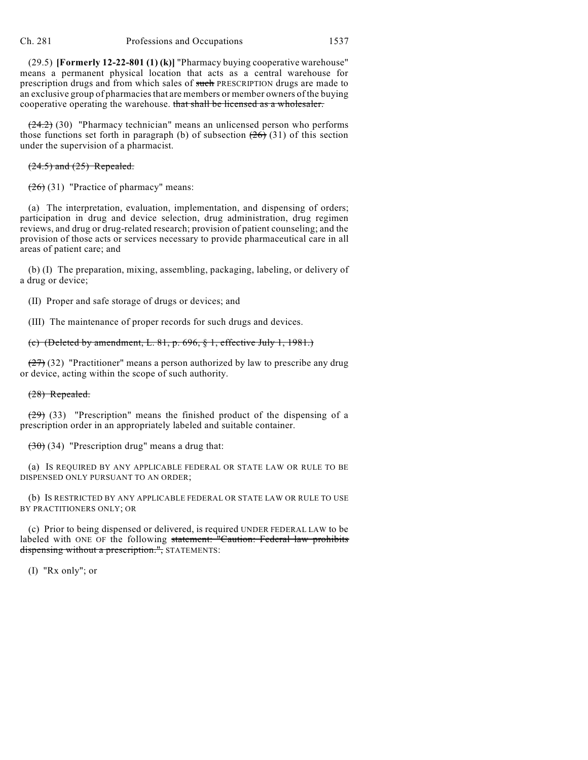(29.5) **[Formerly 12-22-801 (1) (k)]** "Pharmacy buying cooperative warehouse" means a permanent physical location that acts as a central warehouse for prescription drugs and from which sales of ~~such~~ PRESCRIPTION drugs are made to an exclusive group of pharmacies that are members or member owners of the buying cooperative operating the warehouse. ~~that shall be licensed as a wholesaler.~~

~~(24.2)~~ (30) "Pharmacy technician" means an unlicensed person who performs those functions set forth in paragraph (b) of subsection ~~(26)~~ (31) of this section under the supervision of a pharmacist.

~~(24.5) and (25) Repealed.~~

~~(26)~~ (31) "Practice of pharmacy" means:

(a) The interpretation, evaluation, implementation, and dispensing of orders; participation in drug and device selection, drug administration, drug regimen reviews, and drug or drug-related research; provision of patient counseling; and the provision of those acts or services necessary to provide pharmaceutical care in all areas of patient care; and

(b) (I) The preparation, mixing, assembling, packaging, labeling, or delivery of a drug or device;

(II) Proper and safe storage of drugs or devices; and

(III) The maintenance of proper records for such drugs and devices.

~~(c) (Deleted by amendment, L. 81, p. 696, § 1, effective July 1, 1981.)~~

~~(27)~~ (32) "Practitioner" means a person authorized by law to prescribe any drug or device, acting within the scope of such authority.

~~(28) Repealed.~~

~~(29)~~ (33) "Prescription" means the finished product of the dispensing of a prescription order in an appropriately labeled and suitable container.

~~(30)~~ (34) "Prescription drug" means a drug that:

(a) IS REQUIRED BY ANY APPLICABLE FEDERAL OR STATE LAW OR RULE TO BE DISPENSED ONLY PURSUANT TO AN ORDER;

(b) IS RESTRICTED BY ANY APPLICABLE FEDERAL OR STATE LAW OR RULE TO USE BY PRACTITIONERS ONLY; OR

(c) Prior to being dispensed or delivered, is required UNDER FEDERAL LAW to be labeled with ONE OF the following ~~statement: "Caution: Federal law prohibits dispensing without a prescription.",~~ STATEMENTS:

(I) "Rx only"; or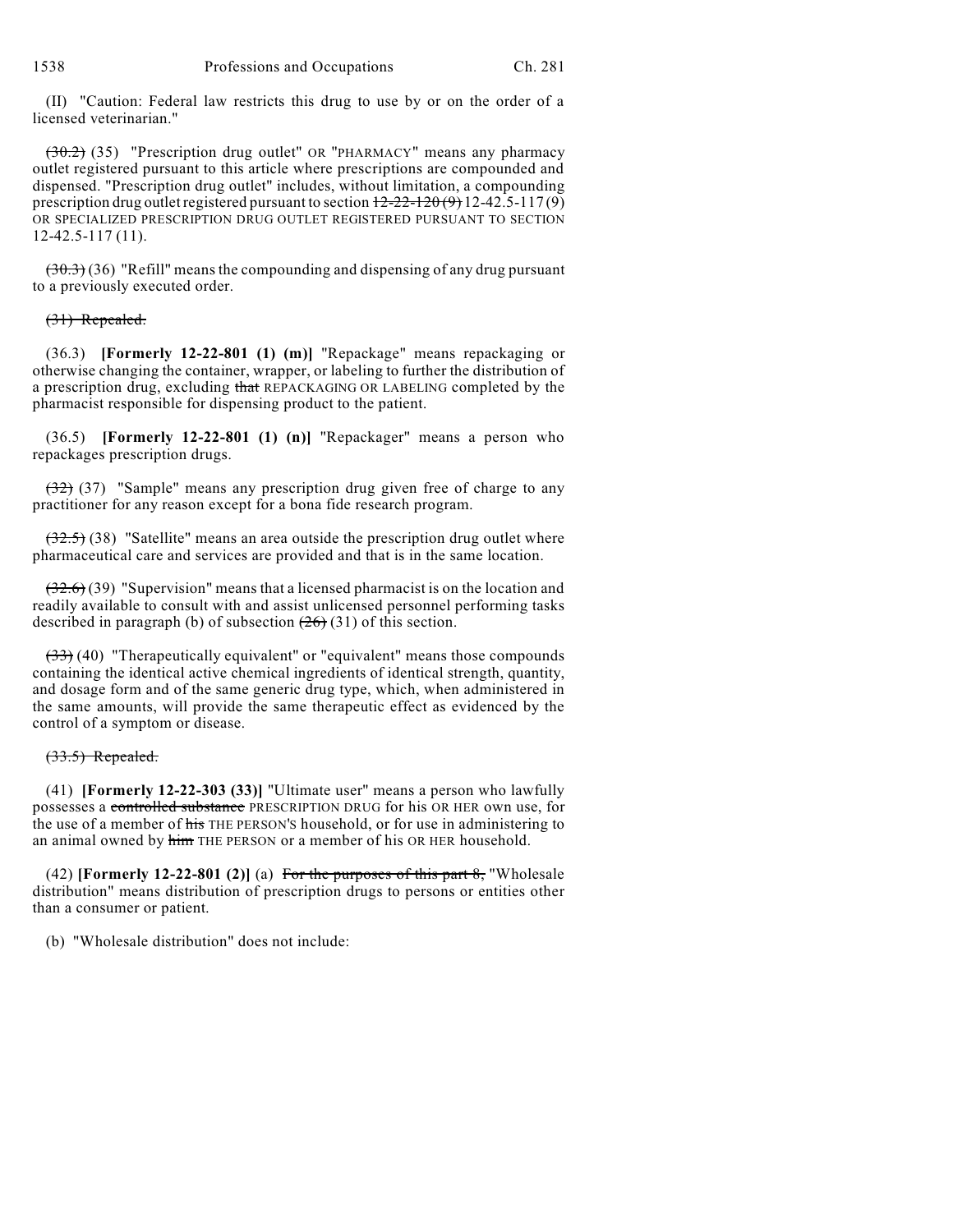(II) "Caution: Federal law restricts this drug to use by or on the order of a licensed veterinarian."

~~(30.2)~~ (35) "Prescription drug outlet" OR "PHARMACY" means any pharmacy outlet registered pursuant to this article where prescriptions are compounded and dispensed. "Prescription drug outlet" includes, without limitation, a compounding prescription drug outlet registered pursuant to section ~~12-22-120 (9)~~ 12-42.5-117 (9) OR SPECIALIZED PRESCRIPTION DRUG OUTLET REGISTERED PURSUANT TO SECTION 12-42.5-117 (11).

~~(30.3)~~ (36) "Refill" means the compounding and dispensing of any drug pursuant to a previously executed order.

~~(31) Repealed.~~

(36.3) **[Formerly 12-22-801 (1) (m)]** "Repackage" means repackaging or otherwise changing the container, wrapper, or labeling to further the distribution of a prescription drug, excluding ~~that~~ REPACKAGING OR LABELING completed by the pharmacist responsible for dispensing product to the patient.

(36.5) **[Formerly 12-22-801 (1) (n)]** "Repackager" means a person who repackages prescription drugs.

~~(32)~~ (37) "Sample" means any prescription drug given free of charge to any practitioner for any reason except for a bona fide research program.

~~(32.5)~~ (38) "Satellite" means an area outside the prescription drug outlet where pharmaceutical care and services are provided and that is in the same location.

~~(32.6)~~ (39) "Supervision" means that a licensed pharmacist is on the location and readily available to consult with and assist unlicensed personnel performing tasks described in paragraph (b) of subsection ~~(26)~~ (31) of this section.

~~(33)~~ (40) "Therapeutically equivalent" or "equivalent" means those compounds containing the identical active chemical ingredients of identical strength, quantity, and dosage form and of the same generic drug type, which, when administered in the same amounts, will provide the same therapeutic effect as evidenced by the control of a symptom or disease.

~~(33.5) Repealed.~~

(41) **[Formerly 12-22-303 (33)]** "Ultimate user" means a person who lawfully possesses a ~~controlled substance~~ PRESCRIPTION DRUG for his OR HER own use, for the use of a member of ~~his~~ THE PERSON'S household, or for use in administering to an animal owned by ~~him~~ THE PERSON or a member of his OR HER household.

(42) **[Formerly 12-22-801 (2)]** (a) ~~For the purposes of this part 8,~~ "Wholesale distribution" means distribution of prescription drugs to persons or entities other than a consumer or patient.

(b) "Wholesale distribution" does not include: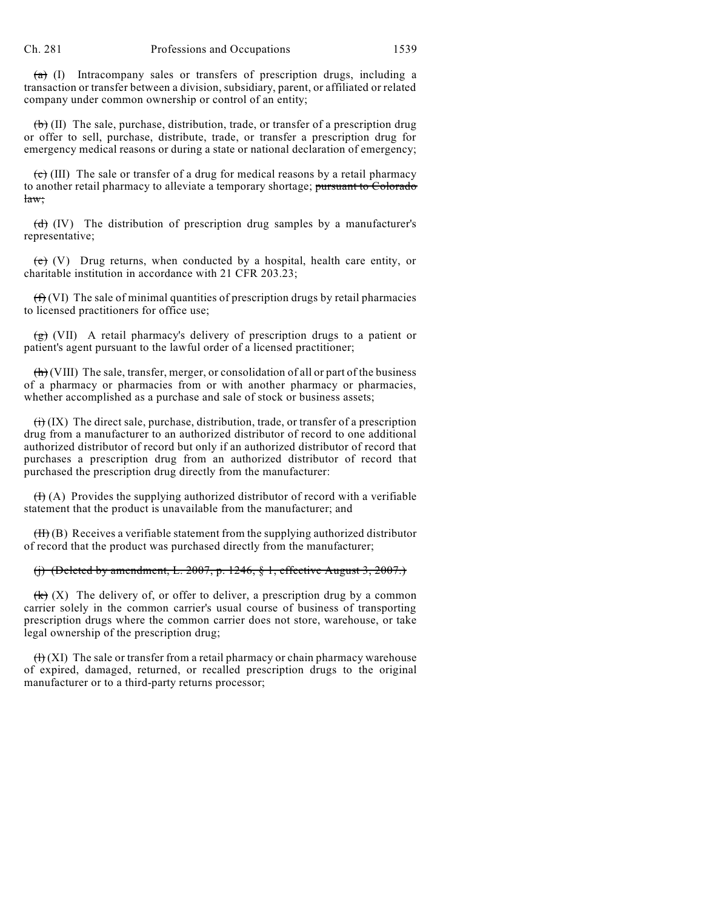~~(a)~~ (I) Intracompany sales or transfers of prescription drugs, including a transaction or transfer between a division, subsidiary, parent, or affiliated or related company under common ownership or control of an entity;

~~(b)~~ (II) The sale, purchase, distribution, trade, or transfer of a prescription drug or offer to sell, purchase, distribute, trade, or transfer a prescription drug for emergency medical reasons or during a state or national declaration of emergency;

~~(c)~~ (III) The sale or transfer of a drug for medical reasons by a retail pharmacy to another retail pharmacy to alleviate a temporary shortage; ~~pursuant to Colorado law;~~

~~(d)~~ (IV) The distribution of prescription drug samples by a manufacturer's representative;

~~(e)~~ (V) Drug returns, when conducted by a hospital, health care entity, or charitable institution in accordance with 21 CFR 203.23;

~~(f)~~ (VI) The sale of minimal quantities of prescription drugs by retail pharmacies to licensed practitioners for office use;

~~(g)~~ (VII) A retail pharmacy's delivery of prescription drugs to a patient or patient's agent pursuant to the lawful order of a licensed practitioner;

~~(h)~~ (VIII) The sale, transfer, merger, or consolidation of all or part of the business of a pharmacy or pharmacies from or with another pharmacy or pharmacies, whether accomplished as a purchase and sale of stock or business assets;

~~(i)~~ (IX) The direct sale, purchase, distribution, trade, or transfer of a prescription drug from a manufacturer to an authorized distributor of record to one additional authorized distributor of record but only if an authorized distributor of record that purchases a prescription drug from an authorized distributor of record that purchased the prescription drug directly from the manufacturer:

~~(I)~~ (A) Provides the supplying authorized distributor of record with a verifiable statement that the product is unavailable from the manufacturer; and

~~(II)~~ (B) Receives a verifiable statement from the supplying authorized distributor of record that the product was purchased directly from the manufacturer;

~~(j) (Deleted by amendment, L. 2007, p. 1246, § 1, effective August 3, 2007.)~~

~~(k)~~ (X) The delivery of, or offer to deliver, a prescription drug by a common carrier solely in the common carrier's usual course of business of transporting prescription drugs where the common carrier does not store, warehouse, or take legal ownership of the prescription drug;

~~(l)~~ (XI) The sale or transfer from a retail pharmacy or chain pharmacy warehouse of expired, damaged, returned, or recalled prescription drugs to the original manufacturer or to a third-party returns processor;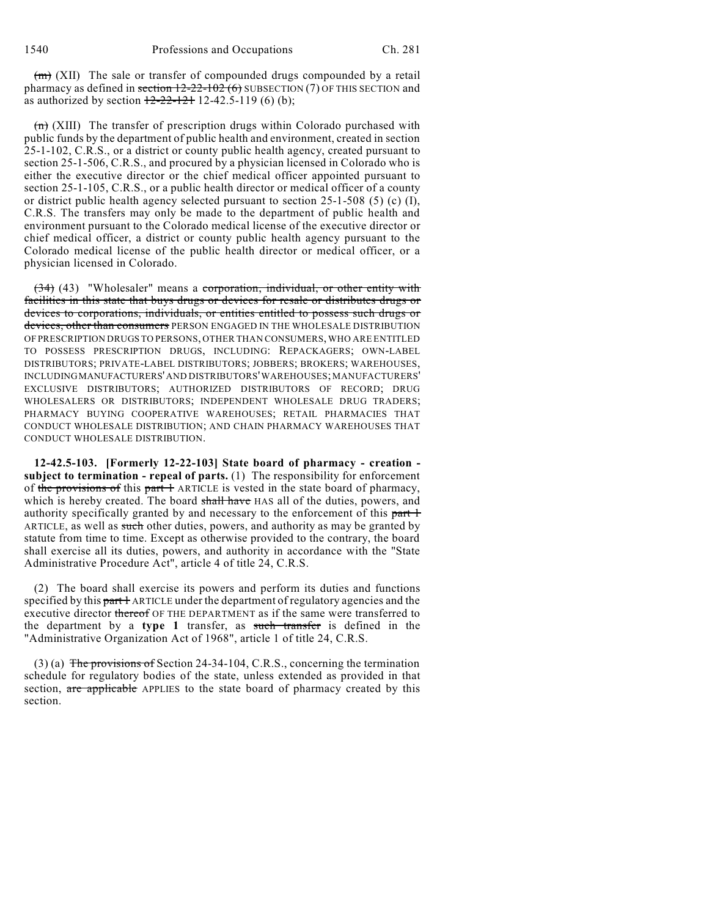~~(m)~~ (XII) The sale or transfer of compounded drugs compounded by a retail pharmacy as defined in ~~section 12-22-102 (6)~~ SUBSECTION (7) OF THIS SECTION and as authorized by section ~~12-22-121~~ 12-42.5-119 (6) (b);

~~(n)~~ (XIII) The transfer of prescription drugs within Colorado purchased with public funds by the department of public health and environment, created in section 25-1-102, C.R.S., or a district or county public health agency, created pursuant to section 25-1-506, C.R.S., and procured by a physician licensed in Colorado who is either the executive director or the chief medical officer appointed pursuant to section 25-1-105, C.R.S., or a public health director or medical officer of a county or district public health agency selected pursuant to section 25-1-508 (5) (c) (I), C.R.S. The transfers may only be made to the department of public health and environment pursuant to the Colorado medical license of the executive director or chief medical officer, a district or county public health agency pursuant to the Colorado medical license of the public health director or medical officer, or a physician licensed in Colorado.

~~(34)~~ (43) "Wholesaler" means a ~~corporation, individual, or other entity with facilities in this state that buys drugs or devices for resale or distributes drugs or devices to corporations, individuals, or entities entitled to possess such drugs or devices, other than consumers~~ PERSON ENGAGED IN THE WHOLESALE DISTRIBUTION OF PRESCRIPTION DRUGS TO PERSONS, OTHER THAN CONSUMERS, WHO ARE ENTITLED TO POSSESS PRESCRIPTION DRUGS, INCLUDING: REPACKAGERS; OWN-LABEL DISTRIBUTORS; PRIVATE-LABEL DISTRIBUTORS; JOBBERS; BROKERS; WAREHOUSES, INCLUDING MANUFACTURERS' AND DISTRIBUTORS' WAREHOUSES; MANUFACTURERS' EXCLUSIVE DISTRIBUTORS; AUTHORIZED DISTRIBUTORS OF RECORD; DRUG WHOLESALERS OR DISTRIBUTORS; INDEPENDENT WHOLESALE DRUG TRADERS; PHARMACY BUYING COOPERATIVE WAREHOUSES; RETAIL PHARMACIES THAT CONDUCT WHOLESALE DISTRIBUTION; AND CHAIN PHARMACY WAREHOUSES THAT CONDUCT WHOLESALE DISTRIBUTION.

**12-42.5-103. [Formerly 12-22-103] State board of pharmacy - creation - subject to termination - repeal of parts.** (1) The responsibility for enforcement of ~~the provisions of~~ this ~~part 1~~ ARTICLE is vested in the state board of pharmacy, which is hereby created. The board ~~shall have~~ HAS all of the duties, powers, and authority specifically granted by and necessary to the enforcement of this ~~part 1~~ ARTICLE, as well as ~~such~~ other duties, powers, and authority as may be granted by statute from time to time. Except as otherwise provided to the contrary, the board shall exercise all its duties, powers, and authority in accordance with the "State Administrative Procedure Act", article 4 of title 24, C.R.S.

(2) The board shall exercise its powers and perform its duties and functions specified by this ~~part 1~~ ARTICLE under the department of regulatory agencies and the executive director ~~thereof~~ OF THE DEPARTMENT as if the same were transferred to the department by a **type 1** transfer, as ~~such transfer~~ is defined in the "Administrative Organization Act of 1968", article 1 of title 24, C.R.S.

(3) (a) ~~The provisions of~~ Section 24-34-104, C.R.S., concerning the termination schedule for regulatory bodies of the state, unless extended as provided in that section, ~~are applicable~~ APPLIES to the state board of pharmacy created by this section.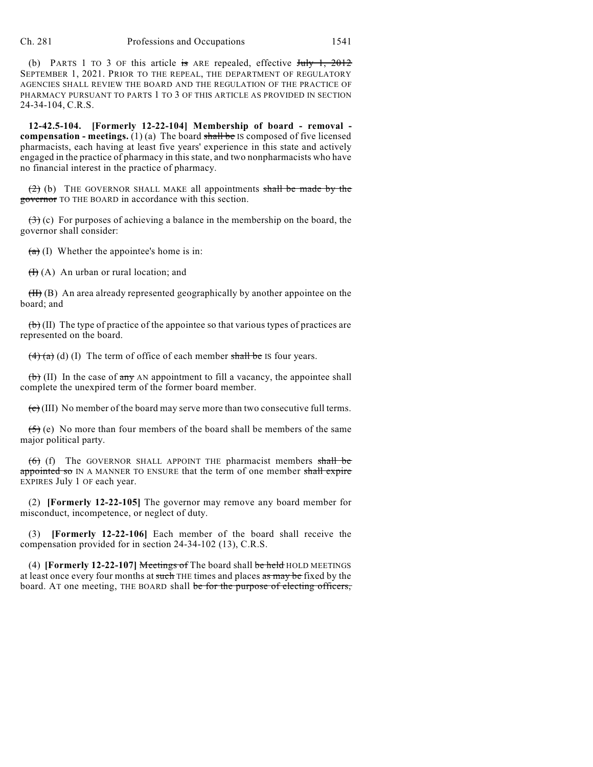(b) PARTS 1 TO 3 OF this article ~~is~~ ARE repealed, effective ~~July 1, 2012~~ SEPTEMBER 1, 2021. PRIOR TO THE REPEAL, THE DEPARTMENT OF REGULATORY AGENCIES SHALL REVIEW THE BOARD AND THE REGULATION OF THE PRACTICE OF PHARMACY PURSUANT TO PARTS 1 TO 3 OF THIS ARTICLE AS PROVIDED IN SECTION 24-34-104, C.R.S.

**12-42.5-104. [Formerly 12-22-104] Membership of board - removal - compensation - meetings.** (1) (a) The board ~~shall be~~ IS composed of five licensed pharmacists, each having at least five years' experience in this state and actively engaged in the practice of pharmacy in this state, and two nonpharmacists who have no financial interest in the practice of pharmacy.

~~(2)~~ (b) THE GOVERNOR SHALL MAKE all appointments ~~shall be made by the governor~~ TO THE BOARD in accordance with this section.

~~(3)~~ (c) For purposes of achieving a balance in the membership on the board, the governor shall consider:

~~(a)~~ (I) Whether the appointee's home is in:

~~(I)~~ (A) An urban or rural location; and

~~(II)~~ (B) An area already represented geographically by another appointee on the board; and

~~(b)~~ (II) The type of practice of the appointee so that various types of practices are represented on the board.

~~(4) (a)~~ (d) (I) The term of office of each member ~~shall be~~ IS four years.

~~(b)~~ (II) In the case of ~~any~~ AN appointment to fill a vacancy, the appointee shall complete the unexpired term of the former board member.

~~(c)~~ (III) No member of the board may serve more than two consecutive full terms.

~~(5)~~ (e) No more than four members of the board shall be members of the same major political party.

~~(6)~~ (f) The GOVERNOR SHALL APPOINT THE pharmacist members ~~shall be appointed so~~ IN A MANNER TO ENSURE that the term of one member ~~shall expire~~ EXPIRES July 1 OF each year.

(2) **[Formerly 12-22-105]** The governor may remove any board member for misconduct, incompetence, or neglect of duty.

(3) **[Formerly 12-22-106]** Each member of the board shall receive the compensation provided for in section 24-34-102 (13), C.R.S.

(4) **[Formerly 12-22-107]** ~~Meetings of~~ The board shall ~~be held~~ HOLD MEETINGS at least once every four months at ~~such~~ THE times and places ~~as may be~~ fixed by the board. AT one meeting, THE BOARD shall ~~be for the purpose of electing officers,~~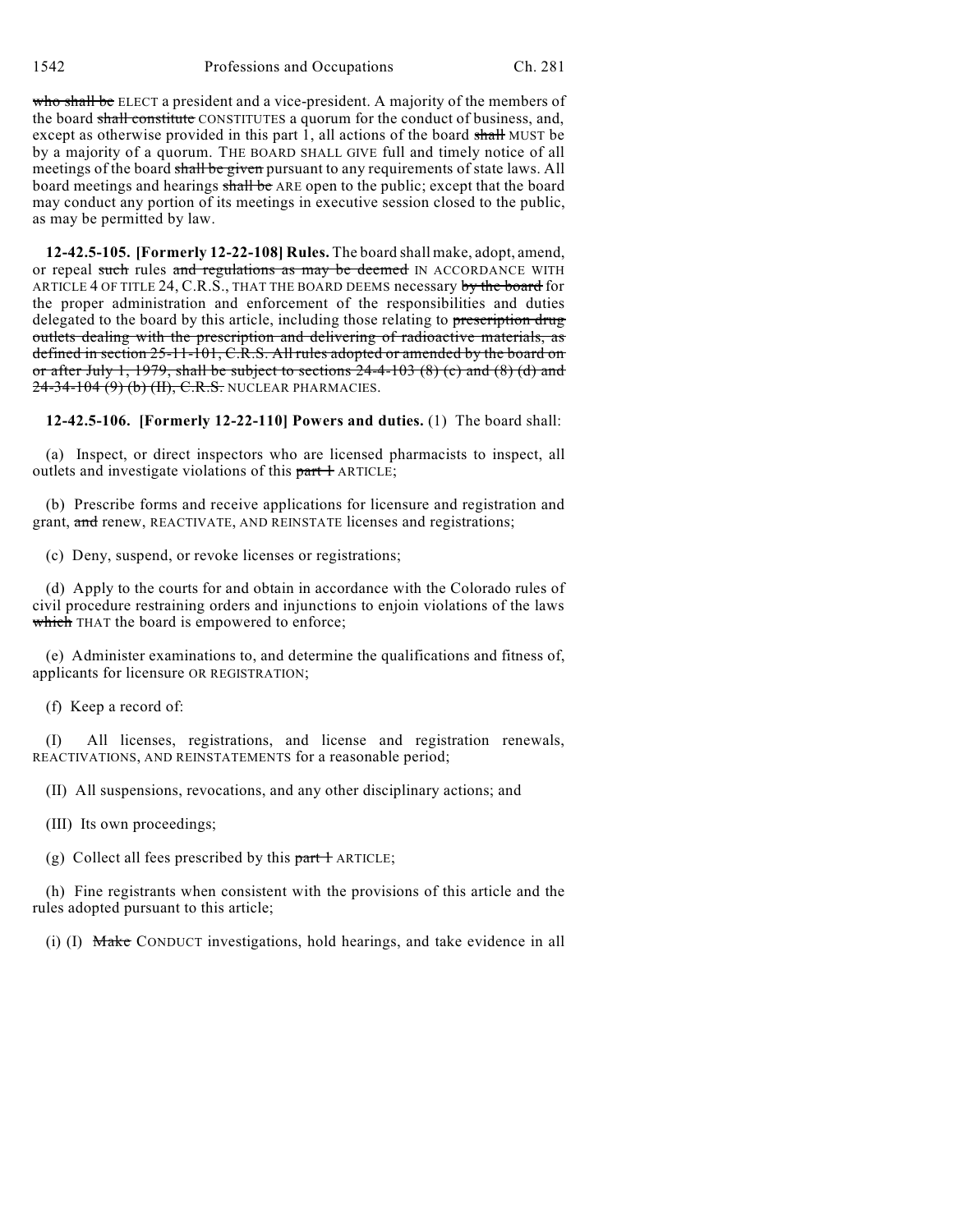who shall be ELECT a president and a vice-president. A majority of the members of the board shall constitute CONSTITUTES a quorum for the conduct of business, and, except as otherwise provided in this part 1, all actions of the board shall MUST be by a majority of a quorum. THE BOARD SHALL GIVE full and timely notice of all meetings of the board shall be given pursuant to any requirements of state laws. All board meetings and hearings shall be ARE open to the public; except that the board may conduct any portion of its meetings in executive session closed to the public, as may be permitted by law.

**12-42.5-105. [Formerly 12-22-108] Rules.** The board shall make, adopt, amend, or repeal such rules and regulations as may be deemed IN ACCORDANCE WITH ARTICLE 4 OF TITLE 24, C.R.S., THAT THE BOARD DEEMS necessary by the board for the proper administration and enforcement of the responsibilities and duties delegated to the board by this article, including those relating to prescription drug outlets dealing with the prescription and delivering of radioactive materials, as defined in section 25-11-101, C.R.S. All rules adopted or amended by the board on or after July 1, 1979, shall be subject to sections 24-4-103 (8) (c) and (8) (d) and 24-34-104 (9) (b) (II), C.R.S. NUCLEAR PHARMACIES.

**12-42.5-106. [Formerly 12-22-110] Powers and duties.** (1) The board shall:

(a) Inspect, or direct inspectors who are licensed pharmacists to inspect, all outlets and investigate violations of this part 1 ARTICLE;

(b) Prescribe forms and receive applications for licensure and registration and grant, and renew, REACTIVATE, AND REINSTATE licenses and registrations;

(c) Deny, suspend, or revoke licenses or registrations;

(d) Apply to the courts for and obtain in accordance with the Colorado rules of civil procedure restraining orders and injunctions to enjoin violations of the laws which THAT the board is empowered to enforce;

(e) Administer examinations to, and determine the qualifications and fitness of, applicants for licensure OR REGISTRATION;

(f) Keep a record of:

(I) All licenses, registrations, and license and registration renewals, REACTIVATIONS, AND REINSTATEMENTS for a reasonable period;

(II) All suspensions, revocations, and any other disciplinary actions; and

(III) Its own proceedings;

(g) Collect all fees prescribed by this part 1 ARTICLE;

(h) Fine registrants when consistent with the provisions of this article and the rules adopted pursuant to this article;

(i) (I) Make CONDUCT investigations, hold hearings, and take evidence in all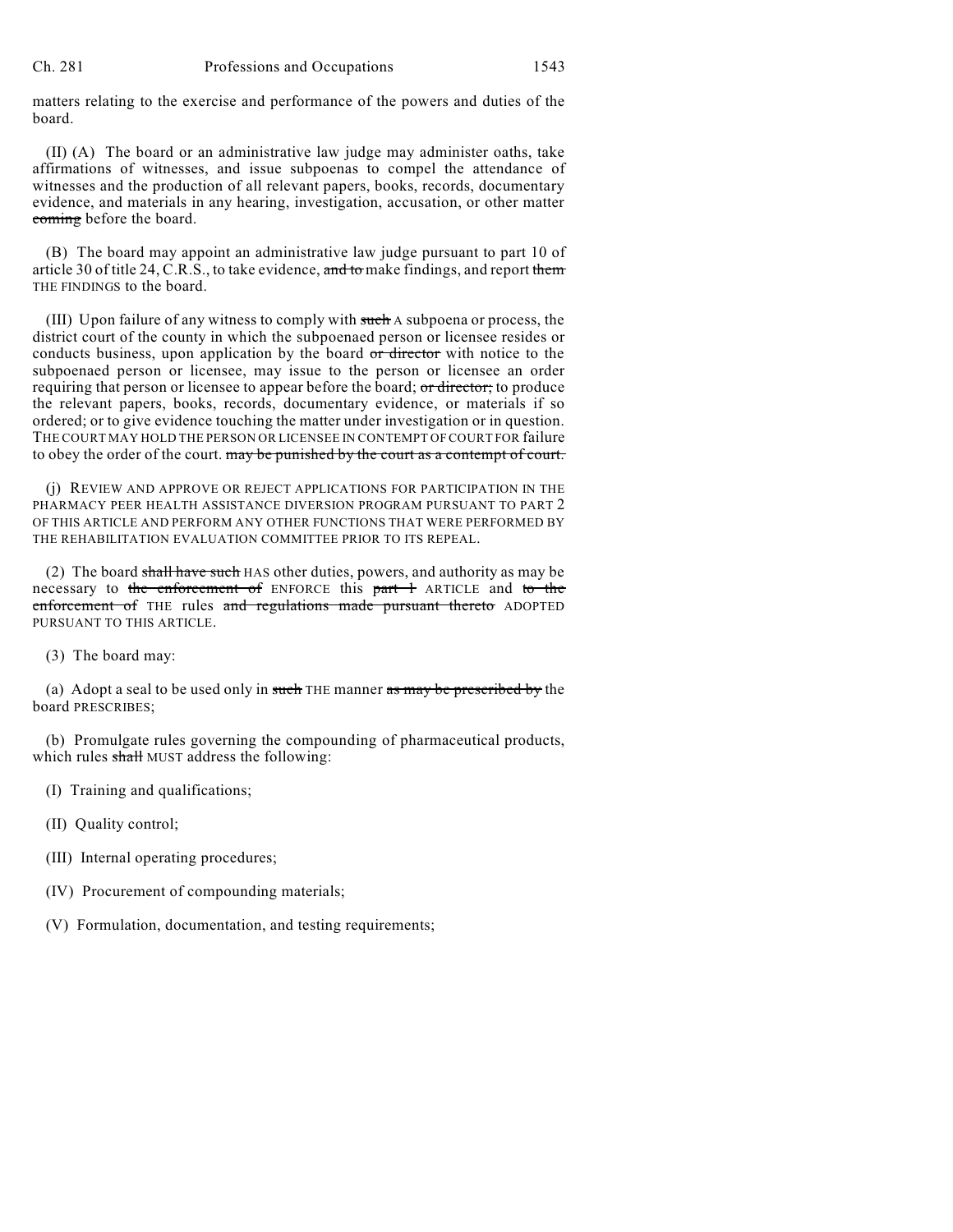matters relating to the exercise and performance of the powers and duties of the board.

(II) (A) The board or an administrative law judge may administer oaths, take affirmations of witnesses, and issue subpoenas to compel the attendance of witnesses and the production of all relevant papers, books, records, documentary evidence, and materials in any hearing, investigation, accusation, or other matter ~~coming~~ before the board.

(B) The board may appoint an administrative law judge pursuant to part 10 of article 30 of title 24, C.R.S., to take evidence, ~~and to~~ make findings, and report ~~them~~ THE FINDINGS to the board.

(III) Upon failure of any witness to comply with ~~such~~ A subpoena or process, the district court of the county in which the subpoenaed person or licensee resides or conducts business, upon application by the board ~~or director~~ with notice to the subpoenaed person or licensee, may issue to the person or licensee an order requiring that person or licensee to appear before the board; ~~or director;~~ to produce the relevant papers, books, records, documentary evidence, or materials if so ordered; or to give evidence touching the matter under investigation or in question. THE COURT MAY HOLD THE PERSON OR LICENSEE IN CONTEMPT OF COURT FOR failure to obey the order of the court. ~~may be punished by the court as a contempt of court.~~

(j) REVIEW AND APPROVE OR REJECT APPLICATIONS FOR PARTICIPATION IN THE PHARMACY PEER HEALTH ASSISTANCE DIVERSION PROGRAM PURSUANT TO PART 2 OF THIS ARTICLE AND PERFORM ANY OTHER FUNCTIONS THAT WERE PERFORMED BY THE REHABILITATION EVALUATION COMMITTEE PRIOR TO ITS REPEAL.

(2) The board ~~shall have such~~ HAS other duties, powers, and authority as may be necessary to ~~the enforcement of~~ ENFORCE this ~~part 1~~ ARTICLE and ~~to the enforcement of~~ THE rules ~~and regulations made pursuant thereto~~ ADOPTED PURSUANT TO THIS ARTICLE.

(3) The board may:

(a) Adopt a seal to be used only in ~~such~~ THE manner ~~as may be prescribed by~~ the board PRESCRIBES;

(b) Promulgate rules governing the compounding of pharmaceutical products, which rules ~~shall~~ MUST address the following:

(I) Training and qualifications;

(II) Quality control;

(III) Internal operating procedures;

(IV) Procurement of compounding materials;

(V) Formulation, documentation, and testing requirements;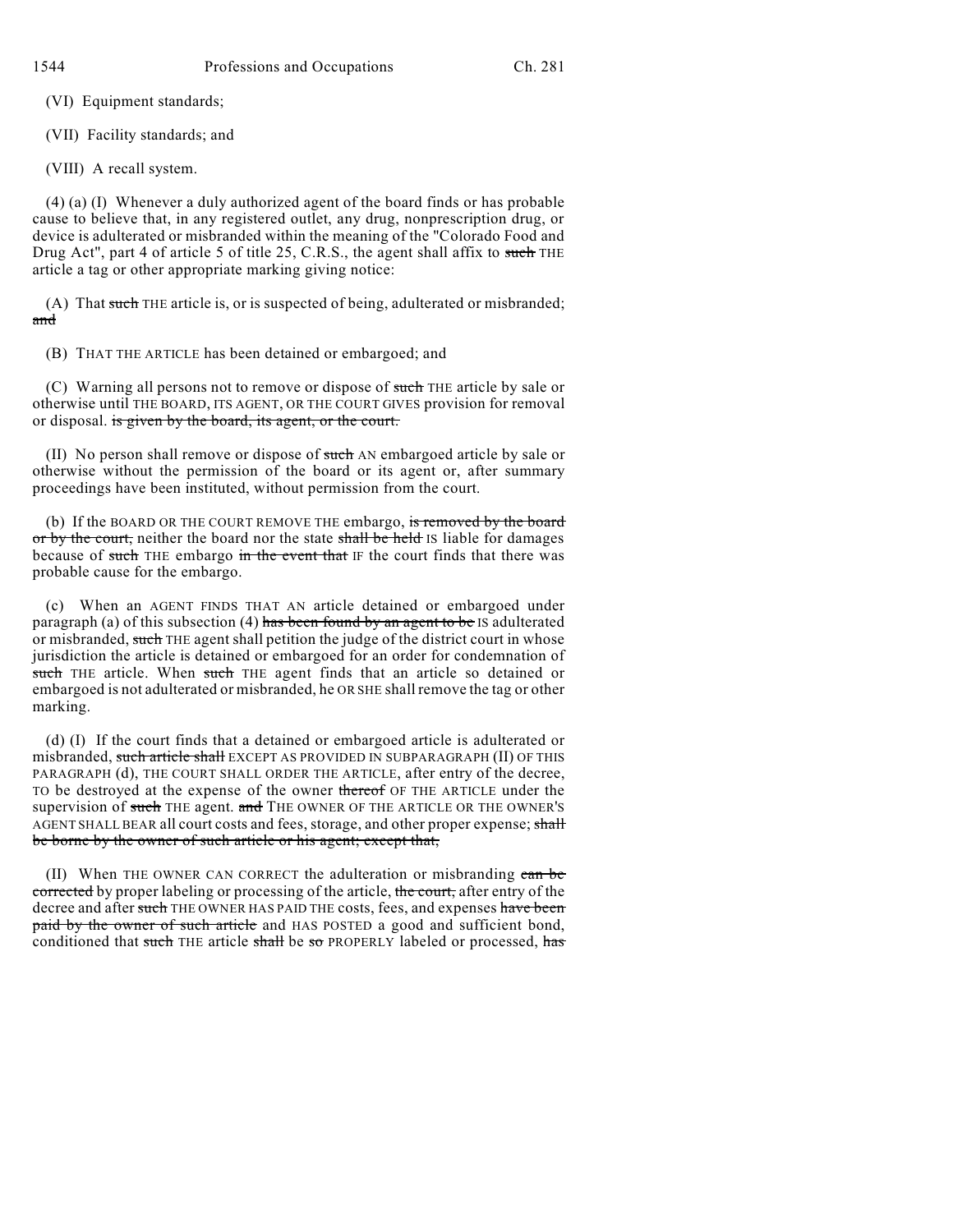(VI) Equipment standards;

(VII) Facility standards; and

(VIII) A recall system.

(4) (a) (I) Whenever a duly authorized agent of the board finds or has probable cause to believe that, in any registered outlet, any drug, nonprescription drug, or device is adulterated or misbranded within the meaning of the "Colorado Food and Drug Act", part 4 of article 5 of title 25, C.R.S., the agent shall affix to ~~such~~ THE article a tag or other appropriate marking giving notice:

(A) That ~~such~~ THE article is, or is suspected of being, adulterated or misbranded; ~~and~~

(B) THAT THE ARTICLE has been detained or embargoed; and

(C) Warning all persons not to remove or dispose of ~~such~~ THE article by sale or otherwise until THE BOARD, ITS AGENT, OR THE COURT GIVES provision for removal or disposal. ~~is given by the board, its agent, or the court.~~

(II) No person shall remove or dispose of ~~such~~ AN embargoed article by sale or otherwise without the permission of the board or its agent or, after summary proceedings have been instituted, without permission from the court.

(b) If the BOARD OR THE COURT REMOVE THE embargo, ~~is removed by the board or by the court,~~ neither the board nor the state ~~shall be held~~ IS liable for damages because of ~~such~~ THE embargo ~~in the event that~~ IF the court finds that there was probable cause for the embargo.

(c) When an AGENT FINDS THAT AN article detained or embargoed under paragraph (a) of this subsection (4) ~~has been found by an agent to be~~ IS adulterated or misbranded, ~~such~~ THE agent shall petition the judge of the district court in whose jurisdiction the article is detained or embargoed for an order for condemnation of ~~such~~ THE article. When ~~such~~ THE agent finds that an article so detained or embargoed is not adulterated or misbranded, he OR SHE shall remove the tag or other marking.

(d) (I) If the court finds that a detained or embargoed article is adulterated or misbranded, ~~such article shall~~ EXCEPT AS PROVIDED IN SUBPARAGRAPH (II) OF THIS PARAGRAPH (d), THE COURT SHALL ORDER THE ARTICLE, after entry of the decree, TO be destroyed at the expense of the owner ~~thereof~~ OF THE ARTICLE under the supervision of ~~such~~ THE agent. ~~and~~ THE OWNER OF THE ARTICLE OR THE OWNER'S AGENT SHALL BEAR all court costs and fees, storage, and other proper expense; ~~shall be borne by the owner of such article or his agent; except that,~~

(II) When THE OWNER CAN CORRECT the adulteration or misbranding ~~can be corrected~~ by proper labeling or processing of the article, ~~the court,~~ after entry of the decree and after ~~such~~ THE OWNER HAS PAID THE costs, fees, and expenses ~~have been paid by the owner of such article~~ and HAS POSTED a good and sufficient bond, conditioned that ~~such~~ THE article ~~shall~~ be ~~so~~ PROPERLY labeled or processed, ~~has~~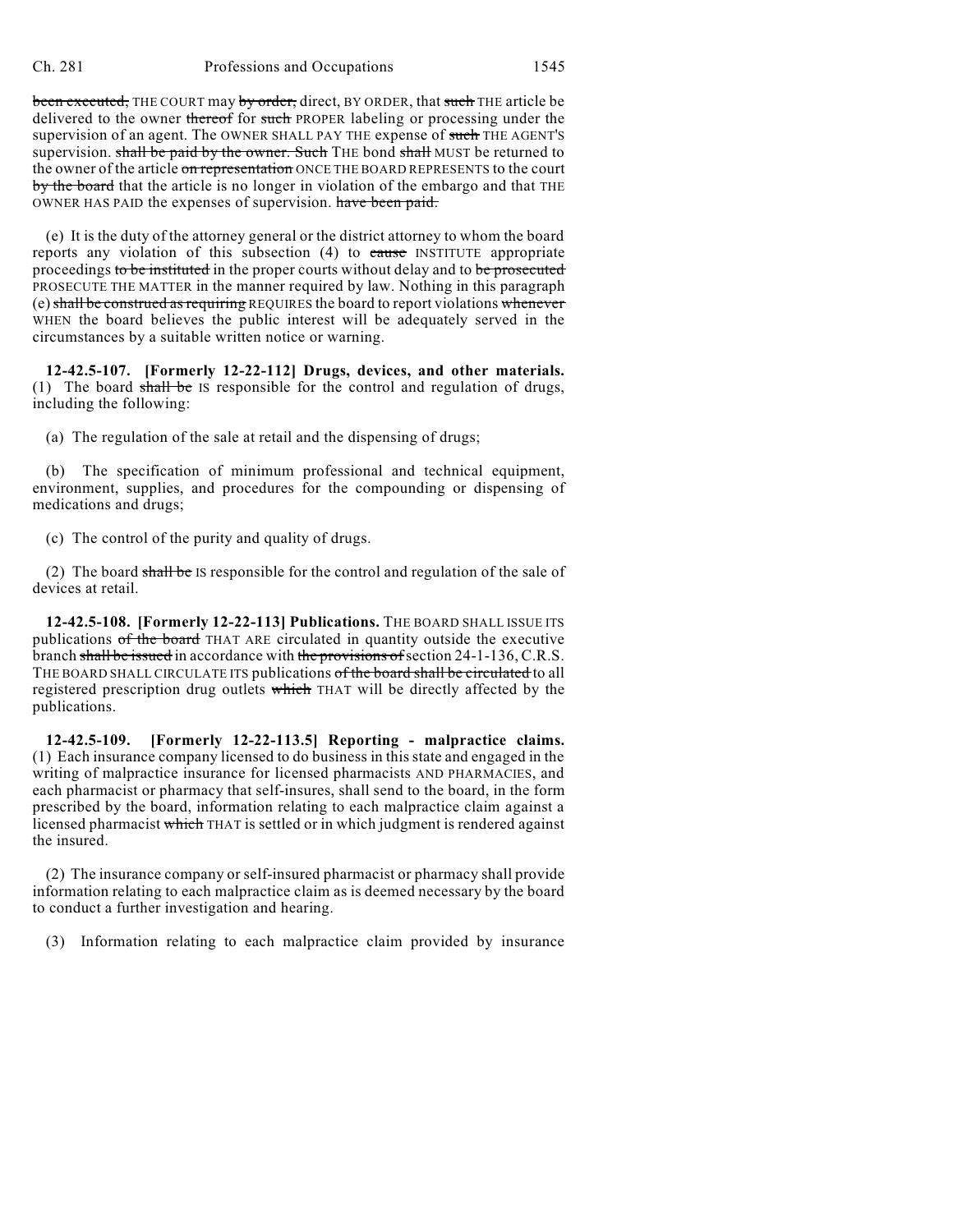been executed, THE COURT may by order, direct, BY ORDER, that such THE article be delivered to the owner thereof for such PROPER labeling or processing under the supervision of an agent. The OWNER SHALL PAY THE expense of such THE AGENT'S supervision. shall be paid by the owner. Such THE bond shall MUST be returned to the owner of the article on representation ONCE THE BOARD REPRESENTS to the court by the board that the article is no longer in violation of the embargo and that THE OWNER HAS PAID the expenses of supervision. have been paid.

(e) It is the duty of the attorney general or the district attorney to whom the board reports any violation of this subsection (4) to cause INSTITUTE appropriate proceedings to be instituted in the proper courts without delay and to be prosecuted PROSECUTE THE MATTER in the manner required by law. Nothing in this paragraph (e) shall be construed as requiring REQUIRES the board to report violations whenever WHEN the board believes the public interest will be adequately served in the circumstances by a suitable written notice or warning.

**12-42.5-107. [Formerly 12-22-112] Drugs, devices, and other materials.** (1) The board shall be IS responsible for the control and regulation of drugs, including the following:

(a) The regulation of the sale at retail and the dispensing of drugs;

(b) The specification of minimum professional and technical equipment, environment, supplies, and procedures for the compounding or dispensing of medications and drugs;

(c) The control of the purity and quality of drugs.

(2) The board shall be IS responsible for the control and regulation of the sale of devices at retail.

**12-42.5-108. [Formerly 12-22-113] Publications.** THE BOARD SHALL ISSUE ITS publications of the board THAT ARE circulated in quantity outside the executive branch shall be issued in accordance with the provisions of section 24-1-136, C.R.S. THE BOARD SHALL CIRCULATE ITS publications of the board shall be circulated to all registered prescription drug outlets which THAT will be directly affected by the publications.

**12-42.5-109. [Formerly 12-22-113.5] Reporting - malpractice claims.** (1) Each insurance company licensed to do business in this state and engaged in the writing of malpractice insurance for licensed pharmacists AND PHARMACIES, and each pharmacist or pharmacy that self-insures, shall send to the board, in the form prescribed by the board, information relating to each malpractice claim against a licensed pharmacist which THAT is settled or in which judgment is rendered against the insured.

(2) The insurance company or self-insured pharmacist or pharmacy shall provide information relating to each malpractice claim as is deemed necessary by the board to conduct a further investigation and hearing.

(3) Information relating to each malpractice claim provided by insurance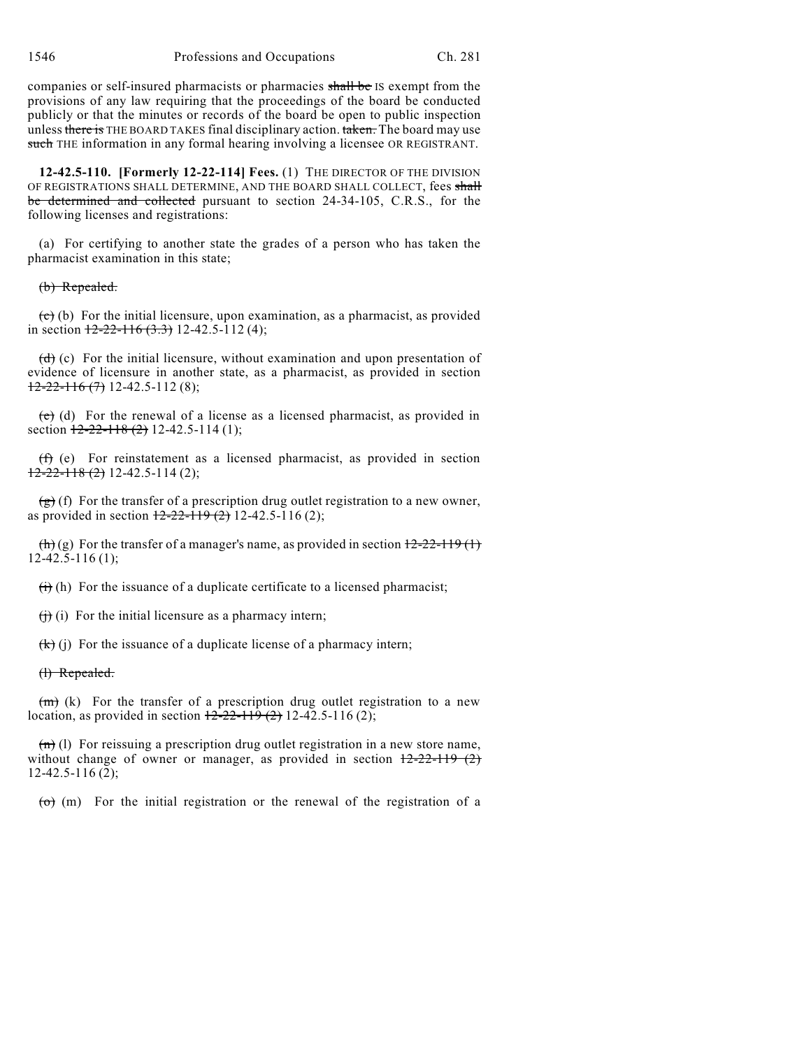companies or self-insured pharmacists or pharmacies ~~shall be~~ IS exempt from the provisions of any law requiring that the proceedings of the board be conducted publicly or that the minutes or records of the board be open to public inspection unless ~~there is~~ THE BOARD TAKES final disciplinary action. ~~taken.~~ The board may use ~~such~~ THE information in any formal hearing involving a licensee OR REGISTRANT.

**12-42.5-110. [Formerly 12-22-114] Fees.** (1) THE DIRECTOR OF THE DIVISION OF REGISTRATIONS SHALL DETERMINE, AND THE BOARD SHALL COLLECT, fees ~~shall be determined and collected~~ pursuant to section 24-34-105, C.R.S., for the following licenses and registrations:

(a) For certifying to another state the grades of a person who has taken the pharmacist examination in this state;

~~(b) Repealed.~~

~~(c)~~ (b) For the initial licensure, upon examination, as a pharmacist, as provided in section ~~12-22-116 (3.3)~~ 12-42.5-112 (4);

~~(d)~~ (c) For the initial licensure, without examination and upon presentation of evidence of licensure in another state, as a pharmacist, as provided in section ~~12-22-116 (7)~~ 12-42.5-112 (8);

~~(e)~~ (d) For the renewal of a license as a licensed pharmacist, as provided in section ~~12-22-118 (2)~~ 12-42.5-114 (1);

~~(f)~~ (e) For reinstatement as a licensed pharmacist, as provided in section ~~12-22-118 (2)~~ 12-42.5-114 (2);

~~(g)~~ (f) For the transfer of a prescription drug outlet registration to a new owner, as provided in section ~~12-22-119 (2)~~ 12-42.5-116 (2);

~~(h)~~ (g) For the transfer of a manager's name, as provided in section ~~12-22-119 (1)~~ 12-42.5-116 (1);

~~(i)~~ (h) For the issuance of a duplicate certificate to a licensed pharmacist;

~~(j)~~ (i) For the initial licensure as a pharmacy intern;

~~(k)~~ (j) For the issuance of a duplicate license of a pharmacy intern;

~~(l) Repealed.~~

~~(m)~~ (k) For the transfer of a prescription drug outlet registration to a new location, as provided in section ~~12-22-119 (2)~~ 12-42.5-116 (2);

~~(n)~~ (l) For reissuing a prescription drug outlet registration in a new store name, without change of owner or manager, as provided in section ~~12-22-119 (2)~~ 12-42.5-116 (2);

~~(o)~~ (m) For the initial registration or the renewal of the registration of a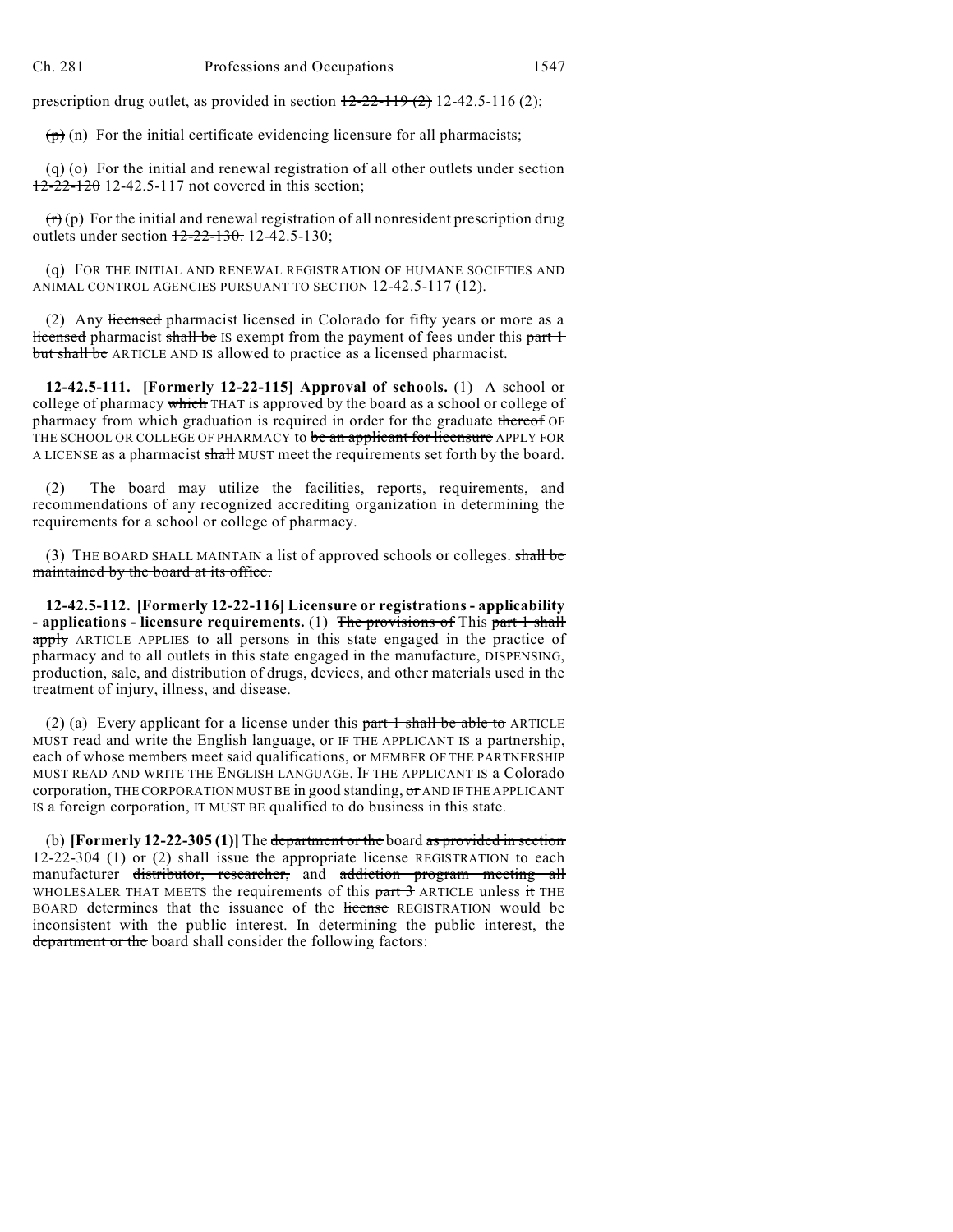prescription drug outlet, as provided in section ~~12-22-119 (2)~~ 12-42.5-116 (2);

~~(p)~~ (n) For the initial certificate evidencing licensure for all pharmacists;

~~(q)~~ (o) For the initial and renewal registration of all other outlets under section ~~12-22-120~~ 12-42.5-117 not covered in this section;

~~(r)~~ (p) For the initial and renewal registration of all nonresident prescription drug outlets under section ~~12-22-130.~~ 12-42.5-130;

(q) FOR THE INITIAL AND RENEWAL REGISTRATION OF HUMANE SOCIETIES AND ANIMAL CONTROL AGENCIES PURSUANT TO SECTION 12-42.5-117 (12).

(2) Any ~~licensed~~ pharmacist licensed in Colorado for fifty years or more as a ~~licensed~~ pharmacist ~~shall be~~ IS exempt from the payment of fees under this ~~part 1 but shall be~~ ARTICLE AND IS allowed to practice as a licensed pharmacist.

**12-42.5-111. [Formerly 12-22-115] Approval of schools.** (1) A school or college of pharmacy ~~which~~ THAT is approved by the board as a school or college of pharmacy from which graduation is required in order for the graduate ~~thereof~~ OF THE SCHOOL OR COLLEGE OF PHARMACY to ~~be an applicant for licensure~~ APPLY FOR A LICENSE as a pharmacist ~~shall~~ MUST meet the requirements set forth by the board.

(2) The board may utilize the facilities, reports, requirements, and recommendations of any recognized accrediting organization in determining the requirements for a school or college of pharmacy.

(3) THE BOARD SHALL MAINTAIN a list of approved schools or colleges. ~~shall be maintained by the board at its office.~~

**12-42.5-112. [Formerly 12-22-116] Licensure or registrations - applicability - applications - licensure requirements.** (1) ~~The provisions of~~ This ~~part 1 shall apply~~ ARTICLE APPLIES to all persons in this state engaged in the practice of pharmacy and to all outlets in this state engaged in the manufacture, DISPENSING, production, sale, and distribution of drugs, devices, and other materials used in the treatment of injury, illness, and disease.

(2) (a) Every applicant for a license under this ~~part 1 shall be able to~~ ARTICLE MUST read and write the English language, or IF THE APPLICANT IS a partnership, each ~~of whose members meet said qualifications, or~~ MEMBER OF THE PARTNERSHIP MUST READ AND WRITE THE ENGLISH LANGUAGE. IF THE APPLICANT IS a Colorado corporation, THE CORPORATION MUST BE in good standing, ~~or~~ AND IF THE APPLICANT IS a foreign corporation, IT MUST BE qualified to do business in this state.

(b) **[Formerly 12-22-305 (1)]** The ~~department or the~~ board ~~as provided in section 12-22-304 (1) or (2)~~ shall issue the appropriate ~~license~~ REGISTRATION to each manufacturer ~~distributor, researcher, and addiction program meeting all~~ WHOLESALER THAT MEETS the requirements of this ~~part 3~~ ARTICLE unless ~~it~~ THE BOARD determines that the issuance of the ~~license~~ REGISTRATION would be inconsistent with the public interest. In determining the public interest, the ~~department or the~~ board shall consider the following factors: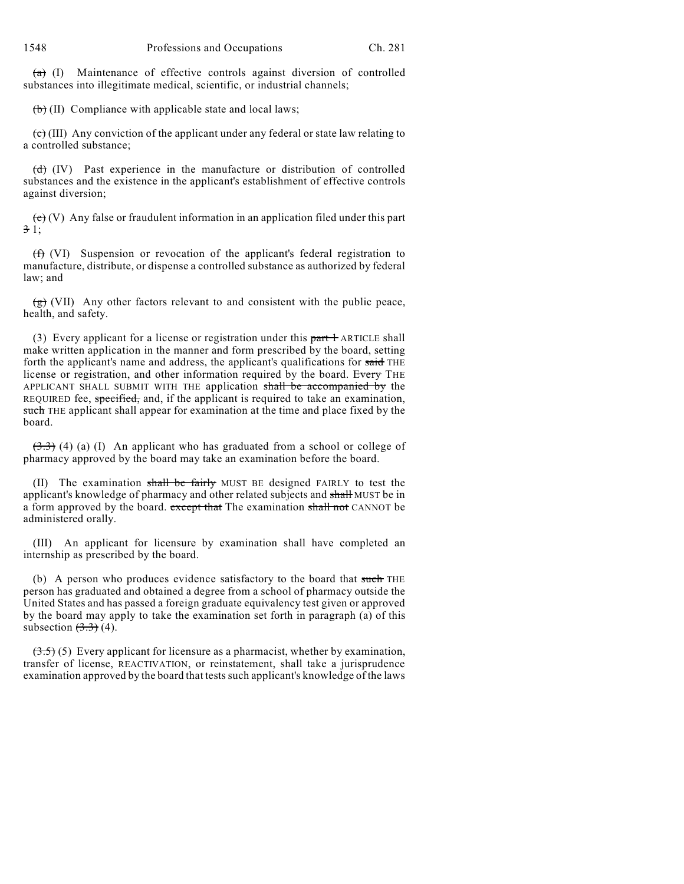~~(a)~~ (I) Maintenance of effective controls against diversion of controlled substances into illegitimate medical, scientific, or industrial channels;

~~(b)~~ (II) Compliance with applicable state and local laws;

~~(c)~~ (III) Any conviction of the applicant under any federal or state law relating to a controlled substance;

~~(d)~~ (IV) Past experience in the manufacture or distribution of controlled substances and the existence in the applicant's establishment of effective controls against diversion;

~~(e)~~ (V) Any false or fraudulent information in an application filed under this part ~~3~~ 1;

~~(f)~~ (VI) Suspension or revocation of the applicant's federal registration to manufacture, distribute, or dispense a controlled substance as authorized by federal law; and

~~(g)~~ (VII) Any other factors relevant to and consistent with the public peace, health, and safety.

(3) Every applicant for a license or registration under this ~~part 1~~ ARTICLE shall make written application in the manner and form prescribed by the board, setting forth the applicant's name and address, the applicant's qualifications for ~~said~~ THE license or registration, and other information required by the board. ~~Every~~ THE APPLICANT SHALL SUBMIT WITH THE application ~~shall be accompanied by~~ the REQUIRED fee, ~~specified,~~ and, if the applicant is required to take an examination, ~~such~~ THE applicant shall appear for examination at the time and place fixed by the board.

~~(3.3)~~ (4) (a) (I) An applicant who has graduated from a school or college of pharmacy approved by the board may take an examination before the board.

(II) The examination ~~shall be fairly~~ MUST BE designed FAIRLY to test the applicant's knowledge of pharmacy and other related subjects and ~~shall~~ MUST be in a form approved by the board. ~~except that~~ The examination ~~shall not~~ CANNOT be administered orally.

(III) An applicant for licensure by examination shall have completed an internship as prescribed by the board.

(b) A person who produces evidence satisfactory to the board that ~~such~~ THE person has graduated and obtained a degree from a school of pharmacy outside the United States and has passed a foreign graduate equivalency test given or approved by the board may apply to take the examination set forth in paragraph (a) of this subsection ~~(3.3)~~ (4).

~~(3.5)~~ (5) Every applicant for licensure as a pharmacist, whether by examination, transfer of license, REACTIVATION, or reinstatement, shall take a jurisprudence examination approved by the board that tests such applicant's knowledge of the laws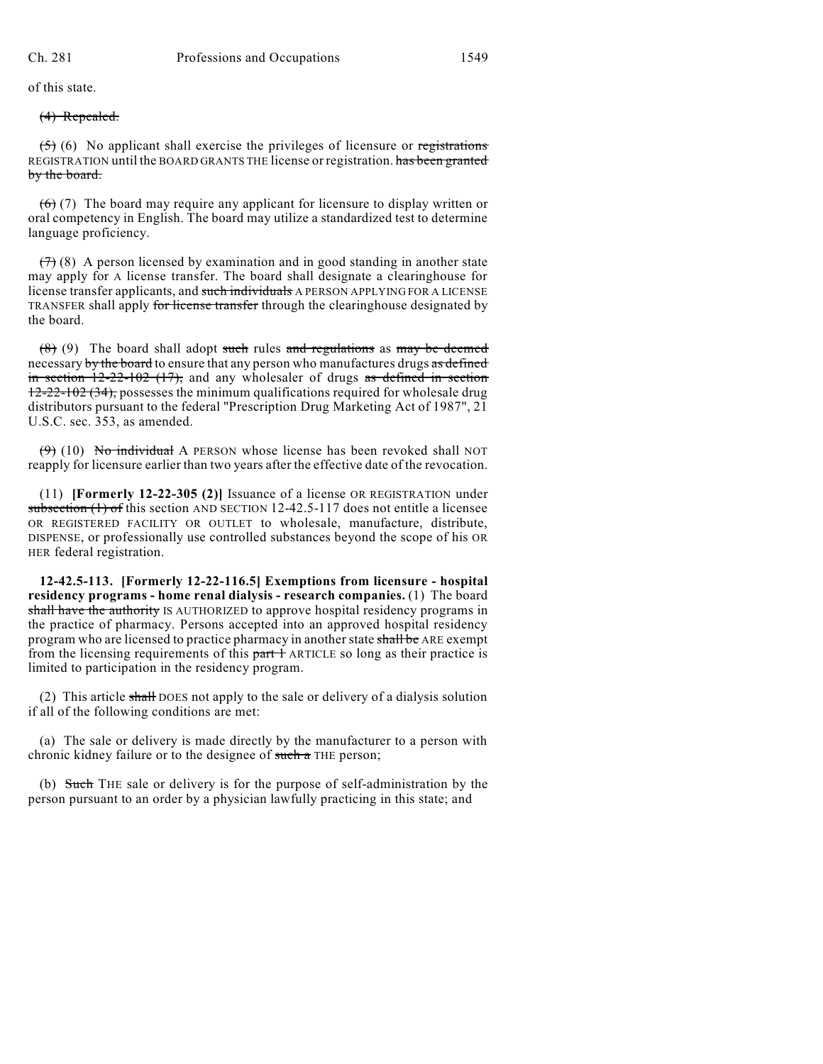of this state.

~~(4) Repealed.~~

~~(5)~~ (6) No applicant shall exercise the privileges of licensure or ~~registrations~~ REGISTRATION until the BOARD GRANTS THE license or registration. ~~has been granted by the board.~~

~~(6)~~ (7) The board may require any applicant for licensure to display written or oral competency in English. The board may utilize a standardized test to determine language proficiency.

~~(7)~~ (8) A person licensed by examination and in good standing in another state may apply for A license transfer. The board shall designate a clearinghouse for license transfer applicants, and ~~such individuals~~ A PERSON APPLYING FOR A LICENSE TRANSFER shall apply ~~for license transfer~~ through the clearinghouse designated by the board.

~~(8)~~ (9) The board shall adopt ~~such~~ rules ~~and regulations~~ as ~~may be deemed~~ necessary ~~by the board~~ to ensure that any person who manufactures drugs ~~as defined in section 12-22-102 (17),~~ and any wholesaler of drugs ~~as defined in section 12-22-102 (34),~~ possesses the minimum qualifications required for wholesale drug distributors pursuant to the federal "Prescription Drug Marketing Act of 1987", 21 U.S.C. sec. 353, as amended.

~~(9)~~ (10) ~~No individual~~ A PERSON whose license has been revoked shall NOT reapply for licensure earlier than two years after the effective date of the revocation.

(11) **[Formerly 12-22-305 (2)]** Issuance of a license OR REGISTRATION under ~~subsection (1) of~~ this section AND SECTION 12-42.5-117 does not entitle a licensee OR REGISTERED FACILITY OR OUTLET to wholesale, manufacture, distribute, DISPENSE, or professionally use controlled substances beyond the scope of his OR HER federal registration.

**12-42.5-113. [Formerly 12-22-116.5] Exemptions from licensure - hospital residency programs - home renal dialysis - research companies.** (1) The board ~~shall have the authority~~ IS AUTHORIZED to approve hospital residency programs in the practice of pharmacy. Persons accepted into an approved hospital residency program who are licensed to practice pharmacy in another state ~~shall be~~ ARE exempt from the licensing requirements of this ~~part 1~~ ARTICLE so long as their practice is limited to participation in the residency program.

(2) This article ~~shall~~ DOES not apply to the sale or delivery of a dialysis solution if all of the following conditions are met:

(a) The sale or delivery is made directly by the manufacturer to a person with chronic kidney failure or to the designee of ~~such a~~ THE person;

(b) ~~Such~~ THE sale or delivery is for the purpose of self-administration by the person pursuant to an order by a physician lawfully practicing in this state; and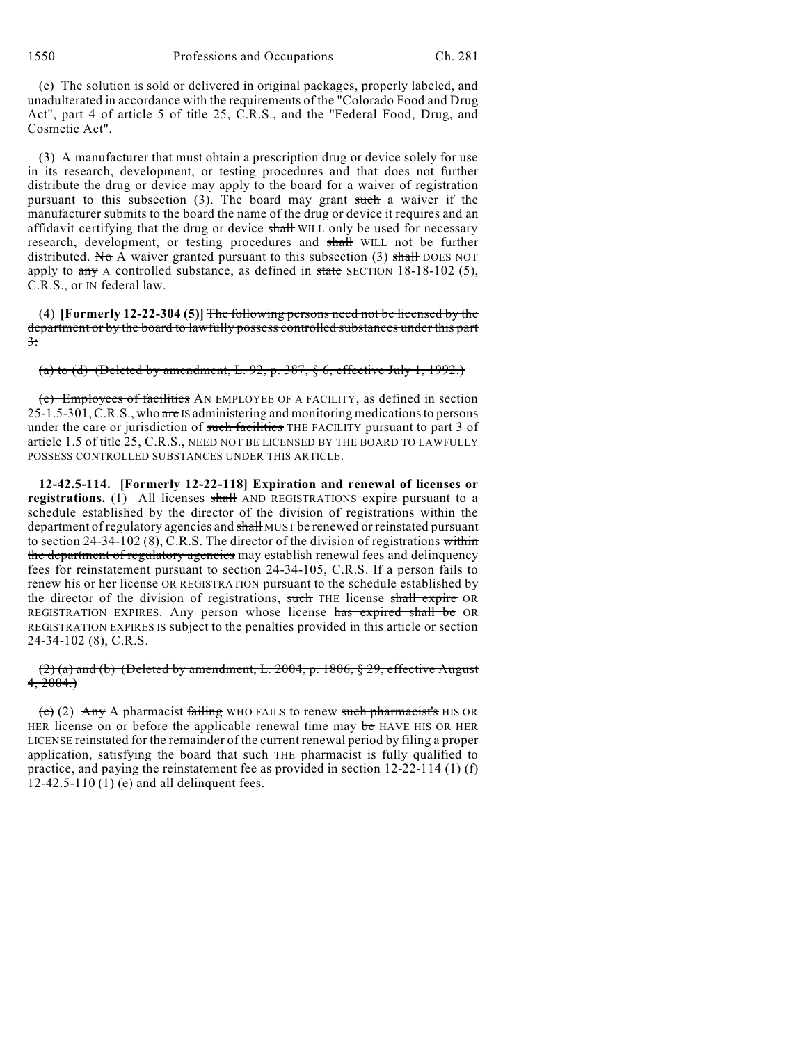(c) The solution is sold or delivered in original packages, properly labeled, and unadulterated in accordance with the requirements of the "Colorado Food and Drug Act", part 4 of article 5 of title 25, C.R.S., and the "Federal Food, Drug, and Cosmetic Act".

(3) A manufacturer that must obtain a prescription drug or device solely for use in its research, development, or testing procedures and that does not further distribute the drug or device may apply to the board for a waiver of registration pursuant to this subsection (3). The board may grant ~~such~~ a waiver if the manufacturer submits to the board the name of the drug or device it requires and an affidavit certifying that the drug or device ~~shall~~ WILL only be used for necessary research, development, or testing procedures and ~~shall~~ WILL not be further distributed. ~~No~~ A waiver granted pursuant to this subsection (3) ~~shall~~ DOES NOT apply to ~~any~~ A controlled substance, as defined in ~~state~~ SECTION 18-18-102 (5), C.R.S., or IN federal law.

(4) **[Formerly 12-22-304 (5)]** ~~The following persons need not be licensed by the department or by the board to lawfully possess controlled substances under this part 3:~~

~~(a) to (d) (Deleted by amendment, L. 92, p. 387, § 6, effective July 1, 1992.)~~

~~(e) Employees of facilities~~ AN EMPLOYEE OF A FACILITY, as defined in section 25-1.5-301, C.R.S., who ~~are~~ IS administering and monitoring medications to persons under the care or jurisdiction of ~~such facilities~~ THE FACILITY pursuant to part 3 of article 1.5 of title 25, C.R.S., NEED NOT BE LICENSED BY THE BOARD TO LAWFULLY POSSESS CONTROLLED SUBSTANCES UNDER THIS ARTICLE.

**12-42.5-114. [Formerly 12-22-118] Expiration and renewal of licenses or registrations.** (1) All licenses ~~shall~~ AND REGISTRATIONS expire pursuant to a schedule established by the director of the division of registrations within the department of regulatory agencies and ~~shall~~ MUST be renewed or reinstated pursuant to section 24-34-102 (8), C.R.S. The director of the division of registrations ~~within the department of regulatory agencies~~ may establish renewal fees and delinquency fees for reinstatement pursuant to section 24-34-105, C.R.S. If a person fails to renew his or her license OR REGISTRATION pursuant to the schedule established by the director of the division of registrations, ~~such~~ THE license ~~shall expire~~ OR REGISTRATION EXPIRES. Any person whose license ~~has expired shall be~~ OR REGISTRATION EXPIRES IS subject to the penalties provided in this article or section 24-34-102 (8), C.R.S.

~~(2) (a) and (b) (Deleted by amendment, L. 2004, p. 1806, § 29, effective August 4, 2004.)~~

~~(c)~~ (2) ~~Any~~ A pharmacist ~~failing~~ WHO FAILS to renew ~~such pharmacist's~~ HIS OR HER license on or before the applicable renewal time may ~~be~~ HAVE HIS OR HER LICENSE reinstated for the remainder of the current renewal period by filing a proper application, satisfying the board that ~~such~~ THE pharmacist is fully qualified to practice, and paying the reinstatement fee as provided in section ~~12-22-114 (1) (f)~~ 12-42.5-110 (1) (e) and all delinquent fees.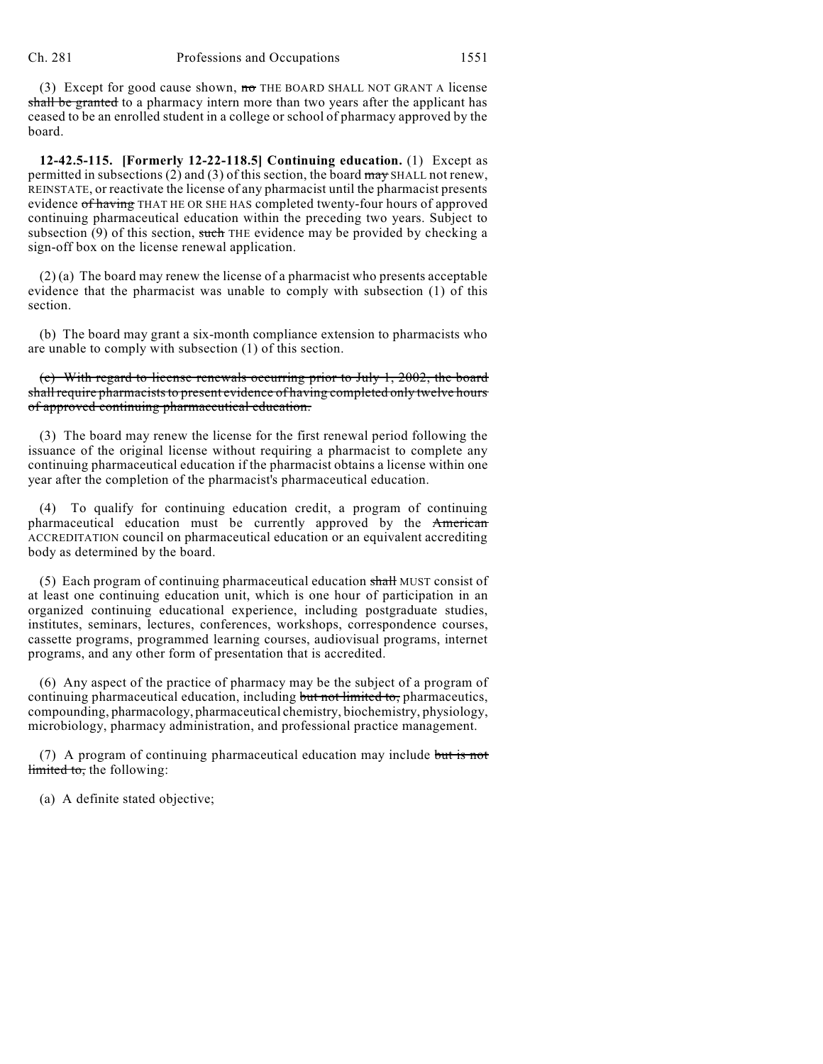(3) Except for good cause shown, ~~no~~ THE BOARD SHALL NOT GRANT A license ~~shall be granted~~ to a pharmacy intern more than two years after the applicant has ceased to be an enrolled student in a college or school of pharmacy approved by the board.

**12-42.5-115. [Formerly 12-22-118.5] Continuing education.** (1) Except as permitted in subsections (2) and (3) of this section, the board ~~may~~ SHALL not renew, REINSTATE, or reactivate the license of any pharmacist until the pharmacist presents evidence ~~of having~~ THAT HE OR SHE HAS completed twenty-four hours of approved continuing pharmaceutical education within the preceding two years. Subject to subsection (9) of this section, ~~such~~ THE evidence may be provided by checking a sign-off box on the license renewal application.

(2) (a) The board may renew the license of a pharmacist who presents acceptable evidence that the pharmacist was unable to comply with subsection (1) of this section.

(b) The board may grant a six-month compliance extension to pharmacists who are unable to comply with subsection (1) of this section.

~~(c) With regard to license renewals occurring prior to July 1, 2002, the board shall require pharmacists to present evidence of having completed only twelve hours of approved continuing pharmaceutical education.~~

(3) The board may renew the license for the first renewal period following the issuance of the original license without requiring a pharmacist to complete any continuing pharmaceutical education if the pharmacist obtains a license within one year after the completion of the pharmacist's pharmaceutical education.

(4) To qualify for continuing education credit, a program of continuing pharmaceutical education must be currently approved by the ~~American~~ ACCREDITATION council on pharmaceutical education or an equivalent accrediting body as determined by the board.

(5) Each program of continuing pharmaceutical education ~~shall~~ MUST consist of at least one continuing education unit, which is one hour of participation in an organized continuing educational experience, including postgraduate studies, institutes, seminars, lectures, conferences, workshops, correspondence courses, cassette programs, programmed learning courses, audiovisual programs, internet programs, and any other form of presentation that is accredited.

(6) Any aspect of the practice of pharmacy may be the subject of a program of continuing pharmaceutical education, including ~~but not limited to,~~ pharmaceutics, compounding, pharmacology, pharmaceutical chemistry, biochemistry, physiology, microbiology, pharmacy administration, and professional practice management.

(7) A program of continuing pharmaceutical education may include ~~but is not limited to,~~ the following:

(a) A definite stated objective;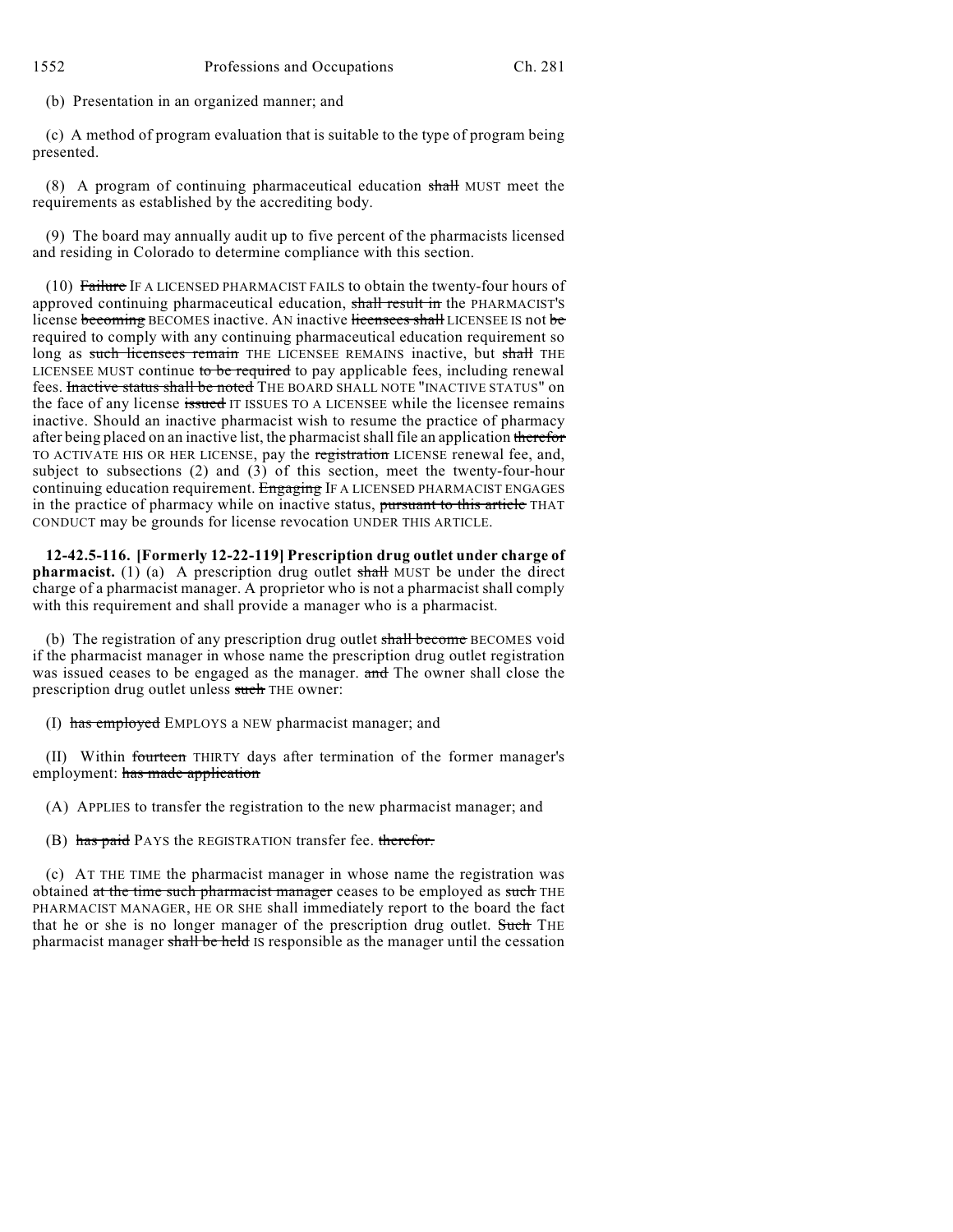(b) Presentation in an organized manner; and

(c) A method of program evaluation that is suitable to the type of program being presented.

(8) A program of continuing pharmaceutical education ~~shall~~ MUST meet the requirements as established by the accrediting body.

(9) The board may annually audit up to five percent of the pharmacists licensed and residing in Colorado to determine compliance with this section.

(10) ~~Failure~~ IF A LICENSED PHARMACIST FAILS to obtain the twenty-four hours of approved continuing pharmaceutical education, ~~shall result in~~ the PHARMACIST'S license ~~becoming~~ BECOMES inactive. AN inactive ~~licensees shall~~ LICENSEE IS not ~~be~~ required to comply with any continuing pharmaceutical education requirement so long as ~~such licensees remain~~ THE LICENSEE REMAINS inactive, but ~~shall~~ THE LICENSEE MUST continue ~~to be required~~ to pay applicable fees, including renewal fees. ~~Inactive status shall be noted~~ THE BOARD SHALL NOTE "INACTIVE STATUS" on the face of any license ~~issued~~ IT ISSUES TO A LICENSEE while the licensee remains inactive. Should an inactive pharmacist wish to resume the practice of pharmacy after being placed on an inactive list, the pharmacist shall file an application ~~therefor~~ TO ACTIVATE HIS OR HER LICENSE, pay the ~~registration~~ LICENSE renewal fee, and, subject to subsections (2) and (3) of this section, meet the twenty-four-hour continuing education requirement. ~~Engaging~~ IF A LICENSED PHARMACIST ENGAGES in the practice of pharmacy while on inactive status, ~~pursuant to this article~~ THAT CONDUCT may be grounds for license revocation UNDER THIS ARTICLE.

**12-42.5-116. [Formerly 12-22-119] Prescription drug outlet under charge of pharmacist.** (1) (a) A prescription drug outlet ~~shall~~ MUST be under the direct charge of a pharmacist manager. A proprietor who is not a pharmacist shall comply with this requirement and shall provide a manager who is a pharmacist.

(b) The registration of any prescription drug outlet ~~shall become~~ BECOMES void if the pharmacist manager in whose name the prescription drug outlet registration was issued ceases to be engaged as the manager. ~~and~~ The owner shall close the prescription drug outlet unless ~~such~~ THE owner:

(I) ~~has employed~~ EMPLOYS a NEW pharmacist manager; and

(II) Within ~~fourteen~~ THIRTY days after termination of the former manager's employment: ~~has made application~~

(A) APPLIES to transfer the registration to the new pharmacist manager; and

(B) ~~has paid~~ PAYS the REGISTRATION transfer fee. ~~therefor.~~

(c) AT THE TIME the pharmacist manager in whose name the registration was obtained ~~at the time such pharmacist manager~~ ceases to be employed as ~~such~~ THE PHARMACIST MANAGER, HE OR SHE shall immediately report to the board the fact that he or she is no longer manager of the prescription drug outlet. ~~Such~~ THE pharmacist manager ~~shall be held~~ IS responsible as the manager until the cessation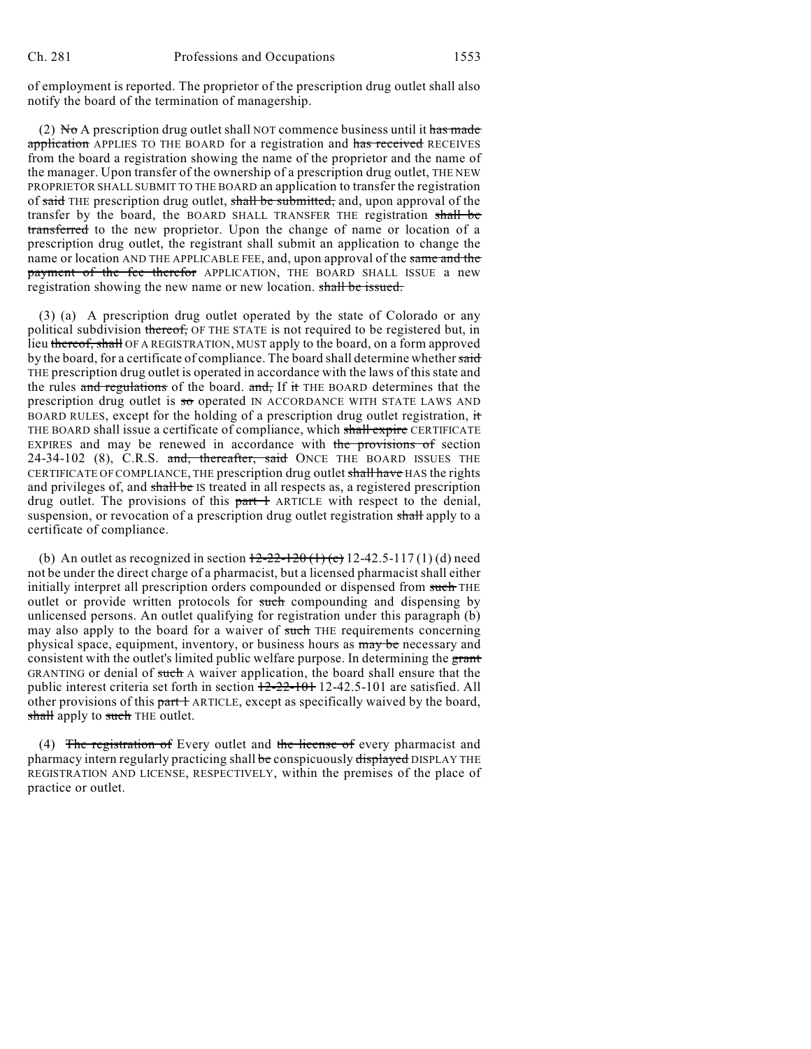of employment is reported. The proprietor of the prescription drug outlet shall also notify the board of the termination of managership.

(2) ~~No~~ A prescription drug outlet shall NOT commence business until it ~~has made application~~ APPLIES TO THE BOARD for a registration and ~~has received~~ RECEIVES from the board a registration showing the name of the proprietor and the name of the manager. Upon transfer of the ownership of a prescription drug outlet, THE NEW PROPRIETOR SHALL SUBMIT TO THE BOARD an application to transfer the registration of ~~said~~ THE prescription drug outlet, ~~shall be submitted,~~ and, upon approval of the transfer by the board, the BOARD SHALL TRANSFER THE registration ~~shall be transferred~~ to the new proprietor. Upon the change of name or location of a prescription drug outlet, the registrant shall submit an application to change the name or location AND THE APPLICABLE FEE, and, upon approval of the ~~same and the payment of the fee therefor~~ APPLICATION, THE BOARD SHALL ISSUE a new registration showing the new name or new location. ~~shall be issued.~~

(3) (a) A prescription drug outlet operated by the state of Colorado or any political subdivision ~~thereof,~~ OF THE STATE is not required to be registered but, in lieu ~~thereof, shall~~ OF A REGISTRATION, MUST apply to the board, on a form approved by the board, for a certificate of compliance. The board shall determine whether ~~said~~ THE prescription drug outlet is operated in accordance with the laws of this state and the rules ~~and regulations~~ of the board. ~~and,~~ If ~~it~~ THE BOARD determines that the prescription drug outlet is ~~so~~ operated IN ACCORDANCE WITH STATE LAWS AND BOARD RULES, except for the holding of a prescription drug outlet registration, ~~it~~ THE BOARD shall issue a certificate of compliance, which ~~shall expire~~ CERTIFICATE EXPIRES and may be renewed in accordance with ~~the provisions of~~ section 24-34-102 (8), C.R.S. ~~and, thereafter, said~~ ONCE THE BOARD ISSUES THE CERTIFICATE OF COMPLIANCE, THE prescription drug outlet ~~shall have~~ HAS the rights and privileges of, and ~~shall be~~ IS treated in all respects as, a registered prescription drug outlet. The provisions of this ~~part 1~~ ARTICLE with respect to the denial, suspension, or revocation of a prescription drug outlet registration ~~shall~~ apply to a certificate of compliance.

(b) An outlet as recognized in section ~~12-22-120 (1) (c)~~ 12-42.5-117 (1) (d) need not be under the direct charge of a pharmacist, but a licensed pharmacist shall either initially interpret all prescription orders compounded or dispensed from ~~such~~ THE outlet or provide written protocols for ~~such~~ compounding and dispensing by unlicensed persons. An outlet qualifying for registration under this paragraph (b) may also apply to the board for a waiver of ~~such~~ THE requirements concerning physical space, equipment, inventory, or business hours as ~~may be~~ necessary and consistent with the outlet's limited public welfare purpose. In determining the ~~grant~~ GRANTING or denial of ~~such~~ A waiver application, the board shall ensure that the public interest criteria set forth in section ~~12-22-101~~ 12-42.5-101 are satisfied. All other provisions of this ~~part 1~~ ARTICLE, except as specifically waived by the board, ~~shall~~ apply to ~~such~~ THE outlet.

(4) ~~The registration of~~ Every outlet and ~~the license of~~ every pharmacist and pharmacy intern regularly practicing shall ~~be~~ conspicuously ~~displayed~~ DISPLAY THE REGISTRATION AND LICENSE, RESPECTIVELY, within the premises of the place of practice or outlet.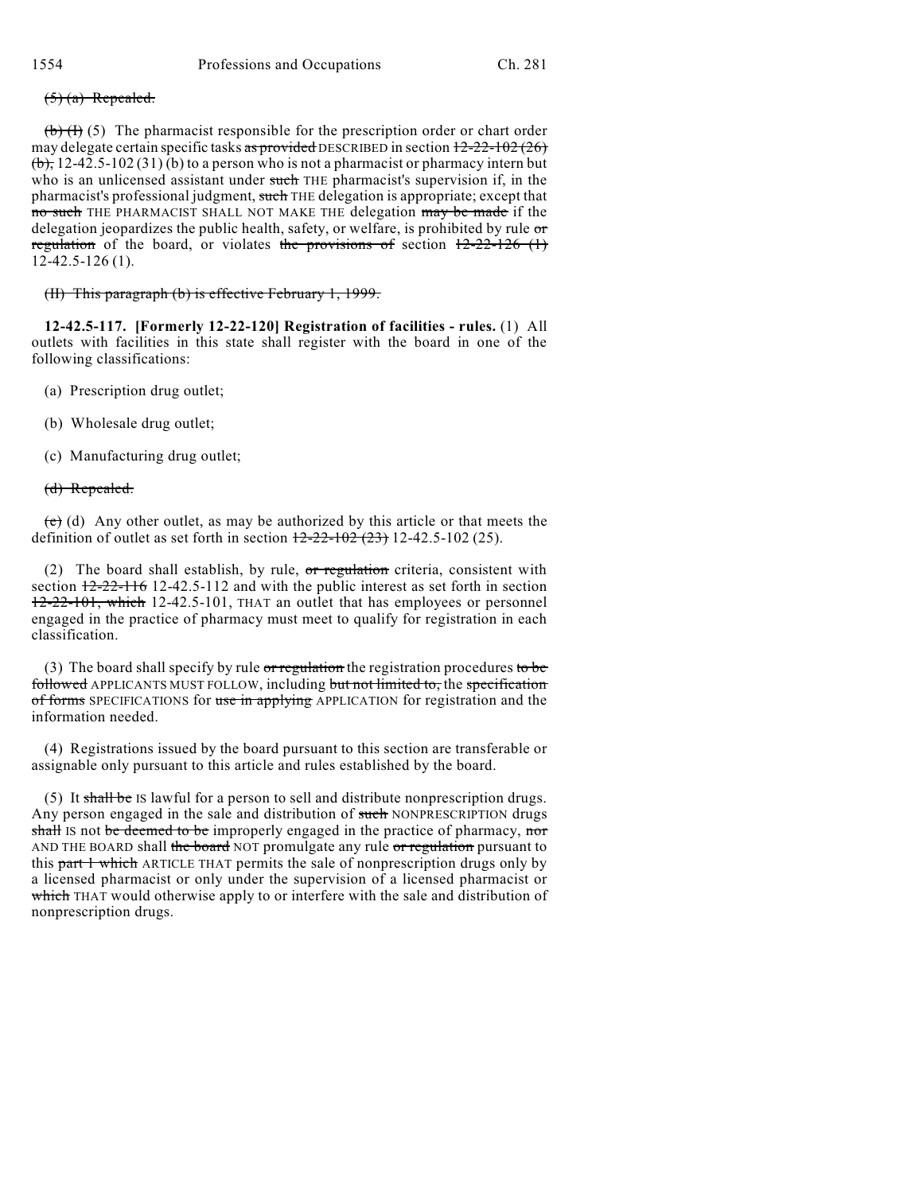~~(5) (a) Repealed.~~

~~(b) (I)~~ (5) The pharmacist responsible for the prescription order or chart order may delegate certain specific tasks ~~as provided~~ DESCRIBED in section ~~12-22-102 (26) (b),~~ 12-42.5-102 (31) (b) to a person who is not a pharmacist or pharmacy intern but who is an unlicensed assistant under ~~such~~ THE pharmacist's supervision if, in the pharmacist's professional judgment, ~~such~~ THE delegation is appropriate; except that ~~no such~~ THE PHARMACIST SHALL NOT MAKE THE delegation ~~may be made~~ if the delegation jeopardizes the public health, safety, or welfare, is prohibited by rule ~~or regulation~~ of the board, or violates ~~the provisions of~~ section ~~12-22-126 (1)~~ 12-42.5-126 (1).

~~(II) This paragraph (b) is effective February 1, 1999.~~

**12-42.5-117. [Formerly 12-22-120] Registration of facilities - rules.** (1) All outlets with facilities in this state shall register with the board in one of the following classifications:

(a) Prescription drug outlet;

(b) Wholesale drug outlet;

(c) Manufacturing drug outlet;

~~(d) Repealed.~~

~~(e)~~ (d) Any other outlet, as may be authorized by this article or that meets the definition of outlet as set forth in section ~~12-22-102 (23)~~ 12-42.5-102 (25).

(2) The board shall establish, by rule, ~~or regulation~~ criteria, consistent with section ~~12-22-116~~ 12-42.5-112 and with the public interest as set forth in section ~~12-22-101, which~~ 12-42.5-101, THAT an outlet that has employees or personnel engaged in the practice of pharmacy must meet to qualify for registration in each classification.

(3) The board shall specify by rule ~~or regulation~~ the registration procedures ~~to be followed~~ APPLICANTS MUST FOLLOW, including ~~but not limited to,~~ the ~~specification of forms~~ SPECIFICATIONS for ~~use in applying~~ APPLICATION for registration and the information needed.

(4) Registrations issued by the board pursuant to this section are transferable or assignable only pursuant to this article and rules established by the board.

(5) It ~~shall be~~ IS lawful for a person to sell and distribute nonprescription drugs. Any person engaged in the sale and distribution of ~~such~~ NONPRESCRIPTION drugs ~~shall~~ IS not ~~be deemed to be~~ improperly engaged in the practice of pharmacy, ~~nor~~ AND THE BOARD shall ~~the board~~ NOT promulgate any rule ~~or regulation~~ pursuant to this ~~part 1 which~~ ARTICLE THAT permits the sale of nonprescription drugs only by a licensed pharmacist or only under the supervision of a licensed pharmacist or ~~which~~ THAT would otherwise apply to or interfere with the sale and distribution of nonprescription drugs.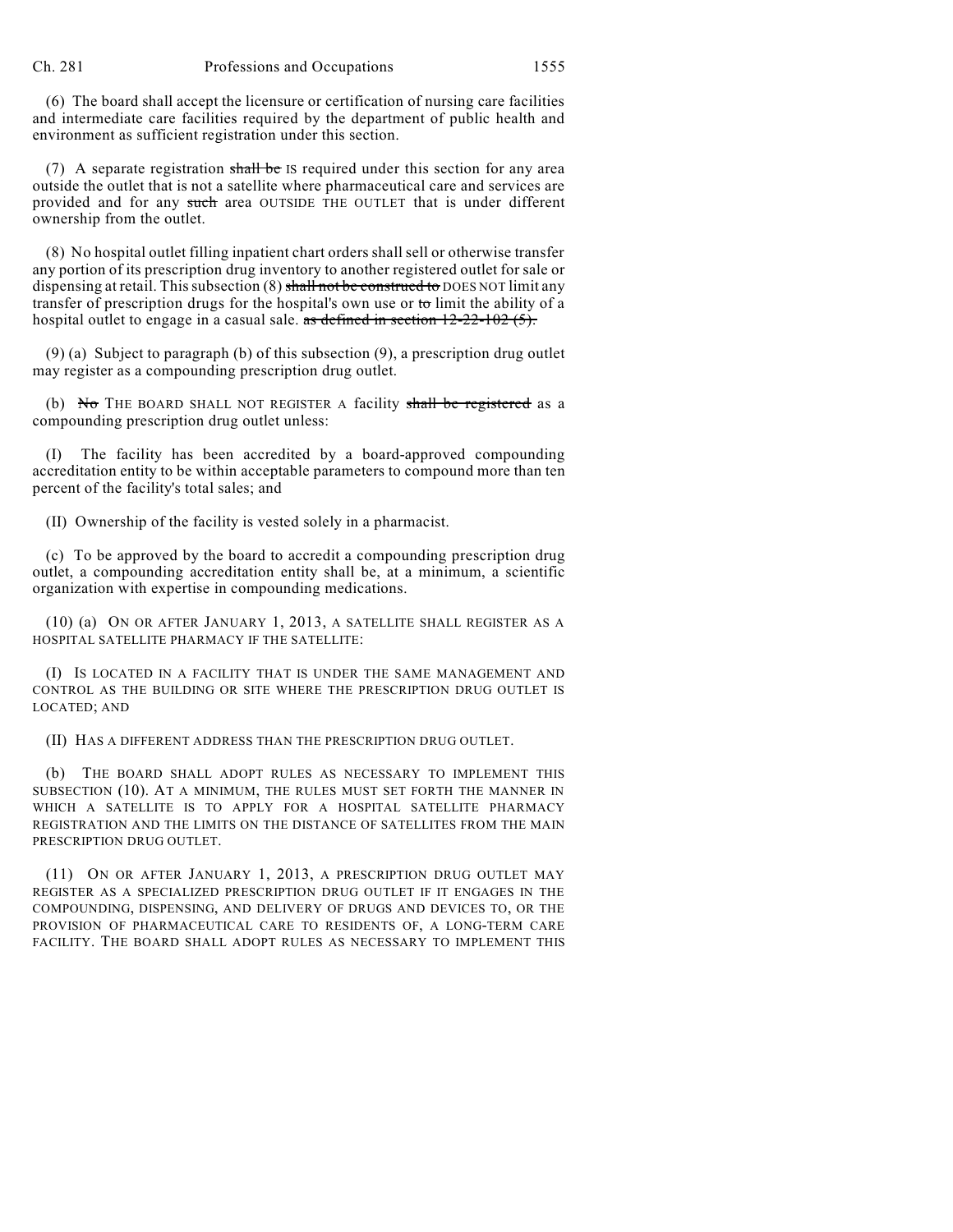(6) The board shall accept the licensure or certification of nursing care facilities and intermediate care facilities required by the department of public health and environment as sufficient registration under this section.

(7) A separate registration ~~shall be~~ IS required under this section for any area outside the outlet that is not a satellite where pharmaceutical care and services are provided and for any ~~such~~ area OUTSIDE THE OUTLET that is under different ownership from the outlet.

(8) No hospital outlet filling inpatient chart orders shall sell or otherwise transfer any portion of its prescription drug inventory to another registered outlet for sale or dispensing at retail. This subsection (8) ~~shall not be construed to~~ DOES NOT limit any transfer of prescription drugs for the hospital's own use or ~~to~~ limit the ability of a hospital outlet to engage in a casual sale. ~~as defined in section 12-22-102 (5).~~

(9) (a) Subject to paragraph (b) of this subsection (9), a prescription drug outlet may register as a compounding prescription drug outlet.

(b) ~~No~~ THE BOARD SHALL NOT REGISTER A facility ~~shall be registered~~ as a compounding prescription drug outlet unless:

(I) The facility has been accredited by a board-approved compounding accreditation entity to be within acceptable parameters to compound more than ten percent of the facility's total sales; and

(II) Ownership of the facility is vested solely in a pharmacist.

(c) To be approved by the board to accredit a compounding prescription drug outlet, a compounding accreditation entity shall be, at a minimum, a scientific organization with expertise in compounding medications.

(10) (a) ON OR AFTER JANUARY 1, 2013, A SATELLITE SHALL REGISTER AS A HOSPITAL SATELLITE PHARMACY IF THE SATELLITE:

(I) IS LOCATED IN A FACILITY THAT IS UNDER THE SAME MANAGEMENT AND CONTROL AS THE BUILDING OR SITE WHERE THE PRESCRIPTION DRUG OUTLET IS LOCATED; AND

(II) HAS A DIFFERENT ADDRESS THAN THE PRESCRIPTION DRUG OUTLET.

(b) THE BOARD SHALL ADOPT RULES AS NECESSARY TO IMPLEMENT THIS SUBSECTION (10). AT A MINIMUM, THE RULES MUST SET FORTH THE MANNER IN WHICH A SATELLITE IS TO APPLY FOR A HOSPITAL SATELLITE PHARMACY REGISTRATION AND THE LIMITS ON THE DISTANCE OF SATELLITES FROM THE MAIN PRESCRIPTION DRUG OUTLET.

(11) ON OR AFTER JANUARY 1, 2013, A PRESCRIPTION DRUG OUTLET MAY REGISTER AS A SPECIALIZED PRESCRIPTION DRUG OUTLET IF IT ENGAGES IN THE COMPOUNDING, DISPENSING, AND DELIVERY OF DRUGS AND DEVICES TO, OR THE PROVISION OF PHARMACEUTICAL CARE TO RESIDENTS OF, A LONG-TERM CARE FACILITY. THE BOARD SHALL ADOPT RULES AS NECESSARY TO IMPLEMENT THIS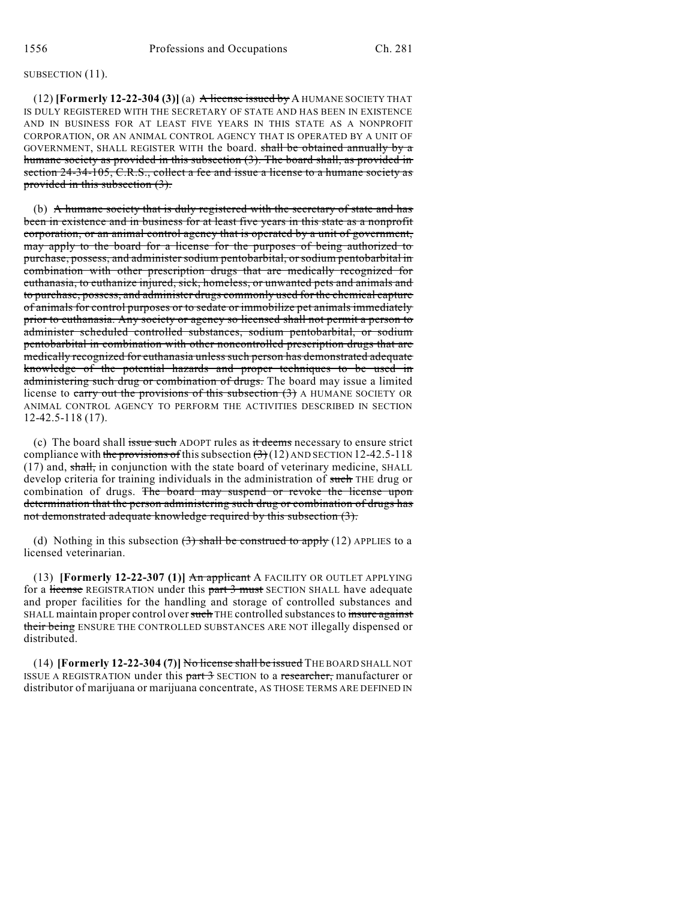SUBSECTION (11).

(12) **[Formerly 12-22-304 (3)]** (a) ~~A license issued by~~ A HUMANE SOCIETY THAT IS DULY REGISTERED WITH THE SECRETARY OF STATE AND HAS BEEN IN EXISTENCE AND IN BUSINESS FOR AT LEAST FIVE YEARS IN THIS STATE AS A NONPROFIT CORPORATION, OR AN ANIMAL CONTROL AGENCY THAT IS OPERATED BY A UNIT OF GOVERNMENT, SHALL REGISTER WITH the board. ~~shall be obtained annually by a humane society as provided in this subsection (3). The board shall, as provided in section 24-34-105, C.R.S., collect a fee and issue a license to a humane society as provided in this subsection (3).~~

(b) ~~A humane society that is duly registered with the secretary of state and has been in existence and in business for at least five years in this state as a nonprofit corporation, or an animal control agency that is operated by a unit of government, may apply to the board for a license for the purposes of being authorized to purchase, possess, and administer sodium pentobarbital, or sodium pentobarbital in combination with other prescription drugs that are medically recognized for euthanasia, to euthanize injured, sick, homeless, or unwanted pets and animals and to purchase, possess, and administer drugs commonly used for the chemical capture of animals for control purposes or to sedate or immobilize pet animals immediately prior to euthanasia. Any society or agency so licensed shall not permit a person to administer scheduled controlled substances, sodium pentobarbital, or sodium pentobarbital in combination with other noncontrolled prescription drugs that are medically recognized for euthanasia unless such person has demonstrated adequate knowledge of the potential hazards and proper techniques to be used in administering such drug or combination of drugs.~~ The board may issue a limited license to ~~carry out the provisions of this subsection (3)~~ A HUMANE SOCIETY OR ANIMAL CONTROL AGENCY TO PERFORM THE ACTIVITIES DESCRIBED IN SECTION 12-42.5-118 (17).

(c) The board shall ~~issue such~~ ADOPT rules as ~~it deems~~ necessary to ensure strict compliance with ~~the provisions of~~ this subsection ~~(3)~~ (12) AND SECTION 12-42.5-118 (17) and, ~~shall,~~ in conjunction with the state board of veterinary medicine, SHALL develop criteria for training individuals in the administration of ~~such~~ THE drug or combination of drugs. ~~The board may suspend or revoke the license upon determination that the person administering such drug or combination of drugs has not demonstrated adequate knowledge required by this subsection (3).~~

(d) Nothing in this subsection ~~(3) shall be construed to apply~~ (12) APPLIES to a licensed veterinarian.

(13) **[Formerly 12-22-307 (1)]** ~~An applicant~~ A FACILITY OR OUTLET APPLYING for a ~~license~~ REGISTRATION under this ~~part 3 must~~ SECTION SHALL have adequate and proper facilities for the handling and storage of controlled substances and SHALL maintain proper control over ~~such~~ THE controlled substances to ~~insure against their being~~ ENSURE THE CONTROLLED SUBSTANCES ARE NOT illegally dispensed or distributed.

(14) **[Formerly 12-22-304 (7)]** ~~No license shall be issued~~ THE BOARD SHALL NOT ISSUE A REGISTRATION under this ~~part 3~~ SECTION to a ~~researcher,~~ manufacturer or distributor of marijuana or marijuana concentrate, AS THOSE TERMS ARE DEFINED IN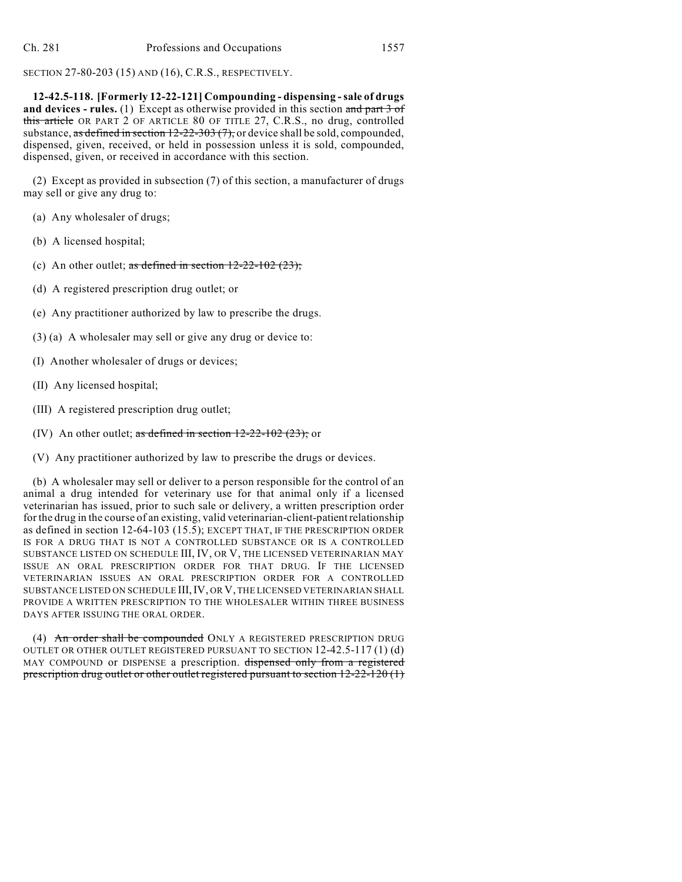SECTION 27-80-203 (15) AND (16), C.R.S., RESPECTIVELY.

**12-42.5-118. [Formerly 12-22-121] Compounding - dispensing - sale of drugs and devices - rules.** (1) Except as otherwise provided in this section ~~and part 3 of this article~~ OR PART 2 OF ARTICLE 80 OF TITLE 27, C.R.S., no drug, controlled substance, ~~as defined in section 12-22-303 (7),~~ or device shall be sold, compounded, dispensed, given, received, or held in possession unless it is sold, compounded, dispensed, given, or received in accordance with this section.

(2) Except as provided in subsection (7) of this section, a manufacturer of drugs may sell or give any drug to:

(a) Any wholesaler of drugs;

(b) A licensed hospital;

(c) An other outlet; ~~as defined in section 12-22-102 (23);~~

(d) A registered prescription drug outlet; or

(e) Any practitioner authorized by law to prescribe the drugs.

(3) (a) A wholesaler may sell or give any drug or device to:

(I) Another wholesaler of drugs or devices;

(II) Any licensed hospital;

(III) A registered prescription drug outlet;

(IV) An other outlet; ~~as defined in section 12-22-102 (23);~~ or

(V) Any practitioner authorized by law to prescribe the drugs or devices.

(b) A wholesaler may sell or deliver to a person responsible for the control of an animal a drug intended for veterinary use for that animal only if a licensed veterinarian has issued, prior to such sale or delivery, a written prescription order for the drug in the course of an existing, valid veterinarian-client-patient relationship as defined in section 12-64-103 (15.5); EXCEPT THAT, IF THE PRESCRIPTION ORDER IS FOR A DRUG THAT IS NOT A CONTROLLED SUBSTANCE OR IS A CONTROLLED SUBSTANCE LISTED ON SCHEDULE III, IV, OR V, THE LICENSED VETERINARIAN MAY ISSUE AN ORAL PRESCRIPTION ORDER FOR THAT DRUG. IF THE LICENSED VETERINARIAN ISSUES AN ORAL PRESCRIPTION ORDER FOR A CONTROLLED SUBSTANCE LISTED ON SCHEDULE III, IV, OR V, THE LICENSED VETERINARIAN SHALL PROVIDE A WRITTEN PRESCRIPTION TO THE WHOLESALER WITHIN THREE BUSINESS DAYS AFTER ISSUING THE ORAL ORDER.

(4) ~~An order shall be compounded~~ ONLY A REGISTERED PRESCRIPTION DRUG OUTLET OR OTHER OUTLET REGISTERED PURSUANT TO SECTION 12-42.5-117 (1) (d) MAY COMPOUND or DISPENSE a prescription. ~~dispensed only from a registered prescription drug outlet or other outlet registered pursuant to section 12-22-120 (1)~~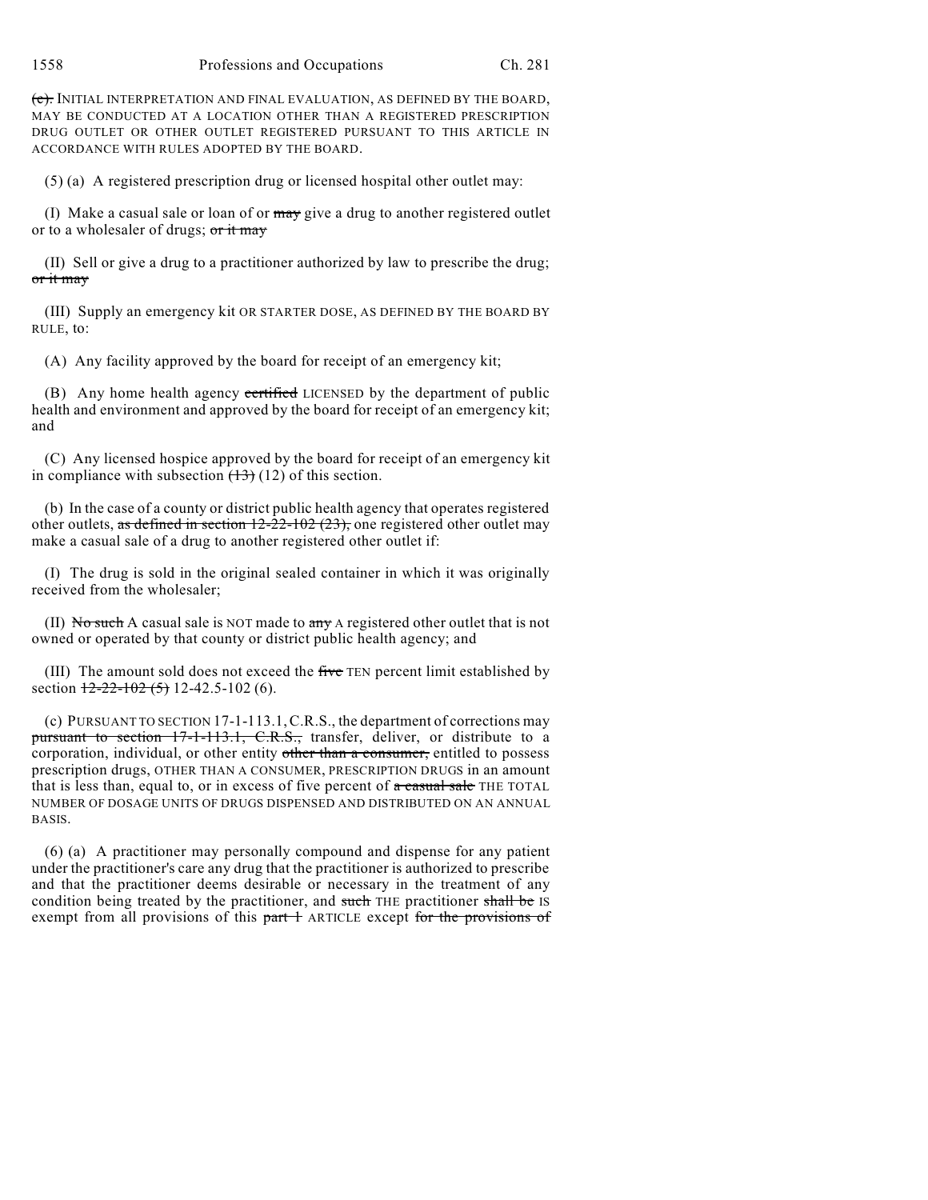(c). INITIAL INTERPRETATION AND FINAL EVALUATION, AS DEFINED BY THE BOARD, MAY BE CONDUCTED AT A LOCATION OTHER THAN A REGISTERED PRESCRIPTION DRUG OUTLET OR OTHER OUTLET REGISTERED PURSUANT TO THIS ARTICLE IN ACCORDANCE WITH RULES ADOPTED BY THE BOARD.

(5) (a) A registered prescription drug or licensed hospital other outlet may:

(I) Make a casual sale or loan of or may give a drug to another registered outlet or to a wholesaler of drugs; or it may

(II) Sell or give a drug to a practitioner authorized by law to prescribe the drug; or it may

(III) Supply an emergency kit OR STARTER DOSE, AS DEFINED BY THE BOARD BY RULE, to:

(A) Any facility approved by the board for receipt of an emergency kit;

(B) Any home health agency certified LICENSED by the department of public health and environment and approved by the board for receipt of an emergency kit; and

(C) Any licensed hospice approved by the board for receipt of an emergency kit in compliance with subsection (13) (12) of this section.

(b) In the case of a county or district public health agency that operates registered other outlets, as defined in section 12-22-102 (23), one registered other outlet may make a casual sale of a drug to another registered other outlet if:

(I) The drug is sold in the original sealed container in which it was originally received from the wholesaler;

(II) No such A casual sale is NOT made to any A registered other outlet that is not owned or operated by that county or district public health agency; and

(III) The amount sold does not exceed the five TEN percent limit established by section 12-22-102 (5) 12-42.5-102 (6).

(c) PURSUANT TO SECTION 17-1-113.1, C.R.S., the department of corrections may pursuant to section 17-1-113.1, C.R.S., transfer, deliver, or distribute to a corporation, individual, or other entity other than a consumer, entitled to possess prescription drugs, OTHER THAN A CONSUMER, PRESCRIPTION DRUGS in an amount that is less than, equal to, or in excess of five percent of a casual sale THE TOTAL NUMBER OF DOSAGE UNITS OF DRUGS DISPENSED AND DISTRIBUTED ON AN ANNUAL BASIS.

(6) (a) A practitioner may personally compound and dispense for any patient under the practitioner's care any drug that the practitioner is authorized to prescribe and that the practitioner deems desirable or necessary in the treatment of any condition being treated by the practitioner, and such THE practitioner shall be IS exempt from all provisions of this part 1 ARTICLE except for the provisions of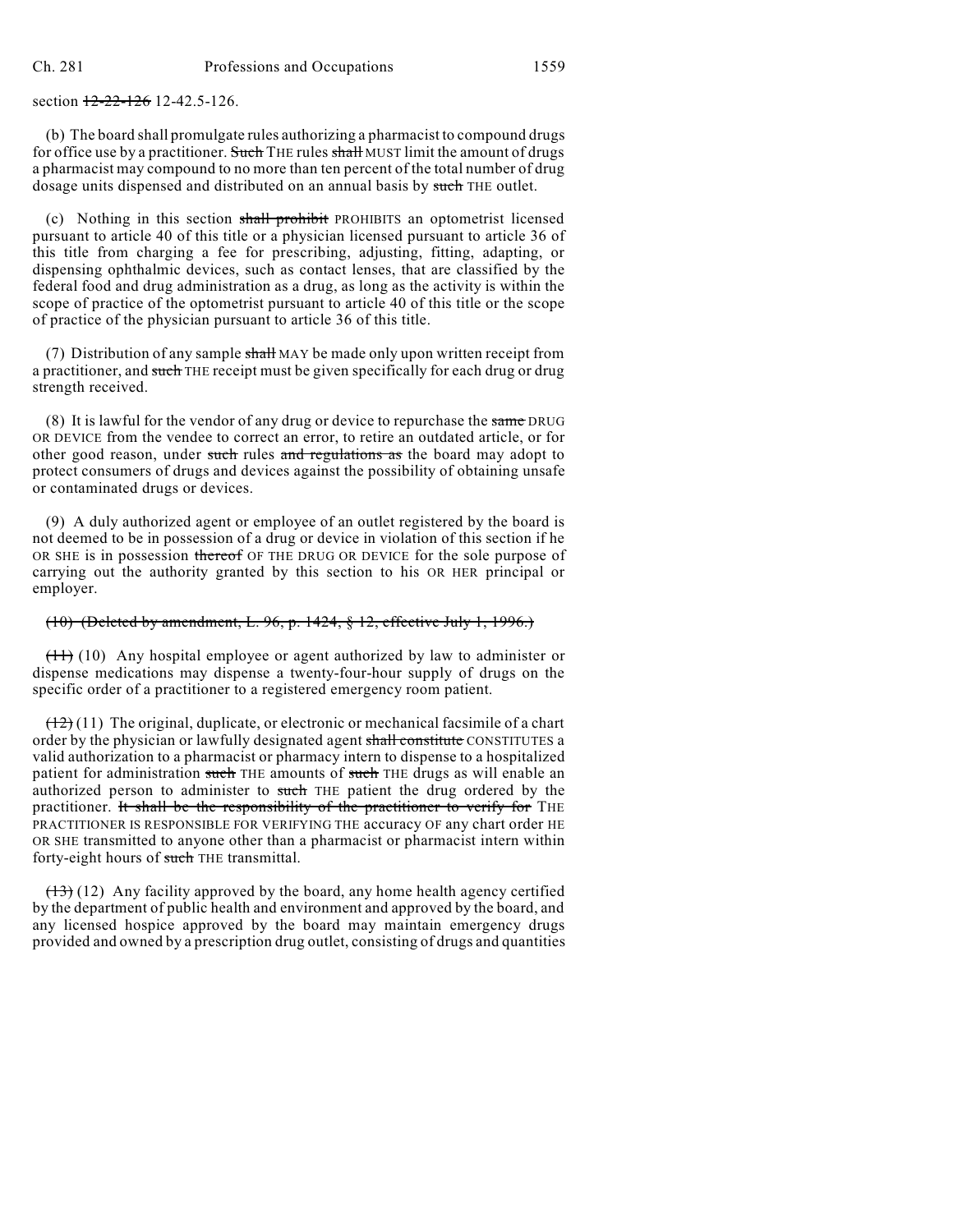section ~~12-22-126~~ 12-42.5-126.

(b) The board shall promulgate rules authorizing a pharmacist to compound drugs for office use by a practitioner. ~~Such~~ THE rules ~~shall~~ MUST limit the amount of drugs a pharmacist may compound to no more than ten percent of the total number of drug dosage units dispensed and distributed on an annual basis by ~~such~~ THE outlet.

(c) Nothing in this section ~~shall prohibit~~ PROHIBITS an optometrist licensed pursuant to article 40 of this title or a physician licensed pursuant to article 36 of this title from charging a fee for prescribing, adjusting, fitting, adapting, or dispensing ophthalmic devices, such as contact lenses, that are classified by the federal food and drug administration as a drug, as long as the activity is within the scope of practice of the optometrist pursuant to article 40 of this title or the scope of practice of the physician pursuant to article 36 of this title.

(7) Distribution of any sample ~~shall~~ MAY be made only upon written receipt from a practitioner, and ~~such~~ THE receipt must be given specifically for each drug or drug strength received.

(8) It is lawful for the vendor of any drug or device to repurchase the ~~same~~ DRUG OR DEVICE from the vendee to correct an error, to retire an outdated article, or for other good reason, under ~~such~~ rules ~~and regulations as~~ the board may adopt to protect consumers of drugs and devices against the possibility of obtaining unsafe or contaminated drugs or devices.

(9) A duly authorized agent or employee of an outlet registered by the board is not deemed to be in possession of a drug or device in violation of this section if he OR SHE is in possession ~~thereof~~ OF THE DRUG OR DEVICE for the sole purpose of carrying out the authority granted by this section to his OR HER principal or employer.

~~(10) (Deleted by amendment, L. 96, p. 1424, § 12, effective July 1, 1996.)~~

~~(11)~~ (10) Any hospital employee or agent authorized by law to administer or dispense medications may dispense a twenty-four-hour supply of drugs on the specific order of a practitioner to a registered emergency room patient.

~~(12)~~ (11) The original, duplicate, or electronic or mechanical facsimile of a chart order by the physician or lawfully designated agent ~~shall constitute~~ CONSTITUTES a valid authorization to a pharmacist or pharmacy intern to dispense to a hospitalized patient for administration ~~such~~ THE amounts of ~~such~~ THE drugs as will enable an authorized person to administer to ~~such~~ THE patient the drug ordered by the practitioner. ~~It shall be the responsibility of the practitioner to verify for~~ THE PRACTITIONER IS RESPONSIBLE FOR VERIFYING THE accuracy OF any chart order HE OR SHE transmitted to anyone other than a pharmacist or pharmacist intern within forty-eight hours of ~~such~~ THE transmittal.

~~(13)~~ (12) Any facility approved by the board, any home health agency certified by the department of public health and environment and approved by the board, and any licensed hospice approved by the board may maintain emergency drugs provided and owned by a prescription drug outlet, consisting of drugs and quantities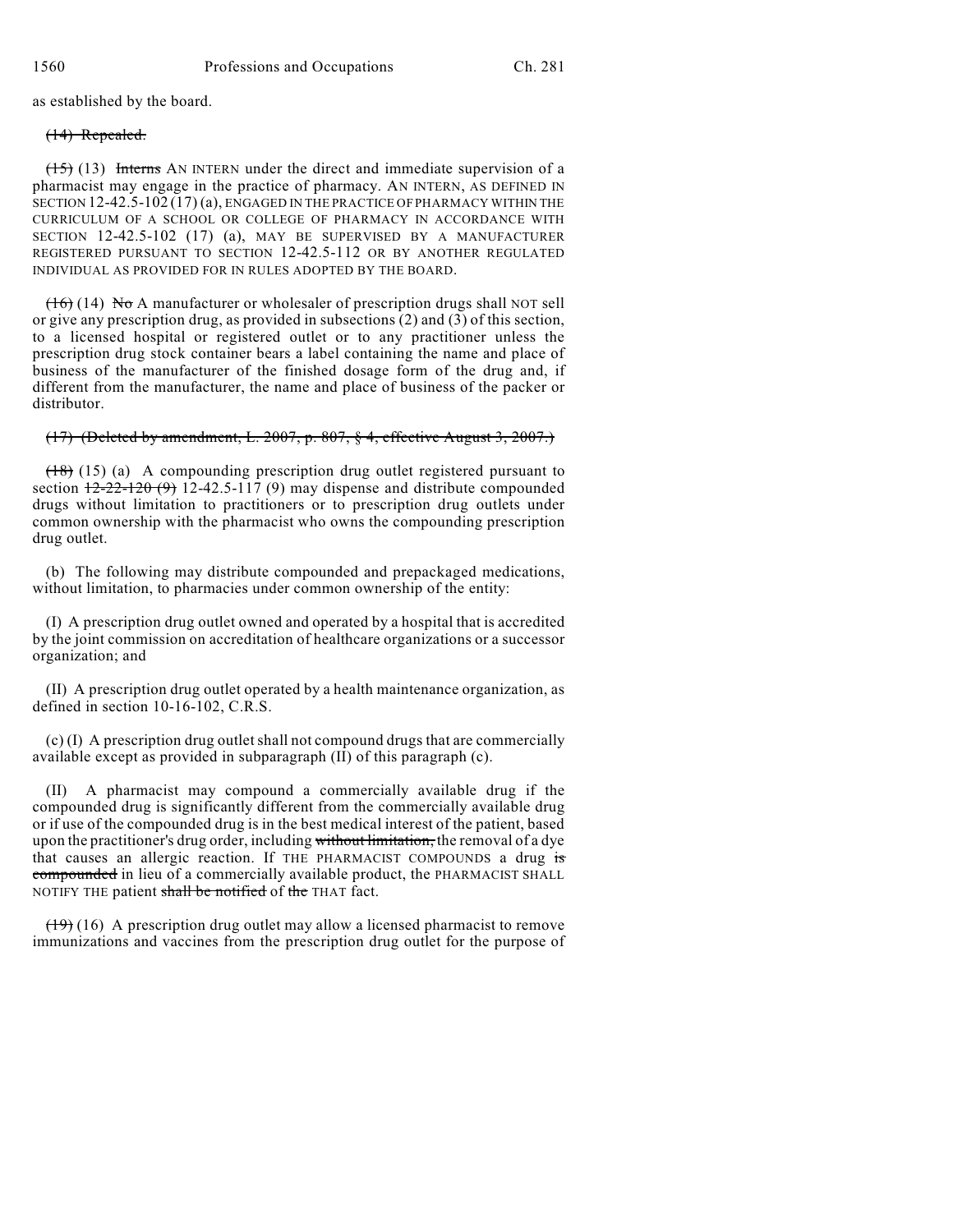as established by the board.

~~(14) Repealed.~~

~~(15)~~ (13) ~~Interns~~ AN INTERN under the direct and immediate supervision of a pharmacist may engage in the practice of pharmacy. AN INTERN, AS DEFINED IN SECTION 12-42.5-102 (17) (a), ENGAGED IN THE PRACTICE OF PHARMACY WITHIN THE CURRICULUM OF A SCHOOL OR COLLEGE OF PHARMACY IN ACCORDANCE WITH SECTION 12-42.5-102 (17) (a), MAY BE SUPERVISED BY A MANUFACTURER REGISTERED PURSUANT TO SECTION 12-42.5-112 OR BY ANOTHER REGULATED INDIVIDUAL AS PROVIDED FOR IN RULES ADOPTED BY THE BOARD.

~~(16)~~ (14) ~~No~~ A manufacturer or wholesaler of prescription drugs shall NOT sell or give any prescription drug, as provided in subsections (2) and (3) of this section, to a licensed hospital or registered outlet or to any practitioner unless the prescription drug stock container bears a label containing the name and place of business of the manufacturer of the finished dosage form of the drug and, if different from the manufacturer, the name and place of business of the packer or distributor.

~~(17) (Deleted by amendment, L. 2007, p. 807, § 4, effective August 3, 2007.)~~

~~(18)~~ (15) (a) A compounding prescription drug outlet registered pursuant to section ~~12-22-120 (9)~~ 12-42.5-117 (9) may dispense and distribute compounded drugs without limitation to practitioners or to prescription drug outlets under common ownership with the pharmacist who owns the compounding prescription drug outlet.

(b) The following may distribute compounded and prepackaged medications, without limitation, to pharmacies under common ownership of the entity:

(I) A prescription drug outlet owned and operated by a hospital that is accredited by the joint commission on accreditation of healthcare organizations or a successor organization; and

(II) A prescription drug outlet operated by a health maintenance organization, as defined in section 10-16-102, C.R.S.

(c) (I) A prescription drug outlet shall not compound drugs that are commercially available except as provided in subparagraph (II) of this paragraph (c).

(II) A pharmacist may compound a commercially available drug if the compounded drug is significantly different from the commercially available drug or if use of the compounded drug is in the best medical interest of the patient, based upon the practitioner's drug order, including ~~without limitation,~~ the removal of a dye that causes an allergic reaction. If THE PHARMACIST COMPOUNDS a drug ~~is compounded~~ in lieu of a commercially available product, the PHARMACIST SHALL NOTIFY THE patient ~~shall be notified~~ of ~~the~~ THAT fact.

~~(19)~~ (16) A prescription drug outlet may allow a licensed pharmacist to remove immunizations and vaccines from the prescription drug outlet for the purpose of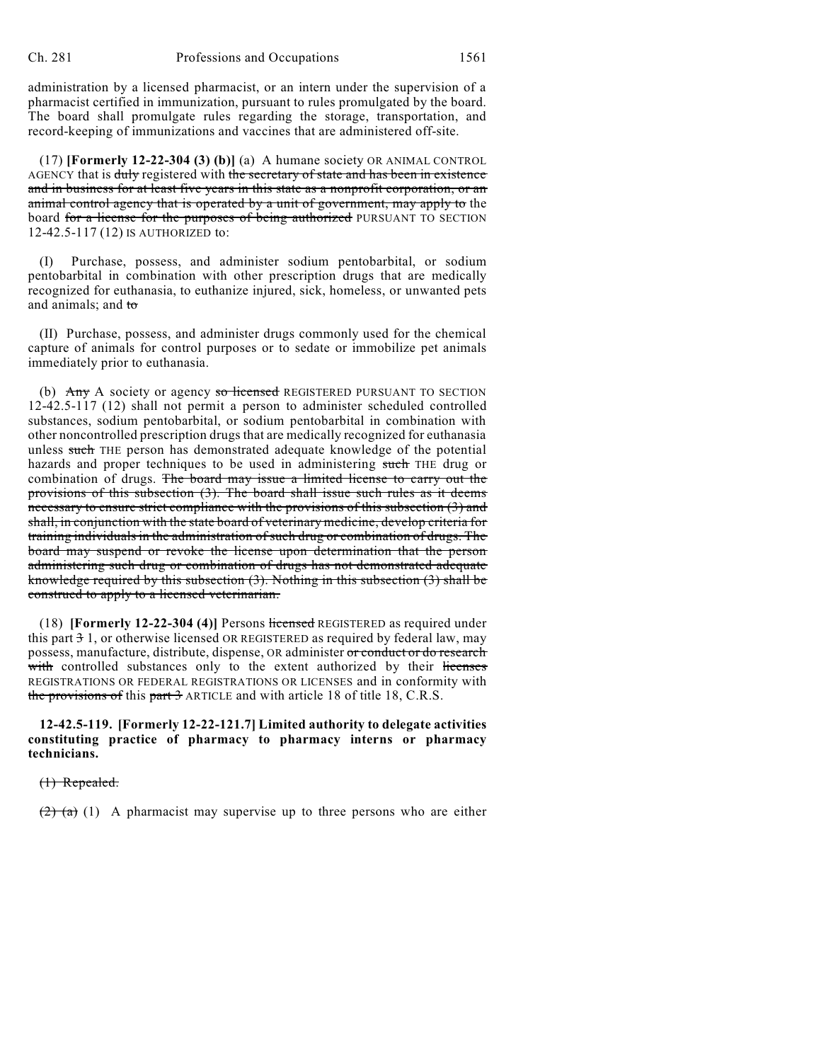administration by a licensed pharmacist, or an intern under the supervision of a pharmacist certified in immunization, pursuant to rules promulgated by the board. The board shall promulgate rules regarding the storage, transportation, and record-keeping of immunizations and vaccines that are administered off-site.

(17) **[Formerly 12-22-304 (3) (b)]** (a) A humane society OR ANIMAL CONTROL AGENCY that is ~~duly~~ registered with ~~the secretary of state and has been in existence and in business for at least five years in this state as a nonprofit corporation, or an animal control agency that is operated by a unit of government, may apply to~~ the board ~~for a license for the purposes of being authorized~~ PURSUANT TO SECTION 12-42.5-117 (12) IS AUTHORIZED to:

(I) Purchase, possess, and administer sodium pentobarbital, or sodium pentobarbital in combination with other prescription drugs that are medically recognized for euthanasia, to euthanize injured, sick, homeless, or unwanted pets and animals; and ~~to~~

(II) Purchase, possess, and administer drugs commonly used for the chemical capture of animals for control purposes or to sedate or immobilize pet animals immediately prior to euthanasia.

(b) ~~Any~~ A society or agency ~~so licensed~~ REGISTERED PURSUANT TO SECTION 12-42.5-117 (12) shall not permit a person to administer scheduled controlled substances, sodium pentobarbital, or sodium pentobarbital in combination with other noncontrolled prescription drugs that are medically recognized for euthanasia unless ~~such~~ THE person has demonstrated adequate knowledge of the potential hazards and proper techniques to be used in administering ~~such~~ THE drug or combination of drugs. ~~The board may issue a limited license to carry out the provisions of this subsection (3). The board shall issue such rules as it deems necessary to ensure strict compliance with the provisions of this subsection (3) and shall, in conjunction with the state board of veterinary medicine, develop criteria for training individuals in the administration of such drug or combination of drugs. The board may suspend or revoke the license upon determination that the person administering such drug or combination of drugs has not demonstrated adequate knowledge required by this subsection (3). Nothing in this subsection (3) shall be construed to apply to a licensed veterinarian.~~

(18) **[Formerly 12-22-304 (4)]** Persons ~~licensed~~ REGISTERED as required under this part ~~3~~ 1, or otherwise licensed OR REGISTERED as required by federal law, may possess, manufacture, distribute, dispense, OR administer ~~or conduct or do research with~~ controlled substances only to the extent authorized by their ~~licenses~~ REGISTRATIONS OR FEDERAL REGISTRATIONS OR LICENSES and in conformity with ~~the provisions of~~ this ~~part 3~~ ARTICLE and with article 18 of title 18, C.R.S.

**12-42.5-119. [Formerly 12-22-121.7] Limited authority to delegate activities constituting practice of pharmacy to pharmacy interns or pharmacy technicians.**

~~(1) Repealed.~~

~~(2) (a)~~ (1) A pharmacist may supervise up to three persons who are either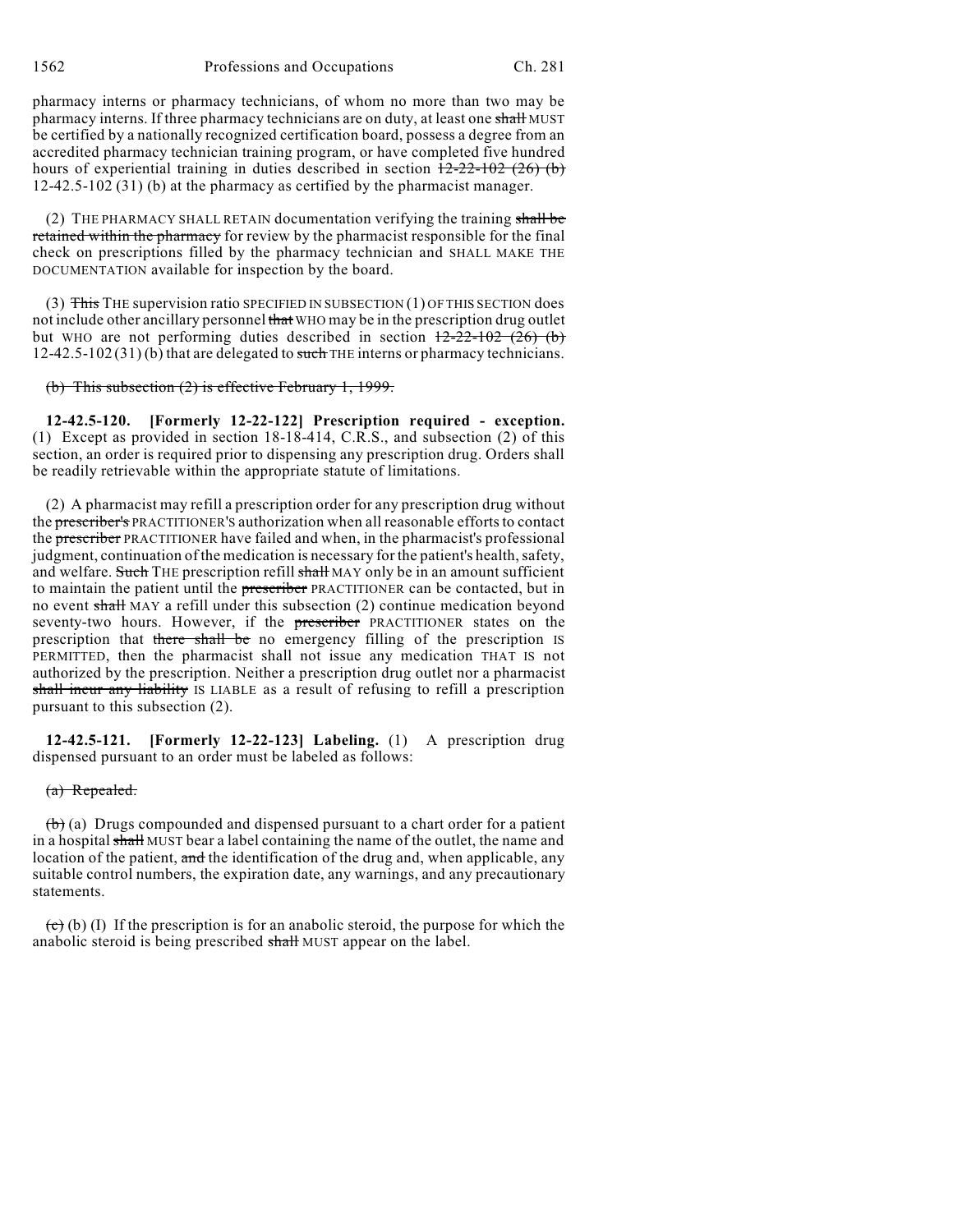pharmacy interns or pharmacy technicians, of whom no more than two may be pharmacy interns. If three pharmacy technicians are on duty, at least one ~~shall~~ MUST be certified by a nationally recognized certification board, possess a degree from an accredited pharmacy technician training program, or have completed five hundred hours of experiential training in duties described in section ~~12-22-102 (26) (b)~~ 12-42.5-102 (31) (b) at the pharmacy as certified by the pharmacist manager.

(2) THE PHARMACY SHALL RETAIN documentation verifying the training ~~shall be retained within the pharmacy~~ for review by the pharmacist responsible for the final check on prescriptions filled by the pharmacy technician and SHALL MAKE THE DOCUMENTATION available for inspection by the board.

(3) ~~This~~ THE supervision ratio SPECIFIED IN SUBSECTION (1) OF THIS SECTION does not include other ancillary personnel ~~that~~ WHO may be in the prescription drug outlet but WHO are not performing duties described in section ~~12-22-102 (26) (b)~~ 12-42.5-102 (31) (b) that are delegated to ~~such~~ THE interns or pharmacy technicians.

~~(b) This subsection (2) is effective February 1, 1999.~~

**12-42.5-120. [Formerly 12-22-122] Prescription required - exception.** (1) Except as provided in section 18-18-414, C.R.S., and subsection (2) of this section, an order is required prior to dispensing any prescription drug. Orders shall be readily retrievable within the appropriate statute of limitations.

(2) A pharmacist may refill a prescription order for any prescription drug without the ~~prescriber's~~ PRACTITIONER'S authorization when all reasonable efforts to contact the ~~prescriber~~ PRACTITIONER have failed and when, in the pharmacist's professional judgment, continuation of the medication is necessary for the patient's health, safety, and welfare. ~~Such~~ THE prescription refill ~~shall~~ MAY only be in an amount sufficient to maintain the patient until the ~~prescriber~~ PRACTITIONER can be contacted, but in no event ~~shall~~ MAY a refill under this subsection (2) continue medication beyond seventy-two hours. However, if the ~~prescriber~~ PRACTITIONER states on the prescription that ~~there shall be~~ no emergency filling of the prescription IS PERMITTED, then the pharmacist shall not issue any medication THAT IS not authorized by the prescription. Neither a prescription drug outlet nor a pharmacist ~~shall incur any liability~~ IS LIABLE as a result of refusing to refill a prescription pursuant to this subsection (2).

**12-42.5-121. [Formerly 12-22-123] Labeling.** (1) A prescription drug dispensed pursuant to an order must be labeled as follows:

~~(a) Repealed.~~

~~(b)~~ (a) Drugs compounded and dispensed pursuant to a chart order for a patient in a hospital ~~shall~~ MUST bear a label containing the name of the outlet, the name and location of the patient, ~~and~~ the identification of the drug and, when applicable, any suitable control numbers, the expiration date, any warnings, and any precautionary statements.

~~(c)~~ (b) (I) If the prescription is for an anabolic steroid, the purpose for which the anabolic steroid is being prescribed ~~shall~~ MUST appear on the label.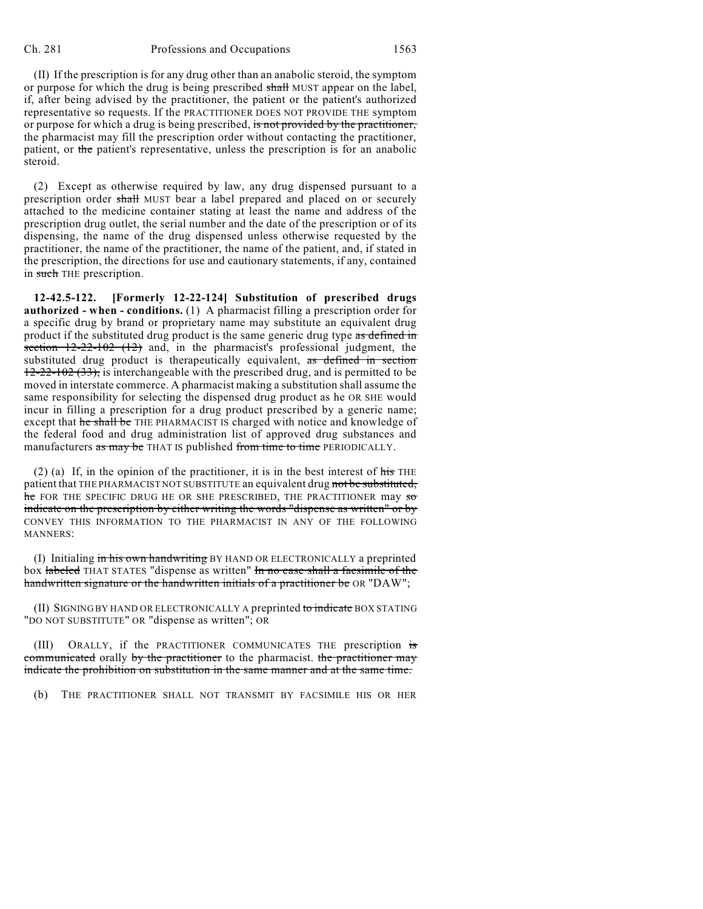(II) If the prescription is for any drug other than an anabolic steroid, the symptom or purpose for which the drug is being prescribed ~~shall~~ MUST appear on the label, if, after being advised by the practitioner, the patient or the patient's authorized representative so requests. If the PRACTITIONER DOES NOT PROVIDE THE symptom or purpose for which a drug is being prescribed, ~~is not provided by the practitioner,~~ the pharmacist may fill the prescription order without contacting the practitioner, patient, or ~~the~~ patient's representative, unless the prescription is for an anabolic steroid.

(2) Except as otherwise required by law, any drug dispensed pursuant to a prescription order ~~shall~~ MUST bear a label prepared and placed on or securely attached to the medicine container stating at least the name and address of the prescription drug outlet, the serial number and the date of the prescription or of its dispensing, the name of the drug dispensed unless otherwise requested by the practitioner, the name of the practitioner, the name of the patient, and, if stated in the prescription, the directions for use and cautionary statements, if any, contained in ~~such~~ THE prescription.

**12-42.5-122. [Formerly 12-22-124] Substitution of prescribed drugs authorized - when - conditions.** (1) A pharmacist filling a prescription order for a specific drug by brand or proprietary name may substitute an equivalent drug product if the substituted drug product is the same generic drug type ~~as defined in section 12-22-102 (12)~~ and, in the pharmacist's professional judgment, the substituted drug product is therapeutically equivalent, ~~as defined in section 12-22-102 (33),~~ is interchangeable with the prescribed drug, and is permitted to be moved in interstate commerce. A pharmacist making a substitution shall assume the same responsibility for selecting the dispensed drug product as he OR SHE would incur in filling a prescription for a drug product prescribed by a generic name; except that ~~he shall be~~ THE PHARMACIST IS charged with notice and knowledge of the federal food and drug administration list of approved drug substances and manufacturers ~~as may be~~ THAT IS published ~~from time to time~~ PERIODICALLY.

(2) (a) If, in the opinion of the practitioner, it is in the best interest of ~~his~~ THE patient that THE PHARMACIST NOT SUBSTITUTE an equivalent drug ~~not be substituted, he~~ FOR THE SPECIFIC DRUG HE OR SHE PRESCRIBED, THE PRACTITIONER may ~~so indicate on the prescription by either writing the words "dispense as written" or by~~ CONVEY THIS INFORMATION TO THE PHARMACIST IN ANY OF THE FOLLOWING MANNERS:

(I) Initialing ~~in his own handwriting~~ BY HAND OR ELECTRONICALLY a preprinted box ~~labeled~~ THAT STATES "dispense as written" ~~In no case shall a facsimile of the handwritten signature or the handwritten initials of a practitioner be~~ OR "DAW";

(II) SIGNING BY HAND OR ELECTRONICALLY A preprinted ~~to indicate~~ BOX STATING "DO NOT SUBSTITUTE" OR "dispense as written"; OR

(III) ORALLY, if the PRACTITIONER COMMUNICATES THE prescription ~~is communicated~~ orally ~~by the practitioner~~ to the pharmacist. ~~the practitioner may indicate the prohibition on substitution in the same manner and at the same time.~~

(b) THE PRACTITIONER SHALL NOT TRANSMIT BY FACSIMILE HIS OR HER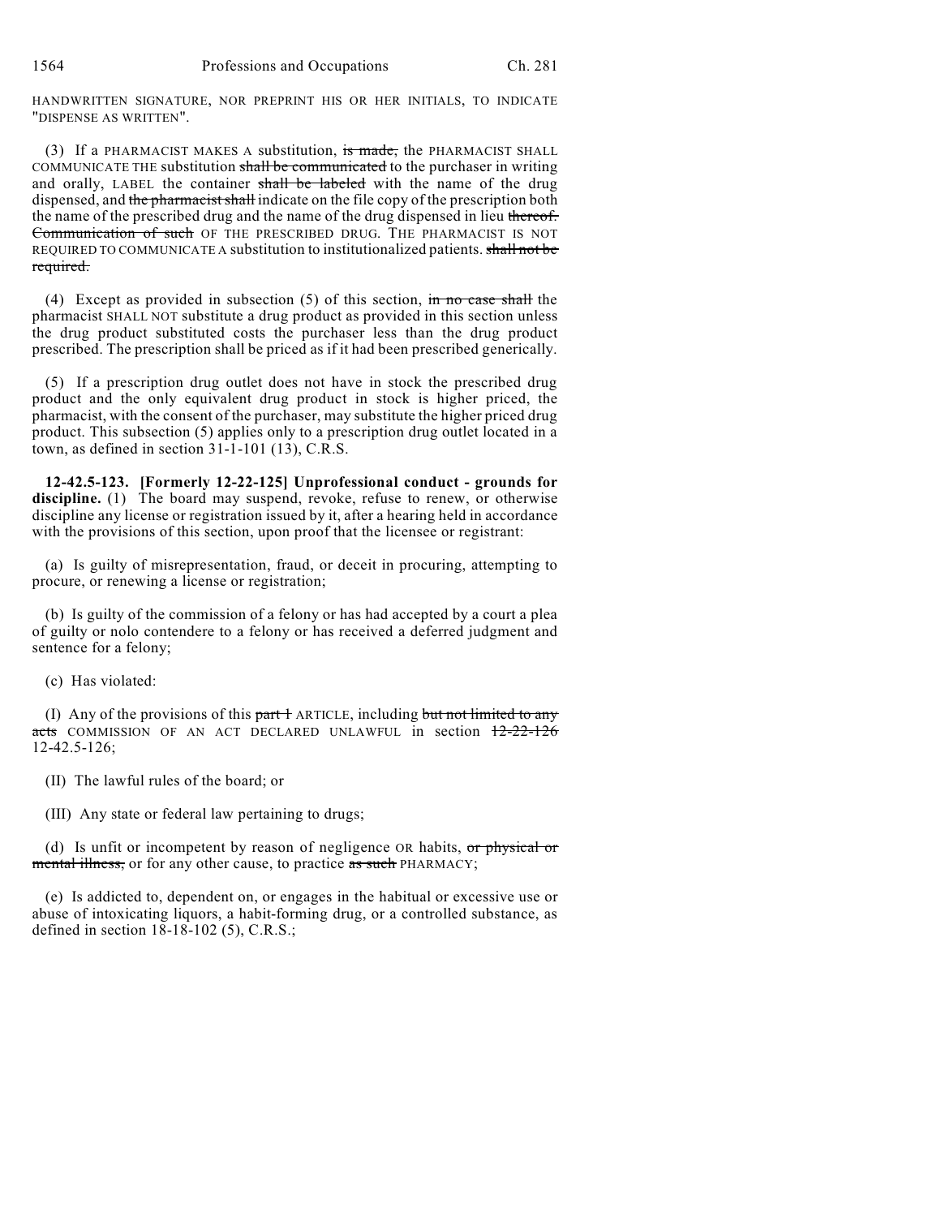HANDWRITTEN SIGNATURE, NOR PREPRINT HIS OR HER INITIALS, TO INDICATE "DISPENSE AS WRITTEN".

(3) If a PHARMACIST MAKES A substitution, ~~is made,~~ the PHARMACIST SHALL COMMUNICATE THE substitution ~~shall be communicated~~ to the purchaser in writing and orally, LABEL the container ~~shall be labeled~~ with the name of the drug dispensed, and ~~the pharmacist shall~~ indicate on the file copy of the prescription both the name of the prescribed drug and the name of the drug dispensed in lieu ~~thereof. Communication of such~~ OF THE PRESCRIBED DRUG. THE PHARMACIST IS NOT REQUIRED TO COMMUNICATE A substitution to institutionalized patients. ~~shall not be required.~~

(4) Except as provided in subsection (5) of this section, ~~in no case shall~~ the pharmacist SHALL NOT substitute a drug product as provided in this section unless the drug product substituted costs the purchaser less than the drug product prescribed. The prescription shall be priced as if it had been prescribed generically.

(5) If a prescription drug outlet does not have in stock the prescribed drug product and the only equivalent drug product in stock is higher priced, the pharmacist, with the consent of the purchaser, may substitute the higher priced drug product. This subsection (5) applies only to a prescription drug outlet located in a town, as defined in section 31-1-101 (13), C.R.S.

**12-42.5-123. [Formerly 12-22-125] Unprofessional conduct - grounds for discipline.** (1) The board may suspend, revoke, refuse to renew, or otherwise discipline any license or registration issued by it, after a hearing held in accordance with the provisions of this section, upon proof that the licensee or registrant:

(a) Is guilty of misrepresentation, fraud, or deceit in procuring, attempting to procure, or renewing a license or registration;

(b) Is guilty of the commission of a felony or has had accepted by a court a plea of guilty or nolo contendere to a felony or has received a deferred judgment and sentence for a felony;

(c) Has violated:

(I) Any of the provisions of this ~~part 1~~ ARTICLE, including ~~but not limited to any acts~~ COMMISSION OF AN ACT DECLARED UNLAWFUL in section ~~12-22-126~~ 12-42.5-126;

(II) The lawful rules of the board; or

(III) Any state or federal law pertaining to drugs;

(d) Is unfit or incompetent by reason of negligence OR habits, ~~or physical or mental illness,~~ or for any other cause, to practice ~~as such~~ PHARMACY;

(e) Is addicted to, dependent on, or engages in the habitual or excessive use or abuse of intoxicating liquors, a habit-forming drug, or a controlled substance, as defined in section 18-18-102 (5), C.R.S.;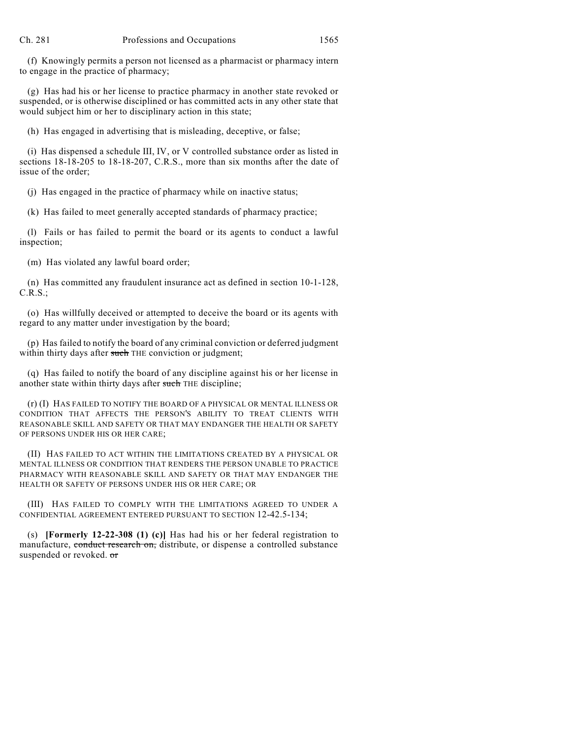(f) Knowingly permits a person not licensed as a pharmacist or pharmacy intern to engage in the practice of pharmacy;

(g) Has had his or her license to practice pharmacy in another state revoked or suspended, or is otherwise disciplined or has committed acts in any other state that would subject him or her to disciplinary action in this state;

(h) Has engaged in advertising that is misleading, deceptive, or false;

(i) Has dispensed a schedule III, IV, or V controlled substance order as listed in sections 18-18-205 to 18-18-207, C.R.S., more than six months after the date of issue of the order;

(j) Has engaged in the practice of pharmacy while on inactive status;

(k) Has failed to meet generally accepted standards of pharmacy practice;

(l) Fails or has failed to permit the board or its agents to conduct a lawful inspection;

(m) Has violated any lawful board order;

(n) Has committed any fraudulent insurance act as defined in section 10-1-128, C.R.S.;

(o) Has willfully deceived or attempted to deceive the board or its agents with regard to any matter under investigation by the board;

(p) Has failed to notify the board of any criminal conviction or deferred judgment within thirty days after ~~such~~ THE conviction or judgment;

(q) Has failed to notify the board of any discipline against his or her license in another state within thirty days after ~~such~~ THE discipline;

(r) (I) HAS FAILED TO NOTIFY THE BOARD OF A PHYSICAL OR MENTAL ILLNESS OR CONDITION THAT AFFECTS THE PERSON'S ABILITY TO TREAT CLIENTS WITH REASONABLE SKILL AND SAFETY OR THAT MAY ENDANGER THE HEALTH OR SAFETY OF PERSONS UNDER HIS OR HER CARE;

(II) HAS FAILED TO ACT WITHIN THE LIMITATIONS CREATED BY A PHYSICAL OR MENTAL ILLNESS OR CONDITION THAT RENDERS THE PERSON UNABLE TO PRACTICE PHARMACY WITH REASONABLE SKILL AND SAFETY OR THAT MAY ENDANGER THE HEALTH OR SAFETY OF PERSONS UNDER HIS OR HER CARE; OR

(III) HAS FAILED TO COMPLY WITH THE LIMITATIONS AGREED TO UNDER A CONFIDENTIAL AGREEMENT ENTERED PURSUANT TO SECTION 12-42.5-134;

(s) **[Formerly 12-22-308 (1) (c)]** Has had his or her federal registration to manufacture, ~~conduct research on,~~ distribute, or dispense a controlled substance suspended or revoked. ~~or~~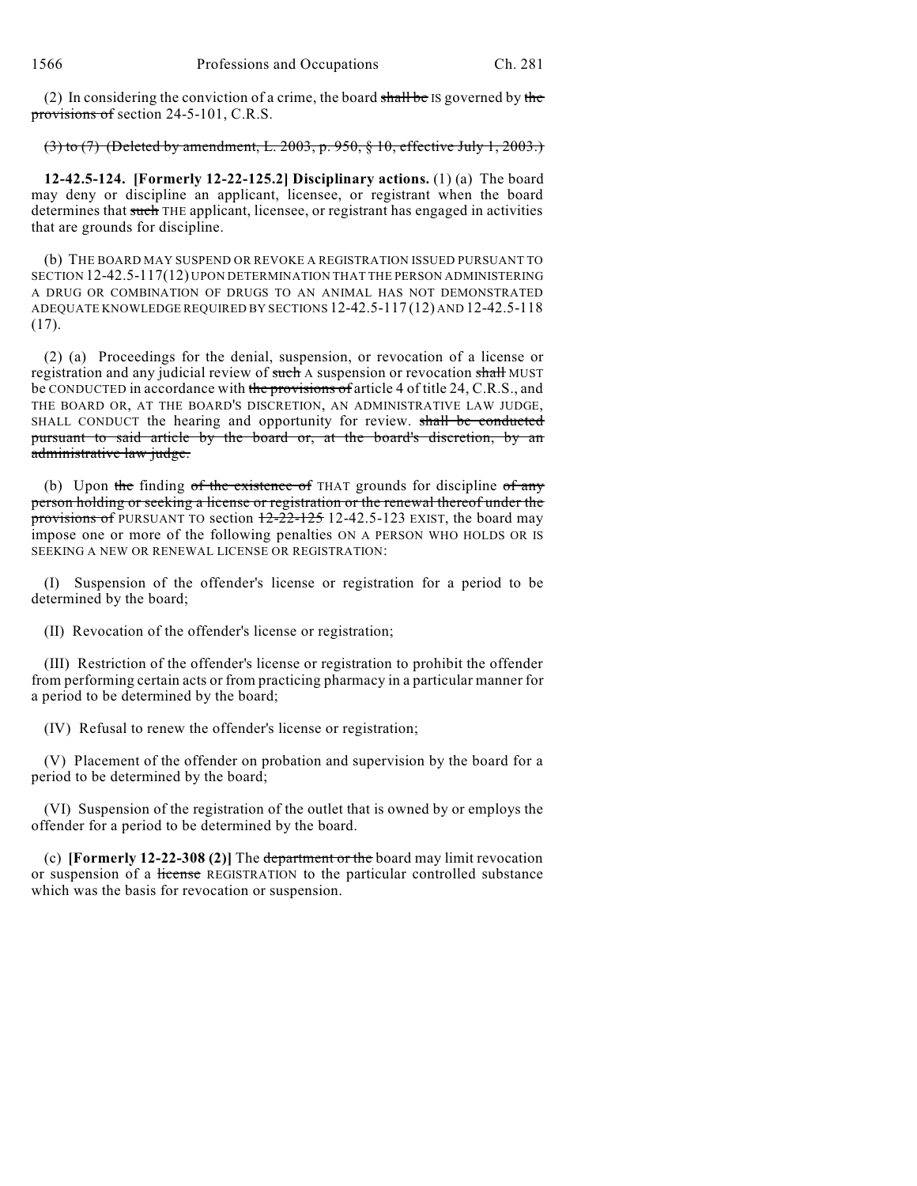(2) In considering the conviction of a crime, the board ~~shall be~~ IS governed by ~~the provisions of~~ section 24-5-101, C.R.S.

~~(3) to (7) (Deleted by amendment, L. 2003, p. 950, § 10, effective July 1, 2003.)~~

**12-42.5-124. [Formerly 12-22-125.2] Disciplinary actions.** (1) (a) The board may deny or discipline an applicant, licensee, or registrant when the board determines that ~~such~~ THE applicant, licensee, or registrant has engaged in activities that are grounds for discipline.

(b) THE BOARD MAY SUSPEND OR REVOKE A REGISTRATION ISSUED PURSUANT TO SECTION 12-42.5-117(12) UPON DETERMINATION THAT THE PERSON ADMINISTERING A DRUG OR COMBINATION OF DRUGS TO AN ANIMAL HAS NOT DEMONSTRATED ADEQUATE KNOWLEDGE REQUIRED BY SECTIONS 12-42.5-117 (12) AND 12-42.5-118 (17).

(2) (a) Proceedings for the denial, suspension, or revocation of a license or registration and any judicial review of ~~such~~ A suspension or revocation ~~shall~~ MUST be CONDUCTED in accordance with ~~the provisions of~~ article 4 of title 24, C.R.S., and THE BOARD OR, AT THE BOARD'S DISCRETION, AN ADMINISTRATIVE LAW JUDGE, SHALL CONDUCT the hearing and opportunity for review. ~~shall be conducted pursuant to said article by the board or, at the board's discretion, by an administrative law judge.~~

(b) Upon ~~the~~ finding ~~of the existence of~~ THAT grounds for discipline ~~of any person holding or seeking a license or registration or the renewal thereof under the provisions of~~ PURSUANT TO section ~~12-22-125~~ 12-42.5-123 EXIST, the board may impose one or more of the following penalties ON A PERSON WHO HOLDS OR IS SEEKING A NEW OR RENEWAL LICENSE OR REGISTRATION:

(I) Suspension of the offender's license or registration for a period to be determined by the board;

(II) Revocation of the offender's license or registration;

(III) Restriction of the offender's license or registration to prohibit the offender from performing certain acts or from practicing pharmacy in a particular manner for a period to be determined by the board;

(IV) Refusal to renew the offender's license or registration;

(V) Placement of the offender on probation and supervision by the board for a period to be determined by the board;

(VI) Suspension of the registration of the outlet that is owned by or employs the offender for a period to be determined by the board.

(c) **[Formerly 12-22-308 (2)]** The ~~department or the~~ board may limit revocation or suspension of a ~~license~~ REGISTRATION to the particular controlled substance which was the basis for revocation or suspension.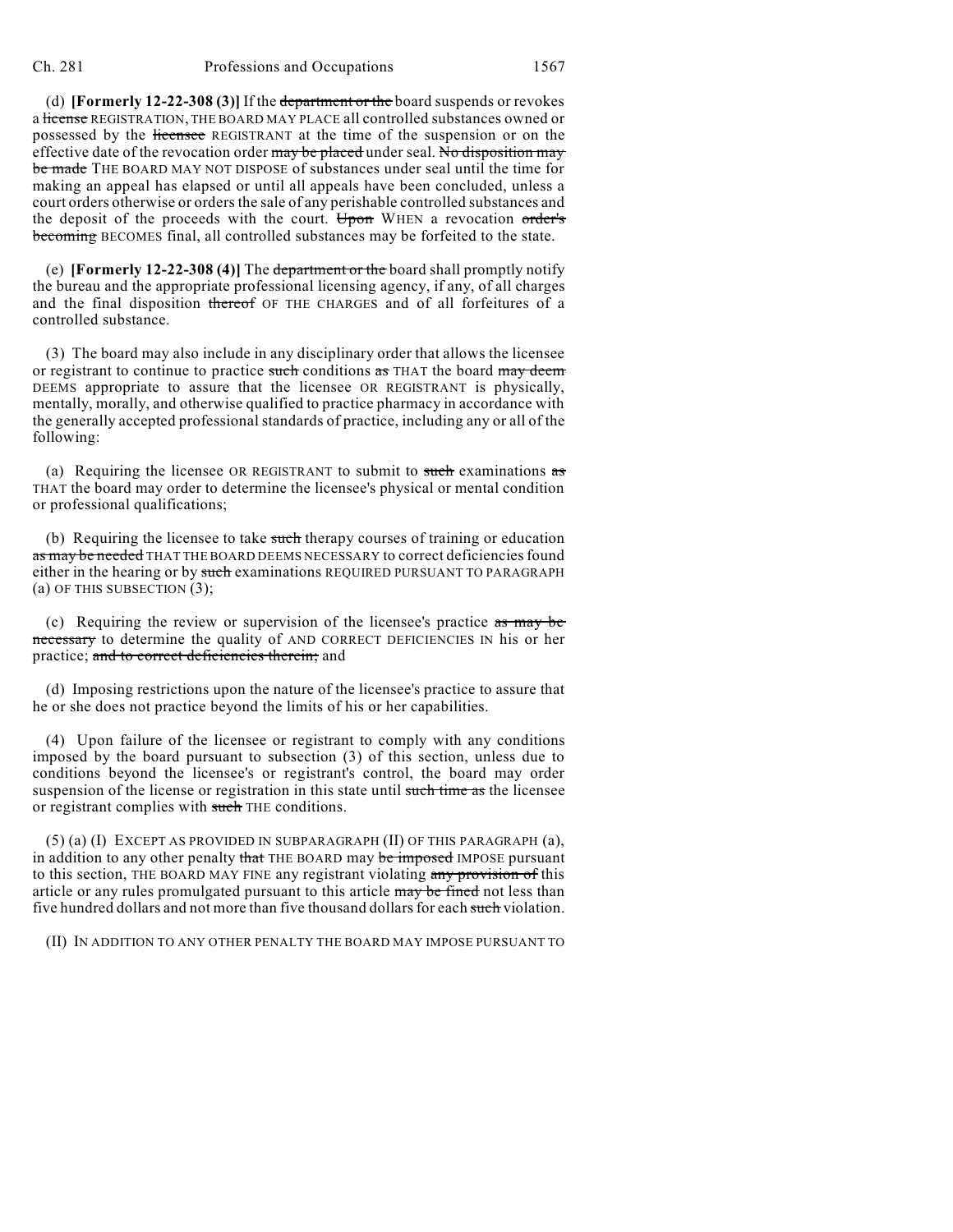(d) **[Formerly 12-22-308 (3)]** If the ~~department or the~~ board suspends or revokes a ~~license~~ REGISTRATION, THE BOARD MAY PLACE all controlled substances owned or possessed by the ~~licensee~~ REGISTRANT at the time of the suspension or on the effective date of the revocation order ~~may be placed~~ under seal. ~~No disposition may be made~~ THE BOARD MAY NOT DISPOSE of substances under seal until the time for making an appeal has elapsed or until all appeals have been concluded, unless a court orders otherwise or orders the sale of any perishable controlled substances and the deposit of the proceeds with the court. ~~Upon~~ WHEN a revocation ~~order's becoming~~ BECOMES final, all controlled substances may be forfeited to the state.

(e) **[Formerly 12-22-308 (4)]** The ~~department or the~~ board shall promptly notify the bureau and the appropriate professional licensing agency, if any, of all charges and the final disposition ~~thereof~~ OF THE CHARGES and of all forfeitures of a controlled substance.

(3) The board may also include in any disciplinary order that allows the licensee or registrant to continue to practice ~~such~~ conditions ~~as~~ THAT the board ~~may deem~~ DEEMS appropriate to assure that the licensee OR REGISTRANT is physically, mentally, morally, and otherwise qualified to practice pharmacy in accordance with the generally accepted professional standards of practice, including any or all of the following:

(a) Requiring the licensee OR REGISTRANT to submit to ~~such~~ examinations ~~as~~ THAT the board may order to determine the licensee's physical or mental condition or professional qualifications;

(b) Requiring the licensee to take ~~such~~ therapy courses of training or education ~~as may be needed~~ THAT THE BOARD DEEMS NECESSARY to correct deficiencies found either in the hearing or by ~~such~~ examinations REQUIRED PURSUANT TO PARAGRAPH (a) OF THIS SUBSECTION (3);

(c) Requiring the review or supervision of the licensee's practice ~~as may be necessary~~ to determine the quality of AND CORRECT DEFICIENCIES IN his or her practice; ~~and to correct deficiencies therein;~~ and

(d) Imposing restrictions upon the nature of the licensee's practice to assure that he or she does not practice beyond the limits of his or her capabilities.

(4) Upon failure of the licensee or registrant to comply with any conditions imposed by the board pursuant to subsection (3) of this section, unless due to conditions beyond the licensee's or registrant's control, the board may order suspension of the license or registration in this state until ~~such time as~~ the licensee or registrant complies with ~~such~~ THE conditions.

(5) (a) (I) EXCEPT AS PROVIDED IN SUBPARAGRAPH (II) OF THIS PARAGRAPH (a), in addition to any other penalty ~~that~~ THE BOARD may ~~be imposed~~ IMPOSE pursuant to this section, THE BOARD MAY FINE any registrant violating ~~any provision of~~ this article or any rules promulgated pursuant to this article ~~may be fined~~ not less than five hundred dollars and not more than five thousand dollars for each ~~such~~ violation.

(II) IN ADDITION TO ANY OTHER PENALTY THE BOARD MAY IMPOSE PURSUANT TO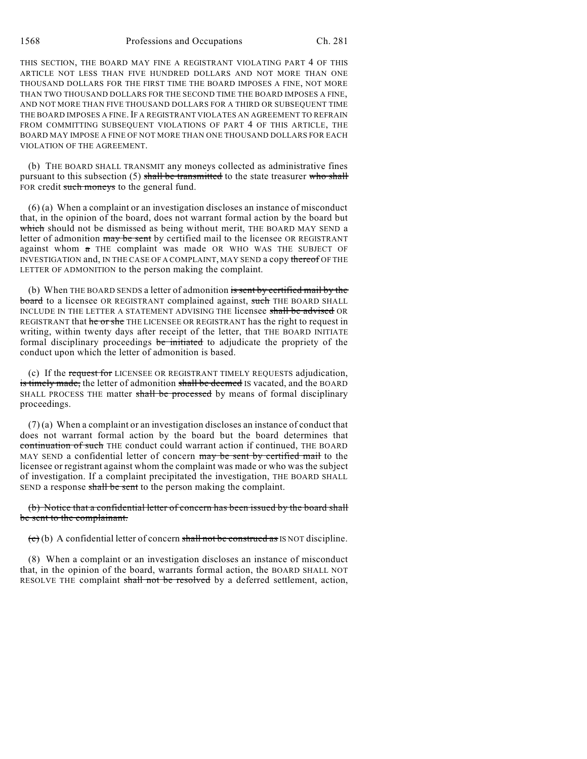THIS SECTION, THE BOARD MAY FINE A REGISTRANT VIOLATING PART 4 OF THIS ARTICLE NOT LESS THAN FIVE HUNDRED DOLLARS AND NOT MORE THAN ONE THOUSAND DOLLARS FOR THE FIRST TIME THE BOARD IMPOSES A FINE, NOT MORE THAN TWO THOUSAND DOLLARS FOR THE SECOND TIME THE BOARD IMPOSES A FINE, AND NOT MORE THAN FIVE THOUSAND DOLLARS FOR A THIRD OR SUBSEQUENT TIME THE BOARD IMPOSES A FINE. IF A REGISTRANT VIOLATES AN AGREEMENT TO REFRAIN FROM COMMITTING SUBSEQUENT VIOLATIONS OF PART 4 OF THIS ARTICLE, THE BOARD MAY IMPOSE A FINE OF NOT MORE THAN ONE THOUSAND DOLLARS FOR EACH VIOLATION OF THE AGREEMENT.

(b) THE BOARD SHALL TRANSMIT any moneys collected as administrative fines pursuant to this subsection (5) ~~shall be transmitted~~ to the state treasurer ~~who shall~~ FOR credit ~~such moneys~~ to the general fund.

(6) (a) When a complaint or an investigation discloses an instance of misconduct that, in the opinion of the board, does not warrant formal action by the board but ~~which~~ should not be dismissed as being without merit, THE BOARD MAY SEND a letter of admonition ~~may be sent~~ by certified mail to the licensee OR REGISTRANT against whom ~~a~~ THE complaint was made OR WHO WAS THE SUBJECT OF INVESTIGATION and, IN THE CASE OF A COMPLAINT, MAY SEND a copy ~~thereof~~ OF THE LETTER OF ADMONITION to the person making the complaint.

(b) When THE BOARD SENDS a letter of admonition ~~is sent by certified mail by the board~~ to a licensee OR REGISTRANT complained against, ~~such~~ THE BOARD SHALL INCLUDE IN THE LETTER A STATEMENT ADVISING THE licensee ~~shall be advised~~ OR REGISTRANT that ~~he or she~~ THE LICENSEE OR REGISTRANT has the right to request in writing, within twenty days after receipt of the letter, that THE BOARD INITIATE formal disciplinary proceedings ~~be initiated~~ to adjudicate the propriety of the conduct upon which the letter of admonition is based.

(c) If the ~~request for~~ LICENSEE OR REGISTRANT TIMELY REQUESTS adjudication, ~~is timely made,~~ the letter of admonition ~~shall be deemed~~ IS vacated, and the BOARD SHALL PROCESS THE matter ~~shall be processed~~ by means of formal disciplinary proceedings.

(7) (a) When a complaint or an investigation discloses an instance of conduct that does not warrant formal action by the board but the board determines that ~~continuation of such~~ THE conduct could warrant action if continued, THE BOARD MAY SEND a confidential letter of concern ~~may be sent by certified mail~~ to the licensee or registrant against whom the complaint was made or who was the subject of investigation. If a complaint precipitated the investigation, THE BOARD SHALL SEND a response ~~shall be sent~~ to the person making the complaint.

~~(b) Notice that a confidential letter of concern has been issued by the board shall be sent to the complainant.~~

~~(c)~~ (b) A confidential letter of concern ~~shall not be construed as~~ IS NOT discipline.

(8) When a complaint or an investigation discloses an instance of misconduct that, in the opinion of the board, warrants formal action, the BOARD SHALL NOT RESOLVE THE complaint ~~shall not be resolved~~ by a deferred settlement, action,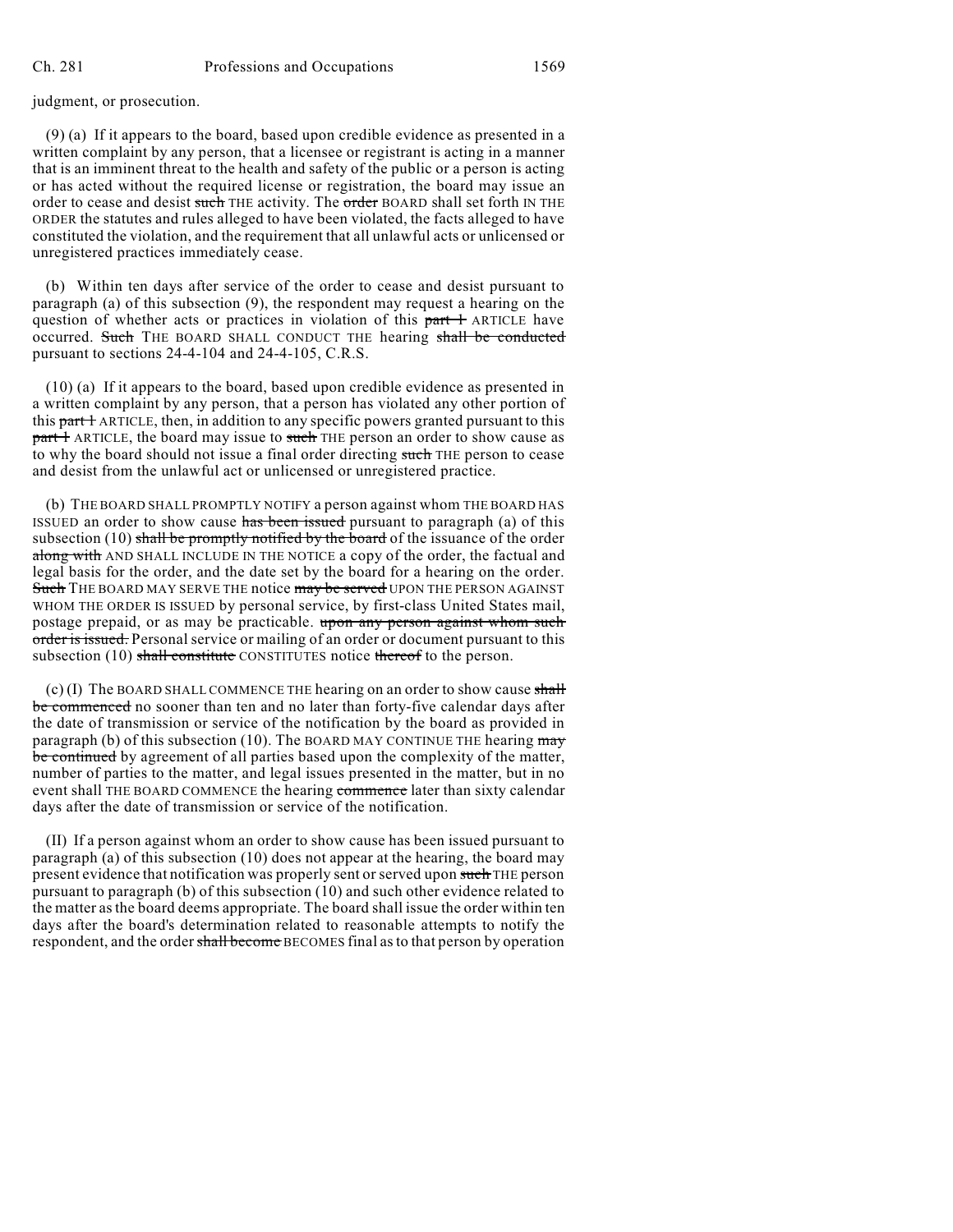judgment, or prosecution.

(9) (a) If it appears to the board, based upon credible evidence as presented in a written complaint by any person, that a licensee or registrant is acting in a manner that is an imminent threat to the health and safety of the public or a person is acting or has acted without the required license or registration, the board may issue an order to cease and desist ~~such~~ THE activity. The ~~order~~ BOARD shall set forth IN THE ORDER the statutes and rules alleged to have been violated, the facts alleged to have constituted the violation, and the requirement that all unlawful acts or unlicensed or unregistered practices immediately cease.

(b) Within ten days after service of the order to cease and desist pursuant to paragraph (a) of this subsection (9), the respondent may request a hearing on the question of whether acts or practices in violation of this ~~part 1~~ ARTICLE have occurred. ~~Such~~ THE BOARD SHALL CONDUCT THE hearing ~~shall be conducted~~ pursuant to sections 24-4-104 and 24-4-105, C.R.S.

(10) (a) If it appears to the board, based upon credible evidence as presented in a written complaint by any person, that a person has violated any other portion of this ~~part 1~~ ARTICLE, then, in addition to any specific powers granted pursuant to this ~~part 1~~ ARTICLE, the board may issue to ~~such~~ THE person an order to show cause as to why the board should not issue a final order directing ~~such~~ THE person to cease and desist from the unlawful act or unlicensed or unregistered practice.

(b) THE BOARD SHALL PROMPTLY NOTIFY a person against whom THE BOARD HAS ISSUED an order to show cause ~~has been issued~~ pursuant to paragraph (a) of this subsection (10) ~~shall be promptly notified by the board~~ of the issuance of the order ~~along with~~ AND SHALL INCLUDE IN THE NOTICE a copy of the order, the factual and legal basis for the order, and the date set by the board for a hearing on the order. ~~Such~~ THE BOARD MAY SERVE THE notice ~~may be served~~ UPON THE PERSON AGAINST WHOM THE ORDER IS ISSUED by personal service, by first-class United States mail, postage prepaid, or as may be practicable. ~~upon any person against whom such order is issued.~~ Personal service or mailing of an order or document pursuant to this subsection (10) ~~shall constitute~~ CONSTITUTES notice ~~thereof~~ to the person.

(c) (I) The BOARD SHALL COMMENCE THE hearing on an order to show cause ~~shall be commenced~~ no sooner than ten and no later than forty-five calendar days after the date of transmission or service of the notification by the board as provided in paragraph (b) of this subsection (10). The BOARD MAY CONTINUE THE hearing ~~may be continued~~ by agreement of all parties based upon the complexity of the matter, number of parties to the matter, and legal issues presented in the matter, but in no event shall THE BOARD COMMENCE the hearing ~~commence~~ later than sixty calendar days after the date of transmission or service of the notification.

(II) If a person against whom an order to show cause has been issued pursuant to paragraph (a) of this subsection (10) does not appear at the hearing, the board may present evidence that notification was properly sent or served upon ~~such~~ THE person pursuant to paragraph (b) of this subsection (10) and such other evidence related to the matter as the board deems appropriate. The board shall issue the order within ten days after the board's determination related to reasonable attempts to notify the respondent, and the order ~~shall become~~ BECOMES final as to that person by operation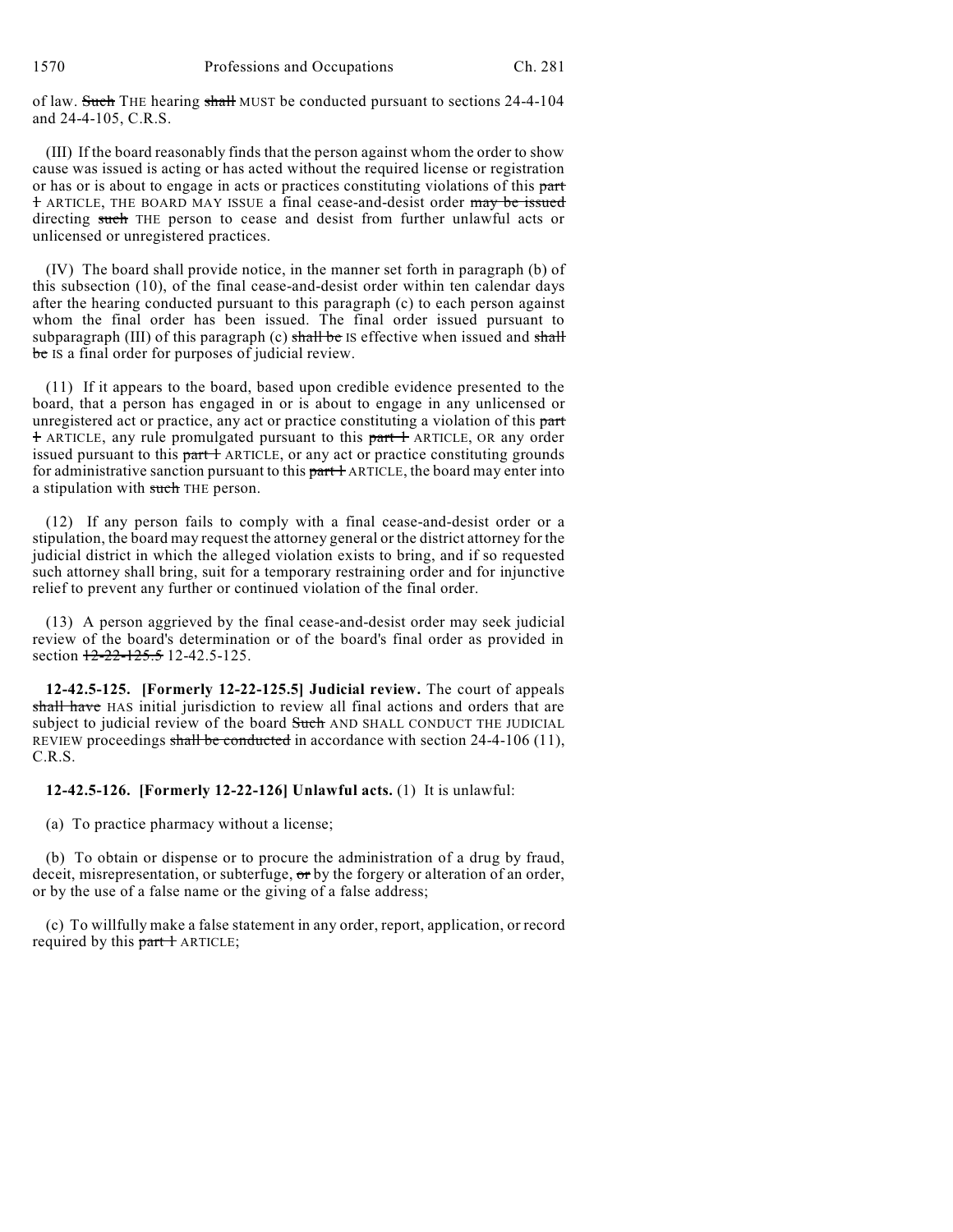of law. ~~Such~~ THE hearing ~~shall~~ MUST be conducted pursuant to sections 24-4-104 and 24-4-105, C.R.S.

(III) If the board reasonably finds that the person against whom the order to show cause was issued is acting or has acted without the required license or registration or has or is about to engage in acts or practices constituting violations of this ~~part 1~~ ARTICLE, THE BOARD MAY ISSUE a final cease-and-desist order ~~may be issued~~ directing ~~such~~ THE person to cease and desist from further unlawful acts or unlicensed or unregistered practices.

(IV) The board shall provide notice, in the manner set forth in paragraph (b) of this subsection (10), of the final cease-and-desist order within ten calendar days after the hearing conducted pursuant to this paragraph (c) to each person against whom the final order has been issued. The final order issued pursuant to subparagraph (III) of this paragraph (c) ~~shall be~~ IS effective when issued and ~~shall be~~ IS a final order for purposes of judicial review.

(11) If it appears to the board, based upon credible evidence presented to the board, that a person has engaged in or is about to engage in any unlicensed or unregistered act or practice, any act or practice constituting a violation of this ~~part 1~~ ARTICLE, any rule promulgated pursuant to this ~~part 1~~ ARTICLE, OR any order issued pursuant to this ~~part 1~~ ARTICLE, or any act or practice constituting grounds for administrative sanction pursuant to this ~~part 1~~ ARTICLE, the board may enter into a stipulation with ~~such~~ THE person.

(12) If any person fails to comply with a final cease-and-desist order or a stipulation, the board may request the attorney general or the district attorney for the judicial district in which the alleged violation exists to bring, and if so requested such attorney shall bring, suit for a temporary restraining order and for injunctive relief to prevent any further or continued violation of the final order.

(13) A person aggrieved by the final cease-and-desist order may seek judicial review of the board's determination or of the board's final order as provided in section ~~12-22-125.5~~ 12-42.5-125.

**12-42.5-125. [Formerly 12-22-125.5] Judicial review.** The court of appeals ~~shall have~~ HAS initial jurisdiction to review all final actions and orders that are subject to judicial review of the board ~~Such~~ AND SHALL CONDUCT THE JUDICIAL REVIEW proceedings ~~shall be conducted~~ in accordance with section 24-4-106 (11), C.R.S.

**12-42.5-126. [Formerly 12-22-126] Unlawful acts.** (1) It is unlawful:

(a) To practice pharmacy without a license;

(b) To obtain or dispense or to procure the administration of a drug by fraud, deceit, misrepresentation, or subterfuge, ~~or~~ by the forgery or alteration of an order, or by the use of a false name or the giving of a false address;

(c) To willfully make a false statement in any order, report, application, or record required by this ~~part 1~~ ARTICLE;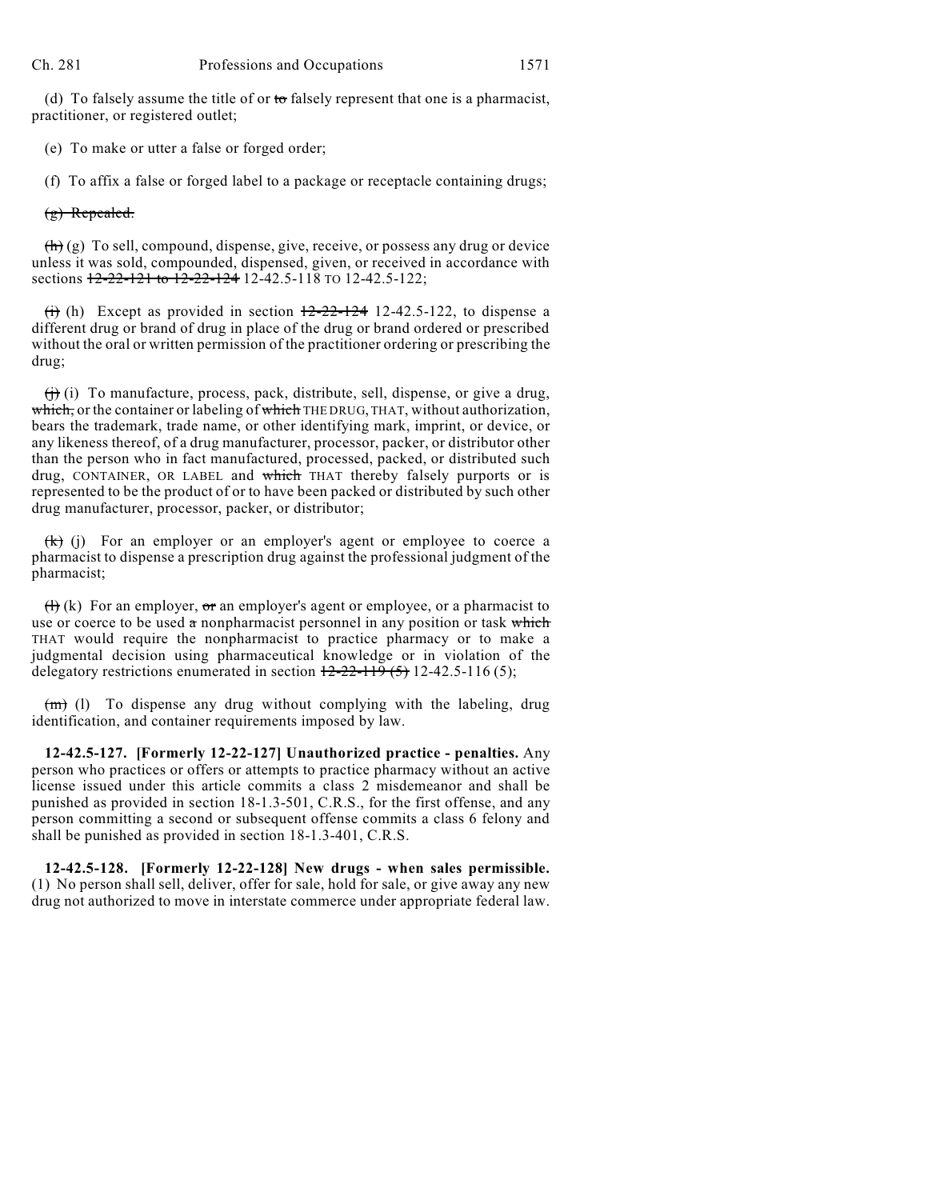(d) To falsely assume the title of or ~~to~~ falsely represent that one is a pharmacist, practitioner, or registered outlet;

(e) To make or utter a false or forged order;

(f) To affix a false or forged label to a package or receptacle containing drugs;

~~(g) Repealed.~~

~~(h)~~ (g) To sell, compound, dispense, give, receive, or possess any drug or device unless it was sold, compounded, dispensed, given, or received in accordance with sections ~~12-22-121 to 12-22-124~~ 12-42.5-118 TO 12-42.5-122;

~~(i)~~ (h) Except as provided in section ~~12-22-124~~ 12-42.5-122, to dispense a different drug or brand of drug in place of the drug or brand ordered or prescribed without the oral or written permission of the practitioner ordering or prescribing the drug;

~~(j)~~ (i) To manufacture, process, pack, distribute, sell, dispense, or give a drug, ~~which,~~ or the container or labeling of ~~which~~ THE DRUG, THAT, without authorization, bears the trademark, trade name, or other identifying mark, imprint, or device, or any likeness thereof, of a drug manufacturer, processor, packer, or distributor other than the person who in fact manufactured, processed, packed, or distributed such drug, CONTAINER, OR LABEL and ~~which~~ THAT thereby falsely purports or is represented to be the product of or to have been packed or distributed by such other drug manufacturer, processor, packer, or distributor;

~~(k)~~ (j) For an employer or an employer's agent or employee to coerce a pharmacist to dispense a prescription drug against the professional judgment of the pharmacist;

~~(l)~~ (k) For an employer, ~~or~~ an employer's agent or employee, or a pharmacist to use or coerce to be used ~~a~~ nonpharmacist personnel in any position or task ~~which~~ THAT would require the nonpharmacist to practice pharmacy or to make a judgmental decision using pharmaceutical knowledge or in violation of the delegatory restrictions enumerated in section ~~12-22-119 (5)~~ 12-42.5-116 (5);

~~(m)~~ (l) To dispense any drug without complying with the labeling, drug identification, and container requirements imposed by law.

**12-42.5-127. [Formerly 12-22-127] Unauthorized practice - penalties.** Any person who practices or offers or attempts to practice pharmacy without an active license issued under this article commits a class 2 misdemeanor and shall be punished as provided in section 18-1.3-501, C.R.S., for the first offense, and any person committing a second or subsequent offense commits a class 6 felony and shall be punished as provided in section 18-1.3-401, C.R.S.

**12-42.5-128. [Formerly 12-22-128] New drugs - when sales permissible.** (1) No person shall sell, deliver, offer for sale, hold for sale, or give away any new drug not authorized to move in interstate commerce under appropriate federal law.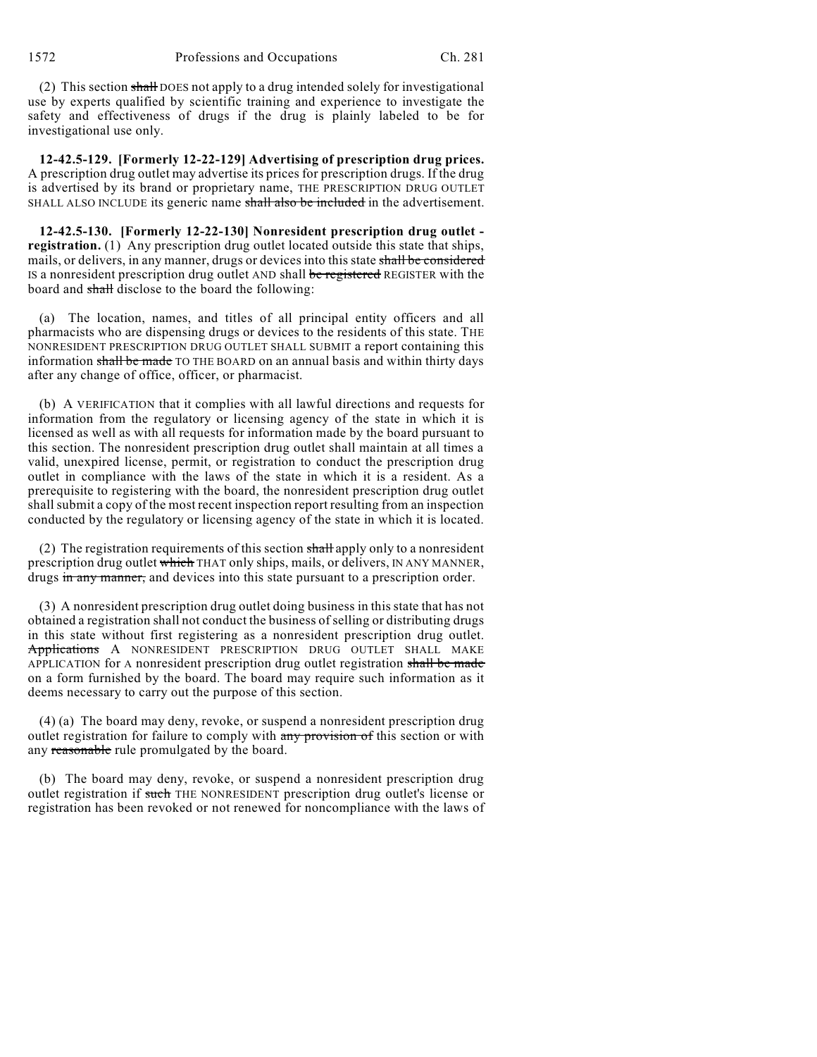(2) This section ~~shall~~ DOES not apply to a drug intended solely for investigational use by experts qualified by scientific training and experience to investigate the safety and effectiveness of drugs if the drug is plainly labeled to be for investigational use only.

**12-42.5-129. [Formerly 12-22-129] Advertising of prescription drug prices.** A prescription drug outlet may advertise its prices for prescription drugs. If the drug is advertised by its brand or proprietary name, THE PRESCRIPTION DRUG OUTLET SHALL ALSO INCLUDE its generic name ~~shall also be included~~ in the advertisement.

**12-42.5-130. [Formerly 12-22-130] Nonresident prescription drug outlet - registration.** (1) Any prescription drug outlet located outside this state that ships, mails, or delivers, in any manner, drugs or devices into this state ~~shall be considered~~ IS a nonresident prescription drug outlet AND shall ~~be registered~~ REGISTER with the board and ~~shall~~ disclose to the board the following:

(a) The location, names, and titles of all principal entity officers and all pharmacists who are dispensing drugs or devices to the residents of this state. THE NONRESIDENT PRESCRIPTION DRUG OUTLET SHALL SUBMIT a report containing this information ~~shall be made~~ TO THE BOARD on an annual basis and within thirty days after any change of office, officer, or pharmacist.

(b) A VERIFICATION that it complies with all lawful directions and requests for information from the regulatory or licensing agency of the state in which it is licensed as well as with all requests for information made by the board pursuant to this section. The nonresident prescription drug outlet shall maintain at all times a valid, unexpired license, permit, or registration to conduct the prescription drug outlet in compliance with the laws of the state in which it is a resident. As a prerequisite to registering with the board, the nonresident prescription drug outlet shall submit a copy of the most recent inspection report resulting from an inspection conducted by the regulatory or licensing agency of the state in which it is located.

(2) The registration requirements of this section ~~shall~~ apply only to a nonresident prescription drug outlet ~~which~~ THAT only ships, mails, or delivers, IN ANY MANNER, drugs ~~in any manner,~~ and devices into this state pursuant to a prescription order.

(3) A nonresident prescription drug outlet doing business in this state that has not obtained a registration shall not conduct the business of selling or distributing drugs in this state without first registering as a nonresident prescription drug outlet. ~~Applications~~ A NONRESIDENT PRESCRIPTION DRUG OUTLET SHALL MAKE APPLICATION for A nonresident prescription drug outlet registration ~~shall be made~~ on a form furnished by the board. The board may require such information as it deems necessary to carry out the purpose of this section.

(4) (a) The board may deny, revoke, or suspend a nonresident prescription drug outlet registration for failure to comply with ~~any provision of~~ this section or with any ~~reasonable~~ rule promulgated by the board.

(b) The board may deny, revoke, or suspend a nonresident prescription drug outlet registration if ~~such~~ THE NONRESIDENT prescription drug outlet's license or registration has been revoked or not renewed for noncompliance with the laws of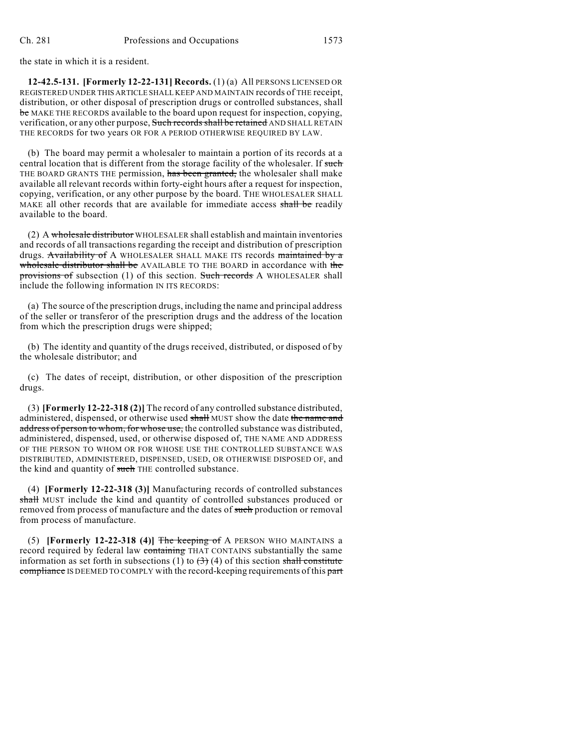the state in which it is a resident.

**12-42.5-131. [Formerly 12-22-131] Records.** (1) (a) All PERSONS LICENSED OR REGISTERED UNDER THIS ARTICLE SHALL KEEP AND MAINTAIN records of THE receipt, distribution, or other disposal of prescription drugs or controlled substances, shall ~~be~~ MAKE THE RECORDS available to the board upon request for inspection, copying, verification, or any other purpose, ~~Such records shall be retained~~ AND SHALL RETAIN THE RECORDS for two years OR FOR A PERIOD OTHERWISE REQUIRED BY LAW.

(b) The board may permit a wholesaler to maintain a portion of its records at a central location that is different from the storage facility of the wholesaler. If ~~such~~ THE BOARD GRANTS THE permission, ~~has been granted,~~ the wholesaler shall make available all relevant records within forty-eight hours after a request for inspection, copying, verification, or any other purpose by the board. THE WHOLESALER SHALL MAKE all other records that are available for immediate access ~~shall be~~ readily available to the board.

(2) A ~~wholesale distributor~~ WHOLESALER shall establish and maintain inventories and records of all transactions regarding the receipt and distribution of prescription drugs. ~~Availability of~~ A WHOLESALER SHALL MAKE ITS records ~~maintained by a wholesale distributor shall be~~ AVAILABLE TO THE BOARD in accordance with ~~the provisions of~~ subsection (1) of this section. ~~Such records~~ A WHOLESALER shall include the following information IN ITS RECORDS:

(a) The source of the prescription drugs, including the name and principal address of the seller or transferor of the prescription drugs and the address of the location from which the prescription drugs were shipped;

(b) The identity and quantity of the drugs received, distributed, or disposed of by the wholesale distributor; and

(c) The dates of receipt, distribution, or other disposition of the prescription drugs.

(3) **[Formerly 12-22-318 (2)]** The record of any controlled substance distributed, administered, dispensed, or otherwise used ~~shall~~ MUST show the date ~~the name and address of person to whom, for whose use,~~ the controlled substance was distributed, administered, dispensed, used, or otherwise disposed of, THE NAME AND ADDRESS OF THE PERSON TO WHOM OR FOR WHOSE USE THE CONTROLLED SUBSTANCE WAS DISTRIBUTED, ADMINISTERED, DISPENSED, USED, OR OTHERWISE DISPOSED OF, and the kind and quantity of ~~such~~ THE controlled substance.

(4) **[Formerly 12-22-318 (3)]** Manufacturing records of controlled substances ~~shall~~ MUST include the kind and quantity of controlled substances produced or removed from process of manufacture and the dates of ~~such~~ production or removal from process of manufacture.

(5) **[Formerly 12-22-318 (4)]** ~~The keeping of~~ A PERSON WHO MAINTAINS a record required by federal law ~~containing~~ THAT CONTAINS substantially the same information as set forth in subsections (1) to ~~(3)~~ (4) of this section ~~shall constitute compliance~~ IS DEEMED TO COMPLY with the record-keeping requirements of this ~~part~~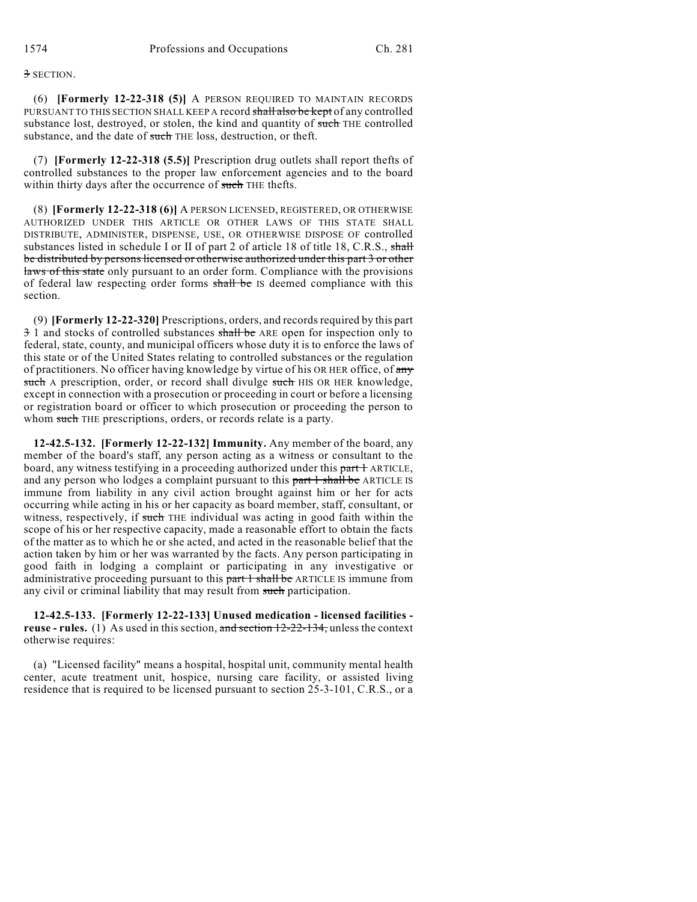3 SECTION.

(6) **[Formerly 12-22-318 (5)]** A PERSON REQUIRED TO MAINTAIN RECORDS PURSUANT TO THIS SECTION SHALL KEEP A record shall also be kept of any controlled substance lost, destroyed, or stolen, the kind and quantity of such THE controlled substance, and the date of such THE loss, destruction, or theft.

(7) **[Formerly 12-22-318 (5.5)]** Prescription drug outlets shall report thefts of controlled substances to the proper law enforcement agencies and to the board within thirty days after the occurrence of such THE thefts.

(8) **[Formerly 12-22-318 (6)]** A PERSON LICENSED, REGISTERED, OR OTHERWISE AUTHORIZED UNDER THIS ARTICLE OR OTHER LAWS OF THIS STATE SHALL DISTRIBUTE, ADMINISTER, DISPENSE, USE, OR OTHERWISE DISPOSE OF controlled substances listed in schedule I or II of part 2 of article 18 of title 18, C.R.S., shall be distributed by persons licensed or otherwise authorized under this part 3 or other laws of this state only pursuant to an order form. Compliance with the provisions of federal law respecting order forms shall be IS deemed compliance with this section.

(9) **[Formerly 12-22-320]** Prescriptions, orders, and records required by this part 3 1 and stocks of controlled substances shall be ARE open for inspection only to federal, state, county, and municipal officers whose duty it is to enforce the laws of this state or of the United States relating to controlled substances or the regulation of practitioners. No officer having knowledge by virtue of his OR HER office, of any such A prescription, order, or record shall divulge such HIS OR HER knowledge, except in connection with a prosecution or proceeding in court or before a licensing or registration board or officer to which prosecution or proceeding the person to whom such THE prescriptions, orders, or records relate is a party.

**12-42.5-132. [Formerly 12-22-132] Immunity.** Any member of the board, any member of the board's staff, any person acting as a witness or consultant to the board, any witness testifying in a proceeding authorized under this part 1 ARTICLE, and any person who lodges a complaint pursuant to this part 1 shall be ARTICLE IS immune from liability in any civil action brought against him or her for acts occurring while acting in his or her capacity as board member, staff, consultant, or witness, respectively, if such THE individual was acting in good faith within the scope of his or her respective capacity, made a reasonable effort to obtain the facts of the matter as to which he or she acted, and acted in the reasonable belief that the action taken by him or her was warranted by the facts. Any person participating in good faith in lodging a complaint or participating in any investigative or administrative proceeding pursuant to this part 1 shall be ARTICLE IS immune from any civil or criminal liability that may result from such participation.

**12-42.5-133. [Formerly 12-22-133] Unused medication - licensed facilities - reuse - rules.** (1) As used in this section, and section 12-22-134, unless the context otherwise requires:

(a) "Licensed facility" means a hospital, hospital unit, community mental health center, acute treatment unit, hospice, nursing care facility, or assisted living residence that is required to be licensed pursuant to section 25-3-101, C.R.S., or a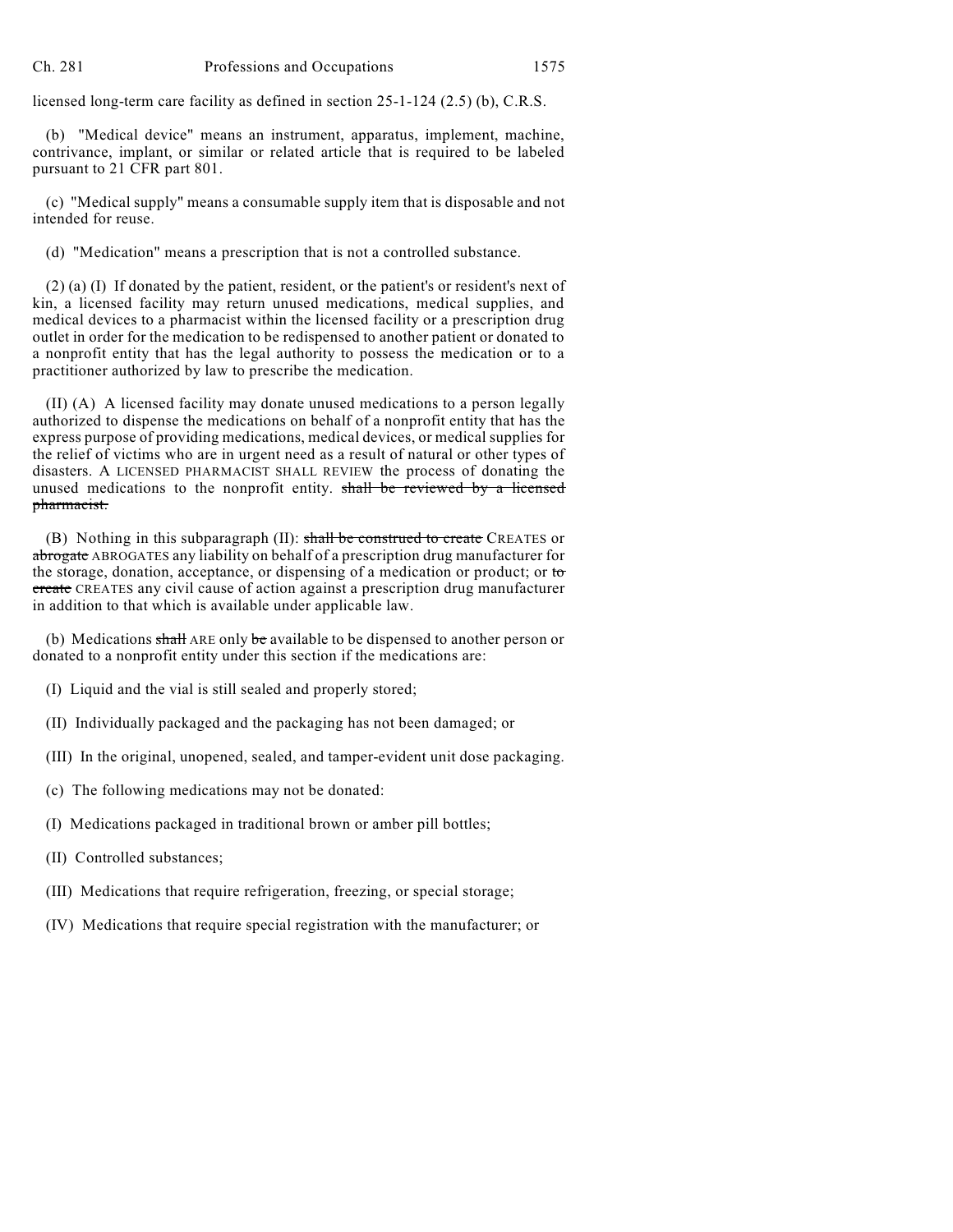licensed long-term care facility as defined in section 25-1-124 (2.5) (b), C.R.S.

(b) "Medical device" means an instrument, apparatus, implement, machine, contrivance, implant, or similar or related article that is required to be labeled pursuant to 21 CFR part 801.

(c) "Medical supply" means a consumable supply item that is disposable and not intended for reuse.

(d) "Medication" means a prescription that is not a controlled substance.

(2) (a) (I) If donated by the patient, resident, or the patient's or resident's next of kin, a licensed facility may return unused medications, medical supplies, and medical devices to a pharmacist within the licensed facility or a prescription drug outlet in order for the medication to be redispensed to another patient or donated to a nonprofit entity that has the legal authority to possess the medication or to a practitioner authorized by law to prescribe the medication.

(II) (A) A licensed facility may donate unused medications to a person legally authorized to dispense the medications on behalf of a nonprofit entity that has the express purpose of providing medications, medical devices, or medical supplies for the relief of victims who are in urgent need as a result of natural or other types of disasters. A LICENSED PHARMACIST SHALL REVIEW the process of donating the unused medications to the nonprofit entity. ~~shall be reviewed by a licensed pharmacist.~~

(B) Nothing in this subparagraph (II): ~~shall be construed to create~~ CREATES or ~~abrogate~~ ABROGATES any liability on behalf of a prescription drug manufacturer for the storage, donation, acceptance, or dispensing of a medication or product; or ~~to create~~ CREATES any civil cause of action against a prescription drug manufacturer in addition to that which is available under applicable law.

(b) Medications ~~shall~~ ARE only ~~be~~ available to be dispensed to another person or donated to a nonprofit entity under this section if the medications are:

(I) Liquid and the vial is still sealed and properly stored;

(II) Individually packaged and the packaging has not been damaged; or

(III) In the original, unopened, sealed, and tamper-evident unit dose packaging.

(c) The following medications may not be donated:

(I) Medications packaged in traditional brown or amber pill bottles;

(II) Controlled substances;

(III) Medications that require refrigeration, freezing, or special storage;

(IV) Medications that require special registration with the manufacturer; or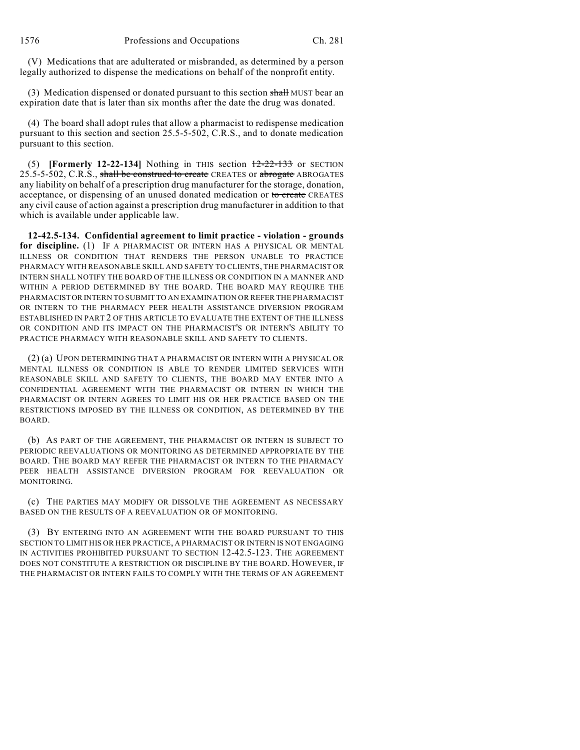(V) Medications that are adulterated or misbranded, as determined by a person legally authorized to dispense the medications on behalf of the nonprofit entity.

(3) Medication dispensed or donated pursuant to this section ~~shall~~ MUST bear an expiration date that is later than six months after the date the drug was donated.

(4) The board shall adopt rules that allow a pharmacist to redispense medication pursuant to this section and section 25.5-5-502, C.R.S., and to donate medication pursuant to this section.

(5) **[Formerly 12-22-134]** Nothing in THIS section ~~12-22-133~~ or SECTION 25.5-5-502, C.R.S., ~~shall be construed to create~~ CREATES or ~~abrogate~~ ABROGATES any liability on behalf of a prescription drug manufacturer for the storage, donation, acceptance, or dispensing of an unused donated medication or ~~to create~~ CREATES any civil cause of action against a prescription drug manufacturer in addition to that which is available under applicable law.

**12-42.5-134. Confidential agreement to limit practice - violation - grounds for discipline.** (1) IF A PHARMACIST OR INTERN HAS A PHYSICAL OR MENTAL ILLNESS OR CONDITION THAT RENDERS THE PERSON UNABLE TO PRACTICE PHARMACY WITH REASONABLE SKILL AND SAFETY TO CLIENTS, THE PHARMACIST OR INTERN SHALL NOTIFY THE BOARD OF THE ILLNESS OR CONDITION IN A MANNER AND WITHIN A PERIOD DETERMINED BY THE BOARD. THE BOARD MAY REQUIRE THE PHARMACIST OR INTERN TO SUBMIT TO AN EXAMINATION OR REFER THE PHARMACIST OR INTERN TO THE PHARMACY PEER HEALTH ASSISTANCE DIVERSION PROGRAM ESTABLISHED IN PART 2 OF THIS ARTICLE TO EVALUATE THE EXTENT OF THE ILLNESS OR CONDITION AND ITS IMPACT ON THE PHARMACIST'S OR INTERN'S ABILITY TO PRACTICE PHARMACY WITH REASONABLE SKILL AND SAFETY TO CLIENTS.

(2) (a) UPON DETERMINING THAT A PHARMACIST OR INTERN WITH A PHYSICAL OR MENTAL ILLNESS OR CONDITION IS ABLE TO RENDER LIMITED SERVICES WITH REASONABLE SKILL AND SAFETY TO CLIENTS, THE BOARD MAY ENTER INTO A CONFIDENTIAL AGREEMENT WITH THE PHARMACIST OR INTERN IN WHICH THE PHARMACIST OR INTERN AGREES TO LIMIT HIS OR HER PRACTICE BASED ON THE RESTRICTIONS IMPOSED BY THE ILLNESS OR CONDITION, AS DETERMINED BY THE BOARD.

(b) AS PART OF THE AGREEMENT, THE PHARMACIST OR INTERN IS SUBJECT TO PERIODIC REEVALUATIONS OR MONITORING AS DETERMINED APPROPRIATE BY THE BOARD. THE BOARD MAY REFER THE PHARMACIST OR INTERN TO THE PHARMACY PEER HEALTH ASSISTANCE DIVERSION PROGRAM FOR REEVALUATION OR MONITORING.

(c) THE PARTIES MAY MODIFY OR DISSOLVE THE AGREEMENT AS NECESSARY BASED ON THE RESULTS OF A REEVALUATION OR OF MONITORING.

(3) BY ENTERING INTO AN AGREEMENT WITH THE BOARD PURSUANT TO THIS SECTION TO LIMIT HIS OR HER PRACTICE, A PHARMACIST OR INTERN IS NOT ENGAGING IN ACTIVITIES PROHIBITED PURSUANT TO SECTION 12-42.5-123. THE AGREEMENT DOES NOT CONSTITUTE A RESTRICTION OR DISCIPLINE BY THE BOARD. HOWEVER, IF THE PHARMACIST OR INTERN FAILS TO COMPLY WITH THE TERMS OF AN AGREEMENT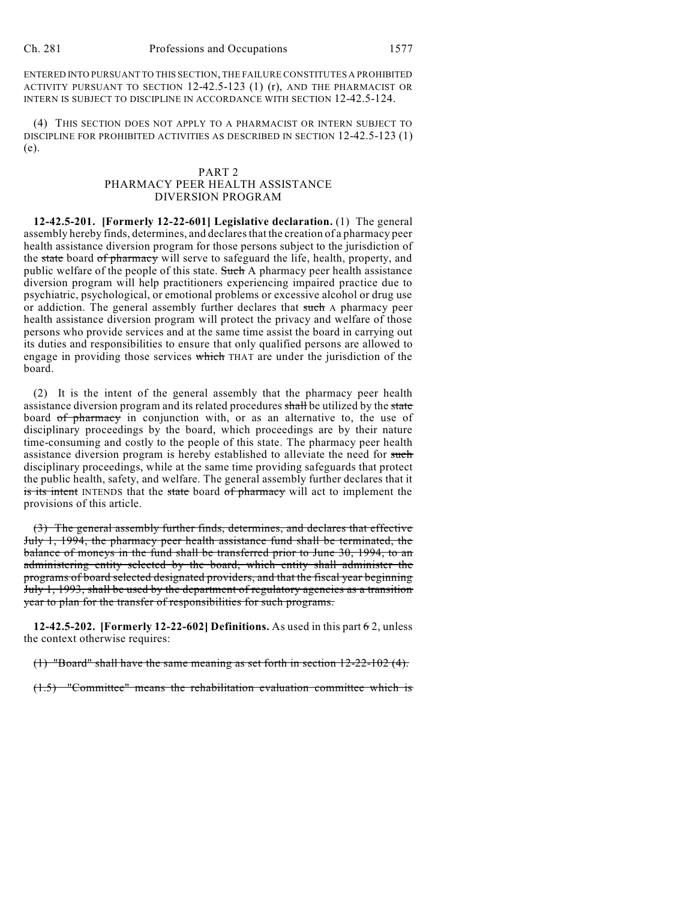ENTERED INTO PURSUANT TO THIS SECTION, THE FAILURE CONSTITUTES A PROHIBITED ACTIVITY PURSUANT TO SECTION 12-42.5-123 (1) (r), AND THE PHARMACIST OR INTERN IS SUBJECT TO DISCIPLINE IN ACCORDANCE WITH SECTION 12-42.5-124.

(4) THIS SECTION DOES NOT APPLY TO A PHARMACIST OR INTERN SUBJECT TO DISCIPLINE FOR PROHIBITED ACTIVITIES AS DESCRIBED IN SECTION 12-42.5-123 (1) (e).

## PART 2
## PHARMACY PEER HEALTH ASSISTANCE DIVERSION PROGRAM

**12-42.5-201. [Formerly 12-22-601] Legislative declaration.** (1) The general assembly hereby finds, determines, and declares that the creation of a pharmacy peer health assistance diversion program for those persons subject to the jurisdiction of the ~~state~~ board ~~of pharmacy~~ will serve to safeguard the life, health, property, and public welfare of the people of this state. ~~Such~~ A pharmacy peer health assistance diversion program will help practitioners experiencing impaired practice due to psychiatric, psychological, or emotional problems or excessive alcohol or drug use or addiction. The general assembly further declares that ~~such~~ A pharmacy peer health assistance diversion program will protect the privacy and welfare of those persons who provide services and at the same time assist the board in carrying out its duties and responsibilities to ensure that only qualified persons are allowed to engage in providing those services ~~which~~ THAT are under the jurisdiction of the board.

(2) It is the intent of the general assembly that the pharmacy peer health assistance diversion program and its related procedures ~~shall~~ be utilized by the ~~state~~ board ~~of pharmacy~~ in conjunction with, or as an alternative to, the use of disciplinary proceedings by the board, which proceedings are by their nature time-consuming and costly to the people of this state. The pharmacy peer health assistance diversion program is hereby established to alleviate the need for ~~such~~ disciplinary proceedings, while at the same time providing safeguards that protect the public health, safety, and welfare. The general assembly further declares that it ~~is its intent~~ INTENDS that the ~~state~~ board ~~of pharmacy~~ will act to implement the provisions of this article.

~~(3) The general assembly further finds, determines, and declares that effective July 1, 1994, the pharmacy peer health assistance fund shall be terminated, the balance of moneys in the fund shall be transferred prior to June 30, 1994, to an administering entity selected by the board, which entity shall administer the programs of board selected designated providers, and that the fiscal year beginning July 1, 1993, shall be used by the department of regulatory agencies as a transition year to plan for the transfer of responsibilities for such programs.~~

**12-42.5-202. [Formerly 12-22-602] Definitions.** As used in this part ~~6~~ 2, unless the context otherwise requires:

~~(1) "Board" shall have the same meaning as set forth in section 12-22-102 (4).~~

~~(1.5) "Committee" means the rehabilitation evaluation committee which is~~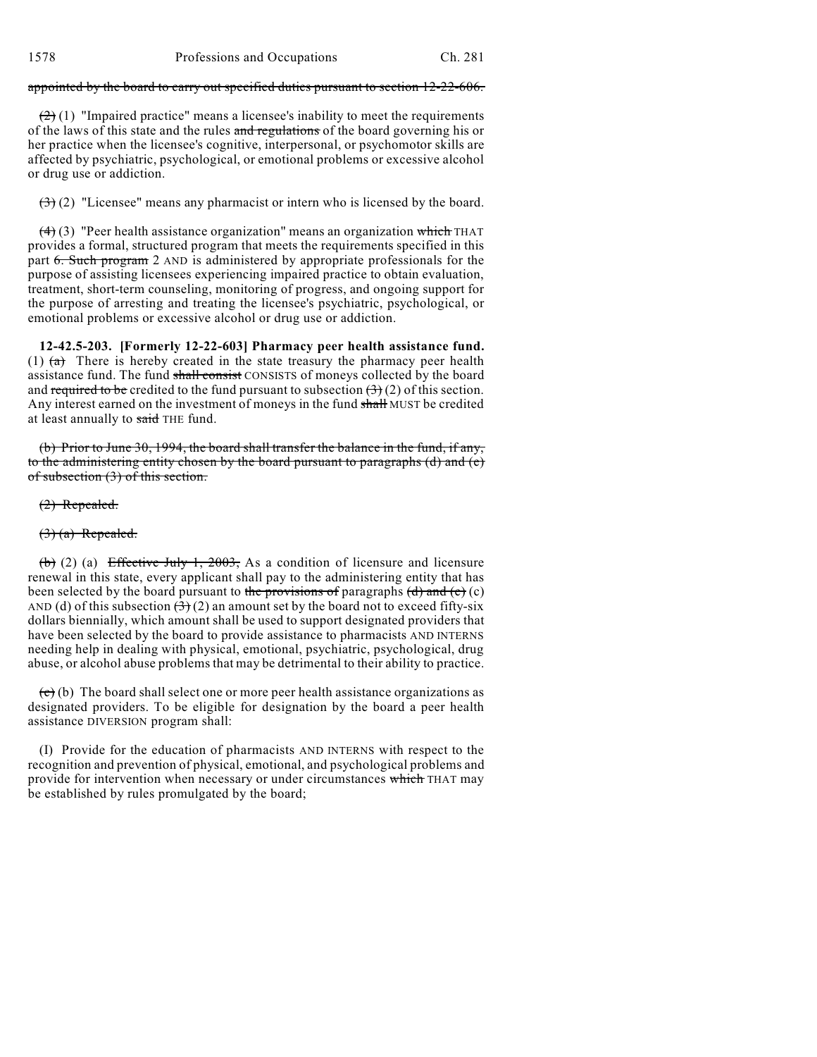~~appointed by the board to carry out specified duties pursuant to section 12-22-606.~~

~~(2)~~ (1) "Impaired practice" means a licensee's inability to meet the requirements of the laws of this state and the rules ~~and regulations~~ of the board governing his or her practice when the licensee's cognitive, interpersonal, or psychomotor skills are affected by psychiatric, psychological, or emotional problems or excessive alcohol or drug use or addiction.

~~(3)~~ (2) "Licensee" means any pharmacist or intern who is licensed by the board.

~~(4)~~ (3) "Peer health assistance organization" means an organization ~~which~~ THAT provides a formal, structured program that meets the requirements specified in this part ~~6. Such program~~ 2 AND is administered by appropriate professionals for the purpose of assisting licensees experiencing impaired practice to obtain evaluation, treatment, short-term counseling, monitoring of progress, and ongoing support for the purpose of arresting and treating the licensee's psychiatric, psychological, or emotional problems or excessive alcohol or drug use or addiction.

**12-42.5-203. [Formerly 12-22-603] Pharmacy peer health assistance fund.** (1) ~~(a)~~ There is hereby created in the state treasury the pharmacy peer health assistance fund. The fund ~~shall consist~~ CONSISTS of moneys collected by the board and ~~required to be~~ credited to the fund pursuant to subsection ~~(3)~~ (2) of this section. Any interest earned on the investment of moneys in the fund ~~shall~~ MUST be credited at least annually to ~~said~~ THE fund.

~~(b) Prior to June 30, 1994, the board shall transfer the balance in the fund, if any, to the administering entity chosen by the board pursuant to paragraphs (d) and (e) of subsection (3) of this section.~~

~~(2) Repealed.~~

~~(3) (a) Repealed.~~

~~(b)~~ (2) (a) ~~Effective July 1, 2003,~~ As a condition of licensure and licensure renewal in this state, every applicant shall pay to the administering entity that has been selected by the board pursuant to ~~the provisions of~~ paragraphs ~~(d) and (e)~~ (c) AND (d) of this subsection ~~(3)~~ (2) an amount set by the board not to exceed fifty-six dollars biennially, which amount shall be used to support designated providers that have been selected by the board to provide assistance to pharmacists AND INTERNS needing help in dealing with physical, emotional, psychiatric, psychological, drug abuse, or alcohol abuse problems that may be detrimental to their ability to practice.

~~(c)~~ (b) The board shall select one or more peer health assistance organizations as designated providers. To be eligible for designation by the board a peer health assistance DIVERSION program shall:

(I) Provide for the education of pharmacists AND INTERNS with respect to the recognition and prevention of physical, emotional, and psychological problems and provide for intervention when necessary or under circumstances ~~which~~ THAT may be established by rules promulgated by the board;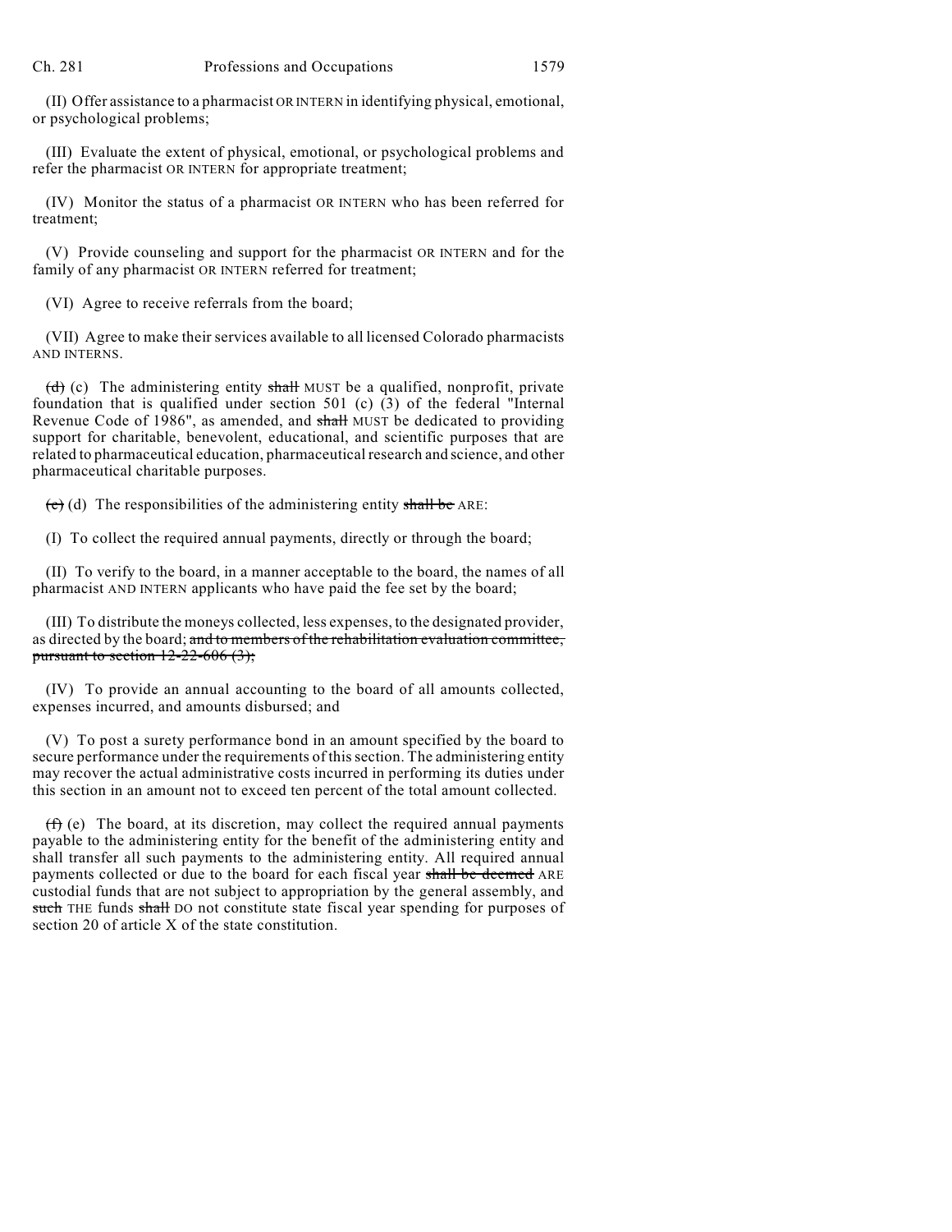(II) Offer assistance to a pharmacist OR INTERN in identifying physical, emotional, or psychological problems;

(III) Evaluate the extent of physical, emotional, or psychological problems and refer the pharmacist OR INTERN for appropriate treatment;

(IV) Monitor the status of a pharmacist OR INTERN who has been referred for treatment;

(V) Provide counseling and support for the pharmacist OR INTERN and for the family of any pharmacist OR INTERN referred for treatment;

(VI) Agree to receive referrals from the board;

(VII) Agree to make their services available to all licensed Colorado pharmacists AND INTERNS.

~~(d)~~ (c) The administering entity ~~shall~~ MUST be a qualified, nonprofit, private foundation that is qualified under section 501 (c) (3) of the federal "Internal Revenue Code of 1986", as amended, and ~~shall~~ MUST be dedicated to providing support for charitable, benevolent, educational, and scientific purposes that are related to pharmaceutical education, pharmaceutical research and science, and other pharmaceutical charitable purposes.

~~(e)~~ (d) The responsibilities of the administering entity ~~shall be~~ ARE:

(I) To collect the required annual payments, directly or through the board;

(II) To verify to the board, in a manner acceptable to the board, the names of all pharmacist AND INTERN applicants who have paid the fee set by the board;

(III) To distribute the moneys collected, less expenses, to the designated provider, as directed by the board; ~~and to members of the rehabilitation evaluation committee, pursuant to section 12-22-606 (3);~~

(IV) To provide an annual accounting to the board of all amounts collected, expenses incurred, and amounts disbursed; and

(V) To post a surety performance bond in an amount specified by the board to secure performance under the requirements of this section. The administering entity may recover the actual administrative costs incurred in performing its duties under this section in an amount not to exceed ten percent of the total amount collected.

~~(f)~~ (e) The board, at its discretion, may collect the required annual payments payable to the administering entity for the benefit of the administering entity and shall transfer all such payments to the administering entity. All required annual payments collected or due to the board for each fiscal year ~~shall be deemed~~ ARE custodial funds that are not subject to appropriation by the general assembly, and ~~such~~ THE funds ~~shall~~ DO not constitute state fiscal year spending for purposes of section 20 of article X of the state constitution.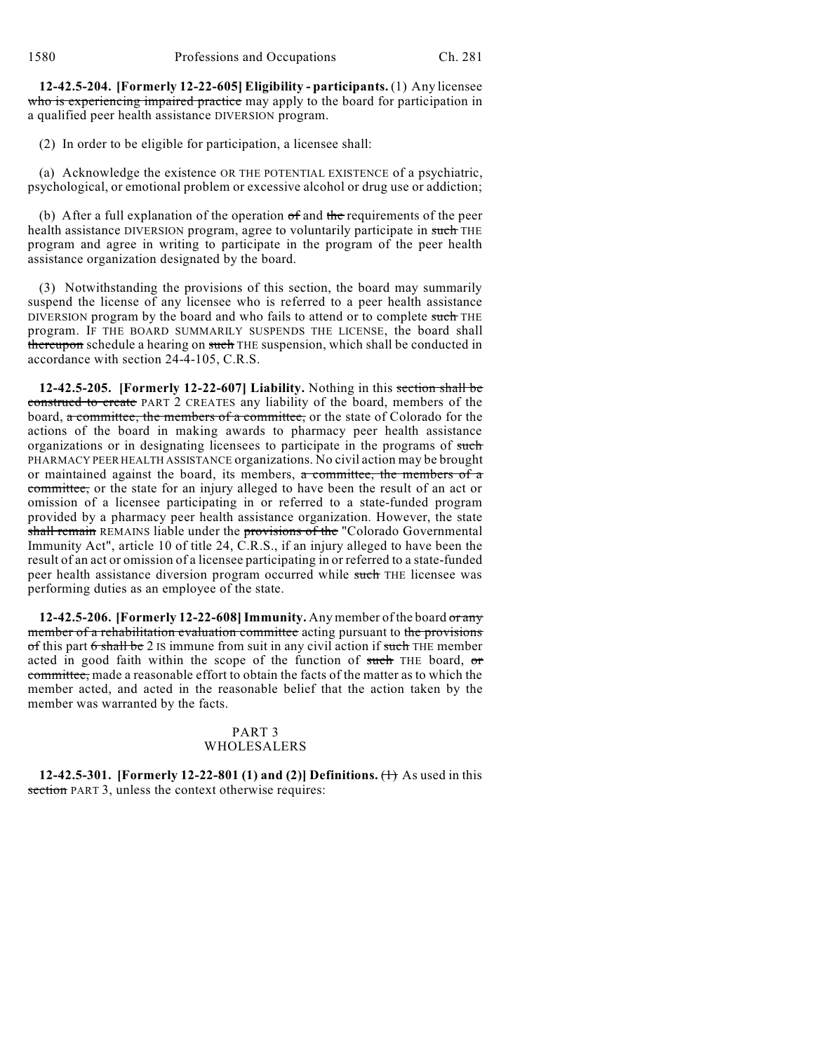**12-42.5-204. [Formerly 12-22-605] Eligibility - participants.** (1) Any licensee who is experiencing impaired practice may apply to the board for participation in a qualified peer health assistance DIVERSION program.

(2) In order to be eligible for participation, a licensee shall:

(a) Acknowledge the existence OR THE POTENTIAL EXISTENCE of a psychiatric, psychological, or emotional problem or excessive alcohol or drug use or addiction;

(b) After a full explanation of the operation of and the requirements of the peer health assistance DIVERSION program, agree to voluntarily participate in such THE program and agree in writing to participate in the program of the peer health assistance organization designated by the board.

(3) Notwithstanding the provisions of this section, the board may summarily suspend the license of any licensee who is referred to a peer health assistance DIVERSION program by the board and who fails to attend or to complete such THE program. IF THE BOARD SUMMARILY SUSPENDS THE LICENSE, the board shall thereupon schedule a hearing on such THE suspension, which shall be conducted in accordance with section 24-4-105, C.R.S.

**12-42.5-205. [Formerly 12-22-607] Liability.** Nothing in this section shall be construed to create PART 2 CREATES any liability of the board, members of the board, a committee, the members of a committee, or the state of Colorado for the actions of the board in making awards to pharmacy peer health assistance organizations or in designating licensees to participate in the programs of such PHARMACY PEER HEALTH ASSISTANCE organizations. No civil action may be brought or maintained against the board, its members, a committee, the members of a committee, or the state for an injury alleged to have been the result of an act or omission of a licensee participating in or referred to a state-funded program provided by a pharmacy peer health assistance organization. However, the state shall remain REMAINS liable under the provisions of the "Colorado Governmental Immunity Act", article 10 of title 24, C.R.S., if an injury alleged to have been the result of an act or omission of a licensee participating in or referred to a state-funded peer health assistance diversion program occurred while such THE licensee was performing duties as an employee of the state.

**12-42.5-206. [Formerly 12-22-608] Immunity.** Any member of the board or any member of a rehabilitation evaluation committee acting pursuant to the provisions of this part 6 shall be 2 IS immune from suit in any civil action if such THE member acted in good faith within the scope of the function of such THE board, or committee, made a reasonable effort to obtain the facts of the matter as to which the member acted, and acted in the reasonable belief that the action taken by the member was warranted by the facts.

## PART 3
## WHOLESALERS

**12-42.5-301. [Formerly 12-22-801 (1) and (2)] Definitions.** (1) As used in this section PART 3, unless the context otherwise requires: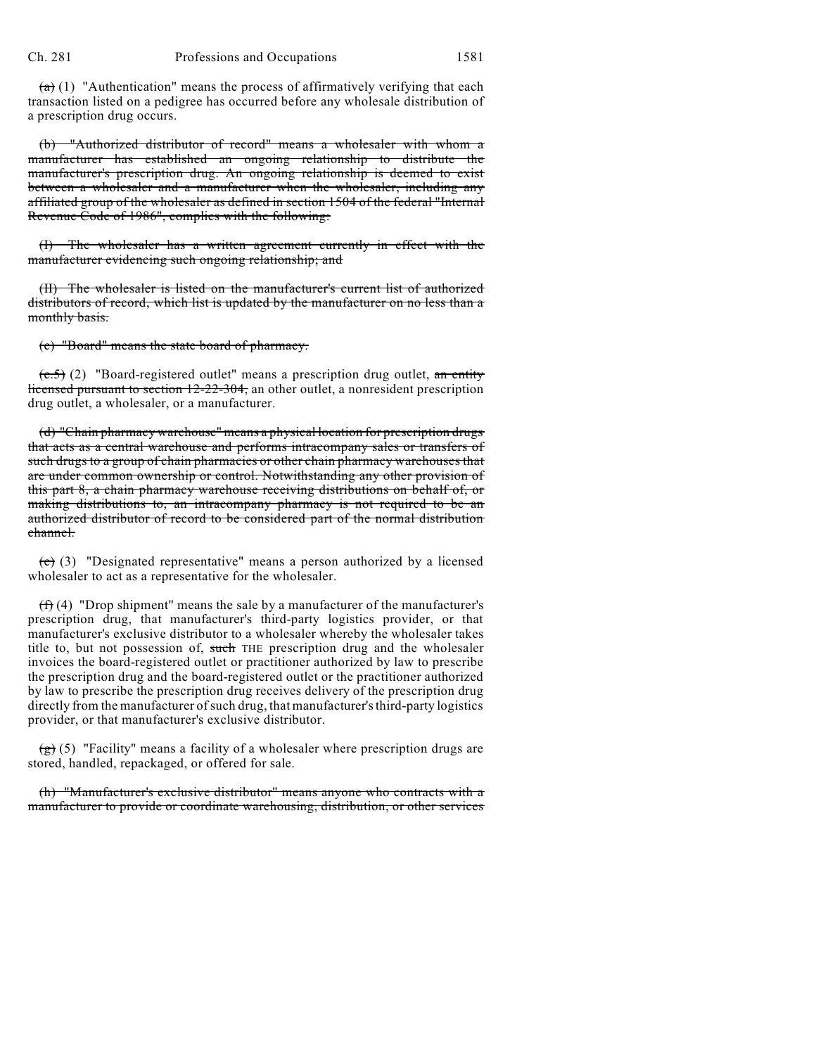~~(a)~~ (1) "Authentication" means the process of affirmatively verifying that each transaction listed on a pedigree has occurred before any wholesale distribution of a prescription drug occurs.

~~(b) "Authorized distributor of record" means a wholesaler with whom a manufacturer has established an ongoing relationship to distribute the manufacturer's prescription drug. An ongoing relationship is deemed to exist between a wholesaler and a manufacturer when the wholesaler, including any affiliated group of the wholesaler as defined in section 1504 of the federal "Internal Revenue Code of 1986", complies with the following:~~

~~(I) The wholesaler has a written agreement currently in effect with the manufacturer evidencing such ongoing relationship; and~~

~~(II) The wholesaler is listed on the manufacturer's current list of authorized distributors of record, which list is updated by the manufacturer on no less than a monthly basis.~~

~~(c) "Board" means the state board of pharmacy.~~

~~(c.5)~~ (2) "Board-registered outlet" means a prescription drug outlet, ~~an entity licensed pursuant to section 12-22-304,~~ an other outlet, a nonresident prescription drug outlet, a wholesaler, or a manufacturer.

~~(d) "Chain pharmacy warehouse" means a physical location for prescription drugs that acts as a central warehouse and performs intracompany sales or transfers of such drugs to a group of chain pharmacies or other chain pharmacy warehouses that are under common ownership or control. Notwithstanding any other provision of this part 8, a chain pharmacy warehouse receiving distributions on behalf of, or making distributions to, an intracompany pharmacy is not required to be an authorized distributor of record to be considered part of the normal distribution channel.~~

~~(e)~~ (3) "Designated representative" means a person authorized by a licensed wholesaler to act as a representative for the wholesaler.

~~(f)~~ (4) "Drop shipment" means the sale by a manufacturer of the manufacturer's prescription drug, that manufacturer's third-party logistics provider, or that manufacturer's exclusive distributor to a wholesaler whereby the wholesaler takes title to, but not possession of, ~~such~~ THE prescription drug and the wholesaler invoices the board-registered outlet or practitioner authorized by law to prescribe the prescription drug and the board-registered outlet or the practitioner authorized by law to prescribe the prescription drug receives delivery of the prescription drug directly from the manufacturer of such drug, that manufacturer's third-party logistics provider, or that manufacturer's exclusive distributor.

~~(g)~~ (5) "Facility" means a facility of a wholesaler where prescription drugs are stored, handled, repackaged, or offered for sale.

~~(h) "Manufacturer's exclusive distributor" means anyone who contracts with a manufacturer to provide or coordinate warehousing, distribution, or other services~~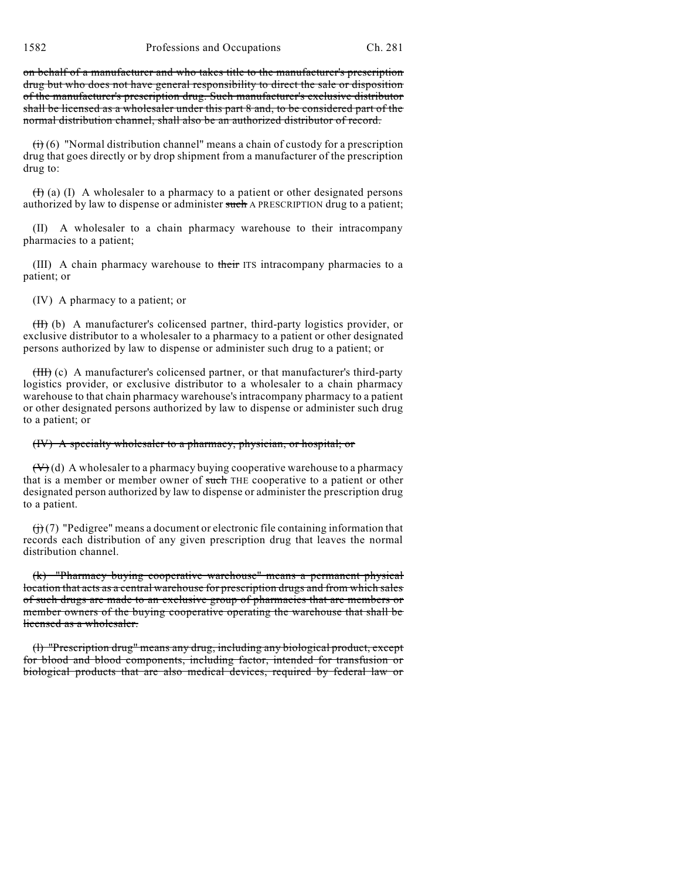on behalf of a manufacturer and who takes title to the manufacturer's prescription drug but who does not have general responsibility to direct the sale or disposition of the manufacturer's prescription drug. Such manufacturer's exclusive distributor shall be licensed as a wholesaler under this part 8 and, to be considered part of the normal distribution channel, shall also be an authorized distributor of record.

(i) (6) "Normal distribution channel" means a chain of custody for a prescription drug that goes directly or by drop shipment from a manufacturer of the prescription drug to:

(I) (a) (I) A wholesaler to a pharmacy to a patient or other designated persons authorized by law to dispense or administer such A PRESCRIPTION drug to a patient;

(II) A wholesaler to a chain pharmacy warehouse to their intracompany pharmacies to a patient;

(III) A chain pharmacy warehouse to their ITS intracompany pharmacies to a patient; or

(IV) A pharmacy to a patient; or

(II) (b) A manufacturer's colicensed partner, third-party logistics provider, or exclusive distributor to a wholesaler to a pharmacy to a patient or other designated persons authorized by law to dispense or administer such drug to a patient; or

(III) (c) A manufacturer's colicensed partner, or that manufacturer's third-party logistics provider, or exclusive distributor to a wholesaler to a chain pharmacy warehouse to that chain pharmacy warehouse's intracompany pharmacy to a patient or other designated persons authorized by law to dispense or administer such drug to a patient; or

(IV) A specialty wholesaler to a pharmacy, physician, or hospital; or

(V) (d) A wholesaler to a pharmacy buying cooperative warehouse to a pharmacy that is a member or member owner of such THE cooperative to a patient or other designated person authorized by law to dispense or administer the prescription drug to a patient.

(j) (7) "Pedigree" means a document or electronic file containing information that records each distribution of any given prescription drug that leaves the normal distribution channel.

(k) "Pharmacy buying cooperative warehouse" means a permanent physical location that acts as a central warehouse for prescription drugs and from which sales of such drugs are made to an exclusive group of pharmacies that are members or member owners of the buying cooperative operating the warehouse that shall be licensed as a wholesaler.

(l) "Prescription drug" means any drug, including any biological product, except for blood and blood components, including factor, intended for transfusion or biological products that are also medical devices, required by federal law or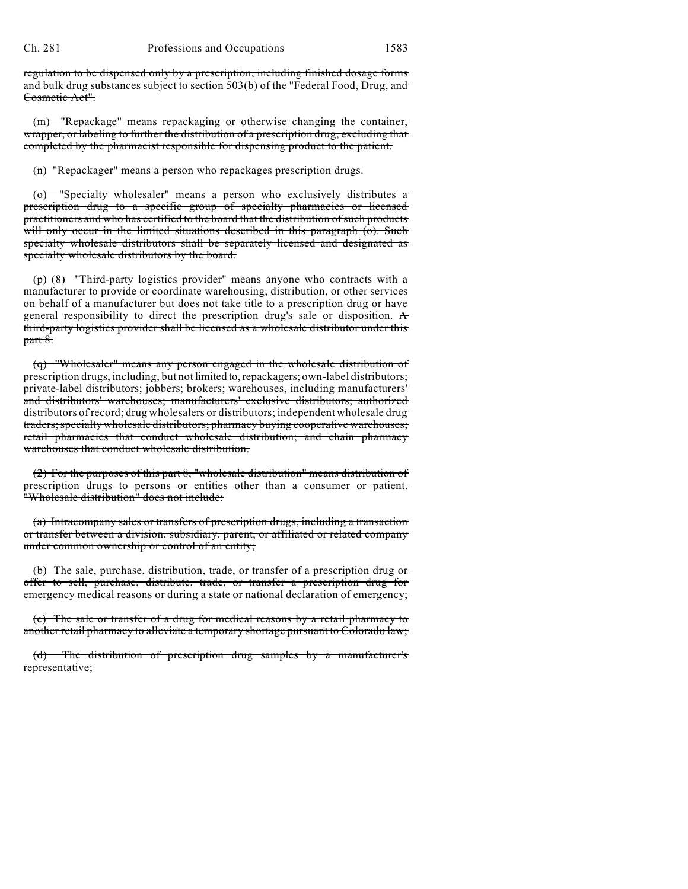regulation to be dispensed only by a prescription, including finished dosage forms and bulk drug substances subject to section 503(b) of the "Federal Food, Drug, and Cosmetic Act".

~~(m) "Repackage" means repackaging or otherwise changing the container, wrapper, or labeling to further the distribution of a prescription drug, excluding that completed by the pharmacist responsible for dispensing product to the patient.~~

~~(n) "Repackager" means a person who repackages prescription drugs.~~

~~(o) "Specialty wholesaler" means a person who exclusively distributes a prescription drug to a specific group of specialty pharmacies or licensed practitioners and who has certified to the board that the distribution of such products will only occur in the limited situations described in this paragraph (o). Such specialty wholesale distributors shall be separately licensed and designated as specialty wholesale distributors by the board.~~

~~(p)~~ (8) "Third-party logistics provider" means anyone who contracts with a manufacturer to provide or coordinate warehousing, distribution, or other services on behalf of a manufacturer but does not take title to a prescription drug or have general responsibility to direct the prescription drug's sale or disposition. ~~A third-party logistics provider shall be licensed as a wholesale distributor under this part 8.~~

~~(q) "Wholesaler" means any person engaged in the wholesale distribution of prescription drugs, including, but not limited to, repackagers; own-label distributors; private-label distributors; jobbers; brokers; warehouses, including manufacturers' and distributors' warehouses; manufacturers' exclusive distributors; authorized distributors of record; drug wholesalers or distributors; independent wholesale drug traders; specialty wholesale distributors; pharmacy buying cooperative warehouses; retail pharmacies that conduct wholesale distribution; and chain pharmacy warehouses that conduct wholesale distribution.~~

~~(2) For the purposes of this part 8, "wholesale distribution" means distribution of prescription drugs to persons or entities other than a consumer or patient. "Wholesale distribution" does not include:~~

~~(a) Intracompany sales or transfers of prescription drugs, including a transaction or transfer between a division, subsidiary, parent, or affiliated or related company under common ownership or control of an entity;~~

~~(b) The sale, purchase, distribution, trade, or transfer of a prescription drug or offer to sell, purchase, distribute, trade, or transfer a prescription drug for emergency medical reasons or during a state or national declaration of emergency;~~

~~(c) The sale or transfer of a drug for medical reasons by a retail pharmacy to another retail pharmacy to alleviate a temporary shortage pursuant to Colorado law;~~

~~(d) The distribution of prescription drug samples by a manufacturer's representative;~~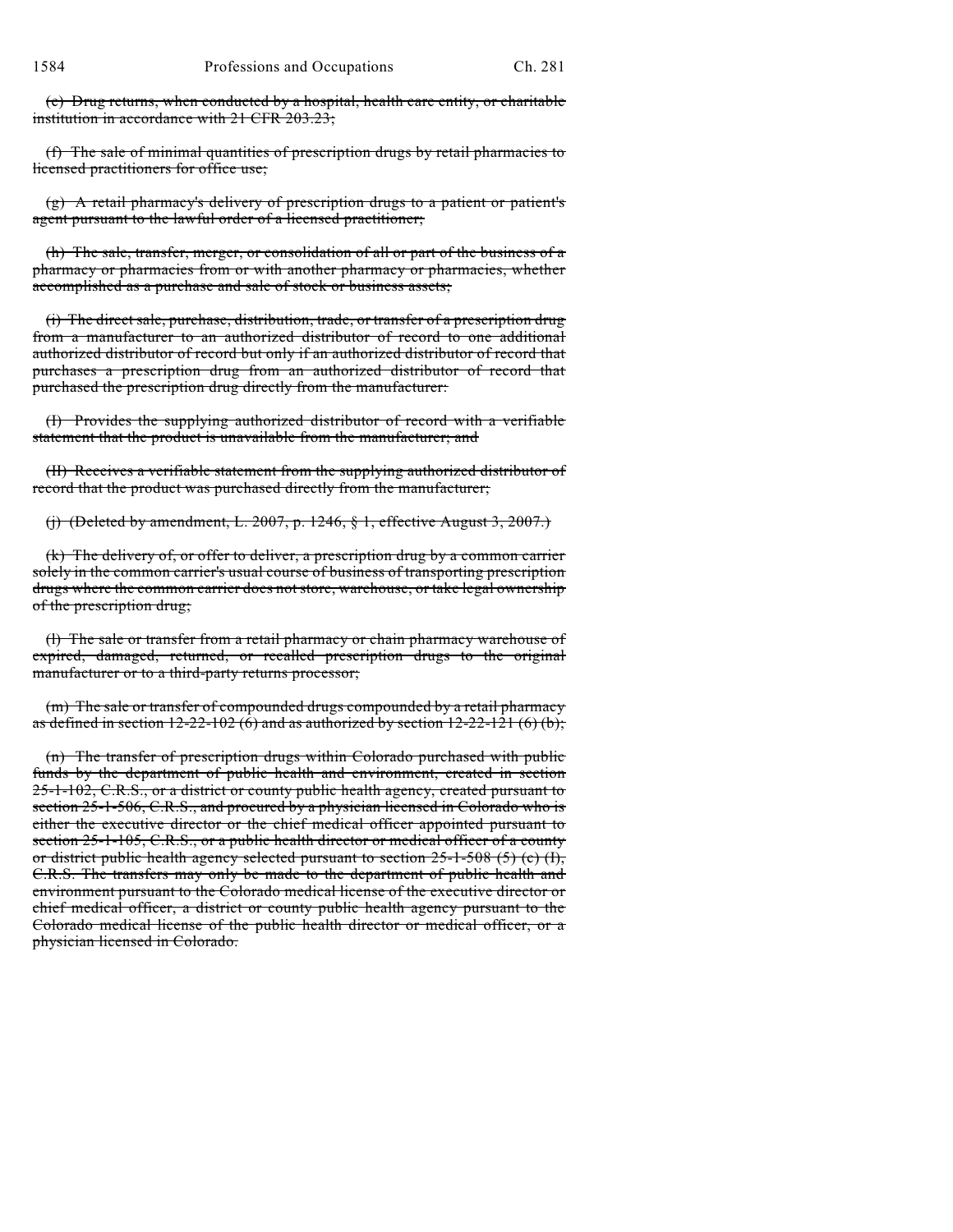~~(e) Drug returns, when conducted by a hospital, health care entity, or charitable institution in accordance with 21 CFR 203.23;~~

~~(f) The sale of minimal quantities of prescription drugs by retail pharmacies to licensed practitioners for office use;~~

~~(g) A retail pharmacy's delivery of prescription drugs to a patient or patient's agent pursuant to the lawful order of a licensed practitioner;~~

~~(h) The sale, transfer, merger, or consolidation of all or part of the business of a pharmacy or pharmacies from or with another pharmacy or pharmacies, whether accomplished as a purchase and sale of stock or business assets;~~

~~(i) The direct sale, purchase, distribution, trade, or transfer of a prescription drug from a manufacturer to an authorized distributor of record to one additional authorized distributor of record but only if an authorized distributor of record that purchases a prescription drug from an authorized distributor of record that purchased the prescription drug directly from the manufacturer:~~

~~(I) Provides the supplying authorized distributor of record with a verifiable statement that the product is unavailable from the manufacturer; and~~

~~(II) Receives a verifiable statement from the supplying authorized distributor of record that the product was purchased directly from the manufacturer;~~

~~(j) (Deleted by amendment, L. 2007, p. 1246, § 1, effective August 3, 2007.)~~

~~(k) The delivery of, or offer to deliver, a prescription drug by a common carrier solely in the common carrier's usual course of business of transporting prescription drugs where the common carrier does not store, warehouse, or take legal ownership of the prescription drug;~~

~~(l) The sale or transfer from a retail pharmacy or chain pharmacy warehouse of expired, damaged, returned, or recalled prescription drugs to the original manufacturer or to a third-party returns processor;~~

~~(m) The sale or transfer of compounded drugs compounded by a retail pharmacy as defined in section 12-22-102 (6) and as authorized by section 12-22-121 (6) (b);~~

~~(n) The transfer of prescription drugs within Colorado purchased with public funds by the department of public health and environment, created in section 25-1-102, C.R.S., or a district or county public health agency, created pursuant to section 25-1-506, C.R.S., and procured by a physician licensed in Colorado who is either the executive director or the chief medical officer appointed pursuant to section 25-1-105, C.R.S., or a public health director or medical officer of a county or district public health agency selected pursuant to section 25-1-508 (5) (c) (I), C.R.S. The transfers may only be made to the department of public health and environment pursuant to the Colorado medical license of the executive director or chief medical officer, a district or county public health agency pursuant to the Colorado medical license of the public health director or medical officer, or a physician licensed in Colorado.~~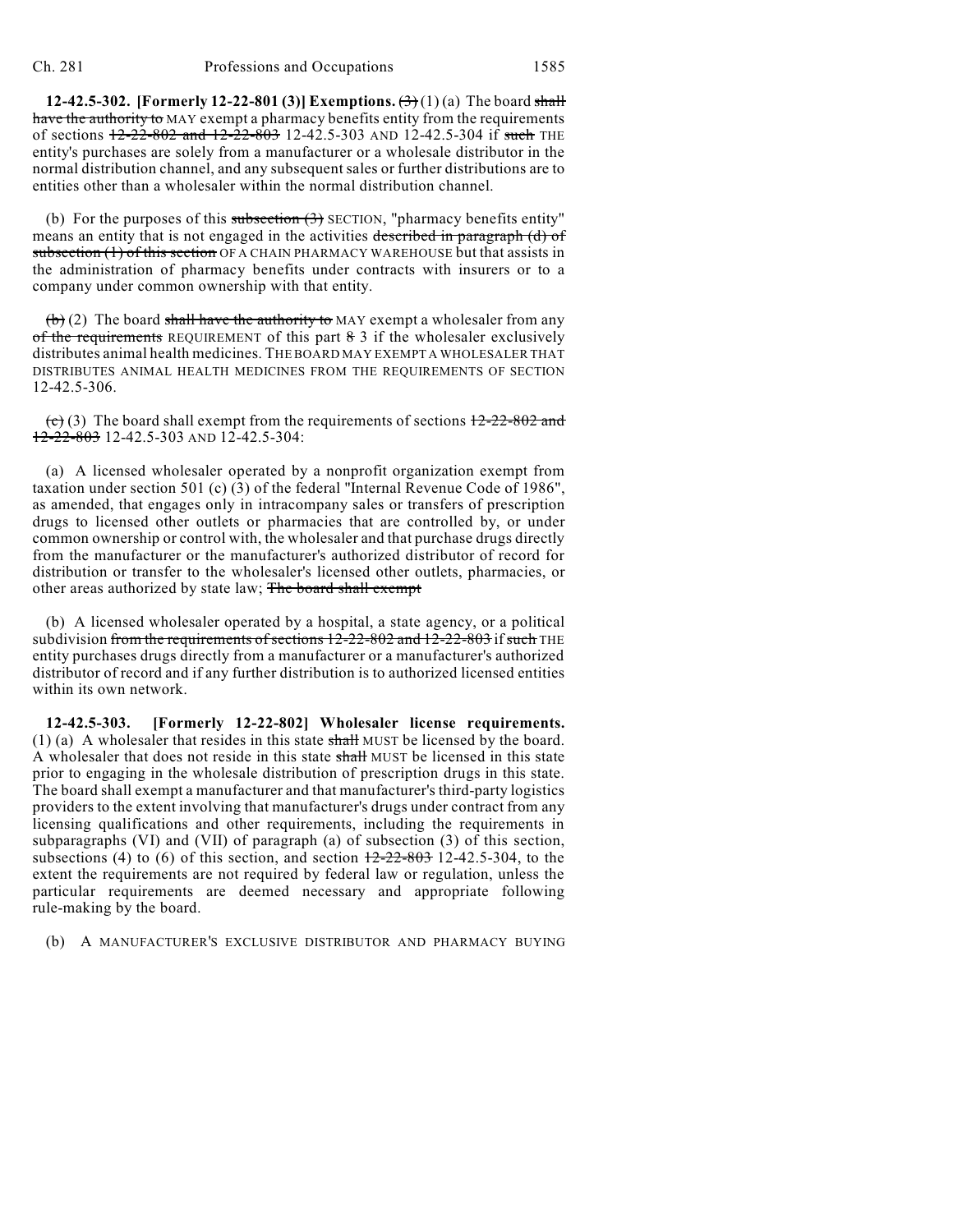**12-42.5-302. [Formerly 12-22-801 (3)] Exemptions.** ~~(3)~~ (1) (a) The board ~~shall have the authority to~~ MAY exempt a pharmacy benefits entity from the requirements of sections ~~12-22-802 and 12-22-803~~ 12-42.5-303 AND 12-42.5-304 if ~~such~~ THE entity's purchases are solely from a manufacturer or a wholesale distributor in the normal distribution channel, and any subsequent sales or further distributions are to entities other than a wholesaler within the normal distribution channel.

(b) For the purposes of this ~~subsection (3)~~ SECTION, "pharmacy benefits entity" means an entity that is not engaged in the activities ~~described in paragraph (d) of subsection (1) of this section~~ OF A CHAIN PHARMACY WAREHOUSE but that assists in the administration of pharmacy benefits under contracts with insurers or to a company under common ownership with that entity.

~~(b)~~ (2) The board ~~shall have the authority to~~ MAY exempt a wholesaler from any ~~of the requirements~~ REQUIREMENT of this part ~~8~~ 3 if the wholesaler exclusively distributes animal health medicines. THE BOARD MAY EXEMPT A WHOLESALER THAT DISTRIBUTES ANIMAL HEALTH MEDICINES FROM THE REQUIREMENTS OF SECTION 12-42.5-306.

~~(c)~~ (3) The board shall exempt from the requirements of sections ~~12-22-802 and 12-22-803~~ 12-42.5-303 AND 12-42.5-304:

(a) A licensed wholesaler operated by a nonprofit organization exempt from taxation under section 501 (c) (3) of the federal "Internal Revenue Code of 1986", as amended, that engages only in intracompany sales or transfers of prescription drugs to licensed other outlets or pharmacies that are controlled by, or under common ownership or control with, the wholesaler and that purchase drugs directly from the manufacturer or the manufacturer's authorized distributor of record for distribution or transfer to the wholesaler's licensed other outlets, pharmacies, or other areas authorized by state law; ~~The board shall exempt~~

(b) A licensed wholesaler operated by a hospital, a state agency, or a political subdivision ~~from the requirements of sections 12-22-802 and 12-22-803~~ if ~~such~~ THE entity purchases drugs directly from a manufacturer or a manufacturer's authorized distributor of record and if any further distribution is to authorized licensed entities within its own network.

**12-42.5-303. [Formerly 12-22-802] Wholesaler license requirements.** (1) (a) A wholesaler that resides in this state ~~shall~~ MUST be licensed by the board. A wholesaler that does not reside in this state ~~shall~~ MUST be licensed in this state prior to engaging in the wholesale distribution of prescription drugs in this state. The board shall exempt a manufacturer and that manufacturer's third-party logistics providers to the extent involving that manufacturer's drugs under contract from any licensing qualifications and other requirements, including the requirements in subparagraphs (VI) and (VII) of paragraph (a) of subsection (3) of this section, subsections (4) to (6) of this section, and section ~~12-22-803~~ 12-42.5-304, to the extent the requirements are not required by federal law or regulation, unless the particular requirements are deemed necessary and appropriate following rule-making by the board.

(b) A MANUFACTURER'S EXCLUSIVE DISTRIBUTOR AND PHARMACY BUYING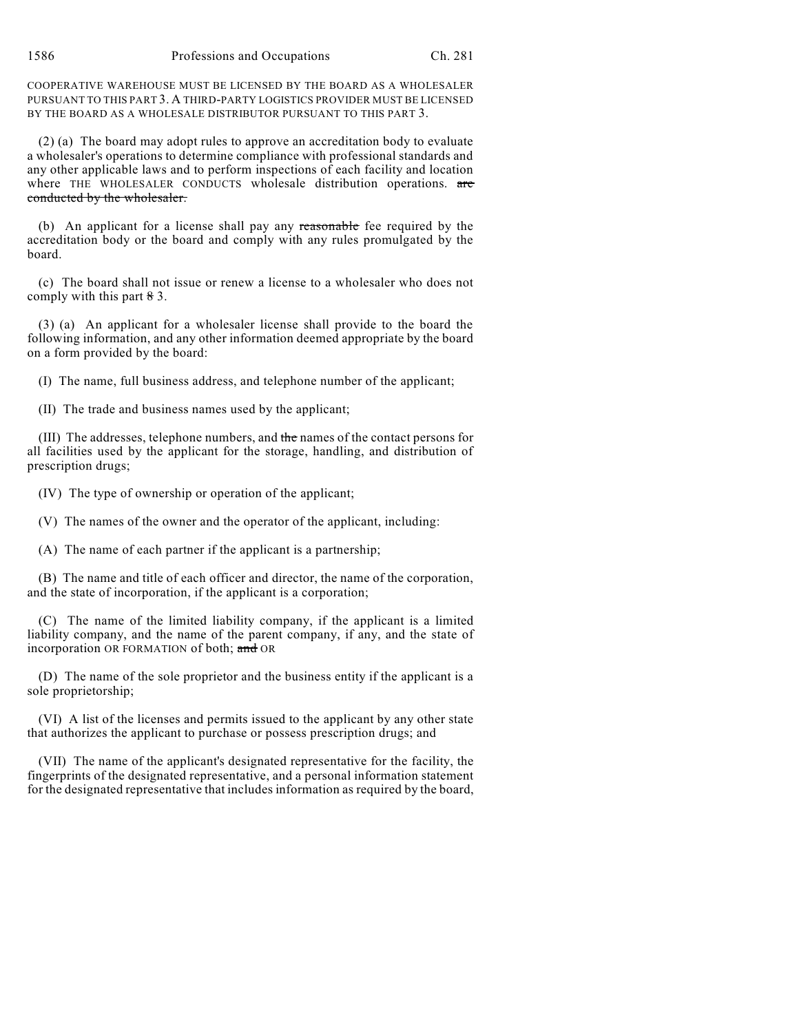COOPERATIVE WAREHOUSE MUST BE LICENSED BY THE BOARD AS A WHOLESALER PURSUANT TO THIS PART 3. A THIRD-PARTY LOGISTICS PROVIDER MUST BE LICENSED BY THE BOARD AS A WHOLESALE DISTRIBUTOR PURSUANT TO THIS PART 3.

(2) (a) The board may adopt rules to approve an accreditation body to evaluate a wholesaler's operations to determine compliance with professional standards and any other applicable laws and to perform inspections of each facility and location where THE WHOLESALER CONDUCTS wholesale distribution operations. ~~are conducted by the wholesaler.~~

(b) An applicant for a license shall pay any ~~reasonable~~ fee required by the accreditation body or the board and comply with any rules promulgated by the board.

(c) The board shall not issue or renew a license to a wholesaler who does not comply with this part ~~8~~ 3.

(3) (a) An applicant for a wholesaler license shall provide to the board the following information, and any other information deemed appropriate by the board on a form provided by the board:

(I) The name, full business address, and telephone number of the applicant;

(II) The trade and business names used by the applicant;

(III) The addresses, telephone numbers, and ~~the~~ names of the contact persons for all facilities used by the applicant for the storage, handling, and distribution of prescription drugs;

(IV) The type of ownership or operation of the applicant;

(V) The names of the owner and the operator of the applicant, including:

(A) The name of each partner if the applicant is a partnership;

(B) The name and title of each officer and director, the name of the corporation, and the state of incorporation, if the applicant is a corporation;

(C) The name of the limited liability company, if the applicant is a limited liability company, and the name of the parent company, if any, and the state of incorporation OR FORMATION of both; ~~and~~ OR

(D) The name of the sole proprietor and the business entity if the applicant is a sole proprietorship;

(VI) A list of the licenses and permits issued to the applicant by any other state that authorizes the applicant to purchase or possess prescription drugs; and

(VII) The name of the applicant's designated representative for the facility, the fingerprints of the designated representative, and a personal information statement for the designated representative that includes information as required by the board,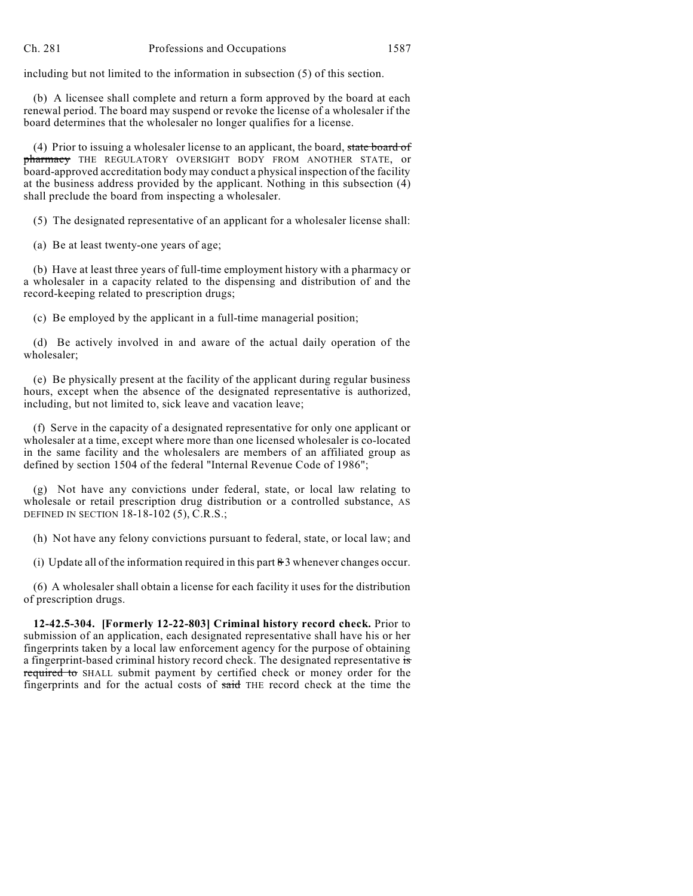including but not limited to the information in subsection (5) of this section.

(b) A licensee shall complete and return a form approved by the board at each renewal period. The board may suspend or revoke the license of a wholesaler if the board determines that the wholesaler no longer qualifies for a license.

(4) Prior to issuing a wholesaler license to an applicant, the board, ~~state board of pharmacy~~ THE REGULATORY OVERSIGHT BODY FROM ANOTHER STATE, or board-approved accreditation body may conduct a physical inspection of the facility at the business address provided by the applicant. Nothing in this subsection (4) shall preclude the board from inspecting a wholesaler.

(5) The designated representative of an applicant for a wholesaler license shall:

(a) Be at least twenty-one years of age;

(b) Have at least three years of full-time employment history with a pharmacy or a wholesaler in a capacity related to the dispensing and distribution of and the record-keeping related to prescription drugs;

(c) Be employed by the applicant in a full-time managerial position;

(d) Be actively involved in and aware of the actual daily operation of the wholesaler;

(e) Be physically present at the facility of the applicant during regular business hours, except when the absence of the designated representative is authorized, including, but not limited to, sick leave and vacation leave;

(f) Serve in the capacity of a designated representative for only one applicant or wholesaler at a time, except where more than one licensed wholesaler is co-located in the same facility and the wholesalers are members of an affiliated group as defined by section 1504 of the federal "Internal Revenue Code of 1986";

(g) Not have any convictions under federal, state, or local law relating to wholesale or retail prescription drug distribution or a controlled substance, AS DEFINED IN SECTION 18-18-102 (5), C.R.S.;

(h) Not have any felony convictions pursuant to federal, state, or local law; and

(i) Update all of the information required in this part ~~8~~ 3 whenever changes occur.

(6) A wholesaler shall obtain a license for each facility it uses for the distribution of prescription drugs.

**12-42.5-304. [Formerly 12-22-803] Criminal history record check.** Prior to submission of an application, each designated representative shall have his or her fingerprints taken by a local law enforcement agency for the purpose of obtaining a fingerprint-based criminal history record check. The designated representative ~~is required to~~ SHALL submit payment by certified check or money order for the fingerprints and for the actual costs of ~~said~~ THE record check at the time the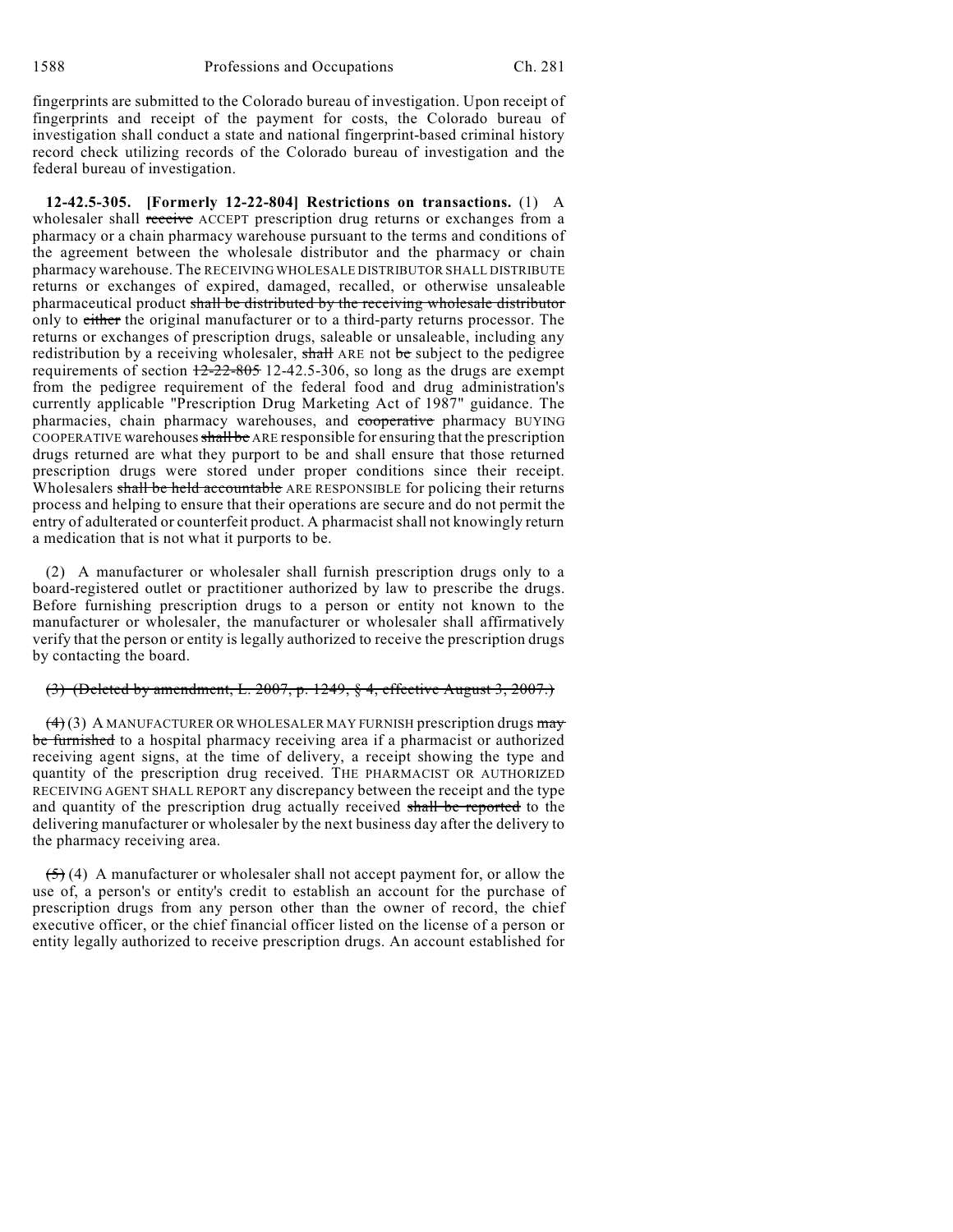fingerprints are submitted to the Colorado bureau of investigation. Upon receipt of fingerprints and receipt of the payment for costs, the Colorado bureau of investigation shall conduct a state and national fingerprint-based criminal history record check utilizing records of the Colorado bureau of investigation and the federal bureau of investigation.

**12-42.5-305. [Formerly 12-22-804] Restrictions on transactions.** (1) A wholesaler shall ~~receive~~ ACCEPT prescription drug returns or exchanges from a pharmacy or a chain pharmacy warehouse pursuant to the terms and conditions of the agreement between the wholesale distributor and the pharmacy or chain pharmacy warehouse. The RECEIVING WHOLESALE DISTRIBUTOR SHALL DISTRIBUTE returns or exchanges of expired, damaged, recalled, or otherwise unsaleable pharmaceutical product ~~shall be distributed by the receiving wholesale distributor~~ only to ~~either~~ the original manufacturer or to a third-party returns processor. The returns or exchanges of prescription drugs, saleable or unsaleable, including any redistribution by a receiving wholesaler, ~~shall~~ ARE not ~~be~~ subject to the pedigree requirements of section ~~12-22-805~~ 12-42.5-306, so long as the drugs are exempt from the pedigree requirement of the federal food and drug administration's currently applicable "Prescription Drug Marketing Act of 1987" guidance. The pharmacies, chain pharmacy warehouses, and ~~cooperative~~ pharmacy BUYING COOPERATIVE warehouses ~~shall be~~ ARE responsible for ensuring that the prescription drugs returned are what they purport to be and shall ensure that those returned prescription drugs were stored under proper conditions since their receipt. Wholesalers ~~shall be held accountable~~ ARE RESPONSIBLE for policing their returns process and helping to ensure that their operations are secure and do not permit the entry of adulterated or counterfeit product. A pharmacist shall not knowingly return a medication that is not what it purports to be.

(2) A manufacturer or wholesaler shall furnish prescription drugs only to a board-registered outlet or practitioner authorized by law to prescribe the drugs. Before furnishing prescription drugs to a person or entity not known to the manufacturer or wholesaler, the manufacturer or wholesaler shall affirmatively verify that the person or entity is legally authorized to receive the prescription drugs by contacting the board.

~~(3) (Deleted by amendment, L. 2007, p. 1249, § 4, effective August 3, 2007.)~~

~~(4)~~ (3) A MANUFACTURER OR WHOLESALER MAY FURNISH prescription drugs ~~may be furnished~~ to a hospital pharmacy receiving area if a pharmacist or authorized receiving agent signs, at the time of delivery, a receipt showing the type and quantity of the prescription drug received. THE PHARMACIST OR AUTHORIZED RECEIVING AGENT SHALL REPORT any discrepancy between the receipt and the type and quantity of the prescription drug actually received ~~shall be reported~~ to the delivering manufacturer or wholesaler by the next business day after the delivery to the pharmacy receiving area.

~~(5)~~ (4) A manufacturer or wholesaler shall not accept payment for, or allow the use of, a person's or entity's credit to establish an account for the purchase of prescription drugs from any person other than the owner of record, the chief executive officer, or the chief financial officer listed on the license of a person or entity legally authorized to receive prescription drugs. An account established for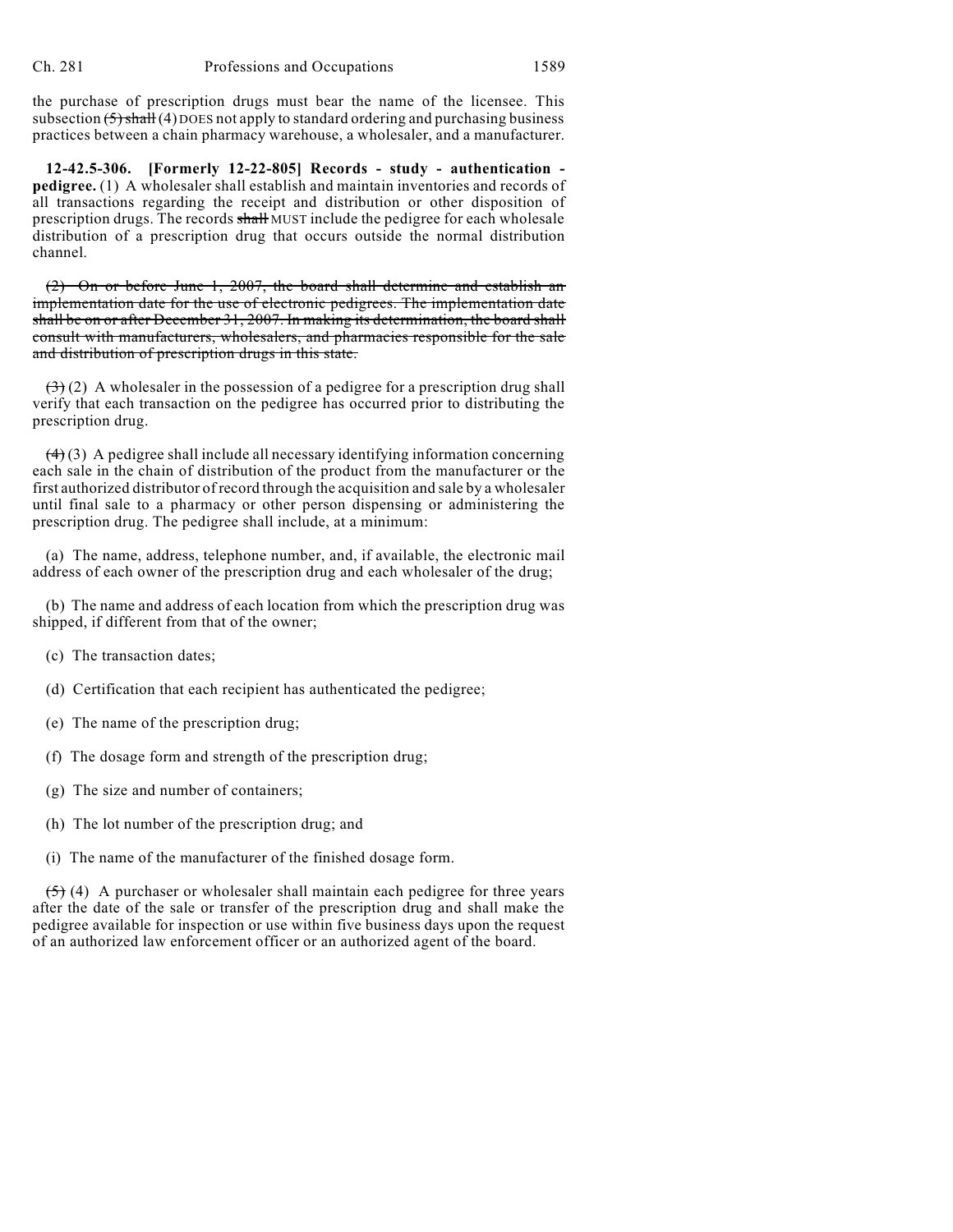the purchase of prescription drugs must bear the name of the licensee. This subsection ~~(5) shall~~ (4) DOES not apply to standard ordering and purchasing business practices between a chain pharmacy warehouse, a wholesaler, and a manufacturer.

**12-42.5-306. [Formerly 12-22-805] Records - study - authentication - pedigree.** (1) A wholesaler shall establish and maintain inventories and records of all transactions regarding the receipt and distribution or other disposition of prescription drugs. The records ~~shall~~ MUST include the pedigree for each wholesale distribution of a prescription drug that occurs outside the normal distribution channel.

~~(2) On or before June 1, 2007, the board shall determine and establish an implementation date for the use of electronic pedigrees. The implementation date shall be on or after December 31, 2007. In making its determination, the board shall consult with manufacturers, wholesalers, and pharmacies responsible for the sale and distribution of prescription drugs in this state.~~

~~(3)~~ (2) A wholesaler in the possession of a pedigree for a prescription drug shall verify that each transaction on the pedigree has occurred prior to distributing the prescription drug.

~~(4)~~ (3) A pedigree shall include all necessary identifying information concerning each sale in the chain of distribution of the product from the manufacturer or the first authorized distributor of record through the acquisition and sale by a wholesaler until final sale to a pharmacy or other person dispensing or administering the prescription drug. The pedigree shall include, at a minimum:

(a) The name, address, telephone number, and, if available, the electronic mail address of each owner of the prescription drug and each wholesaler of the drug;

(b) The name and address of each location from which the prescription drug was shipped, if different from that of the owner;

(c) The transaction dates;

(d) Certification that each recipient has authenticated the pedigree;

(e) The name of the prescription drug;

(f) The dosage form and strength of the prescription drug;

(g) The size and number of containers;

(h) The lot number of the prescription drug; and

(i) The name of the manufacturer of the finished dosage form.

~~(5)~~ (4) A purchaser or wholesaler shall maintain each pedigree for three years after the date of the sale or transfer of the prescription drug and shall make the pedigree available for inspection or use within five business days upon the request of an authorized law enforcement officer or an authorized agent of the board.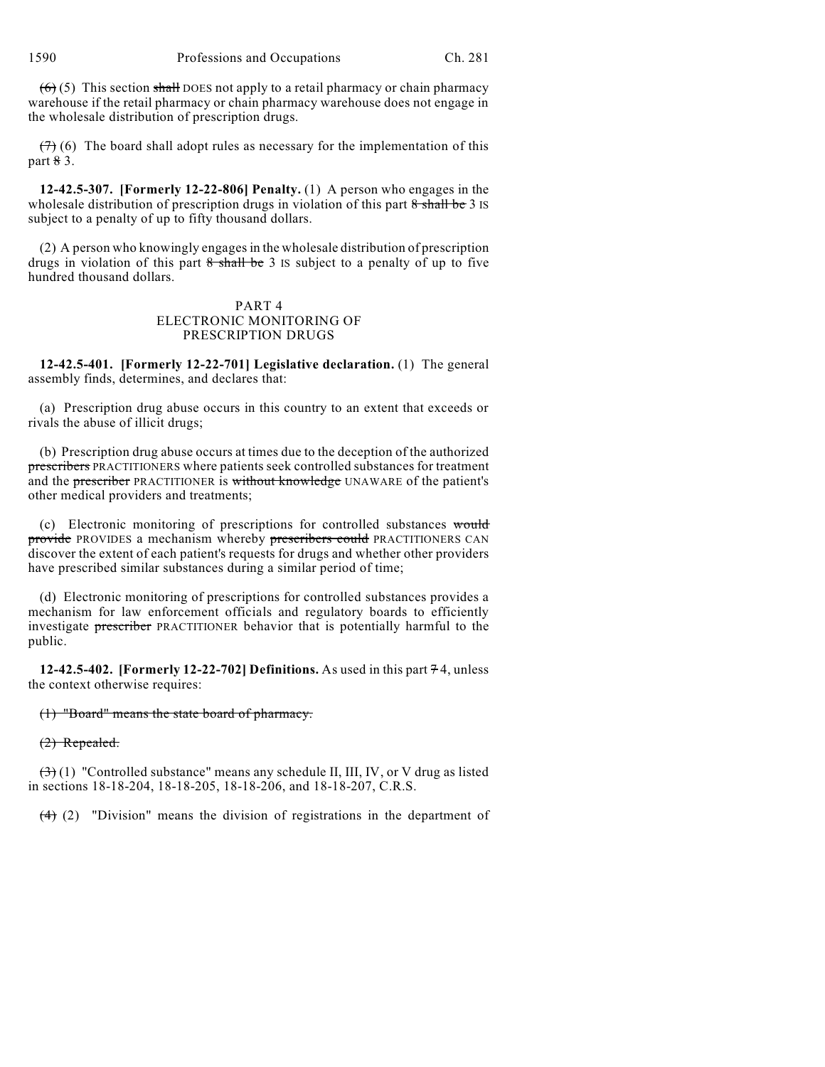~~(6)~~ (5) This section ~~shall~~ DOES not apply to a retail pharmacy or chain pharmacy warehouse if the retail pharmacy or chain pharmacy warehouse does not engage in the wholesale distribution of prescription drugs.

~~(7)~~ (6) The board shall adopt rules as necessary for the implementation of this part ~~8~~ 3.

**12-42.5-307. [Formerly 12-22-806] Penalty.** (1) A person who engages in the wholesale distribution of prescription drugs in violation of this part ~~8 shall be~~ 3 IS subject to a penalty of up to fifty thousand dollars.

(2) A person who knowingly engages in the wholesale distribution of prescription drugs in violation of this part ~~8 shall be~~ 3 IS subject to a penalty of up to five hundred thousand dollars.

## PART 4
## ELECTRONIC MONITORING OF PRESCRIPTION DRUGS

**12-42.5-401. [Formerly 12-22-701] Legislative declaration.** (1) The general assembly finds, determines, and declares that:

(a) Prescription drug abuse occurs in this country to an extent that exceeds or rivals the abuse of illicit drugs;

(b) Prescription drug abuse occurs at times due to the deception of the authorized ~~prescribers~~ PRACTITIONERS where patients seek controlled substances for treatment and the ~~prescriber~~ PRACTITIONER is ~~without knowledge~~ UNAWARE of the patient's other medical providers and treatments;

(c) Electronic monitoring of prescriptions for controlled substances ~~would provide~~ PROVIDES a mechanism whereby ~~prescribers could~~ PRACTITIONERS CAN discover the extent of each patient's requests for drugs and whether other providers have prescribed similar substances during a similar period of time;

(d) Electronic monitoring of prescriptions for controlled substances provides a mechanism for law enforcement officials and regulatory boards to efficiently investigate ~~prescriber~~ PRACTITIONER behavior that is potentially harmful to the public.

**12-42.5-402. [Formerly 12-22-702] Definitions.** As used in this part ~~7~~ 4, unless the context otherwise requires:

~~(1) "Board" means the state board of pharmacy.~~

~~(2) Repealed.~~

~~(3)~~ (1) "Controlled substance" means any schedule II, III, IV, or V drug as listed in sections 18-18-204, 18-18-205, 18-18-206, and 18-18-207, C.R.S.

~~(4)~~ (2) "Division" means the division of registrations in the department of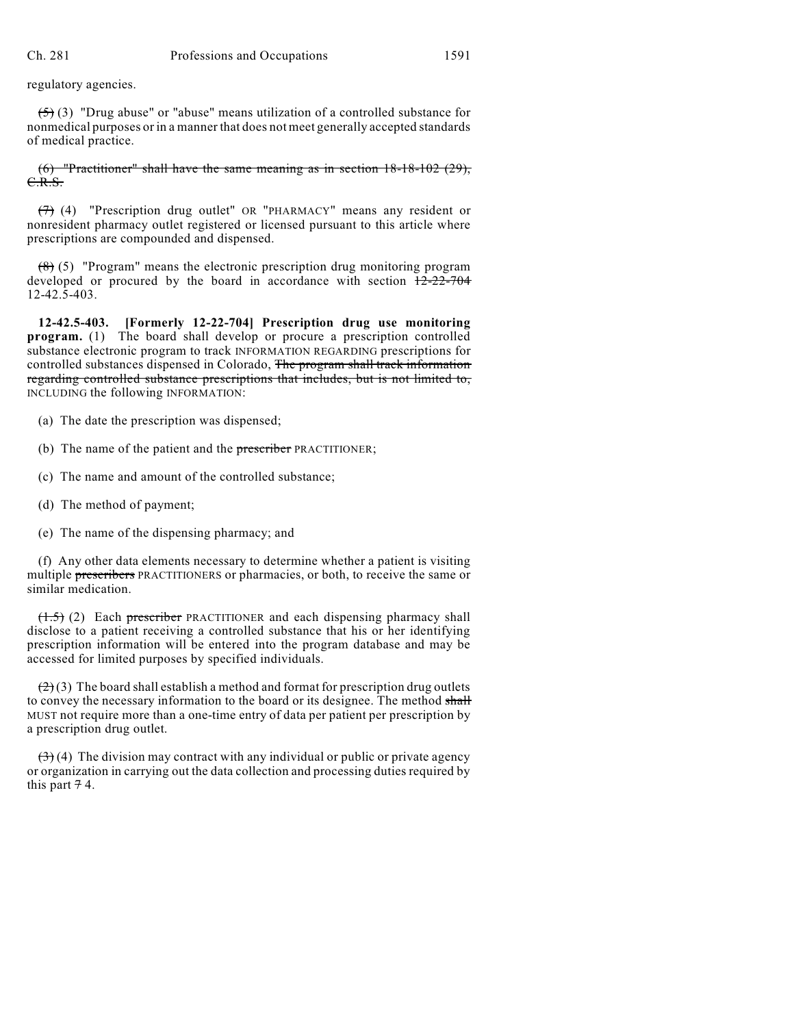regulatory agencies.

~~(5)~~ (3) "Drug abuse" or "abuse" means utilization of a controlled substance for nonmedical purposes or in a manner that does not meet generally accepted standards of medical practice.

~~(6) "Practitioner" shall have the same meaning as in section 18-18-102 (29), C.R.S.~~

~~(7)~~ (4) "Prescription drug outlet" OR "PHARMACY" means any resident or nonresident pharmacy outlet registered or licensed pursuant to this article where prescriptions are compounded and dispensed.

~~(8)~~ (5) "Program" means the electronic prescription drug monitoring program developed or procured by the board in accordance with section ~~12-22-704~~ 12-42.5-403.

**12-42.5-403. [Formerly 12-22-704] Prescription drug use monitoring program.** (1) The board shall develop or procure a prescription controlled substance electronic program to track INFORMATION REGARDING prescriptions for controlled substances dispensed in Colorado, ~~The program shall track information regarding controlled substance prescriptions that includes, but is not limited to,~~ INCLUDING the following INFORMATION:

(a) The date the prescription was dispensed;

(b) The name of the patient and the ~~prescriber~~ PRACTITIONER;

(c) The name and amount of the controlled substance;

(d) The method of payment;

(e) The name of the dispensing pharmacy; and

(f) Any other data elements necessary to determine whether a patient is visiting multiple ~~prescribers~~ PRACTITIONERS or pharmacies, or both, to receive the same or similar medication.

~~(1.5)~~ (2) Each ~~prescriber~~ PRACTITIONER and each dispensing pharmacy shall disclose to a patient receiving a controlled substance that his or her identifying prescription information will be entered into the program database and may be accessed for limited purposes by specified individuals.

~~(2)~~ (3) The board shall establish a method and format for prescription drug outlets to convey the necessary information to the board or its designee. The method ~~shall~~ MUST not require more than a one-time entry of data per patient per prescription by a prescription drug outlet.

~~(3)~~ (4) The division may contract with any individual or public or private agency or organization in carrying out the data collection and processing duties required by this part ~~7~~ 4.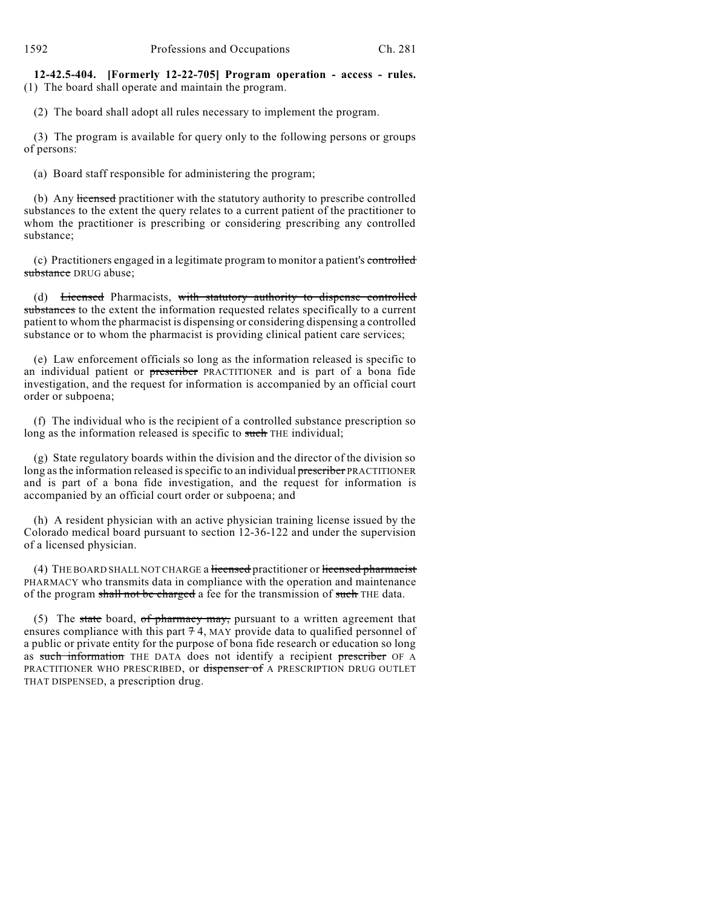**12-42.5-404. [Formerly 12-22-705] Program operation - access - rules.** (1) The board shall operate and maintain the program.

(2) The board shall adopt all rules necessary to implement the program.

(3) The program is available for query only to the following persons or groups of persons:

(a) Board staff responsible for administering the program;

(b) Any ~~licensed~~ practitioner with the statutory authority to prescribe controlled substances to the extent the query relates to a current patient of the practitioner to whom the practitioner is prescribing or considering prescribing any controlled substance;

(c) Practitioners engaged in a legitimate program to monitor a patient's ~~controlled substance~~ DRUG abuse;

(d) ~~Licensed~~ Pharmacists, ~~with statutory authority to dispense controlled substances~~ to the extent the information requested relates specifically to a current patient to whom the pharmacist is dispensing or considering dispensing a controlled substance or to whom the pharmacist is providing clinical patient care services;

(e) Law enforcement officials so long as the information released is specific to an individual patient or ~~prescriber~~ PRACTITIONER and is part of a bona fide investigation, and the request for information is accompanied by an official court order or subpoena;

(f) The individual who is the recipient of a controlled substance prescription so long as the information released is specific to ~~such~~ THE individual;

(g) State regulatory boards within the division and the director of the division so long as the information released is specific to an individual ~~prescriber~~ PRACTITIONER and is part of a bona fide investigation, and the request for information is accompanied by an official court order or subpoena; and

(h) A resident physician with an active physician training license issued by the Colorado medical board pursuant to section 12-36-122 and under the supervision of a licensed physician.

(4) THE BOARD SHALL NOT CHARGE a ~~licensed~~ practitioner or ~~licensed pharmacist~~ PHARMACY who transmits data in compliance with the operation and maintenance of the program ~~shall not be charged~~ a fee for the transmission of ~~such~~ THE data.

(5) The ~~state~~ board, ~~of pharmacy may,~~ pursuant to a written agreement that ensures compliance with this part ~~7~~ 4, MAY provide data to qualified personnel of a public or private entity for the purpose of bona fide research or education so long as ~~such information~~ THE DATA does not identify a recipient ~~prescriber~~ OF A PRACTITIONER WHO PRESCRIBED, or ~~dispenser of~~ A PRESCRIPTION DRUG OUTLET THAT DISPENSED, a prescription drug.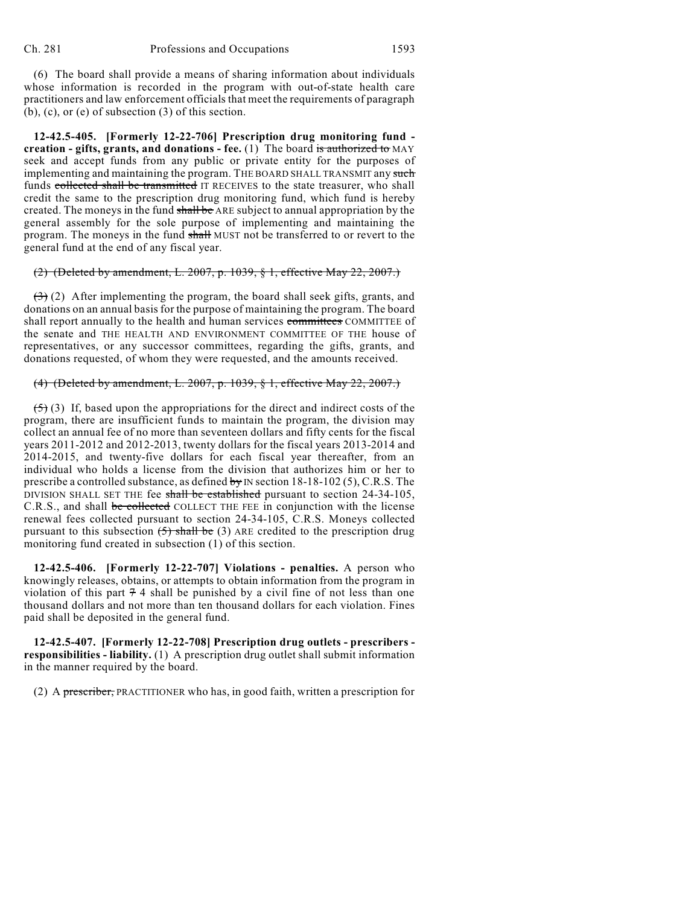(6) The board shall provide a means of sharing information about individuals whose information is recorded in the program with out-of-state health care practitioners and law enforcement officials that meet the requirements of paragraph (b), (c), or (e) of subsection (3) of this section.

**12-42.5-405. [Formerly 12-22-706] Prescription drug monitoring fund - creation - gifts, grants, and donations - fee.** (1) The board ~~is authorized to~~ MAY seek and accept funds from any public or private entity for the purposes of implementing and maintaining the program. THE BOARD SHALL TRANSMIT any ~~such~~ funds ~~collected shall be transmitted~~ IT RECEIVES to the state treasurer, who shall credit the same to the prescription drug monitoring fund, which fund is hereby created. The moneys in the fund ~~shall be~~ ARE subject to annual appropriation by the general assembly for the sole purpose of implementing and maintaining the program. The moneys in the fund ~~shall~~ MUST not be transferred to or revert to the general fund at the end of any fiscal year.

~~(2) (Deleted by amendment, L. 2007, p. 1039, § 1, effective May 22, 2007.)~~

~~(3)~~ (2) After implementing the program, the board shall seek gifts, grants, and donations on an annual basis for the purpose of maintaining the program. The board shall report annually to the health and human services ~~committees~~ COMMITTEE of the senate and THE HEALTH AND ENVIRONMENT COMMITTEE OF THE house of representatives, or any successor committees, regarding the gifts, grants, and donations requested, of whom they were requested, and the amounts received.

~~(4) (Deleted by amendment, L. 2007, p. 1039, § 1, effective May 22, 2007.)~~

~~(5)~~ (3) If, based upon the appropriations for the direct and indirect costs of the program, there are insufficient funds to maintain the program, the division may collect an annual fee of no more than seventeen dollars and fifty cents for the fiscal years 2011-2012 and 2012-2013, twenty dollars for the fiscal years 2013-2014 and 2014-2015, and twenty-five dollars for each fiscal year thereafter, from an individual who holds a license from the division that authorizes him or her to prescribe a controlled substance, as defined ~~by~~ IN section 18-18-102 (5), C.R.S. The DIVISION SHALL SET THE fee ~~shall be established~~ pursuant to section 24-34-105, C.R.S., and shall ~~be collected~~ COLLECT THE FEE in conjunction with the license renewal fees collected pursuant to section 24-34-105, C.R.S. Moneys collected pursuant to this subsection ~~(5) shall be~~ (3) ARE credited to the prescription drug monitoring fund created in subsection (1) of this section.

**12-42.5-406. [Formerly 12-22-707] Violations - penalties.** A person who knowingly releases, obtains, or attempts to obtain information from the program in violation of this part ~~7~~ 4 shall be punished by a civil fine of not less than one thousand dollars and not more than ten thousand dollars for each violation. Fines paid shall be deposited in the general fund.

**12-42.5-407. [Formerly 12-22-708] Prescription drug outlets - prescribers - responsibilities - liability.** (1) A prescription drug outlet shall submit information in the manner required by the board.

(2) A ~~prescriber,~~ PRACTITIONER who has, in good faith, written a prescription for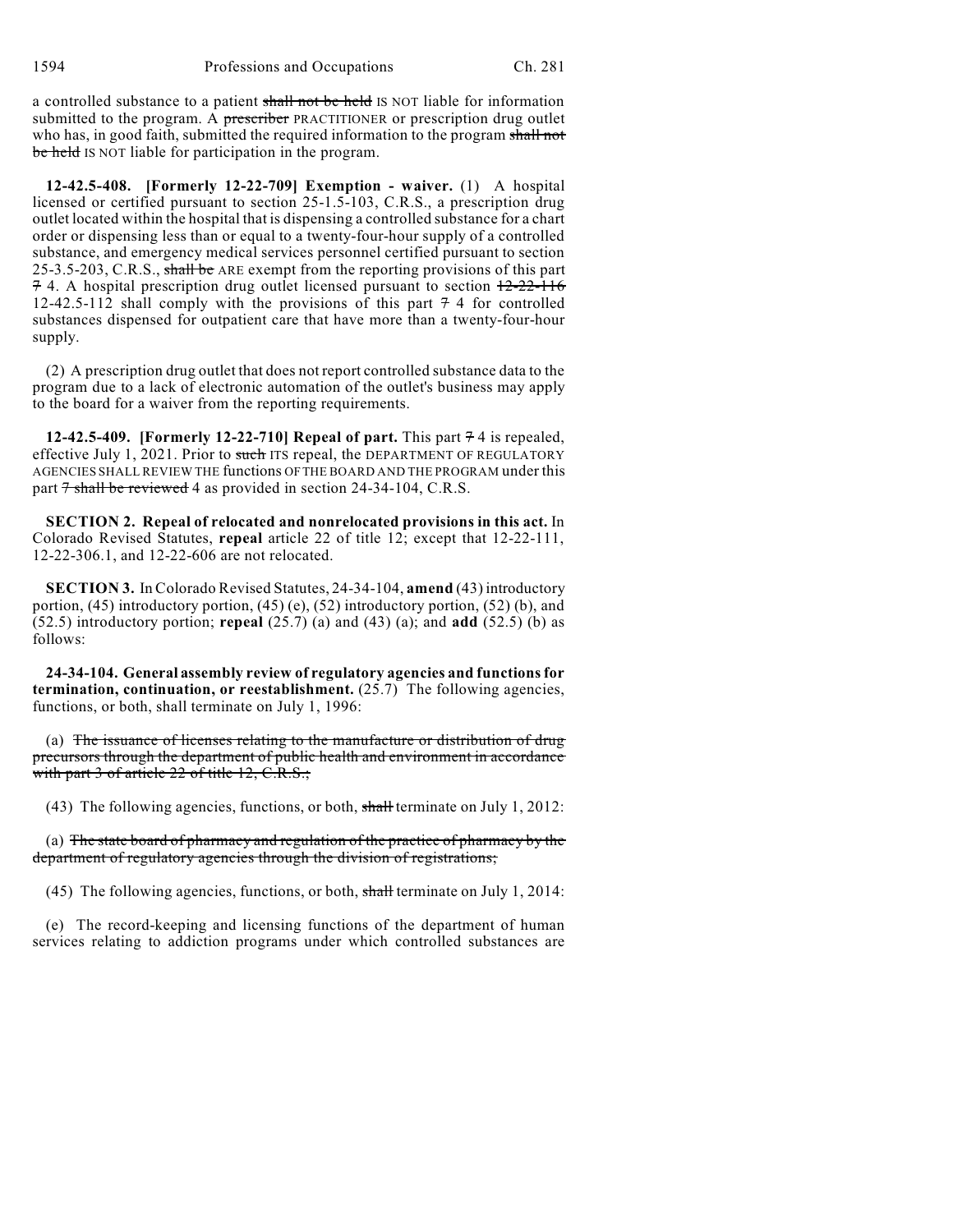a controlled substance to a patient ~~shall not be held~~ IS NOT liable for information submitted to the program. A ~~prescriber~~ PRACTITIONER or prescription drug outlet who has, in good faith, submitted the required information to the program ~~shall not be held~~ IS NOT liable for participation in the program.

**12-42.5-408. [Formerly 12-22-709] Exemption - waiver.** (1) A hospital licensed or certified pursuant to section 25-1.5-103, C.R.S., a prescription drug outlet located within the hospital that is dispensing a controlled substance for a chart order or dispensing less than or equal to a twenty-four-hour supply of a controlled substance, and emergency medical services personnel certified pursuant to section 25-3.5-203, C.R.S., ~~shall be~~ ARE exempt from the reporting provisions of this part ~~7~~ 4. A hospital prescription drug outlet licensed pursuant to section ~~12-22-116~~ 12-42.5-112 shall comply with the provisions of this part ~~7~~ 4 for controlled substances dispensed for outpatient care that have more than a twenty-four-hour supply.

(2) A prescription drug outlet that does not report controlled substance data to the program due to a lack of electronic automation of the outlet's business may apply to the board for a waiver from the reporting requirements.

**12-42.5-409. [Formerly 12-22-710] Repeal of part.** This part ~~7~~ 4 is repealed, effective July 1, 2021. Prior to ~~such~~ ITS repeal, the DEPARTMENT OF REGULATORY AGENCIES SHALL REVIEW THE functions OF THE BOARD AND THE PROGRAM under this part ~~7 shall be reviewed~~ 4 as provided in section 24-34-104, C.R.S.

**SECTION 2. Repeal of relocated and nonrelocated provisions in this act.** In Colorado Revised Statutes, **repeal** article 22 of title 12; except that 12-22-111, 12-22-306.1, and 12-22-606 are not relocated.

**SECTION 3.** In Colorado Revised Statutes, 24-34-104, **amend** (43) introductory portion, (45) introductory portion, (45) (e), (52) introductory portion, (52) (b), and (52.5) introductory portion; **repeal** (25.7) (a) and (43) (a); and **add** (52.5) (b) as follows:

**24-34-104. General assembly review of regulatory agencies and functions for termination, continuation, or reestablishment.** (25.7) The following agencies, functions, or both, shall terminate on July 1, 1996:

(a) ~~The issuance of licenses relating to the manufacture or distribution of drug precursors through the department of public health and environment in accordance with part 3 of article 22 of title 12, C.R.S.;~~

(43) The following agencies, functions, or both, ~~shall~~ terminate on July 1, 2012:

(a) ~~The state board of pharmacy and regulation of the practice of pharmacy by the department of regulatory agencies through the division of registrations;~~

(45) The following agencies, functions, or both, ~~shall~~ terminate on July 1, 2014:

(e) The record-keeping and licensing functions of the department of human services relating to addiction programs under which controlled substances are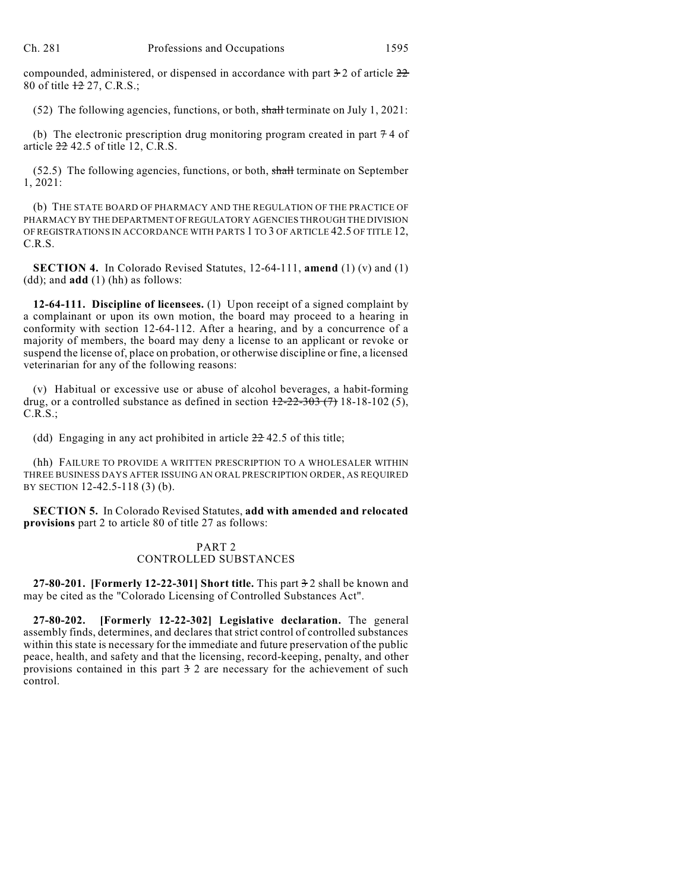compounded, administered, or dispensed in accordance with part ~~3~~ 2 of article ~~22~~ 80 of title ~~12~~ 27, C.R.S.;

(52) The following agencies, functions, or both, ~~shall~~ terminate on July 1, 2021:

(b) The electronic prescription drug monitoring program created in part ~~7~~ 4 of article ~~22~~ 42.5 of title 12, C.R.S.

(52.5) The following agencies, functions, or both, ~~shall~~ terminate on September 1, 2021:

(b) THE STATE BOARD OF PHARMACY AND THE REGULATION OF THE PRACTICE OF PHARMACY BY THE DEPARTMENT OF REGULATORY AGENCIES THROUGH THE DIVISION OF REGISTRATIONS IN ACCORDANCE WITH PARTS 1 TO 3 OF ARTICLE 42.5 OF TITLE 12, C.R.S.

**SECTION 4.** In Colorado Revised Statutes, 12-64-111, **amend** (1) (v) and (1) (dd); and **add** (1) (hh) as follows:

**12-64-111. Discipline of licensees.** (1) Upon receipt of a signed complaint by a complainant or upon its own motion, the board may proceed to a hearing in conformity with section 12-64-112. After a hearing, and by a concurrence of a majority of members, the board may deny a license to an applicant or revoke or suspend the license of, place on probation, or otherwise discipline or fine, a licensed veterinarian for any of the following reasons:

(v) Habitual or excessive use or abuse of alcohol beverages, a habit-forming drug, or a controlled substance as defined in section ~~12-22-303 (7)~~ 18-18-102 (5), C.R.S.;

(dd) Engaging in any act prohibited in article ~~22~~ 42.5 of this title;

(hh) FAILURE TO PROVIDE A WRITTEN PRESCRIPTION TO A WHOLESALER WITHIN THREE BUSINESS DAYS AFTER ISSUING AN ORAL PRESCRIPTION ORDER, AS REQUIRED BY SECTION 12-42.5-118 (3) (b).

**SECTION 5.** In Colorado Revised Statutes, **add with amended and relocated provisions** part 2 to article 80 of title 27 as follows:

PART 2
CONTROLLED SUBSTANCES

**27-80-201. [Formerly 12-22-301] Short title.** This part ~~3~~ 2 shall be known and may be cited as the "Colorado Licensing of Controlled Substances Act".

**27-80-202. [Formerly 12-22-302] Legislative declaration.** The general assembly finds, determines, and declares that strict control of controlled substances within this state is necessary for the immediate and future preservation of the public peace, health, and safety and that the licensing, record-keeping, penalty, and other provisions contained in this part ~~3~~ 2 are necessary for the achievement of such control.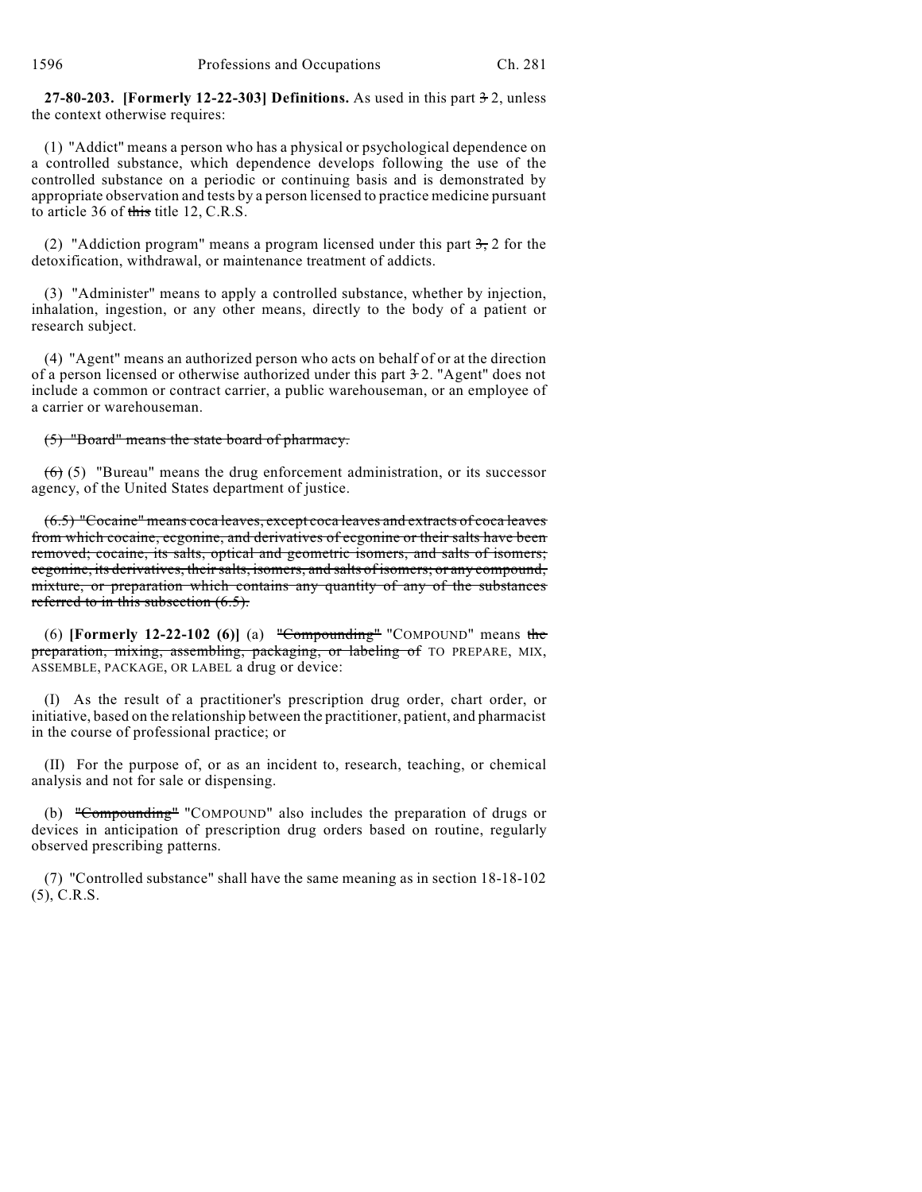**27-80-203. [Formerly 12-22-303] Definitions.** As used in this part ~~3~~ 2, unless the context otherwise requires:

(1) "Addict" means a person who has a physical or psychological dependence on a controlled substance, which dependence develops following the use of the controlled substance on a periodic or continuing basis and is demonstrated by appropriate observation and tests by a person licensed to practice medicine pursuant to article 36 of ~~this~~ title 12, C.R.S.

(2) "Addiction program" means a program licensed under this part ~~3,~~ 2 for the detoxification, withdrawal, or maintenance treatment of addicts.

(3) "Administer" means to apply a controlled substance, whether by injection, inhalation, ingestion, or any other means, directly to the body of a patient or research subject.

(4) "Agent" means an authorized person who acts on behalf of or at the direction of a person licensed or otherwise authorized under this part ~~3~~ 2. "Agent" does not include a common or contract carrier, a public warehouseman, or an employee of a carrier or warehouseman.

~~(5) "Board" means the state board of pharmacy.~~

~~(6)~~ (5) "Bureau" means the drug enforcement administration, or its successor agency, of the United States department of justice.

~~(6.5) "Cocaine" means coca leaves, except coca leaves and extracts of coca leaves from which cocaine, ecgonine, and derivatives of ecgonine or their salts have been removed; cocaine, its salts, optical and geometric isomers, and salts of isomers; ecgonine, its derivatives, their salts, isomers, and salts of isomers; or any compound, mixture, or preparation which contains any quantity of any of the substances referred to in this subsection (6.5).~~

(6) **[Formerly 12-22-102 (6)]** (a) ~~"Compounding"~~ "COMPOUND" means ~~the preparation, mixing, assembling, packaging, or labeling of~~ TO PREPARE, MIX, ASSEMBLE, PACKAGE, OR LABEL a drug or device:

(I) As the result of a practitioner's prescription drug order, chart order, or initiative, based on the relationship between the practitioner, patient, and pharmacist in the course of professional practice; or

(II) For the purpose of, or as an incident to, research, teaching, or chemical analysis and not for sale or dispensing.

(b) ~~"Compounding"~~ "COMPOUND" also includes the preparation of drugs or devices in anticipation of prescription drug orders based on routine, regularly observed prescribing patterns.

(7) "Controlled substance" shall have the same meaning as in section 18-18-102 (5), C.R.S.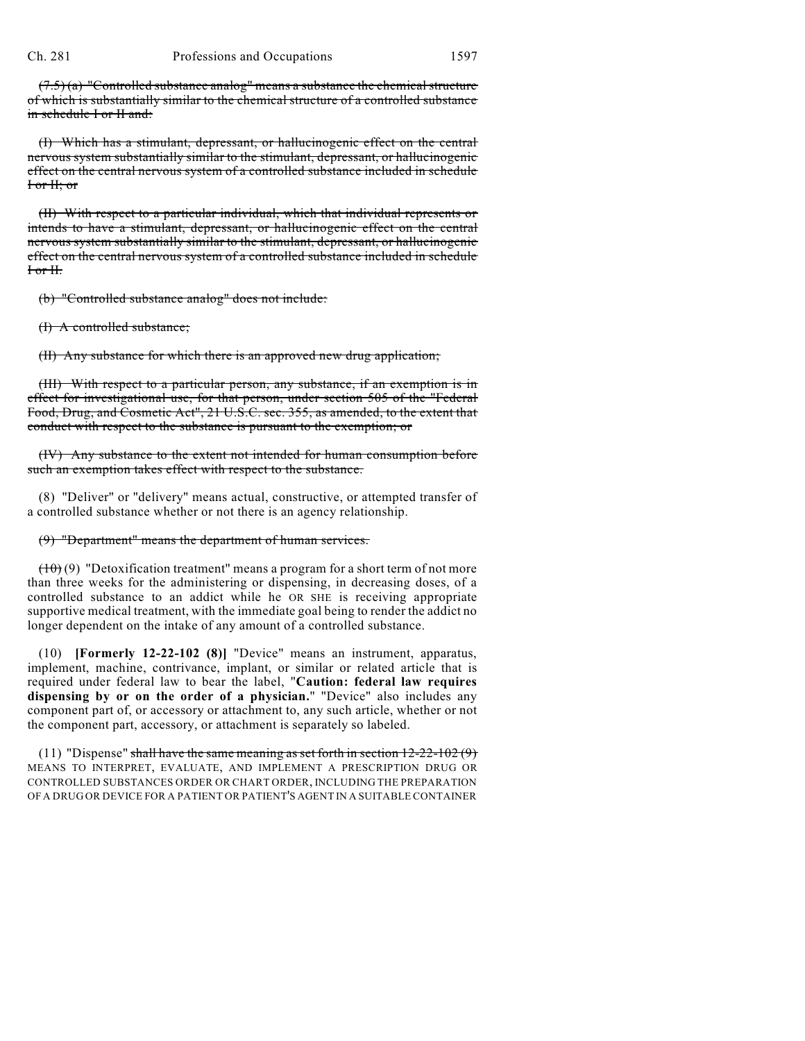~~(7.5) (a) "Controlled substance analog" means a substance the chemical structure of which is substantially similar to the chemical structure of a controlled substance in schedule I or II and:~~

~~(I) Which has a stimulant, depressant, or hallucinogenic effect on the central nervous system substantially similar to the stimulant, depressant, or hallucinogenic effect on the central nervous system of a controlled substance included in schedule I or II; or~~

~~(II) With respect to a particular individual, which that individual represents or intends to have a stimulant, depressant, or hallucinogenic effect on the central nervous system substantially similar to the stimulant, depressant, or hallucinogenic effect on the central nervous system of a controlled substance included in schedule I or II.~~

~~(b) "Controlled substance analog" does not include:~~

~~(I) A controlled substance;~~

~~(II) Any substance for which there is an approved new drug application;~~

~~(III) With respect to a particular person, any substance, if an exemption is in effect for investigational use, for that person, under section 505 of the "Federal Food, Drug, and Cosmetic Act", 21 U.S.C. sec. 355, as amended, to the extent that conduct with respect to the substance is pursuant to the exemption; or~~

~~(IV) Any substance to the extent not intended for human consumption before such an exemption takes effect with respect to the substance.~~

(8) "Deliver" or "delivery" means actual, constructive, or attempted transfer of a controlled substance whether or not there is an agency relationship.

~~(9) "Department" means the department of human services.~~

~~(10)~~ (9) "Detoxification treatment" means a program for a short term of not more than three weeks for the administering or dispensing, in decreasing doses, of a controlled substance to an addict while he OR SHE is receiving appropriate supportive medical treatment, with the immediate goal being to render the addict no longer dependent on the intake of any amount of a controlled substance.

(10) **[Formerly 12-22-102 (8)]** "Device" means an instrument, apparatus, implement, machine, contrivance, implant, or similar or related article that is required under federal law to bear the label, "**Caution: federal law requires dispensing by or on the order of a physician.**" "Device" also includes any component part of, or accessory or attachment to, any such article, whether or not the component part, accessory, or attachment is separately so labeled.

(11) "Dispense" ~~shall have the same meaning as set forth in section 12-22-102 (9)~~ MEANS TO INTERPRET, EVALUATE, AND IMPLEMENT A PRESCRIPTION DRUG OR CONTROLLED SUBSTANCES ORDER OR CHART ORDER, INCLUDING THE PREPARATION OF A DRUG OR DEVICE FOR A PATIENT OR PATIENT'S AGENT IN A SUITABLE CONTAINER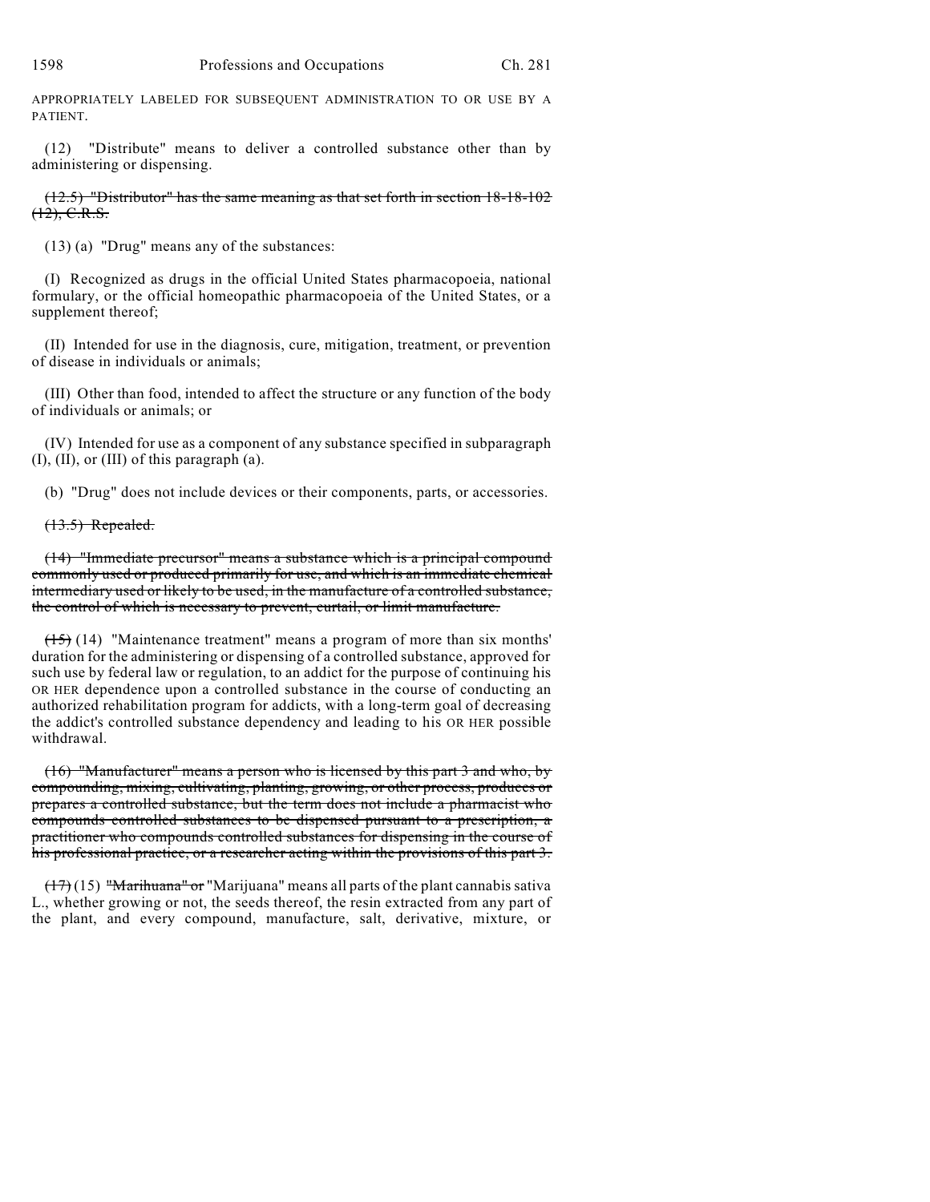APPROPRIATELY LABELED FOR SUBSEQUENT ADMINISTRATION TO OR USE BY A PATIENT.

(12) "Distribute" means to deliver a controlled substance other than by administering or dispensing.

~~(12.5) "Distributor" has the same meaning as that set forth in section 18-18-102 (12), C.R.S.~~

(13) (a) "Drug" means any of the substances:

(I) Recognized as drugs in the official United States pharmacopoeia, national formulary, or the official homeopathic pharmacopoeia of the United States, or a supplement thereof;

(II) Intended for use in the diagnosis, cure, mitigation, treatment, or prevention of disease in individuals or animals;

(III) Other than food, intended to affect the structure or any function of the body of individuals or animals; or

(IV) Intended for use as a component of any substance specified in subparagraph (I), (II), or (III) of this paragraph (a).

(b) "Drug" does not include devices or their components, parts, or accessories.

~~(13.5) Repealed.~~

~~(14) "Immediate precursor" means a substance which is a principal compound commonly used or produced primarily for use, and which is an immediate chemical intermediary used or likely to be used, in the manufacture of a controlled substance, the control of which is necessary to prevent, curtail, or limit manufacture.~~

~~(15)~~ (14) "Maintenance treatment" means a program of more than six months' duration for the administering or dispensing of a controlled substance, approved for such use by federal law or regulation, to an addict for the purpose of continuing his OR HER dependence upon a controlled substance in the course of conducting an authorized rehabilitation program for addicts, with a long-term goal of decreasing the addict's controlled substance dependency and leading to his OR HER possible withdrawal.

~~(16) "Manufacturer" means a person who is licensed by this part 3 and who, by compounding, mixing, cultivating, planting, growing, or other process, produces or prepares a controlled substance, but the term does not include a pharmacist who compounds controlled substances to be dispensed pursuant to a prescription, a practitioner who compounds controlled substances for dispensing in the course of his professional practice, or a researcher acting within the provisions of this part 3.~~

~~(17)~~ (15) ~~"Marihuana" or~~ "Marijuana" means all parts of the plant cannabis sativa L., whether growing or not, the seeds thereof, the resin extracted from any part of the plant, and every compound, manufacture, salt, derivative, mixture, or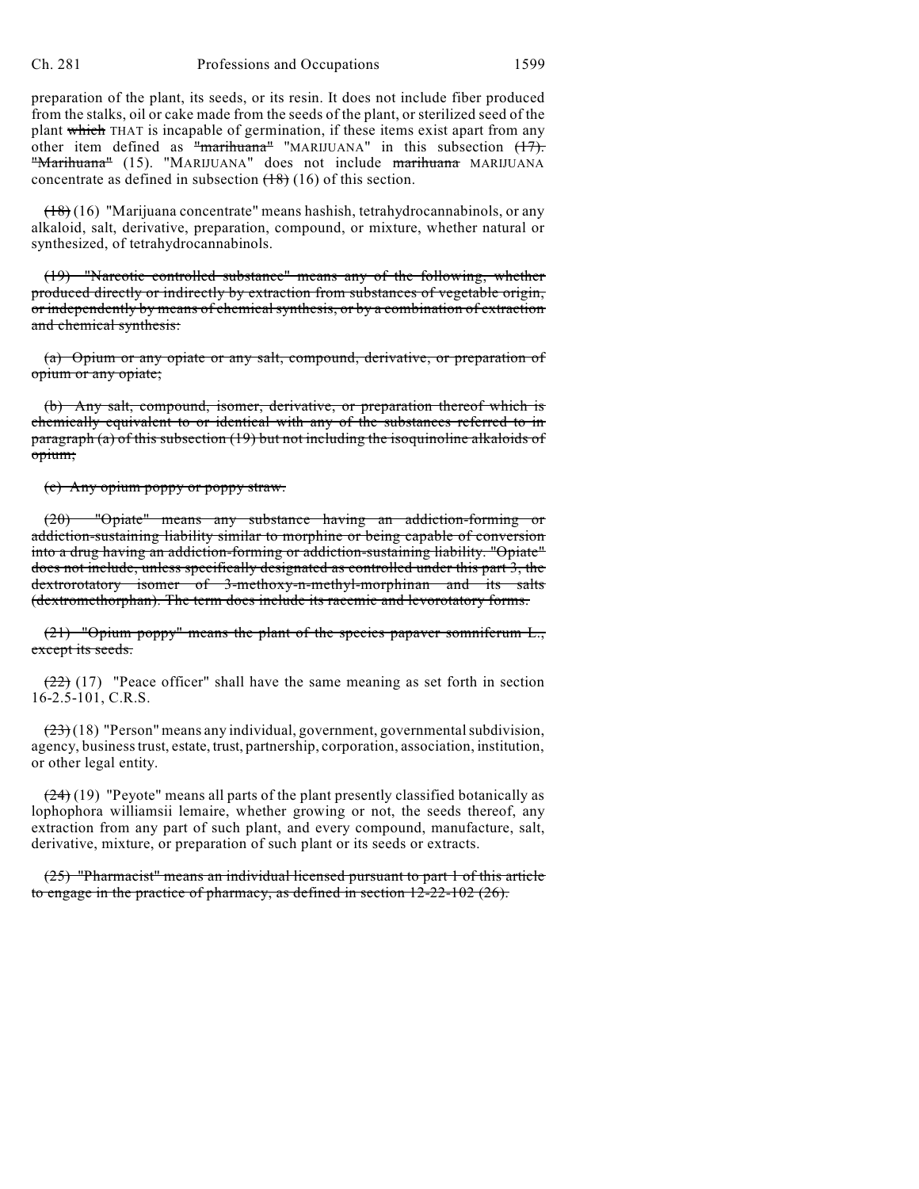preparation of the plant, its seeds, or its resin. It does not include fiber produced from the stalks, oil or cake made from the seeds of the plant, or sterilized seed of the plant ~~which~~ THAT is incapable of germination, if these items exist apart from any other item defined as ~~"marihuana"~~ "MARIJUANA" in this subsection ~~(17). "Marihuana"~~ (15). "MARIJUANA" does not include ~~marihuana~~ MARIJUANA concentrate as defined in subsection ~~(18)~~ (16) of this section.

~~(18)~~ (16) "Marijuana concentrate" means hashish, tetrahydrocannabinols, or any alkaloid, salt, derivative, preparation, compound, or mixture, whether natural or synthesized, of tetrahydrocannabinols.

~~(19) "Narcotic controlled substance" means any of the following, whether produced directly or indirectly by extraction from substances of vegetable origin, or independently by means of chemical synthesis, or by a combination of extraction and chemical synthesis:~~

~~(a) Opium or any opiate or any salt, compound, derivative, or preparation of opium or any opiate;~~

~~(b) Any salt, compound, isomer, derivative, or preparation thereof which is chemically equivalent to or identical with any of the substances referred to in paragraph (a) of this subsection (19) but not including the isoquinoline alkaloids of opium;~~

~~(c) Any opium poppy or poppy straw.~~

~~(20) "Opiate" means any substance having an addiction-forming or addiction-sustaining liability similar to morphine or being capable of conversion into a drug having an addiction-forming or addiction-sustaining liability. "Opiate" does not include, unless specifically designated as controlled under this part 3, the dextrorotatory isomer of 3-methoxy-n-methyl-morphinan and its salts (dextromethorphan). The term does include its racemic and levorotatory forms.~~

~~(21) "Opium poppy" means the plant of the species papaver somniferum L., except its seeds.~~

~~(22)~~ (17) "Peace officer" shall have the same meaning as set forth in section 16-2.5-101, C.R.S.

~~(23)~~ (18) "Person" means any individual, government, governmental subdivision, agency, business trust, estate, trust, partnership, corporation, association, institution, or other legal entity.

~~(24)~~ (19) "Peyote" means all parts of the plant presently classified botanically as lophophora williamsii lemaire, whether growing or not, the seeds thereof, any extraction from any part of such plant, and every compound, manufacture, salt, derivative, mixture, or preparation of such plant or its seeds or extracts.

~~(25) "Pharmacist" means an individual licensed pursuant to part 1 of this article to engage in the practice of pharmacy, as defined in section 12-22-102 (26).~~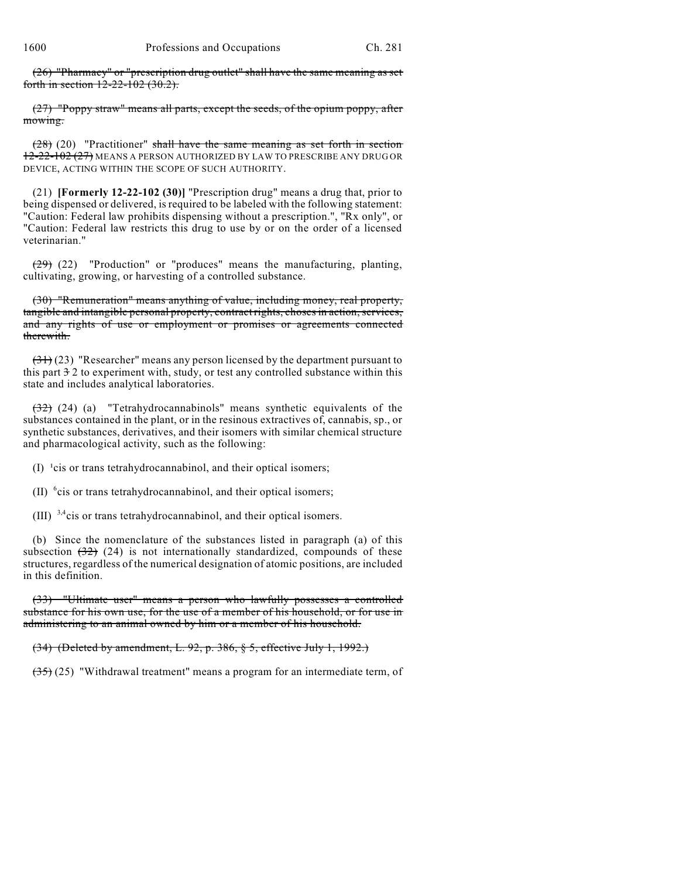~~(26) "Pharmacy" or "prescription drug outlet" shall have the same meaning as set forth in section 12-22-102 (30.2).~~

~~(27) "Poppy straw" means all parts, except the seeds, of the opium poppy, after mowing.~~

~~(28)~~ (20) "Practitioner" ~~shall have the same meaning as set forth in section 12-22-102 (27)~~ MEANS A PERSON AUTHORIZED BY LAW TO PRESCRIBE ANY DRUG OR DEVICE, ACTING WITHIN THE SCOPE OF SUCH AUTHORITY.

(21) **[Formerly 12-22-102 (30)]** "Prescription drug" means a drug that, prior to being dispensed or delivered, is required to be labeled with the following statement: "Caution: Federal law prohibits dispensing without a prescription.", "Rx only", or "Caution: Federal law restricts this drug to use by or on the order of a licensed veterinarian."

~~(29)~~ (22) "Production" or "produces" means the manufacturing, planting, cultivating, growing, or harvesting of a controlled substance.

~~(30) "Remuneration" means anything of value, including money, real property, tangible and intangible personal property, contract rights, choses in action, services, and any rights of use or employment or promises or agreements connected therewith.~~

~~(31)~~ (23) "Researcher" means any person licensed by the department pursuant to this part ~~3~~ 2 to experiment with, study, or test any controlled substance within this state and includes analytical laboratories.

~~(32)~~ (24) (a) "Tetrahydrocannabinols" means synthetic equivalents of the substances contained in the plant, or in the resinous extractives of, cannabis, sp., or synthetic substances, derivatives, and their isomers with similar chemical structure and pharmacological activity, such as the following:

(I) $^{1}$cis or trans tetrahydrocannabinol, and their optical isomers;

(II) $^{6}$cis or trans tetrahydrocannabinol, and their optical isomers;

(III) $^{3,4}$cis or trans tetrahydrocannabinol, and their optical isomers.

(b) Since the nomenclature of the substances listed in paragraph (a) of this subsection ~~(32)~~ (24) is not internationally standardized, compounds of these structures, regardless of the numerical designation of atomic positions, are included in this definition.

~~(33) "Ultimate user" means a person who lawfully possesses a controlled substance for his own use, for the use of a member of his household, or for use in administering to an animal owned by him or a member of his household.~~

~~(34) (Deleted by amendment, L. 92, p. 386, § 5, effective July 1, 1992.)~~

~~(35)~~ (25) "Withdrawal treatment" means a program for an intermediate term, of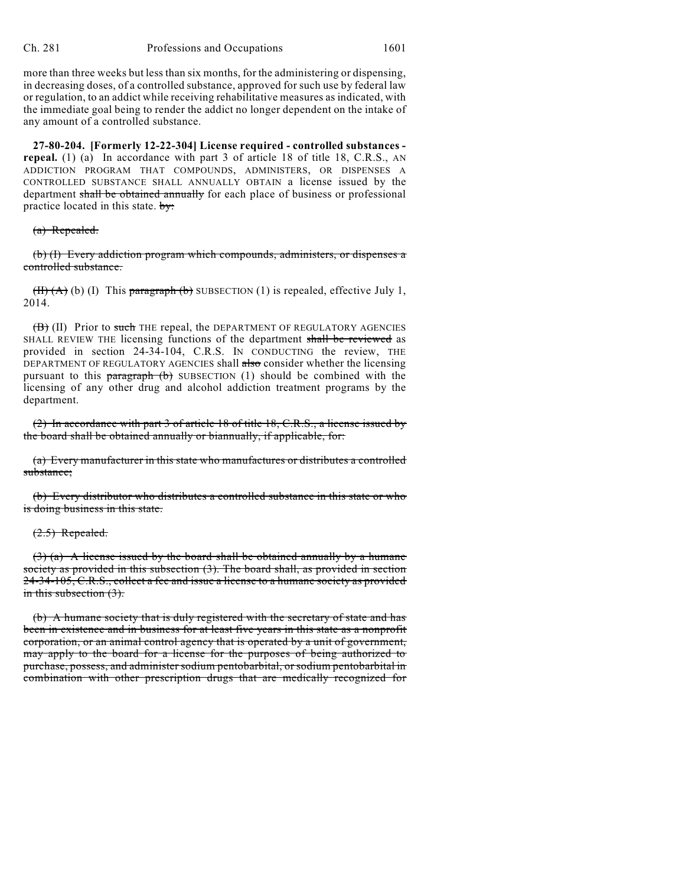more than three weeks but less than six months, for the administering or dispensing, in decreasing doses, of a controlled substance, approved for such use by federal law or regulation, to an addict while receiving rehabilitative measures as indicated, with the immediate goal being to render the addict no longer dependent on the intake of any amount of a controlled substance.

**27-80-204. [Formerly 12-22-304] License required - controlled substances - repeal.** (1) (a) In accordance with part 3 of article 18 of title 18, C.R.S., AN ADDICTION PROGRAM THAT COMPOUNDS, ADMINISTERS, OR DISPENSES A CONTROLLED SUBSTANCE SHALL ANNUALLY OBTAIN a license issued by the department ~~shall be obtained annually~~ for each place of business or professional practice located in this state. ~~by:~~

~~(a) Repealed.~~

~~(b) (I) Every addiction program which compounds, administers, or dispenses a controlled substance.~~

~~(II) (A)~~ (b) (I) This ~~paragraph (b)~~ SUBSECTION (1) is repealed, effective July 1, 2014.

~~(B)~~ (II) Prior to ~~such~~ THE repeal, the DEPARTMENT OF REGULATORY AGENCIES SHALL REVIEW THE licensing functions of the department ~~shall be reviewed~~ as provided in section 24-34-104, C.R.S. IN CONDUCTING the review, THE DEPARTMENT OF REGULATORY AGENCIES shall ~~also~~ consider whether the licensing pursuant to this ~~paragraph (b)~~ SUBSECTION (1) should be combined with the licensing of any other drug and alcohol addiction treatment programs by the department.

~~(2) In accordance with part 3 of article 18 of title 18, C.R.S., a license issued by the board shall be obtained annually or biannually, if applicable, for:~~

~~(a) Every manufacturer in this state who manufactures or distributes a controlled substance;~~

~~(b) Every distributor who distributes a controlled substance in this state or who is doing business in this state.~~

~~(2.5) Repealed.~~

~~(3) (a) A license issued by the board shall be obtained annually by a humane society as provided in this subsection (3). The board shall, as provided in section 24-34-105, C.R.S., collect a fee and issue a license to a humane society as provided in this subsection (3).~~

~~(b) A humane society that is duly registered with the secretary of state and has been in existence and in business for at least five years in this state as a nonprofit corporation, or an animal control agency that is operated by a unit of government, may apply to the board for a license for the purposes of being authorized to purchase, possess, and administer sodium pentobarbital, or sodium pentobarbital in combination with other prescription drugs that are medically recognized for~~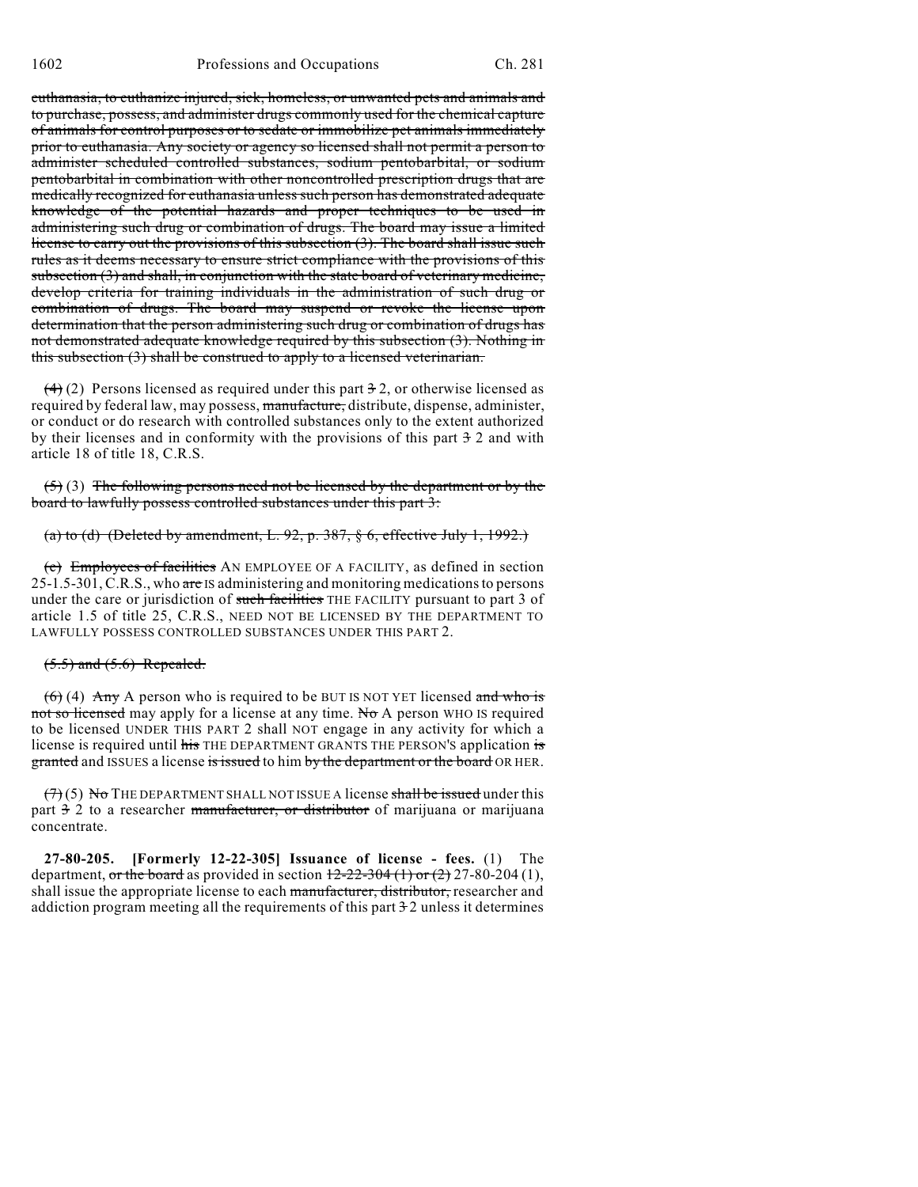~~euthanasia, to euthanize injured, sick, homeless, or unwanted pets and animals and to purchase, possess, and administer drugs commonly used for the chemical capture of animals for control purposes or to sedate or immobilize pet animals immediately prior to euthanasia. Any society or agency so licensed shall not permit a person to administer scheduled controlled substances, sodium pentobarbital, or sodium pentobarbital in combination with other noncontrolled prescription drugs that are medically recognized for euthanasia unless such person has demonstrated adequate knowledge of the potential hazards and proper techniques to be used in administering such drug or combination of drugs. The board may issue a limited license to carry out the provisions of this subsection (3). The board shall issue such rules as it deems necessary to ensure strict compliance with the provisions of this subsection (3) and shall, in conjunction with the state board of veterinary medicine, develop criteria for training individuals in the administration of such drug or combination of drugs. The board may suspend or revoke the license upon determination that the person administering such drug or combination of drugs has not demonstrated adequate knowledge required by this subsection (3). Nothing in this subsection (3) shall be construed to apply to a licensed veterinarian.~~

~~(4)~~ (2) Persons licensed as required under this part ~~3~~ 2, or otherwise licensed as required by federal law, may possess, ~~manufacture,~~ distribute, dispense, administer, or conduct or do research with controlled substances only to the extent authorized by their licenses and in conformity with the provisions of this part ~~3~~ 2 and with article 18 of title 18, C.R.S.

~~(5)~~ (3) ~~The following persons need not be licensed by the department or by the board to lawfully possess controlled substances under this part 3:~~

~~(a) to (d) (Deleted by amendment, L. 92, p. 387, § 6, effective July 1, 1992.)~~

~~(e) Employees of facilities~~ AN EMPLOYEE OF A FACILITY, as defined in section 25-1.5-301, C.R.S., who ~~are~~ IS administering and monitoring medications to persons under the care or jurisdiction of ~~such facilities~~ THE FACILITY pursuant to part 3 of article 1.5 of title 25, C.R.S., NEED NOT BE LICENSED BY THE DEPARTMENT TO LAWFULLY POSSESS CONTROLLED SUBSTANCES UNDER THIS PART 2.

~~(5.5) and (5.6) Repealed.~~

~~(6)~~ (4) ~~Any~~ A person who is required to be BUT IS NOT YET licensed ~~and who is not so licensed~~ may apply for a license at any time. ~~No~~ A person WHO IS required to be licensed UNDER THIS PART 2 shall NOT engage in any activity for which a license is required until ~~his~~ THE DEPARTMENT GRANTS THE PERSON'S application ~~is granted~~ and ISSUES a license ~~is issued~~ to him ~~by the department or the board~~ OR HER.

~~(7)~~ (5) ~~No~~ THE DEPARTMENT SHALL NOT ISSUE A license ~~shall be issued~~ under this part ~~3~~ 2 to a researcher ~~manufacturer, or distributor~~ of marijuana or marijuana concentrate.

**27-80-205. [Formerly 12-22-305] Issuance of license - fees.** (1) The department, ~~or the board~~ as provided in section ~~12-22-304 (1) or (2)~~ 27-80-204 (1), shall issue the appropriate license to each ~~manufacturer, distributor,~~ researcher and addiction program meeting all the requirements of this part ~~3~~ 2 unless it determines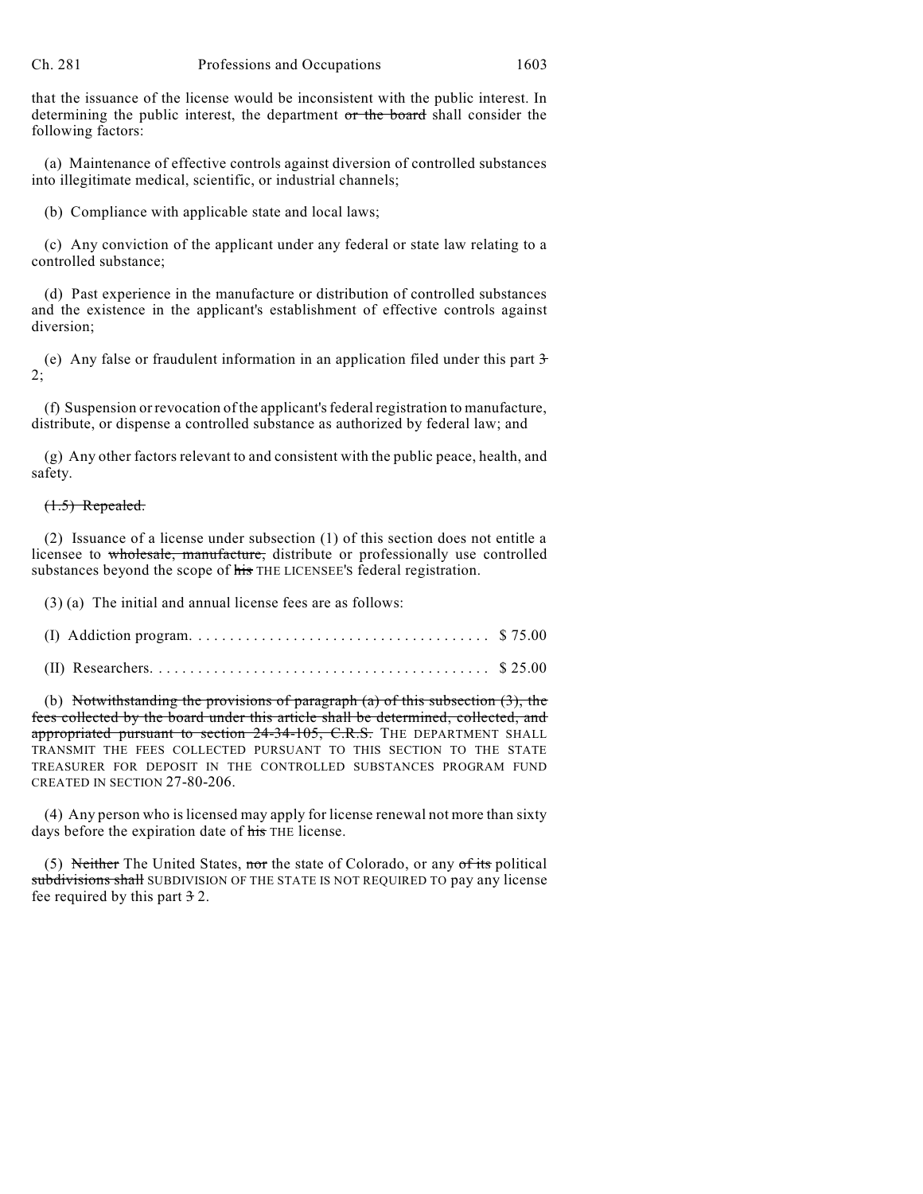that the issuance of the license would be inconsistent with the public interest. In determining the public interest, the department ~~or the board~~ shall consider the following factors:

(a) Maintenance of effective controls against diversion of controlled substances into illegitimate medical, scientific, or industrial channels;

(b) Compliance with applicable state and local laws;

(c) Any conviction of the applicant under any federal or state law relating to a controlled substance;

(d) Past experience in the manufacture or distribution of controlled substances and the existence in the applicant's establishment of effective controls against diversion;

(e) Any false or fraudulent information in an application filed under this part ~~3~~ 2;

(f) Suspension or revocation of the applicant's federal registration to manufacture, distribute, or dispense a controlled substance as authorized by federal law; and

(g) Any other factors relevant to and consistent with the public peace, health, and safety.

~~(1.5) Repealed.~~

(2) Issuance of a license under subsection (1) of this section does not entitle a licensee to ~~wholesale, manufacture,~~ distribute or professionally use controlled substances beyond the scope of ~~his~~ THE LICENSEE'S federal registration.

(3) (a) The initial and annual license fees are as follows:

(I) Addiction program. . . . . . . . . . . . . . . . . . . . . . . . . . . . . . . . . . . . . $ 75.00

(II) Researchers. . . . . . . . . . . . . . . . . . . . . . . . . . . . . . . . . . . . . . . . . $ 25.00

(b) ~~Notwithstanding the provisions of paragraph (a) of this subsection (3), the fees collected by the board under this article shall be determined, collected, and appropriated pursuant to section 24-34-105, C.R.S.~~ THE DEPARTMENT SHALL TRANSMIT THE FEES COLLECTED PURSUANT TO THIS SECTION TO THE STATE TREASURER FOR DEPOSIT IN THE CONTROLLED SUBSTANCES PROGRAM FUND CREATED IN SECTION 27-80-206.

(4) Any person who is licensed may apply for license renewal not more than sixty days before the expiration date of ~~his~~ THE license.

(5) ~~Neither~~ The United States, ~~nor~~ the state of Colorado, or any ~~of its~~ political ~~subdivisions shall~~ SUBDIVISION OF THE STATE IS NOT REQUIRED TO pay any license fee required by this part ~~3~~ 2.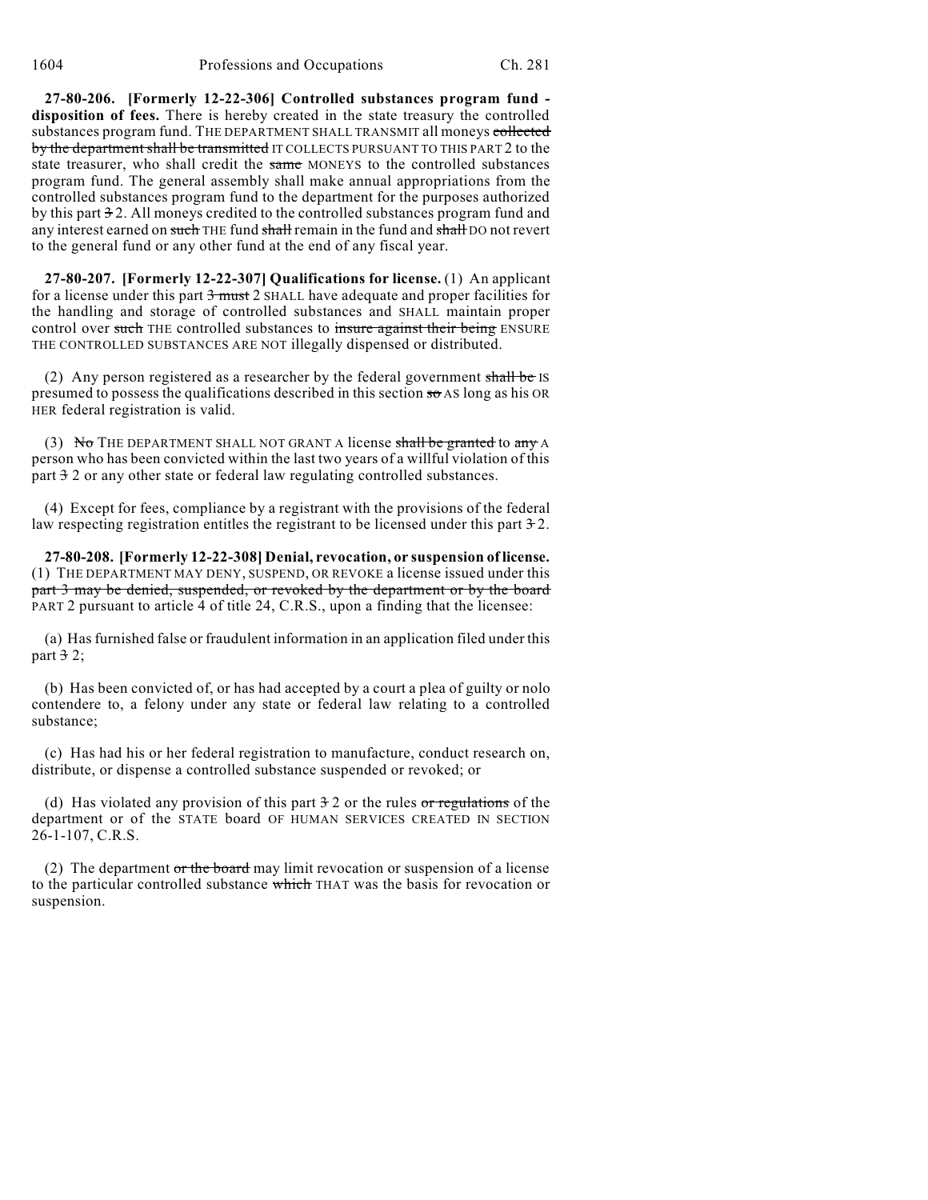**27-80-206. [Formerly 12-22-306] Controlled substances program fund - disposition of fees.** There is hereby created in the state treasury the controlled substances program fund. THE DEPARTMENT SHALL TRANSMIT all moneys ~~collected by the department shall be transmitted~~ IT COLLECTS PURSUANT TO THIS PART 2 to the state treasurer, who shall credit the ~~same~~ MONEYS to the controlled substances program fund. The general assembly shall make annual appropriations from the controlled substances program fund to the department for the purposes authorized by this part ~~3~~ 2. All moneys credited to the controlled substances program fund and any interest earned on ~~such~~ THE fund ~~shall~~ remain in the fund and ~~shall~~ DO not revert to the general fund or any other fund at the end of any fiscal year.

**27-80-207. [Formerly 12-22-307] Qualifications for license.** (1) An applicant for a license under this part ~~3 must~~ 2 SHALL have adequate and proper facilities for the handling and storage of controlled substances and SHALL maintain proper control over ~~such~~ THE controlled substances to ~~insure against their being~~ ENSURE THE CONTROLLED SUBSTANCES ARE NOT illegally dispensed or distributed.

(2) Any person registered as a researcher by the federal government ~~shall be~~ IS presumed to possess the qualifications described in this section ~~so~~ AS long as his OR HER federal registration is valid.

(3) ~~No~~ THE DEPARTMENT SHALL NOT GRANT A license ~~shall be granted~~ to ~~any~~ A person who has been convicted within the last two years of a willful violation of this part ~~3~~ 2 or any other state or federal law regulating controlled substances.

(4) Except for fees, compliance by a registrant with the provisions of the federal law respecting registration entitles the registrant to be licensed under this part ~~3~~ 2.

**27-80-208. [Formerly 12-22-308] Denial, revocation, or suspension of license.** (1) THE DEPARTMENT MAY DENY, SUSPEND, OR REVOKE a license issued under this ~~part 3 may be denied, suspended, or revoked by the department or by the board~~ PART 2 pursuant to article 4 of title 24, C.R.S., upon a finding that the licensee:

(a) Has furnished false or fraudulent information in an application filed under this part ~~3~~ 2;

(b) Has been convicted of, or has had accepted by a court a plea of guilty or nolo contendere to, a felony under any state or federal law relating to a controlled substance;

(c) Has had his or her federal registration to manufacture, conduct research on, distribute, or dispense a controlled substance suspended or revoked; or

(d) Has violated any provision of this part ~~3~~ 2 or the rules ~~or regulations~~ of the department or of the STATE board OF HUMAN SERVICES CREATED IN SECTION 26-1-107, C.R.S.

(2) The department ~~or the board~~ may limit revocation or suspension of a license to the particular controlled substance ~~which~~ THAT was the basis for revocation or suspension.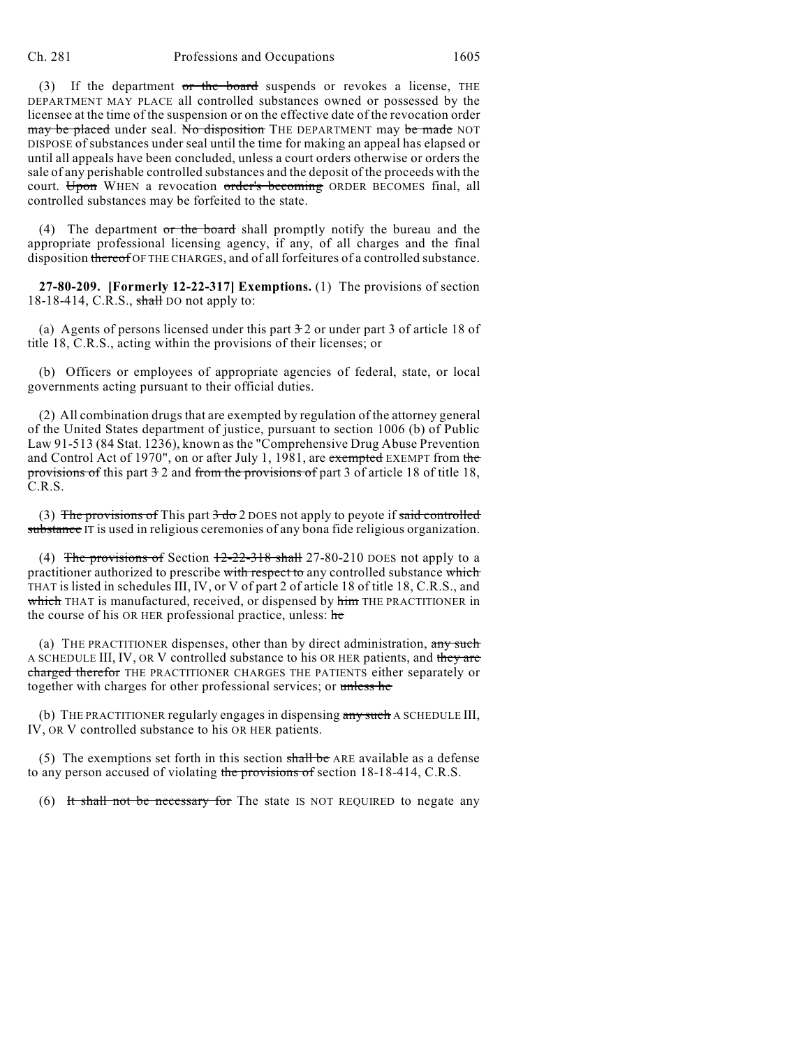(3) If the department ~~or the board~~ suspends or revokes a license, THE DEPARTMENT MAY PLACE all controlled substances owned or possessed by the licensee at the time of the suspension or on the effective date of the revocation order ~~may be placed~~ under seal. ~~No disposition~~ THE DEPARTMENT may ~~be made~~ NOT DISPOSE of substances under seal until the time for making an appeal has elapsed or until all appeals have been concluded, unless a court orders otherwise or orders the sale of any perishable controlled substances and the deposit of the proceeds with the court. ~~Upon~~ WHEN a revocation ~~order's becoming~~ ORDER BECOMES final, all controlled substances may be forfeited to the state.

(4) The department ~~or the board~~ shall promptly notify the bureau and the appropriate professional licensing agency, if any, of all charges and the final disposition ~~thereof~~ OF THE CHARGES, and of all forfeitures of a controlled substance.

**27-80-209. [Formerly 12-22-317] Exemptions.** (1) The provisions of section 18-18-414, C.R.S., ~~shall~~ DO not apply to:

(a) Agents of persons licensed under this part ~~3~~ 2 or under part 3 of article 18 of title 18, C.R.S., acting within the provisions of their licenses; or

(b) Officers or employees of appropriate agencies of federal, state, or local governments acting pursuant to their official duties.

(2) All combination drugs that are exempted by regulation of the attorney general of the United States department of justice, pursuant to section 1006 (b) of Public Law 91-513 (84 Stat. 1236), known as the "Comprehensive Drug Abuse Prevention and Control Act of 1970", on or after July 1, 1981, are ~~exempted~~ EXEMPT from ~~the provisions of~~ this part ~~3~~ 2 and ~~from the provisions of~~ part 3 of article 18 of title 18, C.R.S.

(3) ~~The provisions of~~ This part ~~3 do~~ 2 DOES not apply to peyote if ~~said controlled substance~~ IT is used in religious ceremonies of any bona fide religious organization.

(4) ~~The provisions of~~ Section ~~12-22-318 shall~~ 27-80-210 DOES not apply to a practitioner authorized to prescribe ~~with respect to~~ any controlled substance ~~which~~ THAT is listed in schedules III, IV, or V of part 2 of article 18 of title 18, C.R.S., and ~~which~~ THAT is manufactured, received, or dispensed by ~~him~~ THE PRACTITIONER in the course of his OR HER professional practice, unless: ~~he~~

(a) THE PRACTITIONER dispenses, other than by direct administration, ~~any such~~ A SCHEDULE III, IV, OR V controlled substance to his OR HER patients, and ~~they are charged therefor~~ THE PRACTITIONER CHARGES THE PATIENTS either separately or together with charges for other professional services; or ~~unless he~~

(b) THE PRACTITIONER regularly engages in dispensing ~~any such~~ A SCHEDULE III, IV, OR V controlled substance to his OR HER patients.

(5) The exemptions set forth in this section ~~shall be~~ ARE available as a defense to any person accused of violating ~~the provisions of~~ section 18-18-414, C.R.S.

(6) ~~It shall not be necessary for~~ The state IS NOT REQUIRED to negate any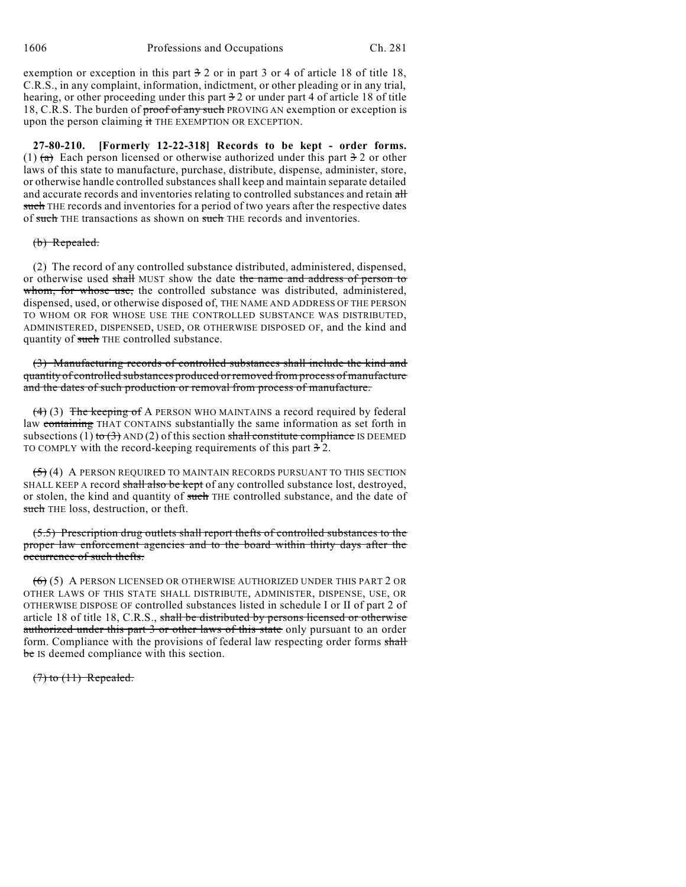exemption or exception in this part ~~3~~ 2 or in part 3 or 4 of article 18 of title 18, C.R.S., in any complaint, information, indictment, or other pleading or in any trial, hearing, or other proceeding under this part ~~3~~ 2 or under part 4 of article 18 of title 18, C.R.S. The burden of ~~proof of any such~~ PROVING AN exemption or exception is upon the person claiming ~~it~~ THE EXEMPTION OR EXCEPTION.

**27-80-210. [Formerly 12-22-318] Records to be kept - order forms.** (1) ~~(a)~~ Each person licensed or otherwise authorized under this part ~~3~~ 2 or other laws of this state to manufacture, purchase, distribute, dispense, administer, store, or otherwise handle controlled substances shall keep and maintain separate detailed and accurate records and inventories relating to controlled substances and retain ~~all such~~ THE records and inventories for a period of two years after the respective dates of ~~such~~ THE transactions as shown on ~~such~~ THE records and inventories.

~~(b) Repealed.~~

(2) The record of any controlled substance distributed, administered, dispensed, or otherwise used ~~shall~~ MUST show the date ~~the name and address of person to whom, for whose use,~~ the controlled substance was distributed, administered, dispensed, used, or otherwise disposed of, THE NAME AND ADDRESS OF THE PERSON TO WHOM OR FOR WHOSE USE THE CONTROLLED SUBSTANCE WAS DISTRIBUTED, ADMINISTERED, DISPENSED, USED, OR OTHERWISE DISPOSED OF, and the kind and quantity of ~~such~~ THE controlled substance.

~~(3) Manufacturing records of controlled substances shall include the kind and quantity of controlled substances produced or removed from process of manufacture and the dates of such production or removal from process of manufacture.~~

~~(4)~~ (3) ~~The keeping of~~ A PERSON WHO MAINTAINS a record required by federal law ~~containing~~ THAT CONTAINS substantially the same information as set forth in subsections (1) ~~to (3)~~ AND (2) of this section ~~shall constitute compliance~~ IS DEEMED TO COMPLY with the record-keeping requirements of this part ~~3~~ 2.

~~(5)~~ (4) A PERSON REQUIRED TO MAINTAIN RECORDS PURSUANT TO THIS SECTION SHALL KEEP A record ~~shall also be kept~~ of any controlled substance lost, destroyed, or stolen, the kind and quantity of ~~such~~ THE controlled substance, and the date of ~~such~~ THE loss, destruction, or theft.

~~(5.5) Prescription drug outlets shall report thefts of controlled substances to the proper law enforcement agencies and to the board within thirty days after the occurrence of such thefts.~~

~~(6)~~ (5) A PERSON LICENSED OR OTHERWISE AUTHORIZED UNDER THIS PART 2 OR OTHER LAWS OF THIS STATE SHALL DISTRIBUTE, ADMINISTER, DISPENSE, USE, OR OTHERWISE DISPOSE OF controlled substances listed in schedule I or II of part 2 of article 18 of title 18, C.R.S., ~~shall be distributed by persons licensed or otherwise authorized under this part 3 or other laws of this state~~ only pursuant to an order form. Compliance with the provisions of federal law respecting order forms ~~shall be~~ IS deemed compliance with this section.

~~(7) to (11) Repealed.~~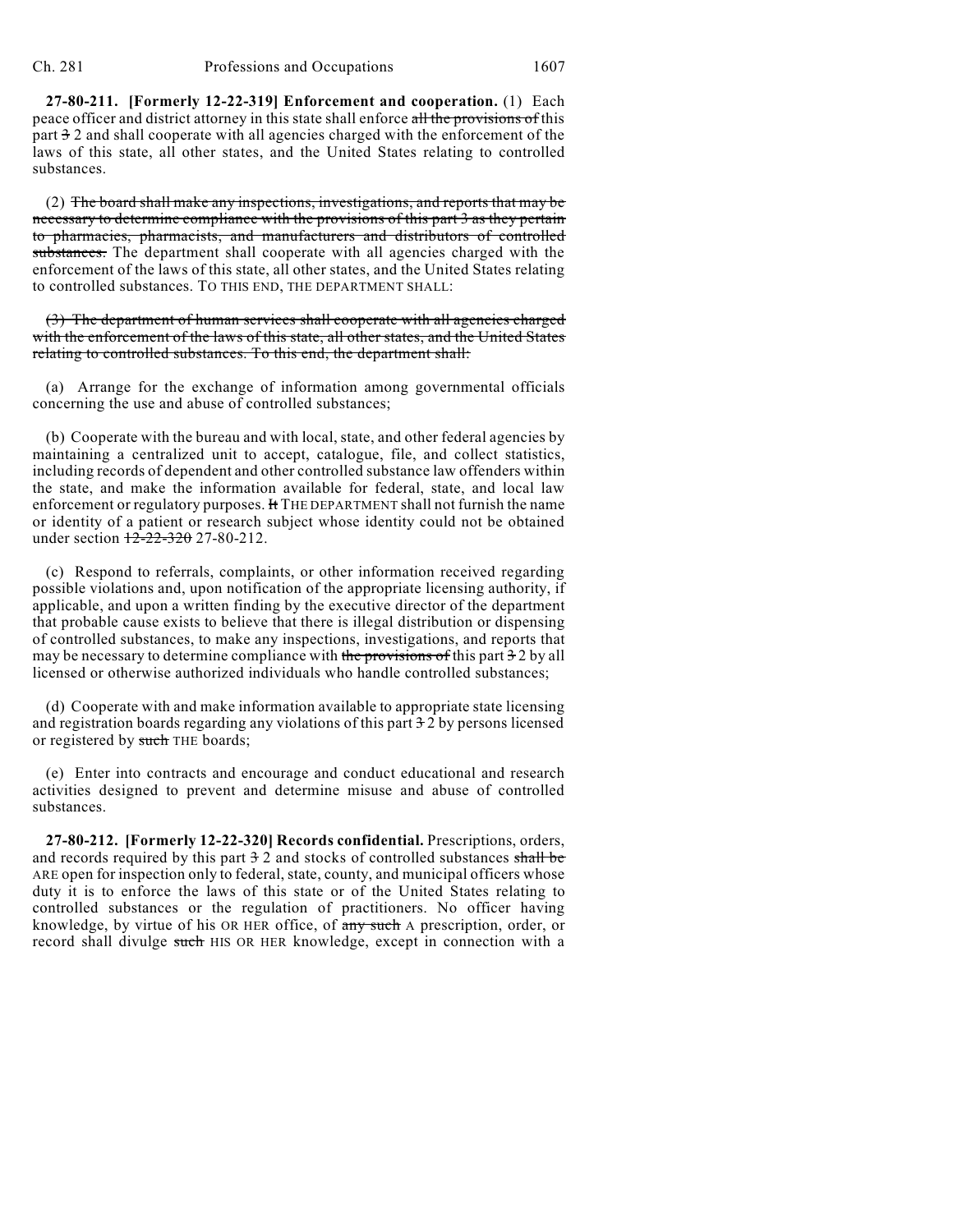**27-80-211. [Formerly 12-22-319] Enforcement and cooperation.** (1) Each peace officer and district attorney in this state shall enforce ~~all the provisions of~~ this part ~~3~~ 2 and shall cooperate with all agencies charged with the enforcement of the laws of this state, all other states, and the United States relating to controlled substances.

(2) ~~The board shall make any inspections, investigations, and reports that may be necessary to determine compliance with the provisions of this part 3 as they pertain to pharmacies, pharmacists, and manufacturers and distributors of controlled substances.~~ The department shall cooperate with all agencies charged with the enforcement of the laws of this state, all other states, and the United States relating to controlled substances. TO THIS END, THE DEPARTMENT SHALL:

~~(3) The department of human services shall cooperate with all agencies charged with the enforcement of the laws of this state, all other states, and the United States relating to controlled substances. To this end, the department shall:~~

(a) Arrange for the exchange of information among governmental officials concerning the use and abuse of controlled substances;

(b) Cooperate with the bureau and with local, state, and other federal agencies by maintaining a centralized unit to accept, catalogue, file, and collect statistics, including records of dependent and other controlled substance law offenders within the state, and make the information available for federal, state, and local law enforcement or regulatory purposes. ~~It~~ THE DEPARTMENT shall not furnish the name or identity of a patient or research subject whose identity could not be obtained under section ~~12-22-320~~ 27-80-212.

(c) Respond to referrals, complaints, or other information received regarding possible violations and, upon notification of the appropriate licensing authority, if applicable, and upon a written finding by the executive director of the department that probable cause exists to believe that there is illegal distribution or dispensing of controlled substances, to make any inspections, investigations, and reports that may be necessary to determine compliance with ~~the provisions of~~ this part ~~3~~ 2 by all licensed or otherwise authorized individuals who handle controlled substances;

(d) Cooperate with and make information available to appropriate state licensing and registration boards regarding any violations of this part ~~3~~ 2 by persons licensed or registered by ~~such~~ THE boards;

(e) Enter into contracts and encourage and conduct educational and research activities designed to prevent and determine misuse and abuse of controlled substances.

**27-80-212. [Formerly 12-22-320] Records confidential.** Prescriptions, orders, and records required by this part ~~3~~ 2 and stocks of controlled substances ~~shall be~~ ARE open for inspection only to federal, state, county, and municipal officers whose duty it is to enforce the laws of this state or of the United States relating to controlled substances or the regulation of practitioners. No officer having knowledge, by virtue of his OR HER office, of ~~any such~~ A prescription, order, or record shall divulge ~~such~~ HIS OR HER knowledge, except in connection with a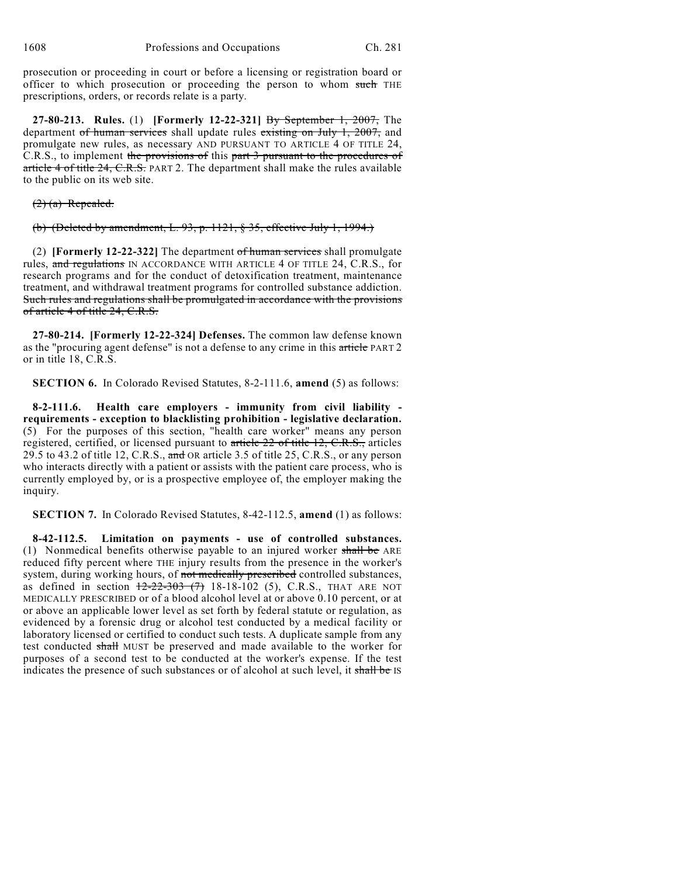prosecution or proceeding in court or before a licensing or registration board or officer to which prosecution or proceeding the person to whom ~~such~~ THE prescriptions, orders, or records relate is a party.

**27-80-213. Rules.** (1) **[Formerly 12-22-321]** ~~By September 1, 2007,~~ The department ~~of human services~~ shall update rules ~~existing on July 1, 2007,~~ and promulgate new rules, as necessary AND PURSUANT TO ARTICLE 4 OF TITLE 24, C.R.S., to implement ~~the provisions of~~ this ~~part 3 pursuant to the procedures of article 4 of title 24, C.R.S.~~ PART 2. The department shall make the rules available to the public on its web site.

~~(2) (a) Repealed.~~

~~(b) (Deleted by amendment, L. 93, p. 1121, § 35, effective July 1, 1994.)~~

(2) **[Formerly 12-22-322]** The department ~~of human services~~ shall promulgate rules, ~~and regulations~~ IN ACCORDANCE WITH ARTICLE 4 OF TITLE 24, C.R.S., for research programs and for the conduct of detoxification treatment, maintenance treatment, and withdrawal treatment programs for controlled substance addiction. ~~Such rules and regulations shall be promulgated in accordance with the provisions of article 4 of title 24, C.R.S.~~

**27-80-214. [Formerly 12-22-324] Defenses.** The common law defense known as the "procuring agent defense" is not a defense to any crime in this ~~article~~ PART 2 or in title 18, C.R.S.

**SECTION 6.** In Colorado Revised Statutes, 8-2-111.6, **amend** (5) as follows:

**8-2-111.6. Health care employers - immunity from civil liability - requirements - exception to blacklisting prohibition - legislative declaration.** (5) For the purposes of this section, "health care worker" means any person registered, certified, or licensed pursuant to ~~article 22 of title 12, C.R.S.,~~ articles 29.5 to 43.2 of title 12, C.R.S., ~~and~~ OR article 3.5 of title 25, C.R.S., or any person who interacts directly with a patient or assists with the patient care process, who is currently employed by, or is a prospective employee of, the employer making the inquiry.

**SECTION 7.** In Colorado Revised Statutes, 8-42-112.5, **amend** (1) as follows:

**8-42-112.5. Limitation on payments - use of controlled substances.** (1) Nonmedical benefits otherwise payable to an injured worker ~~shall be~~ ARE reduced fifty percent where THE injury results from the presence in the worker's system, during working hours, of ~~not medically prescribed~~ controlled substances, as defined in section ~~12-22-303 (7)~~ 18-18-102 (5), C.R.S., THAT ARE NOT MEDICALLY PRESCRIBED or of a blood alcohol level at or above 0.10 percent, or at or above an applicable lower level as set forth by federal statute or regulation, as evidenced by a forensic drug or alcohol test conducted by a medical facility or laboratory licensed or certified to conduct such tests. A duplicate sample from any test conducted ~~shall~~ MUST be preserved and made available to the worker for purposes of a second test to be conducted at the worker's expense. If the test indicates the presence of such substances or of alcohol at such level, it ~~shall be~~ IS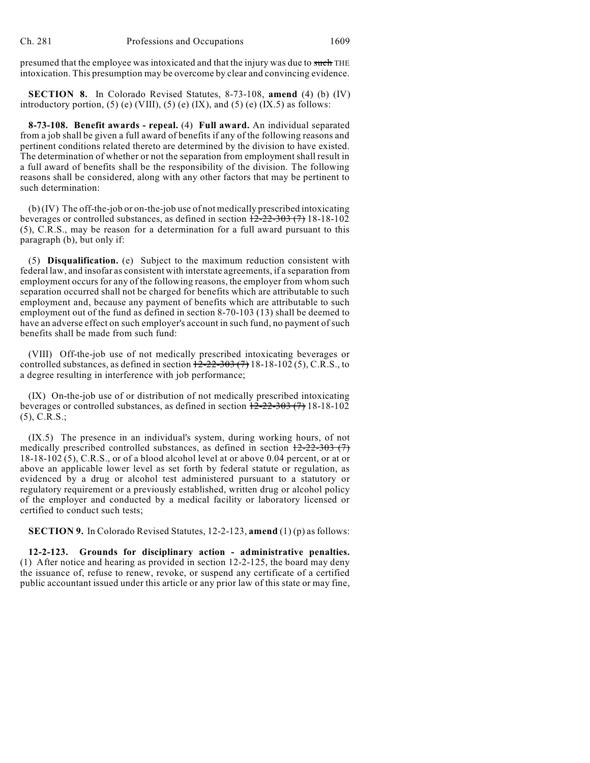presumed that the employee was intoxicated and that the injury was due to ~~such~~ THE intoxication. This presumption may be overcome by clear and convincing evidence.

**SECTION 8.** In Colorado Revised Statutes, 8-73-108, **amend** (4) (b) (IV) introductory portion, (5) (e) (VIII), (5) (e) (IX), and (5) (e) (IX.5) as follows:

**8-73-108. Benefit awards - repeal.** (4) **Full award.** An individual separated from a job shall be given a full award of benefits if any of the following reasons and pertinent conditions related thereto are determined by the division to have existed. The determination of whether or not the separation from employment shall result in a full award of benefits shall be the responsibility of the division. The following reasons shall be considered, along with any other factors that may be pertinent to such determination:

(b) (IV) The off-the-job or on-the-job use of not medically prescribed intoxicating beverages or controlled substances, as defined in section ~~12-22-303 (7)~~ 18-18-102 (5), C.R.S., may be reason for a determination for a full award pursuant to this paragraph (b), but only if:

(5) **Disqualification.** (e) Subject to the maximum reduction consistent with federal law, and insofar as consistent with interstate agreements, if a separation from employment occurs for any of the following reasons, the employer from whom such separation occurred shall not be charged for benefits which are attributable to such employment and, because any payment of benefits which are attributable to such employment out of the fund as defined in section 8-70-103 (13) shall be deemed to have an adverse effect on such employer's account in such fund, no payment of such benefits shall be made from such fund:

(VIII) Off-the-job use of not medically prescribed intoxicating beverages or controlled substances, as defined in section ~~12-22-303 (7)~~ 18-18-102 (5), C.R.S., to a degree resulting in interference with job performance;

(IX) On-the-job use of or distribution of not medically prescribed intoxicating beverages or controlled substances, as defined in section ~~12-22-303 (7)~~ 18-18-102 (5), C.R.S.;

(IX.5) The presence in an individual's system, during working hours, of not medically prescribed controlled substances, as defined in section ~~12-22-303 (7)~~ 18-18-102 (5), C.R.S., or of a blood alcohol level at or above 0.04 percent, or at or above an applicable lower level as set forth by federal statute or regulation, as evidenced by a drug or alcohol test administered pursuant to a statutory or regulatory requirement or a previously established, written drug or alcohol policy of the employer and conducted by a medical facility or laboratory licensed or certified to conduct such tests;

**SECTION 9.** In Colorado Revised Statutes, 12-2-123, **amend** (1) (p) as follows:

**12-2-123. Grounds for disciplinary action - administrative penalties.** (1) After notice and hearing as provided in section 12-2-125, the board may deny the issuance of, refuse to renew, revoke, or suspend any certificate of a certified public accountant issued under this article or any prior law of this state or may fine,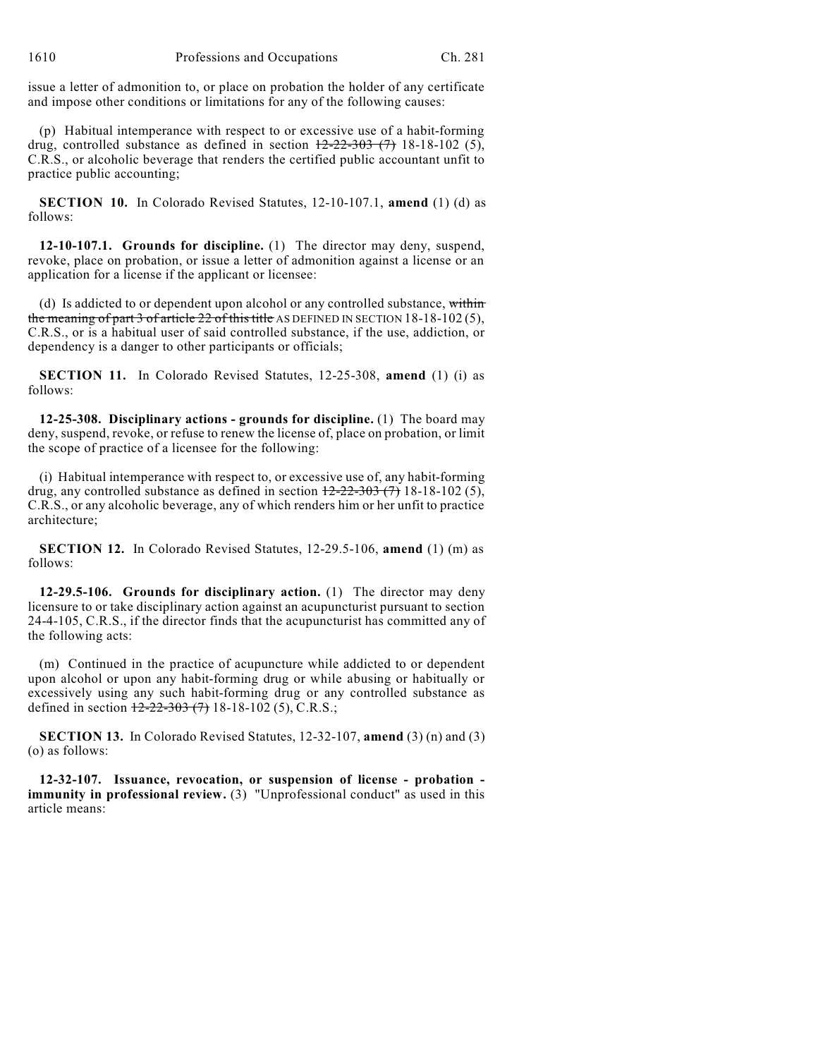issue a letter of admonition to, or place on probation the holder of any certificate and impose other conditions or limitations for any of the following causes:

(p) Habitual intemperance with respect to or excessive use of a habit-forming drug, controlled substance as defined in section ~~12-22-303 (7)~~ 18-18-102 (5), C.R.S., or alcoholic beverage that renders the certified public accountant unfit to practice public accounting;

**SECTION 10.** In Colorado Revised Statutes, 12-10-107.1, **amend** (1) (d) as follows:

**12-10-107.1. Grounds for discipline.** (1) The director may deny, suspend, revoke, place on probation, or issue a letter of admonition against a license or an application for a license if the applicant or licensee:

(d) Is addicted to or dependent upon alcohol or any controlled substance, ~~within the meaning of part 3 of article 22 of this title~~ AS DEFINED IN SECTION 18-18-102 (5), C.R.S., or is a habitual user of said controlled substance, if the use, addiction, or dependency is a danger to other participants or officials;

**SECTION 11.** In Colorado Revised Statutes, 12-25-308, **amend** (1) (i) as follows:

**12-25-308. Disciplinary actions - grounds for discipline.** (1) The board may deny, suspend, revoke, or refuse to renew the license of, place on probation, or limit the scope of practice of a licensee for the following:

(i) Habitual intemperance with respect to, or excessive use of, any habit-forming drug, any controlled substance as defined in section ~~12-22-303 (7)~~ 18-18-102 (5), C.R.S., or any alcoholic beverage, any of which renders him or her unfit to practice architecture;

**SECTION 12.** In Colorado Revised Statutes, 12-29.5-106, **amend** (1) (m) as follows:

**12-29.5-106. Grounds for disciplinary action.** (1) The director may deny licensure to or take disciplinary action against an acupuncturist pursuant to section 24-4-105, C.R.S., if the director finds that the acupuncturist has committed any of the following acts:

(m) Continued in the practice of acupuncture while addicted to or dependent upon alcohol or upon any habit-forming drug or while abusing or habitually or excessively using any such habit-forming drug or any controlled substance as defined in section ~~12-22-303 (7)~~ 18-18-102 (5), C.R.S.;

**SECTION 13.** In Colorado Revised Statutes, 12-32-107, **amend** (3) (n) and (3) (o) as follows:

**12-32-107. Issuance, revocation, or suspension of license - probation - immunity in professional review.** (3) "Unprofessional conduct" as used in this article means: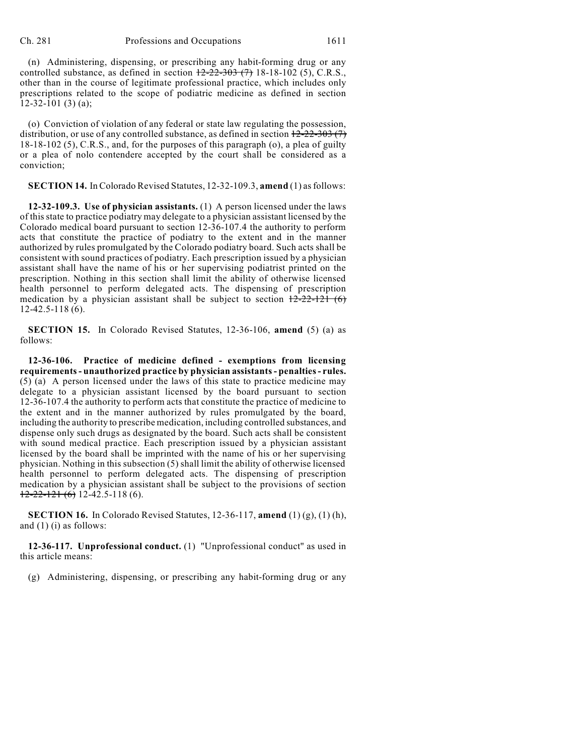(n) Administering, dispensing, or prescribing any habit-forming drug or any controlled substance, as defined in section ~~12-22-303 (7)~~ 18-18-102 (5), C.R.S., other than in the course of legitimate professional practice, which includes only prescriptions related to the scope of podiatric medicine as defined in section 12-32-101 (3) (a);

(o) Conviction of violation of any federal or state law regulating the possession, distribution, or use of any controlled substance, as defined in section ~~12-22-303 (7)~~ 18-18-102 (5), C.R.S., and, for the purposes of this paragraph (o), a plea of guilty or a plea of nolo contendere accepted by the court shall be considered as a conviction;

**SECTION 14.** In Colorado Revised Statutes, 12-32-109.3, **amend** (1) as follows:

**12-32-109.3. Use of physician assistants.** (1) A person licensed under the laws of this state to practice podiatry may delegate to a physician assistant licensed by the Colorado medical board pursuant to section 12-36-107.4 the authority to perform acts that constitute the practice of podiatry to the extent and in the manner authorized by rules promulgated by the Colorado podiatry board. Such acts shall be consistent with sound practices of podiatry. Each prescription issued by a physician assistant shall have the name of his or her supervising podiatrist printed on the prescription. Nothing in this section shall limit the ability of otherwise licensed health personnel to perform delegated acts. The dispensing of prescription medication by a physician assistant shall be subject to section ~~12-22-121 (6)~~ 12-42.5-118 (6).

**SECTION 15.** In Colorado Revised Statutes, 12-36-106, **amend** (5) (a) as follows:

**12-36-106. Practice of medicine defined - exemptions from licensing requirements - unauthorized practice by physician assistants - penalties - rules.** (5) (a) A person licensed under the laws of this state to practice medicine may delegate to a physician assistant licensed by the board pursuant to section 12-36-107.4 the authority to perform acts that constitute the practice of medicine to the extent and in the manner authorized by rules promulgated by the board, including the authority to prescribe medication, including controlled substances, and dispense only such drugs as designated by the board. Such acts shall be consistent with sound medical practice. Each prescription issued by a physician assistant licensed by the board shall be imprinted with the name of his or her supervising physician. Nothing in this subsection (5) shall limit the ability of otherwise licensed health personnel to perform delegated acts. The dispensing of prescription medication by a physician assistant shall be subject to the provisions of section ~~12-22-121 (6)~~ 12-42.5-118 (6).

**SECTION 16.** In Colorado Revised Statutes, 12-36-117, **amend** (1) (g), (1) (h), and (1) (i) as follows:

**12-36-117. Unprofessional conduct.** (1) "Unprofessional conduct" as used in this article means:

(g) Administering, dispensing, or prescribing any habit-forming drug or any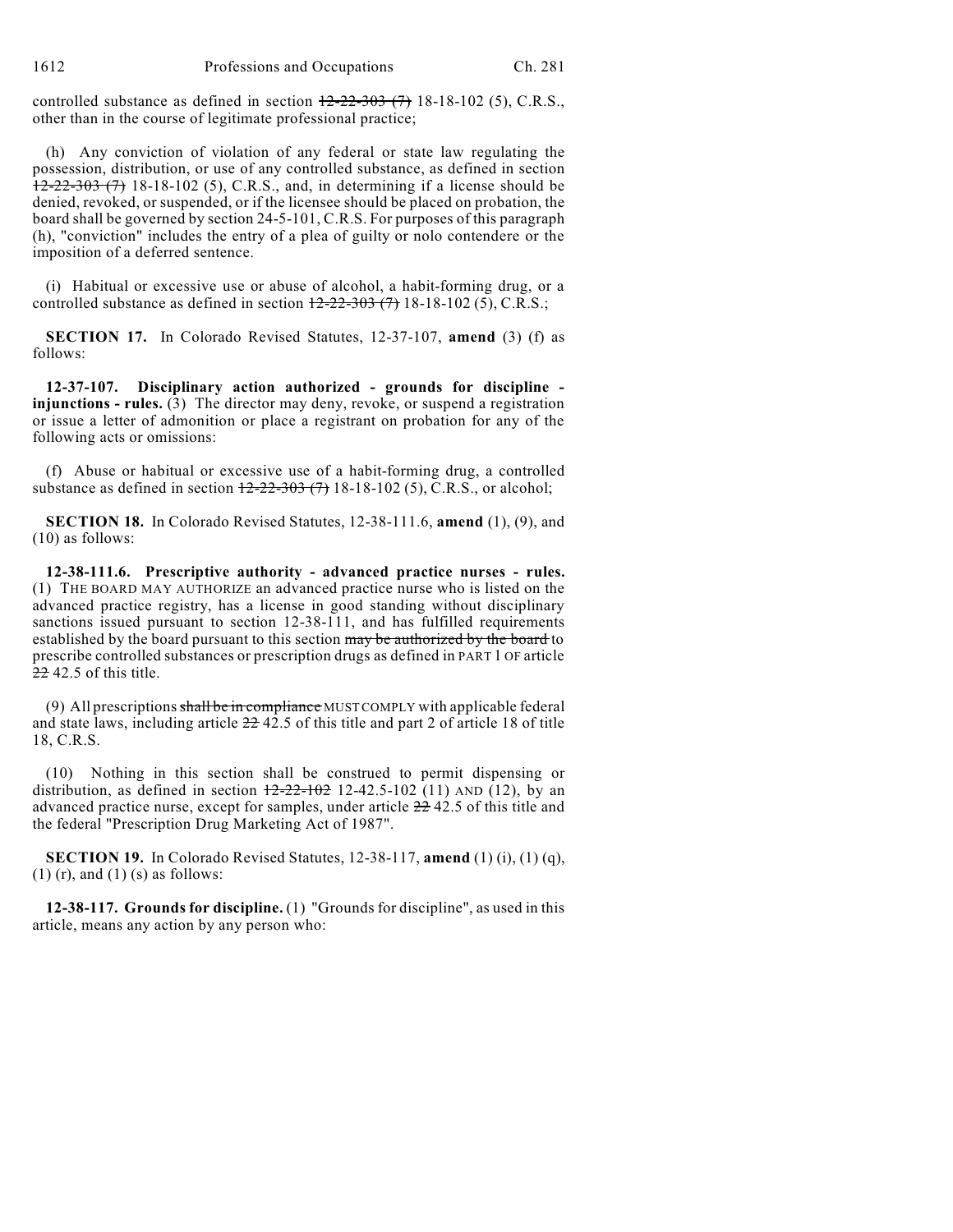controlled substance as defined in section ~~12-22-303 (7)~~ 18-18-102 (5), C.R.S., other than in the course of legitimate professional practice;

(h) Any conviction of violation of any federal or state law regulating the possession, distribution, or use of any controlled substance, as defined in section ~~12-22-303 (7)~~ 18-18-102 (5), C.R.S., and, in determining if a license should be denied, revoked, or suspended, or if the licensee should be placed on probation, the board shall be governed by section 24-5-101, C.R.S. For purposes of this paragraph (h), "conviction" includes the entry of a plea of guilty or nolo contendere or the imposition of a deferred sentence.

(i) Habitual or excessive use or abuse of alcohol, a habit-forming drug, or a controlled substance as defined in section ~~12-22-303 (7)~~ 18-18-102 (5), C.R.S.;

**SECTION 17.** In Colorado Revised Statutes, 12-37-107, **amend** (3) (f) as follows:

**12-37-107. Disciplinary action authorized - grounds for discipline - injunctions - rules.** (3) The director may deny, revoke, or suspend a registration or issue a letter of admonition or place a registrant on probation for any of the following acts or omissions:

(f) Abuse or habitual or excessive use of a habit-forming drug, a controlled substance as defined in section ~~12-22-303 (7)~~ 18-18-102 (5), C.R.S., or alcohol;

**SECTION 18.** In Colorado Revised Statutes, 12-38-111.6, **amend** (1), (9), and (10) as follows:

**12-38-111.6. Prescriptive authority - advanced practice nurses - rules.** (1) THE BOARD MAY AUTHORIZE an advanced practice nurse who is listed on the advanced practice registry, has a license in good standing without disciplinary sanctions issued pursuant to section 12-38-111, and has fulfilled requirements established by the board pursuant to this section ~~may be authorized by the board~~ to prescribe controlled substances or prescription drugs as defined in PART 1 OF article ~~22~~ 42.5 of this title.

(9) All prescriptions ~~shall be in compliance~~ MUST COMPLY with applicable federal and state laws, including article ~~22~~ 42.5 of this title and part 2 of article 18 of title 18, C.R.S.

(10) Nothing in this section shall be construed to permit dispensing or distribution, as defined in section ~~12-22-102~~ 12-42.5-102 (11) AND (12), by an advanced practice nurse, except for samples, under article ~~22~~ 42.5 of this title and the federal "Prescription Drug Marketing Act of 1987".

**SECTION 19.** In Colorado Revised Statutes, 12-38-117, **amend** (1) (i), (1) (q), (1) (r), and (1) (s) as follows:

**12-38-117. Grounds for discipline.** (1) "Grounds for discipline", as used in this article, means any action by any person who: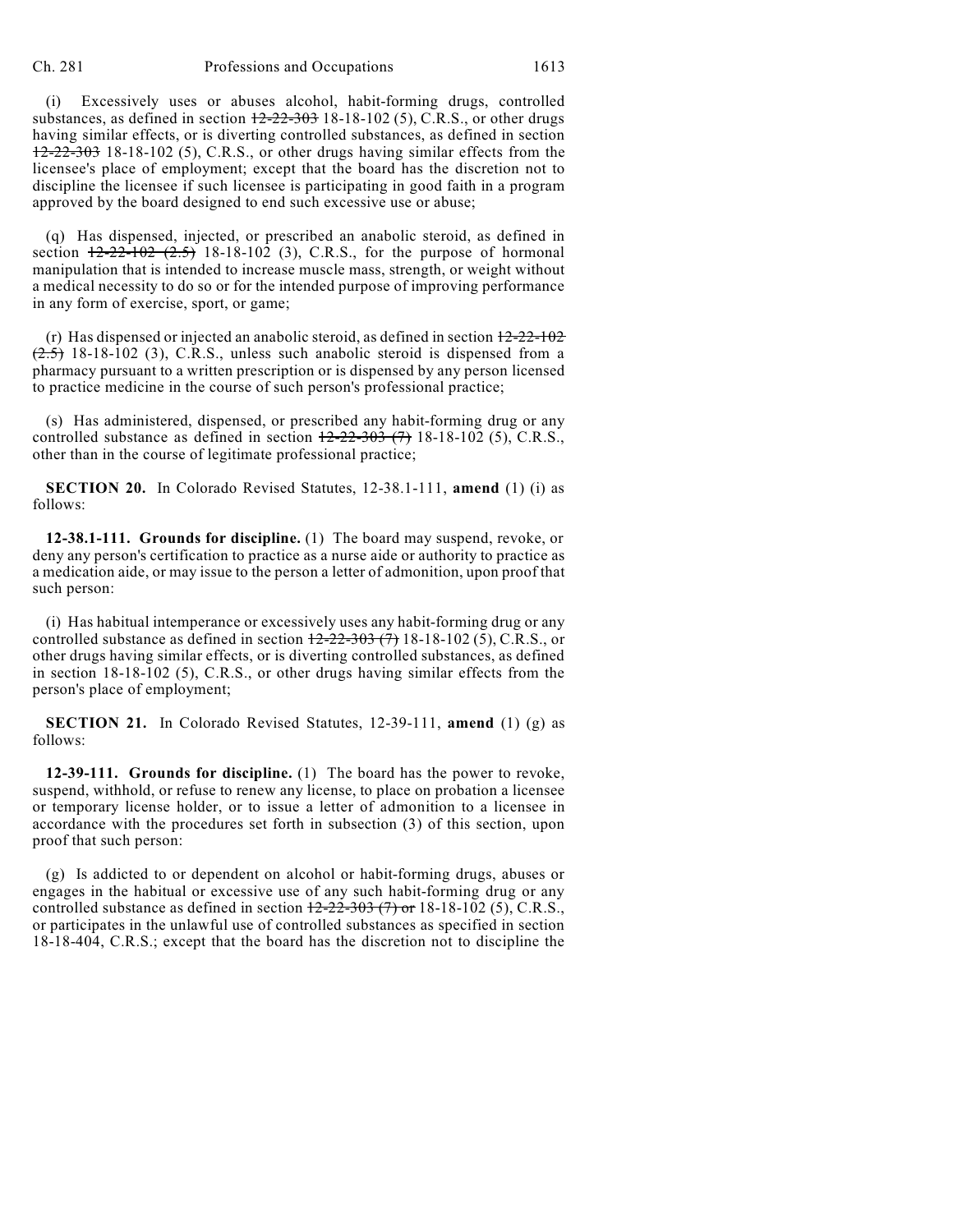(i) Excessively uses or abuses alcohol, habit-forming drugs, controlled substances, as defined in section ~~12-22-303~~ 18-18-102 (5), C.R.S., or other drugs having similar effects, or is diverting controlled substances, as defined in section ~~12-22-303~~ 18-18-102 (5), C.R.S., or other drugs having similar effects from the licensee's place of employment; except that the board has the discretion not to discipline the licensee if such licensee is participating in good faith in a program approved by the board designed to end such excessive use or abuse;

(q) Has dispensed, injected, or prescribed an anabolic steroid, as defined in section ~~12-22-102 (2.5)~~ 18-18-102 (3), C.R.S., for the purpose of hormonal manipulation that is intended to increase muscle mass, strength, or weight without a medical necessity to do so or for the intended purpose of improving performance in any form of exercise, sport, or game;

(r) Has dispensed or injected an anabolic steroid, as defined in section ~~12-22-102 (2.5)~~ 18-18-102 (3), C.R.S., unless such anabolic steroid is dispensed from a pharmacy pursuant to a written prescription or is dispensed by any person licensed to practice medicine in the course of such person's professional practice;

(s) Has administered, dispensed, or prescribed any habit-forming drug or any controlled substance as defined in section ~~12-22-303 (7)~~ 18-18-102 (5), C.R.S., other than in the course of legitimate professional practice;

**SECTION 20.** In Colorado Revised Statutes, 12-38.1-111, **amend** (1) (i) as follows:

**12-38.1-111. Grounds for discipline.** (1) The board may suspend, revoke, or deny any person's certification to practice as a nurse aide or authority to practice as a medication aide, or may issue to the person a letter of admonition, upon proof that such person:

(i) Has habitual intemperance or excessively uses any habit-forming drug or any controlled substance as defined in section ~~12-22-303 (7)~~ 18-18-102 (5), C.R.S., or other drugs having similar effects, or is diverting controlled substances, as defined in section 18-18-102 (5), C.R.S., or other drugs having similar effects from the person's place of employment;

**SECTION 21.** In Colorado Revised Statutes, 12-39-111, **amend** (1) (g) as follows:

**12-39-111. Grounds for discipline.** (1) The board has the power to revoke, suspend, withhold, or refuse to renew any license, to place on probation a licensee or temporary license holder, or to issue a letter of admonition to a licensee in accordance with the procedures set forth in subsection (3) of this section, upon proof that such person:

(g) Is addicted to or dependent on alcohol or habit-forming drugs, abuses or engages in the habitual or excessive use of any such habit-forming drug or any controlled substance as defined in section ~~12-22-303 (7) or~~ 18-18-102 (5), C.R.S., or participates in the unlawful use of controlled substances as specified in section 18-18-404, C.R.S.; except that the board has the discretion not to discipline the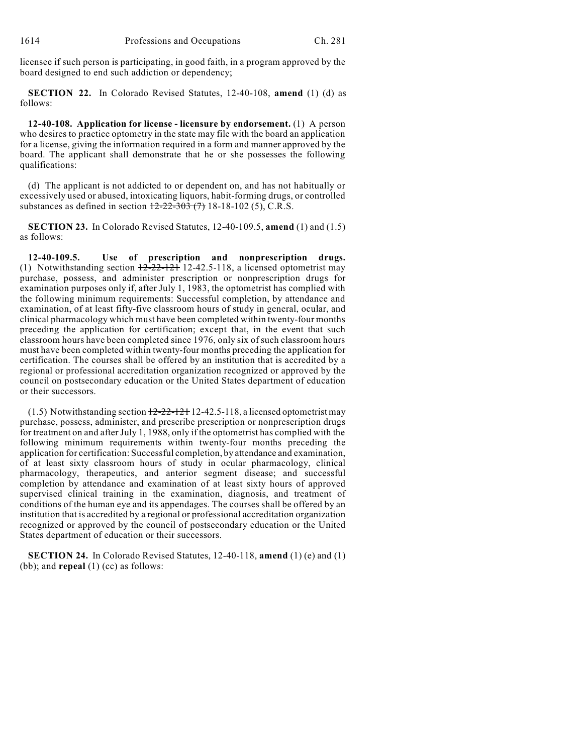licensee if such person is participating, in good faith, in a program approved by the board designed to end such addiction or dependency;

**SECTION 22.** In Colorado Revised Statutes, 12-40-108, **amend** (1) (d) as follows:

**12-40-108. Application for license - licensure by endorsement.** (1) A person who desires to practice optometry in the state may file with the board an application for a license, giving the information required in a form and manner approved by the board. The applicant shall demonstrate that he or she possesses the following qualifications:

(d) The applicant is not addicted to or dependent on, and has not habitually or excessively used or abused, intoxicating liquors, habit-forming drugs, or controlled substances as defined in section ~~12-22-303 (7)~~ 18-18-102 (5), C.R.S.

**SECTION 23.** In Colorado Revised Statutes, 12-40-109.5, **amend** (1) and (1.5) as follows:

**12-40-109.5. Use of prescription and nonprescription drugs.** (1) Notwithstanding section ~~12-22-121~~ 12-42.5-118, a licensed optometrist may purchase, possess, and administer prescription or nonprescription drugs for examination purposes only if, after July 1, 1983, the optometrist has complied with the following minimum requirements: Successful completion, by attendance and examination, of at least fifty-five classroom hours of study in general, ocular, and clinical pharmacology which must have been completed within twenty-four months preceding the application for certification; except that, in the event that such classroom hours have been completed since 1976, only six of such classroom hours must have been completed within twenty-four months preceding the application for certification. The courses shall be offered by an institution that is accredited by a regional or professional accreditation organization recognized or approved by the council on postsecondary education or the United States department of education or their successors.

(1.5) Notwithstanding section ~~12-22-121~~ 12-42.5-118, a licensed optometrist may purchase, possess, administer, and prescribe prescription or nonprescription drugs for treatment on and after July 1, 1988, only if the optometrist has complied with the following minimum requirements within twenty-four months preceding the application for certification: Successful completion, by attendance and examination, of at least sixty classroom hours of study in ocular pharmacology, clinical pharmacology, therapeutics, and anterior segment disease; and successful completion by attendance and examination of at least sixty hours of approved supervised clinical training in the examination, diagnosis, and treatment of conditions of the human eye and its appendages. The courses shall be offered by an institution that is accredited by a regional or professional accreditation organization recognized or approved by the council of postsecondary education or the United States department of education or their successors.

**SECTION 24.** In Colorado Revised Statutes, 12-40-118, **amend** (1) (e) and (1) (bb); and **repeal** (1) (cc) as follows: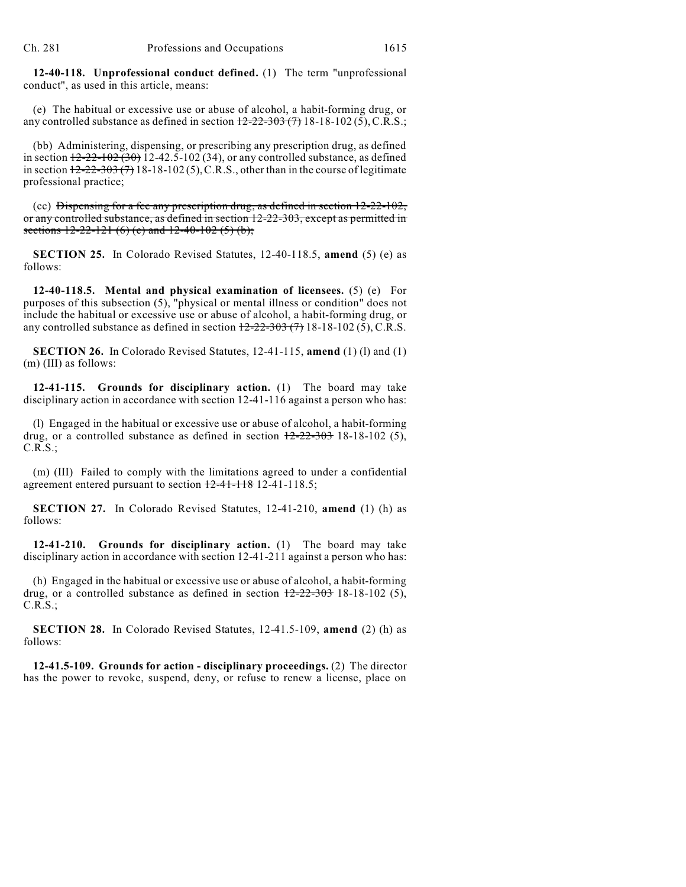**12-40-118. Unprofessional conduct defined.** (1) The term "unprofessional conduct", as used in this article, means:

(e) The habitual or excessive use or abuse of alcohol, a habit-forming drug, or any controlled substance as defined in section ~~12-22-303 (7)~~ 18-18-102 (5), C.R.S.;

(bb) Administering, dispensing, or prescribing any prescription drug, as defined in section ~~12-22-102 (30)~~ 12-42.5-102 (34), or any controlled substance, as defined in section ~~12-22-303 (7)~~ 18-18-102 (5), C.R.S., other than in the course of legitimate professional practice;

(cc) ~~Dispensing for a fee any prescription drug, as defined in section 12-22-102, or any controlled substance, as defined in section 12-22-303, except as permitted in sections 12-22-121 (6) (c) and 12-40-102 (5) (b);~~

**SECTION 25.** In Colorado Revised Statutes, 12-40-118.5, **amend** (5) (e) as follows:

**12-40-118.5. Mental and physical examination of licensees.** (5) (e) For purposes of this subsection (5), "physical or mental illness or condition" does not include the habitual or excessive use or abuse of alcohol, a habit-forming drug, or any controlled substance as defined in section ~~12-22-303 (7)~~ 18-18-102 (5), C.R.S.

**SECTION 26.** In Colorado Revised Statutes, 12-41-115, **amend** (1) (l) and (1) (m) (III) as follows:

**12-41-115. Grounds for disciplinary action.** (1) The board may take disciplinary action in accordance with section 12-41-116 against a person who has:

(l) Engaged in the habitual or excessive use or abuse of alcohol, a habit-forming drug, or a controlled substance as defined in section ~~12-22-303~~ 18-18-102 (5), C.R.S.;

(m) (III) Failed to comply with the limitations agreed to under a confidential agreement entered pursuant to section ~~12-41-118~~ 12-41-118.5;

**SECTION 27.** In Colorado Revised Statutes, 12-41-210, **amend** (1) (h) as follows:

**12-41-210. Grounds for disciplinary action.** (1) The board may take disciplinary action in accordance with section 12-41-211 against a person who has:

(h) Engaged in the habitual or excessive use or abuse of alcohol, a habit-forming drug, or a controlled substance as defined in section ~~12-22-303~~ 18-18-102 (5), C.R.S.;

**SECTION 28.** In Colorado Revised Statutes, 12-41.5-109, **amend** (2) (h) as follows:

**12-41.5-109. Grounds for action - disciplinary proceedings.** (2) The director has the power to revoke, suspend, deny, or refuse to renew a license, place on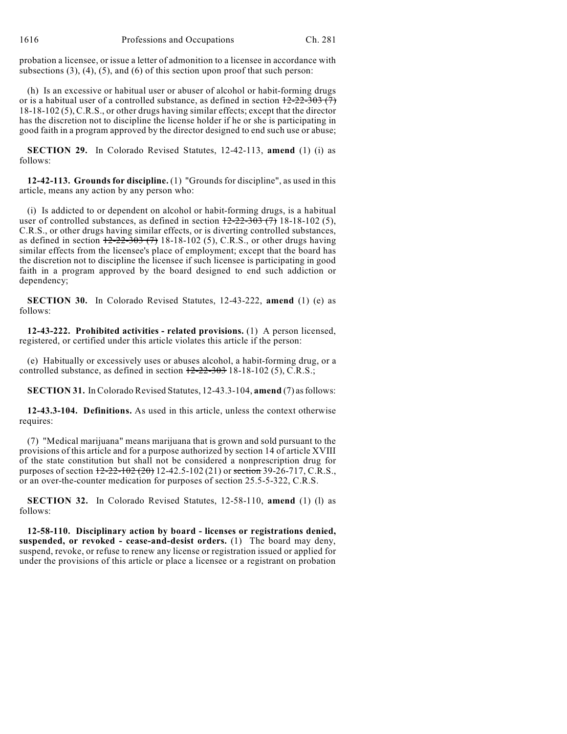probation a licensee, or issue a letter of admonition to a licensee in accordance with subsections (3), (4), (5), and (6) of this section upon proof that such person:

(h) Is an excessive or habitual user or abuser of alcohol or habit-forming drugs or is a habitual user of a controlled substance, as defined in section ~~12-22-303 (7)~~ 18-18-102 (5), C.R.S., or other drugs having similar effects; except that the director has the discretion not to discipline the license holder if he or she is participating in good faith in a program approved by the director designed to end such use or abuse;

**SECTION 29.** In Colorado Revised Statutes, 12-42-113, **amend** (1) (i) as follows:

**12-42-113. Grounds for discipline.** (1) "Grounds for discipline", as used in this article, means any action by any person who:

(i) Is addicted to or dependent on alcohol or habit-forming drugs, is a habitual user of controlled substances, as defined in section ~~12-22-303 (7)~~ 18-18-102 (5), C.R.S., or other drugs having similar effects, or is diverting controlled substances, as defined in section ~~12-22-303 (7)~~ 18-18-102 (5), C.R.S., or other drugs having similar effects from the licensee's place of employment; except that the board has the discretion not to discipline the licensee if such licensee is participating in good faith in a program approved by the board designed to end such addiction or dependency;

**SECTION 30.** In Colorado Revised Statutes, 12-43-222, **amend** (1) (e) as follows:

**12-43-222. Prohibited activities - related provisions.** (1) A person licensed, registered, or certified under this article violates this article if the person:

(e) Habitually or excessively uses or abuses alcohol, a habit-forming drug, or a controlled substance, as defined in section ~~12-22-303~~ 18-18-102 (5), C.R.S.;

**SECTION 31.** In Colorado Revised Statutes, 12-43.3-104, **amend** (7) as follows:

**12-43.3-104. Definitions.** As used in this article, unless the context otherwise requires:

(7) "Medical marijuana" means marijuana that is grown and sold pursuant to the provisions of this article and for a purpose authorized by section 14 of article XVIII of the state constitution but shall not be considered a nonprescription drug for purposes of section ~~12-22-102 (20)~~ 12-42.5-102 (21) or ~~section~~ 39-26-717, C.R.S., or an over-the-counter medication for purposes of section 25.5-5-322, C.R.S.

**SECTION 32.** In Colorado Revised Statutes, 12-58-110, **amend** (1) (l) as follows:

**12-58-110. Disciplinary action by board - licenses or registrations denied, suspended, or revoked - cease-and-desist orders.** (1) The board may deny, suspend, revoke, or refuse to renew any license or registration issued or applied for under the provisions of this article or place a licensee or a registrant on probation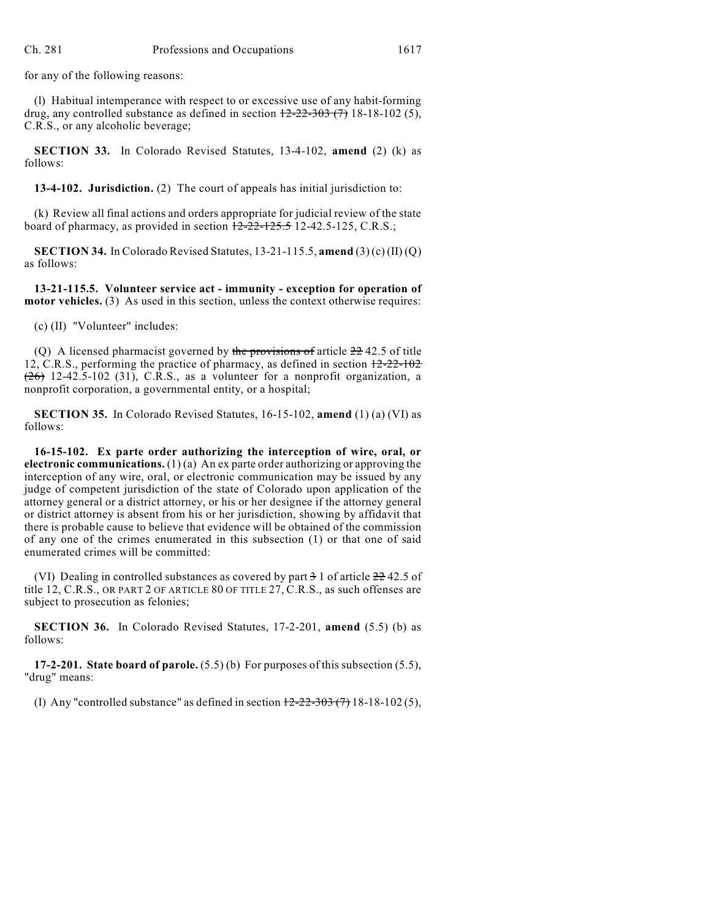for any of the following reasons:

(l) Habitual intemperance with respect to or excessive use of any habit-forming drug, any controlled substance as defined in section ~~12-22-303 (7)~~ 18-18-102 (5), C.R.S., or any alcoholic beverage;

**SECTION 33.** In Colorado Revised Statutes, 13-4-102, **amend** (2) (k) as follows:

**13-4-102. Jurisdiction.** (2) The court of appeals has initial jurisdiction to:

(k) Review all final actions and orders appropriate for judicial review of the state board of pharmacy, as provided in section ~~12-22-125.5~~ 12-42.5-125, C.R.S.;

**SECTION 34.** In Colorado Revised Statutes, 13-21-115.5, **amend** (3) (c) (II) (Q) as follows:

**13-21-115.5. Volunteer service act - immunity - exception for operation of motor vehicles.** (3) As used in this section, unless the context otherwise requires:

(c) (II) "Volunteer" includes:

(Q) A licensed pharmacist governed by ~~the provisions of~~ article ~~22~~ 42.5 of title 12, C.R.S., performing the practice of pharmacy, as defined in section ~~12-22-102 (26)~~ 12-42.5-102 (31), C.R.S., as a volunteer for a nonprofit organization, a nonprofit corporation, a governmental entity, or a hospital;

**SECTION 35.** In Colorado Revised Statutes, 16-15-102, **amend** (1) (a) (VI) as follows:

**16-15-102. Ex parte order authorizing the interception of wire, oral, or electronic communications.** (1) (a) An ex parte order authorizing or approving the interception of any wire, oral, or electronic communication may be issued by any judge of competent jurisdiction of the state of Colorado upon application of the attorney general or a district attorney, or his or her designee if the attorney general or district attorney is absent from his or her jurisdiction, showing by affidavit that there is probable cause to believe that evidence will be obtained of the commission of any one of the crimes enumerated in this subsection (1) or that one of said enumerated crimes will be committed:

(VI) Dealing in controlled substances as covered by part ~~3~~ 1 of article ~~22~~ 42.5 of title 12, C.R.S., OR PART 2 OF ARTICLE 80 OF TITLE 27, C.R.S., as such offenses are subject to prosecution as felonies;

**SECTION 36.** In Colorado Revised Statutes, 17-2-201, **amend** (5.5) (b) as follows:

**17-2-201. State board of parole.** (5.5) (b) For purposes of this subsection (5.5), "drug" means:

(I) Any "controlled substance" as defined in section ~~12-22-303 (7)~~ 18-18-102 (5),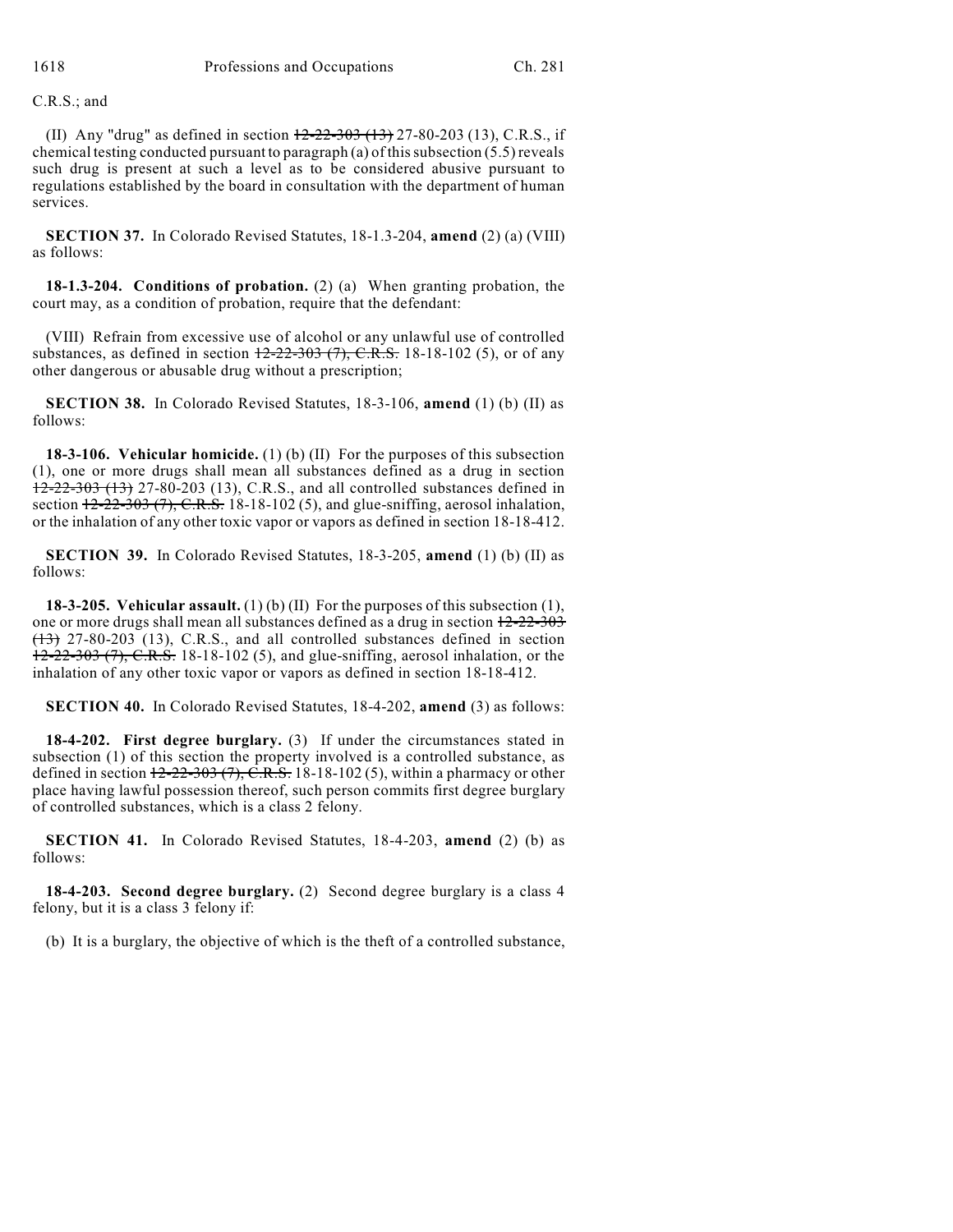C.R.S.; and

(II) Any "drug" as defined in section ~~12-22-303 (13)~~ 27-80-203 (13), C.R.S., if chemical testing conducted pursuant to paragraph (a) of this subsection (5.5) reveals such drug is present at such a level as to be considered abusive pursuant to regulations established by the board in consultation with the department of human services.

**SECTION 37.** In Colorado Revised Statutes, 18-1.3-204, **amend** (2) (a) (VIII) as follows:

**18-1.3-204. Conditions of probation.** (2) (a) When granting probation, the court may, as a condition of probation, require that the defendant:

(VIII) Refrain from excessive use of alcohol or any unlawful use of controlled substances, as defined in section ~~12-22-303 (7), C.R.S.~~ 18-18-102 (5), or of any other dangerous or abusable drug without a prescription;

**SECTION 38.** In Colorado Revised Statutes, 18-3-106, **amend** (1) (b) (II) as follows:

**18-3-106. Vehicular homicide.** (1) (b) (II) For the purposes of this subsection (1), one or more drugs shall mean all substances defined as a drug in section ~~12-22-303 (13)~~ 27-80-203 (13), C.R.S., and all controlled substances defined in section ~~12-22-303 (7), C.R.S.~~ 18-18-102 (5), and glue-sniffing, aerosol inhalation, or the inhalation of any other toxic vapor or vapors as defined in section 18-18-412.

**SECTION 39.** In Colorado Revised Statutes, 18-3-205, **amend** (1) (b) (II) as follows:

**18-3-205. Vehicular assault.** (1) (b) (II) For the purposes of this subsection (1), one or more drugs shall mean all substances defined as a drug in section ~~12-22-303 (13)~~ 27-80-203 (13), C.R.S., and all controlled substances defined in section ~~12-22-303 (7), C.R.S.~~ 18-18-102 (5), and glue-sniffing, aerosol inhalation, or the inhalation of any other toxic vapor or vapors as defined in section 18-18-412.

**SECTION 40.** In Colorado Revised Statutes, 18-4-202, **amend** (3) as follows:

**18-4-202. First degree burglary.** (3) If under the circumstances stated in subsection (1) of this section the property involved is a controlled substance, as defined in section ~~12-22-303 (7), C.R.S.~~ 18-18-102 (5), within a pharmacy or other place having lawful possession thereof, such person commits first degree burglary of controlled substances, which is a class 2 felony.

**SECTION 41.** In Colorado Revised Statutes, 18-4-203, **amend** (2) (b) as follows:

**18-4-203. Second degree burglary.** (2) Second degree burglary is a class 4 felony, but it is a class 3 felony if:

(b) It is a burglary, the objective of which is the theft of a controlled substance,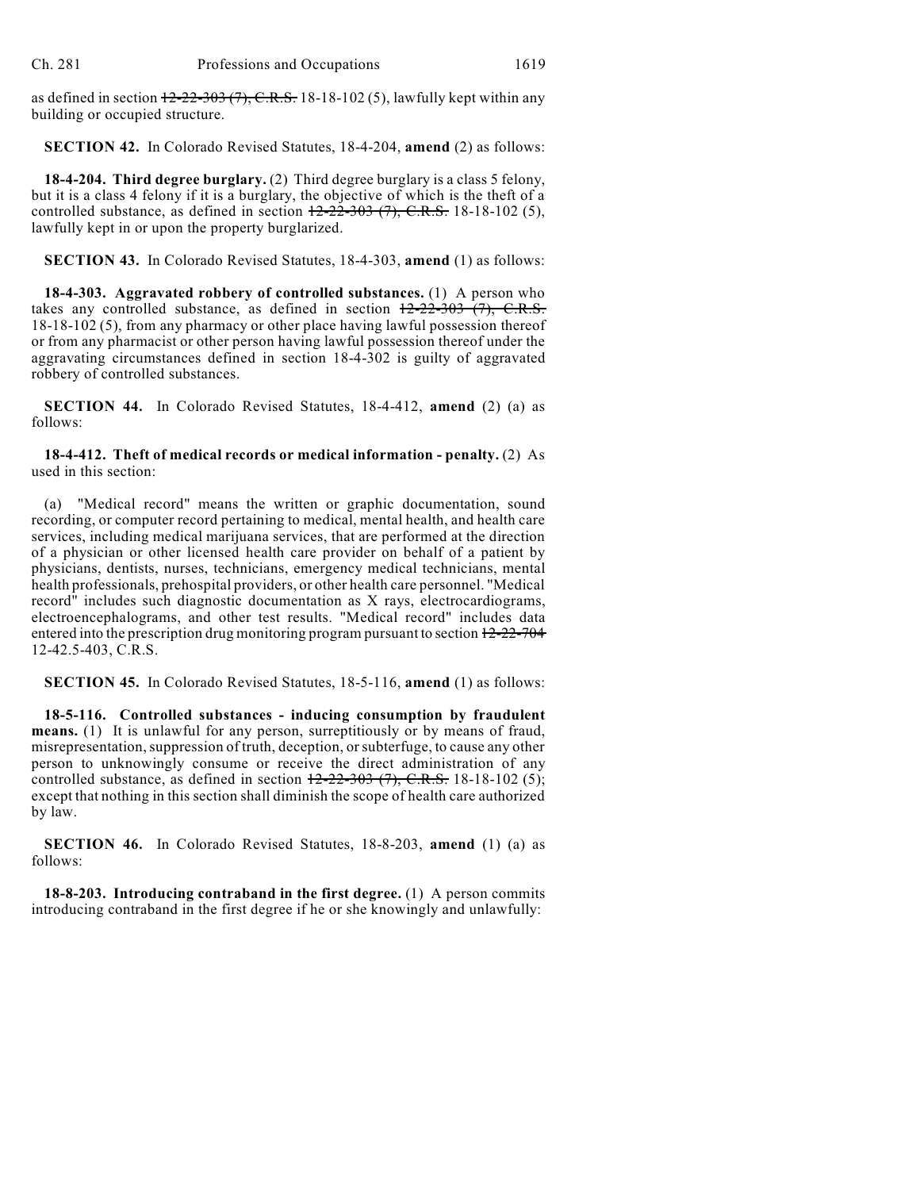as defined in section ~~12-22-303 (7), C.R.S.~~ 18-18-102 (5), lawfully kept within any building or occupied structure.

**SECTION 42.** In Colorado Revised Statutes, 18-4-204, **amend** (2) as follows:

**18-4-204. Third degree burglary.** (2) Third degree burglary is a class 5 felony, but it is a class 4 felony if it is a burglary, the objective of which is the theft of a controlled substance, as defined in section ~~12-22-303 (7), C.R.S.~~ 18-18-102 (5), lawfully kept in or upon the property burglarized.

**SECTION 43.** In Colorado Revised Statutes, 18-4-303, **amend** (1) as follows:

**18-4-303. Aggravated robbery of controlled substances.** (1) A person who takes any controlled substance, as defined in section ~~12-22-303 (7), C.R.S.~~ 18-18-102 (5), from any pharmacy or other place having lawful possession thereof or from any pharmacist or other person having lawful possession thereof under the aggravating circumstances defined in section 18-4-302 is guilty of aggravated robbery of controlled substances.

**SECTION 44.** In Colorado Revised Statutes, 18-4-412, **amend** (2) (a) as follows:

**18-4-412. Theft of medical records or medical information - penalty.** (2) As used in this section:

(a) "Medical record" means the written or graphic documentation, sound recording, or computer record pertaining to medical, mental health, and health care services, including medical marijuana services, that are performed at the direction of a physician or other licensed health care provider on behalf of a patient by physicians, dentists, nurses, technicians, emergency medical technicians, mental health professionals, prehospital providers, or other health care personnel. "Medical record" includes such diagnostic documentation as X rays, electrocardiograms, electroencephalograms, and other test results. "Medical record" includes data entered into the prescription drug monitoring program pursuant to section ~~12-22-704~~ 12-42.5-403, C.R.S.

**SECTION 45.** In Colorado Revised Statutes, 18-5-116, **amend** (1) as follows:

**18-5-116. Controlled substances - inducing consumption by fraudulent means.** (1) It is unlawful for any person, surreptitiously or by means of fraud, misrepresentation, suppression of truth, deception, or subterfuge, to cause any other person to unknowingly consume or receive the direct administration of any controlled substance, as defined in section ~~12-22-303 (7), C.R.S.~~ 18-18-102 (5); except that nothing in this section shall diminish the scope of health care authorized by law.

**SECTION 46.** In Colorado Revised Statutes, 18-8-203, **amend** (1) (a) as follows:

**18-8-203. Introducing contraband in the first degree.** (1) A person commits introducing contraband in the first degree if he or she knowingly and unlawfully: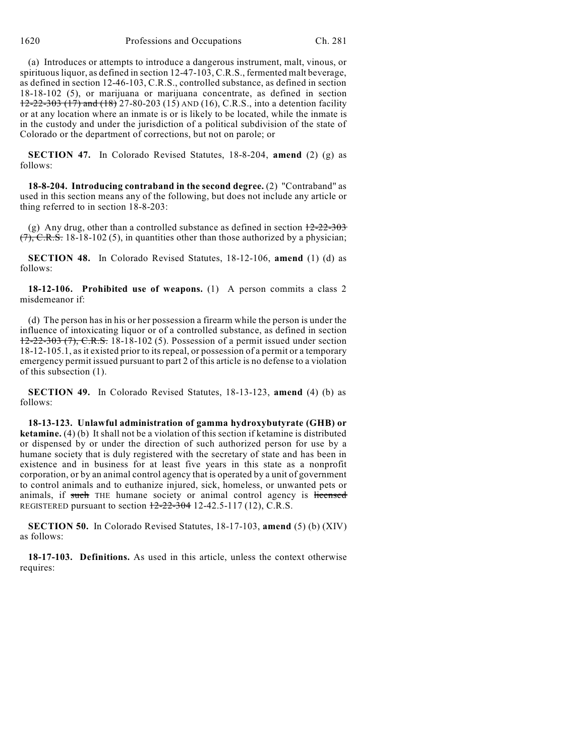(a) Introduces or attempts to introduce a dangerous instrument, malt, vinous, or spirituous liquor, as defined in section 12-47-103, C.R.S., fermented malt beverage, as defined in section 12-46-103, C.R.S., controlled substance, as defined in section 18-18-102 (5), or marijuana or marijuana concentrate, as defined in section ~~12-22-303 (17) and (18)~~ 27-80-203 (15) AND (16), C.R.S., into a detention facility or at any location where an inmate is or is likely to be located, while the inmate is in the custody and under the jurisdiction of a political subdivision of the state of Colorado or the department of corrections, but not on parole; or

**SECTION 47.** In Colorado Revised Statutes, 18-8-204, **amend** (2) (g) as follows:

**18-8-204. Introducing contraband in the second degree.** (2) "Contraband" as used in this section means any of the following, but does not include any article or thing referred to in section 18-8-203:

(g) Any drug, other than a controlled substance as defined in section ~~12-22-303 (7), C.R.S.~~ 18-18-102 (5), in quantities other than those authorized by a physician;

**SECTION 48.** In Colorado Revised Statutes, 18-12-106, **amend** (1) (d) as follows:

**18-12-106. Prohibited use of weapons.** (1) A person commits a class 2 misdemeanor if:

(d) The person has in his or her possession a firearm while the person is under the influence of intoxicating liquor or of a controlled substance, as defined in section ~~12-22-303 (7), C.R.S.~~ 18-18-102 (5). Possession of a permit issued under section 18-12-105.1, as it existed prior to its repeal, or possession of a permit or a temporary emergency permit issued pursuant to part 2 of this article is no defense to a violation of this subsection (1).

**SECTION 49.** In Colorado Revised Statutes, 18-13-123, **amend** (4) (b) as follows:

**18-13-123. Unlawful administration of gamma hydroxybutyrate (GHB) or ketamine.** (4) (b) It shall not be a violation of this section if ketamine is distributed or dispensed by or under the direction of such authorized person for use by a humane society that is duly registered with the secretary of state and has been in existence and in business for at least five years in this state as a nonprofit corporation, or by an animal control agency that is operated by a unit of government to control animals and to euthanize injured, sick, homeless, or unwanted pets or animals, if ~~such~~ THE humane society or animal control agency is ~~licensed~~ REGISTERED pursuant to section ~~12-22-304~~ 12-42.5-117 (12), C.R.S.

**SECTION 50.** In Colorado Revised Statutes, 18-17-103, **amend** (5) (b) (XIV) as follows:

**18-17-103. Definitions.** As used in this article, unless the context otherwise requires: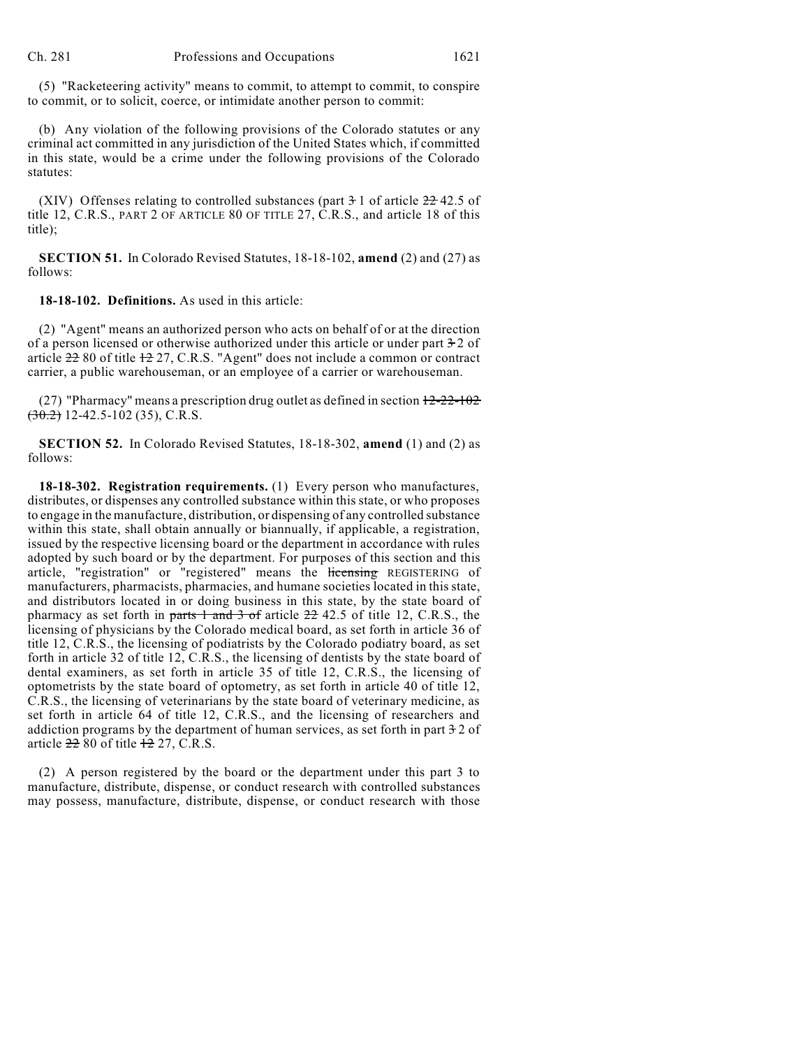(5) "Racketeering activity" means to commit, to attempt to commit, to conspire to commit, or to solicit, coerce, or intimidate another person to commit:

(b) Any violation of the following provisions of the Colorado statutes or any criminal act committed in any jurisdiction of the United States which, if committed in this state, would be a crime under the following provisions of the Colorado statutes:

(XIV) Offenses relating to controlled substances (part ~~3~~ 1 of article ~~22~~ 42.5 of title 12, C.R.S., PART 2 OF ARTICLE 80 OF TITLE 27, C.R.S., and article 18 of this title);

**SECTION 51.** In Colorado Revised Statutes, 18-18-102, **amend** (2) and (27) as follows:

**18-18-102. Definitions.** As used in this article:

(2) "Agent" means an authorized person who acts on behalf of or at the direction of a person licensed or otherwise authorized under this article or under part ~~3~~ 2 of article ~~22~~ 80 of title ~~12~~ 27, C.R.S. "Agent" does not include a common or contract carrier, a public warehouseman, or an employee of a carrier or warehouseman.

(27) "Pharmacy" means a prescription drug outlet as defined in section ~~12-22-102 (30.2)~~ 12-42.5-102 (35), C.R.S.

**SECTION 52.** In Colorado Revised Statutes, 18-18-302, **amend** (1) and (2) as follows:

**18-18-302. Registration requirements.** (1) Every person who manufactures, distributes, or dispenses any controlled substance within this state, or who proposes to engage in the manufacture, distribution, or dispensing of any controlled substance within this state, shall obtain annually or biannually, if applicable, a registration, issued by the respective licensing board or the department in accordance with rules adopted by such board or by the department. For purposes of this section and this article, "registration" or "registered" means the ~~licensing~~ REGISTERING of manufacturers, pharmacists, pharmacies, and humane societies located in this state, and distributors located in or doing business in this state, by the state board of pharmacy as set forth in ~~parts 1 and 3 of~~ article ~~22~~ 42.5 of title 12, C.R.S., the licensing of physicians by the Colorado medical board, as set forth in article 36 of title 12, C.R.S., the licensing of podiatrists by the Colorado podiatry board, as set forth in article 32 of title 12, C.R.S., the licensing of dentists by the state board of dental examiners, as set forth in article 35 of title 12, C.R.S., the licensing of optometrists by the state board of optometry, as set forth in article 40 of title 12, C.R.S., the licensing of veterinarians by the state board of veterinary medicine, as set forth in article 64 of title 12, C.R.S., and the licensing of researchers and addiction programs by the department of human services, as set forth in part ~~3~~ 2 of article ~~22~~ 80 of title ~~12~~ 27, C.R.S.

(2) A person registered by the board or the department under this part 3 to manufacture, distribute, dispense, or conduct research with controlled substances may possess, manufacture, distribute, dispense, or conduct research with those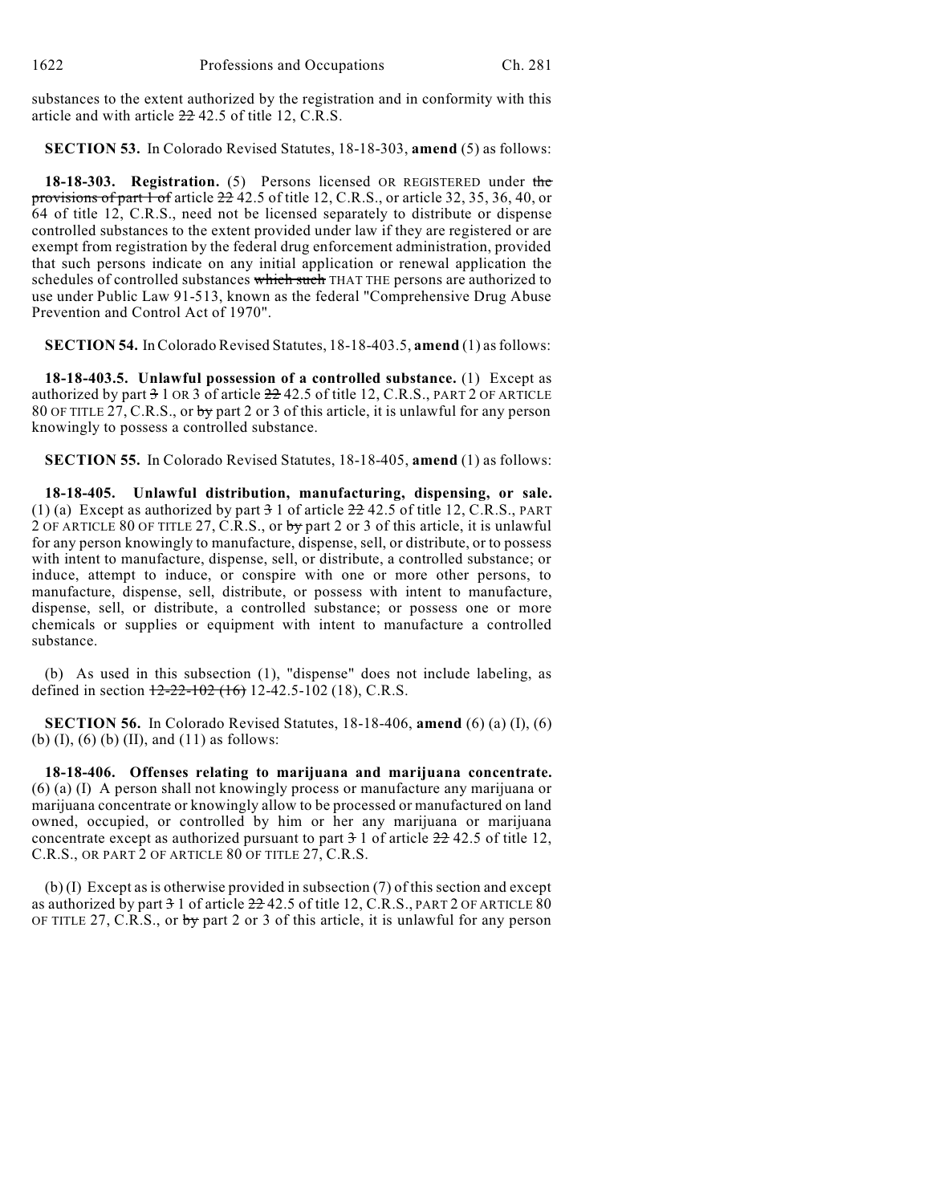substances to the extent authorized by the registration and in conformity with this article and with article ~~22~~ 42.5 of title 12, C.R.S.

**SECTION 53.** In Colorado Revised Statutes, 18-18-303, **amend** (5) as follows:

**18-18-303. Registration.** (5) Persons licensed OR REGISTERED under ~~the provisions of part 1 of~~ article ~~22~~ 42.5 of title 12, C.R.S., or article 32, 35, 36, 40, or 64 of title 12, C.R.S., need not be licensed separately to distribute or dispense controlled substances to the extent provided under law if they are registered or are exempt from registration by the federal drug enforcement administration, provided that such persons indicate on any initial application or renewal application the schedules of controlled substances ~~which such~~ THAT THE persons are authorized to use under Public Law 91-513, known as the federal "Comprehensive Drug Abuse Prevention and Control Act of 1970".

**SECTION 54.** In Colorado Revised Statutes, 18-18-403.5, **amend** (1) as follows:

**18-18-403.5. Unlawful possession of a controlled substance.** (1) Except as authorized by part ~~3~~ 1 OR 3 of article ~~22~~ 42.5 of title 12, C.R.S., PART 2 OF ARTICLE 80 OF TITLE 27, C.R.S., or ~~by~~ part 2 or 3 of this article, it is unlawful for any person knowingly to possess a controlled substance.

**SECTION 55.** In Colorado Revised Statutes, 18-18-405, **amend** (1) as follows:

**18-18-405. Unlawful distribution, manufacturing, dispensing, or sale.** (1) (a) Except as authorized by part ~~3~~ 1 of article ~~22~~ 42.5 of title 12, C.R.S., PART 2 OF ARTICLE 80 OF TITLE 27, C.R.S., or ~~by~~ part 2 or 3 of this article, it is unlawful for any person knowingly to manufacture, dispense, sell, or distribute, or to possess with intent to manufacture, dispense, sell, or distribute, a controlled substance; or induce, attempt to induce, or conspire with one or more other persons, to manufacture, dispense, sell, distribute, or possess with intent to manufacture, dispense, sell, or distribute, a controlled substance; or possess one or more chemicals or supplies or equipment with intent to manufacture a controlled substance.

(b) As used in this subsection (1), "dispense" does not include labeling, as defined in section ~~12-22-102 (16)~~ 12-42.5-102 (18), C.R.S.

**SECTION 56.** In Colorado Revised Statutes, 18-18-406, **amend** (6) (a) (I), (6) (b) (I), (6) (b) (II), and (11) as follows:

**18-18-406. Offenses relating to marijuana and marijuana concentrate.** (6) (a) (I) A person shall not knowingly process or manufacture any marijuana or marijuana concentrate or knowingly allow to be processed or manufactured on land owned, occupied, or controlled by him or her any marijuana or marijuana concentrate except as authorized pursuant to part ~~3~~ 1 of article ~~22~~ 42.5 of title 12, C.R.S., OR PART 2 OF ARTICLE 80 OF TITLE 27, C.R.S.

(b) (I) Except as is otherwise provided in subsection (7) of this section and except as authorized by part ~~3~~ 1 of article ~~22~~ 42.5 of title 12, C.R.S., PART 2 OF ARTICLE 80 OF TITLE 27, C.R.S., or ~~by~~ part 2 or 3 of this article, it is unlawful for any person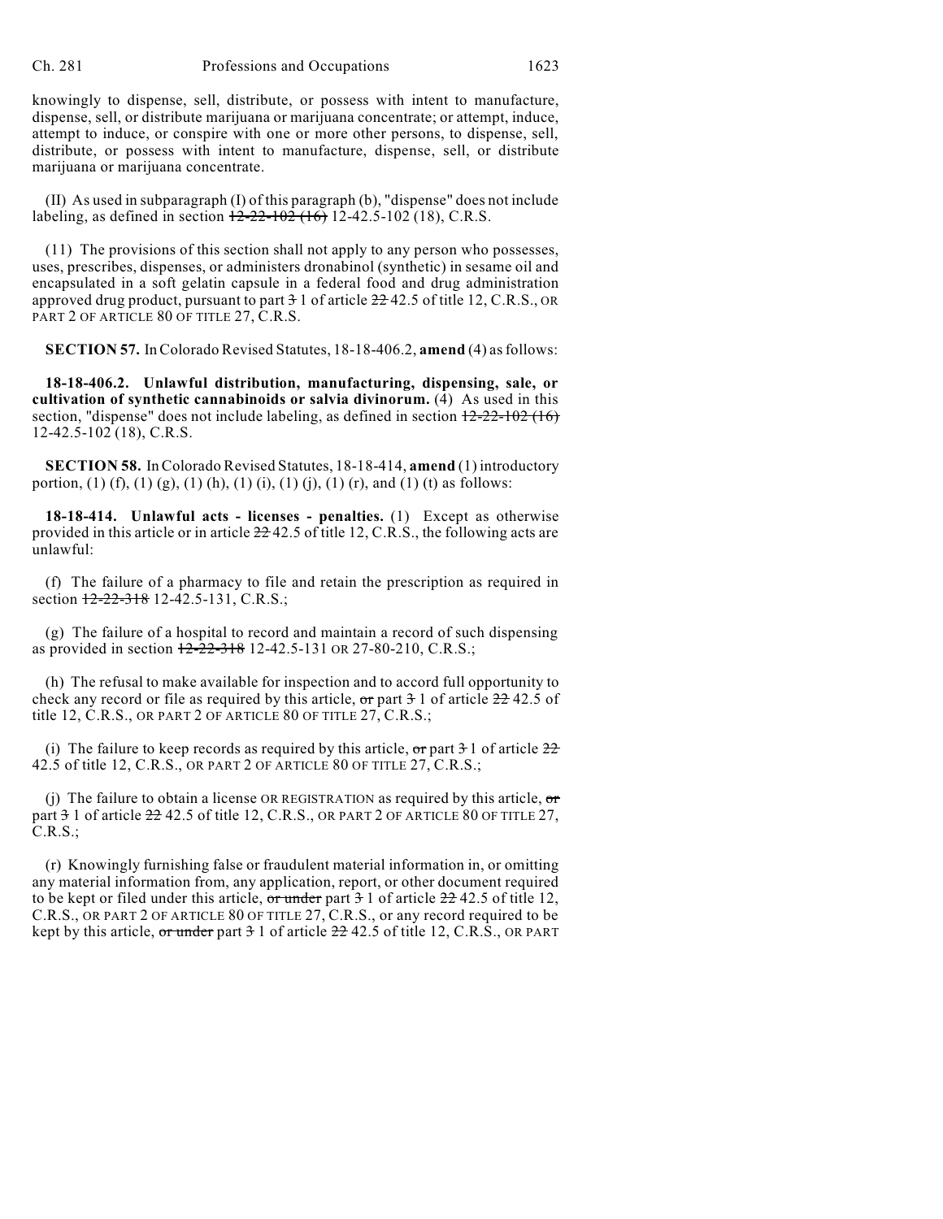knowingly to dispense, sell, distribute, or possess with intent to manufacture, dispense, sell, or distribute marijuana or marijuana concentrate; or attempt, induce, attempt to induce, or conspire with one or more other persons, to dispense, sell, distribute, or possess with intent to manufacture, dispense, sell, or distribute marijuana or marijuana concentrate.

(II) As used in subparagraph (I) of this paragraph (b), "dispense" does not include labeling, as defined in section ~~12-22-102 (16)~~ 12-42.5-102 (18), C.R.S.

(11) The provisions of this section shall not apply to any person who possesses, uses, prescribes, dispenses, or administers dronabinol (synthetic) in sesame oil and encapsulated in a soft gelatin capsule in a federal food and drug administration approved drug product, pursuant to part ~~3~~ 1 of article ~~22~~ 42.5 of title 12, C.R.S., OR PART 2 OF ARTICLE 80 OF TITLE 27, C.R.S.

**SECTION 57.** In Colorado Revised Statutes, 18-18-406.2, **amend** (4) as follows:

**18-18-406.2. Unlawful distribution, manufacturing, dispensing, sale, or cultivation of synthetic cannabinoids or salvia divinorum.** (4) As used in this section, "dispense" does not include labeling, as defined in section ~~12-22-102 (16)~~ 12-42.5-102 (18), C.R.S.

**SECTION 58.** In Colorado Revised Statutes, 18-18-414, **amend** (1) introductory portion, (1) (f), (1) (g), (1) (h), (1) (i), (1) (j), (1) (r), and (1) (t) as follows:

**18-18-414. Unlawful acts - licenses - penalties.** (1) Except as otherwise provided in this article or in article ~~22~~ 42.5 of title 12, C.R.S., the following acts are unlawful:

(f) The failure of a pharmacy to file and retain the prescription as required in section ~~12-22-318~~ 12-42.5-131, C.R.S.;

(g) The failure of a hospital to record and maintain a record of such dispensing as provided in section ~~12-22-318~~ 12-42.5-131 OR 27-80-210, C.R.S.;

(h) The refusal to make available for inspection and to accord full opportunity to check any record or file as required by this article, ~~or~~ part ~~3~~ 1 of article ~~22~~ 42.5 of title 12, C.R.S., OR PART 2 OF ARTICLE 80 OF TITLE 27, C.R.S.;

(i) The failure to keep records as required by this article, ~~or~~ part ~~3~~ 1 of article ~~22~~ 42.5 of title 12, C.R.S., OR PART 2 OF ARTICLE 80 OF TITLE 27, C.R.S.;

(j) The failure to obtain a license OR REGISTRATION as required by this article, ~~or~~ part ~~3~~ 1 of article ~~22~~ 42.5 of title 12, C.R.S., OR PART 2 OF ARTICLE 80 OF TITLE 27, C.R.S.;

(r) Knowingly furnishing false or fraudulent material information in, or omitting any material information from, any application, report, or other document required to be kept or filed under this article, ~~or under~~ part ~~3~~ 1 of article ~~22~~ 42.5 of title 12, C.R.S., OR PART 2 OF ARTICLE 80 OF TITLE 27, C.R.S., or any record required to be kept by this article, ~~or under~~ part ~~3~~ 1 of article ~~22~~ 42.5 of title 12, C.R.S., OR PART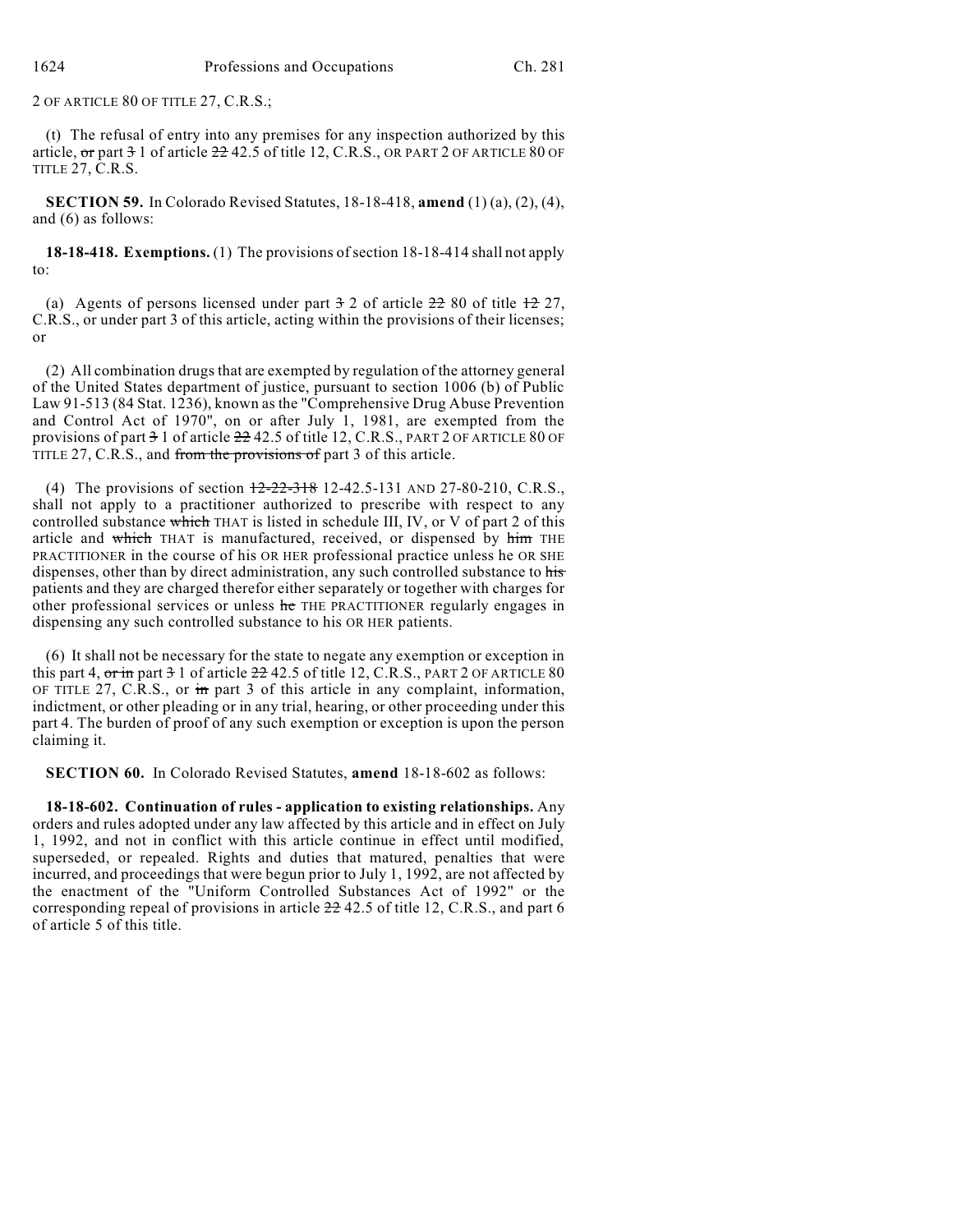2 OF ARTICLE 80 OF TITLE 27, C.R.S.;

(t) The refusal of entry into any premises for any inspection authorized by this article, ~~or~~ part ~~3~~ 1 of article ~~22~~ 42.5 of title 12, C.R.S., OR PART 2 OF ARTICLE 80 OF TITLE 27, C.R.S.

**SECTION 59.** In Colorado Revised Statutes, 18-18-418, **amend** (1) (a), (2), (4), and (6) as follows:

**18-18-418. Exemptions.** (1) The provisions of section 18-18-414 shall not apply to:

(a) Agents of persons licensed under part ~~3~~ 2 of article ~~22~~ 80 of title ~~12~~ 27, C.R.S., or under part 3 of this article, acting within the provisions of their licenses; or

(2) All combination drugs that are exempted by regulation of the attorney general of the United States department of justice, pursuant to section 1006 (b) of Public Law 91-513 (84 Stat. 1236), known as the "Comprehensive Drug Abuse Prevention and Control Act of 1970", on or after July 1, 1981, are exempted from the provisions of part ~~3~~ 1 of article ~~22~~ 42.5 of title 12, C.R.S., PART 2 OF ARTICLE 80 OF TITLE 27, C.R.S., and ~~from the provisions of~~ part 3 of this article.

(4) The provisions of section ~~12-22-318~~ 12-42.5-131 AND 27-80-210, C.R.S., shall not apply to a practitioner authorized to prescribe with respect to any controlled substance ~~which~~ THAT is listed in schedule III, IV, or V of part 2 of this article and ~~which~~ THAT is manufactured, received, or dispensed by ~~him~~ THE PRACTITIONER in the course of his OR HER professional practice unless he OR SHE dispenses, other than by direct administration, any such controlled substance to ~~his~~ patients and they are charged therefor either separately or together with charges for other professional services or unless ~~he~~ THE PRACTITIONER regularly engages in dispensing any such controlled substance to his OR HER patients.

(6) It shall not be necessary for the state to negate any exemption or exception in this part 4, ~~or in~~ part ~~3~~ 1 of article ~~22~~ 42.5 of title 12, C.R.S., PART 2 OF ARTICLE 80 OF TITLE 27, C.R.S., or ~~in~~ part 3 of this article in any complaint, information, indictment, or other pleading or in any trial, hearing, or other proceeding under this part 4. The burden of proof of any such exemption or exception is upon the person claiming it.

**SECTION 60.** In Colorado Revised Statutes, **amend** 18-18-602 as follows:

**18-18-602. Continuation of rules - application to existing relationships.** Any orders and rules adopted under any law affected by this article and in effect on July 1, 1992, and not in conflict with this article continue in effect until modified, superseded, or repealed. Rights and duties that matured, penalties that were incurred, and proceedings that were begun prior to July 1, 1992, are not affected by the enactment of the "Uniform Controlled Substances Act of 1992" or the corresponding repeal of provisions in article ~~22~~ 42.5 of title 12, C.R.S., and part 6 of article 5 of this title.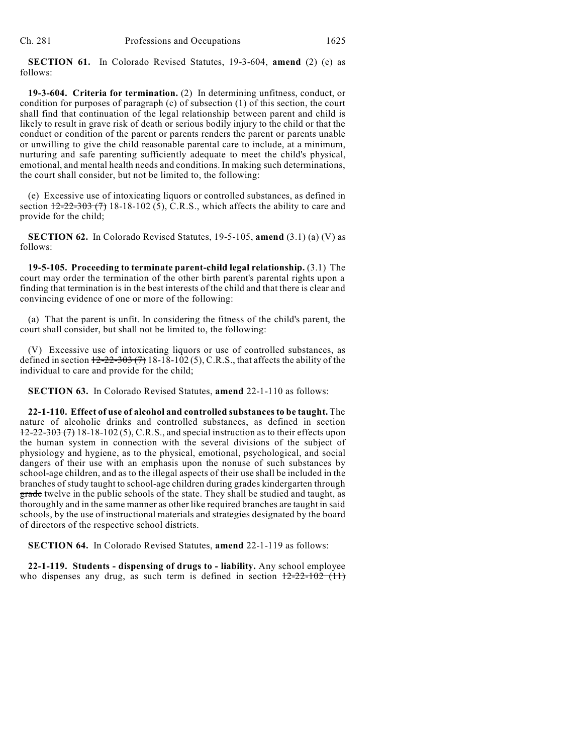**SECTION 61.** In Colorado Revised Statutes, 19-3-604, **amend** (2) (e) as follows:

**19-3-604. Criteria for termination.** (2) In determining unfitness, conduct, or condition for purposes of paragraph (c) of subsection (1) of this section, the court shall find that continuation of the legal relationship between parent and child is likely to result in grave risk of death or serious bodily injury to the child or that the conduct or condition of the parent or parents renders the parent or parents unable or unwilling to give the child reasonable parental care to include, at a minimum, nurturing and safe parenting sufficiently adequate to meet the child's physical, emotional, and mental health needs and conditions. In making such determinations, the court shall consider, but not be limited to, the following:

(e) Excessive use of intoxicating liquors or controlled substances, as defined in section ~~12-22-303 (7)~~ 18-18-102 (5), C.R.S., which affects the ability to care and provide for the child;

**SECTION 62.** In Colorado Revised Statutes, 19-5-105, **amend** (3.1) (a) (V) as follows:

**19-5-105. Proceeding to terminate parent-child legal relationship.** (3.1) The court may order the termination of the other birth parent's parental rights upon a finding that termination is in the best interests of the child and that there is clear and convincing evidence of one or more of the following:

(a) That the parent is unfit. In considering the fitness of the child's parent, the court shall consider, but shall not be limited to, the following:

(V) Excessive use of intoxicating liquors or use of controlled substances, as defined in section ~~12-22-303 (7)~~ 18-18-102 (5), C.R.S., that affects the ability of the individual to care and provide for the child;

**SECTION 63.** In Colorado Revised Statutes, **amend** 22-1-110 as follows:

**22-1-110. Effect of use of alcohol and controlled substances to be taught.** The nature of alcoholic drinks and controlled substances, as defined in section ~~12-22-303 (7)~~ 18-18-102 (5), C.R.S., and special instruction as to their effects upon the human system in connection with the several divisions of the subject of physiology and hygiene, as to the physical, emotional, psychological, and social dangers of their use with an emphasis upon the nonuse of such substances by school-age children, and as to the illegal aspects of their use shall be included in the branches of study taught to school-age children during grades kindergarten through ~~grade~~ twelve in the public schools of the state. They shall be studied and taught, as thoroughly and in the same manner as other like required branches are taught in said schools, by the use of instructional materials and strategies designated by the board of directors of the respective school districts.

**SECTION 64.** In Colorado Revised Statutes, **amend** 22-1-119 as follows:

**22-1-119. Students - dispensing of drugs to - liability.** Any school employee who dispenses any drug, as such term is defined in section ~~12-22-102 (11)~~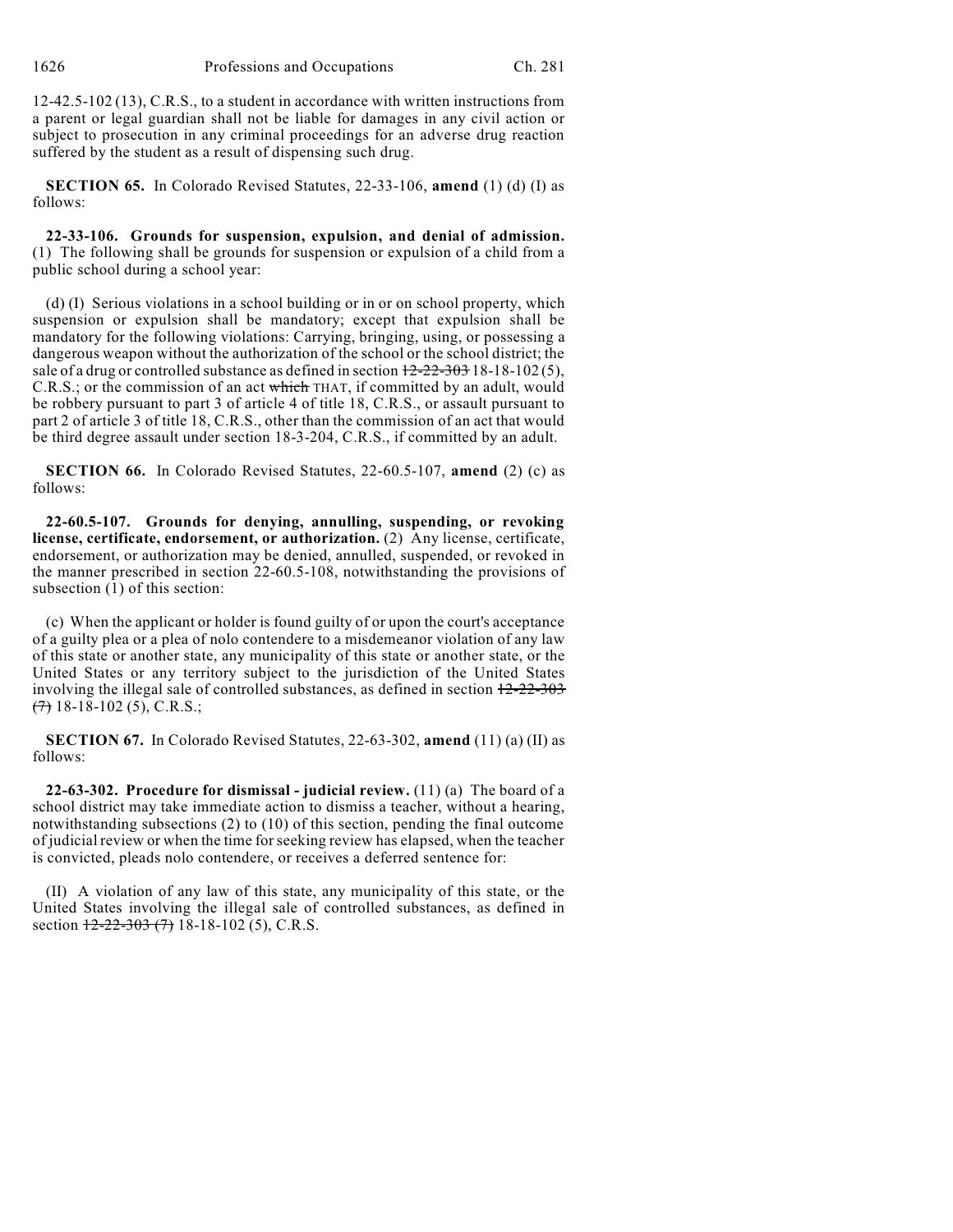12-42.5-102 (13), C.R.S., to a student in accordance with written instructions from a parent or legal guardian shall not be liable for damages in any civil action or subject to prosecution in any criminal proceedings for an adverse drug reaction suffered by the student as a result of dispensing such drug.

**SECTION 65.** In Colorado Revised Statutes, 22-33-106, **amend** (1) (d) (I) as follows:

**22-33-106. Grounds for suspension, expulsion, and denial of admission.** (1) The following shall be grounds for suspension or expulsion of a child from a public school during a school year:

(d) (I) Serious violations in a school building or in or on school property, which suspension or expulsion shall be mandatory; except that expulsion shall be mandatory for the following violations: Carrying, bringing, using, or possessing a dangerous weapon without the authorization of the school or the school district; the sale of a drug or controlled substance as defined in section ~~12-22-303~~ 18-18-102 (5), C.R.S.; or the commission of an act ~~which~~ THAT, if committed by an adult, would be robbery pursuant to part 3 of article 4 of title 18, C.R.S., or assault pursuant to part 2 of article 3 of title 18, C.R.S., other than the commission of an act that would be third degree assault under section 18-3-204, C.R.S., if committed by an adult.

**SECTION 66.** In Colorado Revised Statutes, 22-60.5-107, **amend** (2) (c) as follows:

**22-60.5-107. Grounds for denying, annulling, suspending, or revoking license, certificate, endorsement, or authorization.** (2) Any license, certificate, endorsement, or authorization may be denied, annulled, suspended, or revoked in the manner prescribed in section 22-60.5-108, notwithstanding the provisions of subsection (1) of this section:

(c) When the applicant or holder is found guilty of or upon the court's acceptance of a guilty plea or a plea of nolo contendere to a misdemeanor violation of any law of this state or another state, any municipality of this state or another state, or the United States or any territory subject to the jurisdiction of the United States involving the illegal sale of controlled substances, as defined in section ~~12-22-303 (7)~~ 18-18-102 (5), C.R.S.;

**SECTION 67.** In Colorado Revised Statutes, 22-63-302, **amend** (11) (a) (II) as follows:

**22-63-302. Procedure for dismissal - judicial review.** (11) (a) The board of a school district may take immediate action to dismiss a teacher, without a hearing, notwithstanding subsections (2) to (10) of this section, pending the final outcome of judicial review or when the time for seeking review has elapsed, when the teacher is convicted, pleads nolo contendere, or receives a deferred sentence for:

(II) A violation of any law of this state, any municipality of this state, or the United States involving the illegal sale of controlled substances, as defined in section ~~12-22-303 (7)~~ 18-18-102 (5), C.R.S.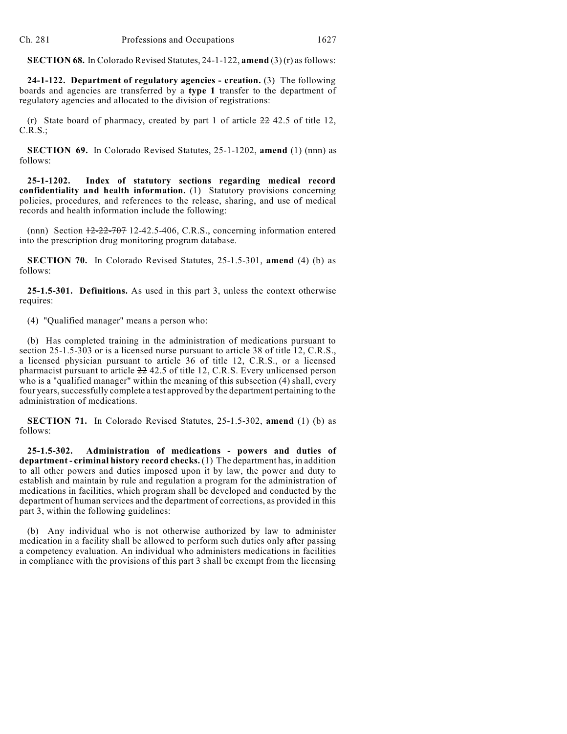**SECTION 68.** In Colorado Revised Statutes, 24-1-122, **amend** (3) (r) as follows:

**24-1-122. Department of regulatory agencies - creation.** (3) The following boards and agencies are transferred by a **type 1** transfer to the department of regulatory agencies and allocated to the division of registrations:

(r) State board of pharmacy, created by part 1 of article ~~22~~ 42.5 of title 12, C.R.S.;

**SECTION 69.** In Colorado Revised Statutes, 25-1-1202, **amend** (1) (nnn) as follows:

**25-1-1202. Index of statutory sections regarding medical record confidentiality and health information.** (1) Statutory provisions concerning policies, procedures, and references to the release, sharing, and use of medical records and health information include the following:

(nnn) Section ~~12-22-707~~ 12-42.5-406, C.R.S., concerning information entered into the prescription drug monitoring program database.

**SECTION 70.** In Colorado Revised Statutes, 25-1.5-301, **amend** (4) (b) as follows:

**25-1.5-301. Definitions.** As used in this part 3, unless the context otherwise requires:

(4) "Qualified manager" means a person who:

(b) Has completed training in the administration of medications pursuant to section 25-1.5-303 or is a licensed nurse pursuant to article 38 of title 12, C.R.S., a licensed physician pursuant to article 36 of title 12, C.R.S., or a licensed pharmacist pursuant to article ~~22~~ 42.5 of title 12, C.R.S. Every unlicensed person who is a "qualified manager" within the meaning of this subsection (4) shall, every four years, successfully complete a test approved by the department pertaining to the administration of medications.

**SECTION 71.** In Colorado Revised Statutes, 25-1.5-302, **amend** (1) (b) as follows:

**25-1.5-302. Administration of medications - powers and duties of department - criminal history record checks.** (1) The department has, in addition to all other powers and duties imposed upon it by law, the power and duty to establish and maintain by rule and regulation a program for the administration of medications in facilities, which program shall be developed and conducted by the department of human services and the department of corrections, as provided in this part 3, within the following guidelines:

(b) Any individual who is not otherwise authorized by law to administer medication in a facility shall be allowed to perform such duties only after passing a competency evaluation. An individual who administers medications in facilities in compliance with the provisions of this part 3 shall be exempt from the licensing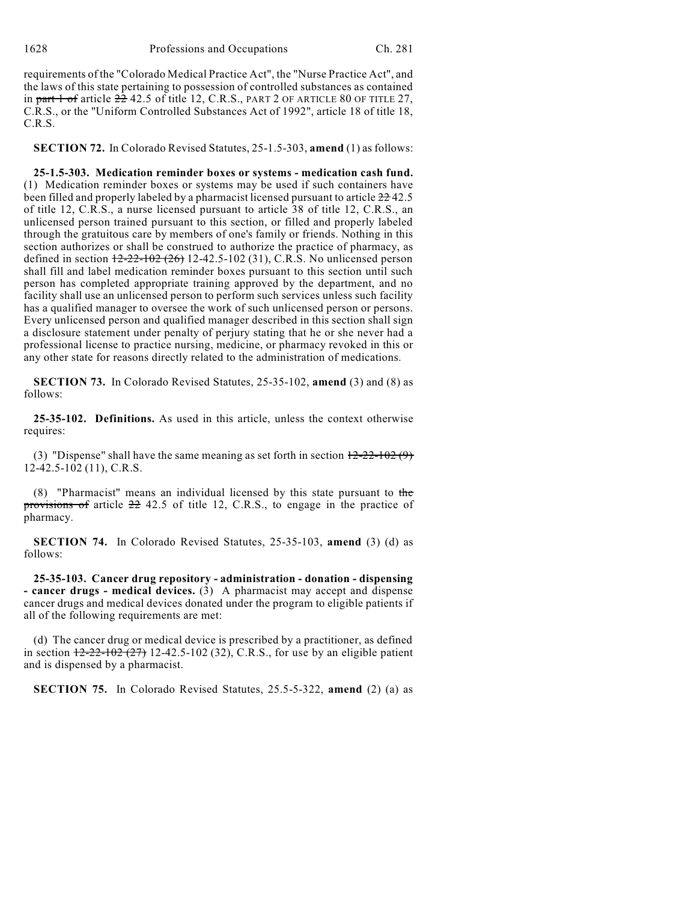requirements of the "Colorado Medical Practice Act", the "Nurse Practice Act", and the laws of this state pertaining to possession of controlled substances as contained in ~~part 1 of~~ article ~~22~~ 42.5 of title 12, C.R.S., PART 2 OF ARTICLE 80 OF TITLE 27, C.R.S., or the "Uniform Controlled Substances Act of 1992", article 18 of title 18, C.R.S.

**SECTION 72.** In Colorado Revised Statutes, 25-1.5-303, **amend** (1) as follows:

**25-1.5-303. Medication reminder boxes or systems - medication cash fund.** (1) Medication reminder boxes or systems may be used if such containers have been filled and properly labeled by a pharmacist licensed pursuant to article ~~22~~ 42.5 of title 12, C.R.S., a nurse licensed pursuant to article 38 of title 12, C.R.S., an unlicensed person trained pursuant to this section, or filled and properly labeled through the gratuitous care by members of one's family or friends. Nothing in this section authorizes or shall be construed to authorize the practice of pharmacy, as defined in section ~~12-22-102 (26)~~ 12-42.5-102 (31), C.R.S. No unlicensed person shall fill and label medication reminder boxes pursuant to this section until such person has completed appropriate training approved by the department, and no facility shall use an unlicensed person to perform such services unless such facility has a qualified manager to oversee the work of such unlicensed person or persons. Every unlicensed person and qualified manager described in this section shall sign a disclosure statement under penalty of perjury stating that he or she never had a professional license to practice nursing, medicine, or pharmacy revoked in this or any other state for reasons directly related to the administration of medications.

**SECTION 73.** In Colorado Revised Statutes, 25-35-102, **amend** (3) and (8) as follows:

**25-35-102. Definitions.** As used in this article, unless the context otherwise requires:

(3) "Dispense" shall have the same meaning as set forth in section ~~12-22-102 (9)~~ 12-42.5-102 (11), C.R.S.

(8) "Pharmacist" means an individual licensed by this state pursuant to ~~the provisions of~~ article ~~22~~ 42.5 of title 12, C.R.S., to engage in the practice of pharmacy.

**SECTION 74.** In Colorado Revised Statutes, 25-35-103, **amend** (3) (d) as follows:

**25-35-103. Cancer drug repository - administration - donation - dispensing - cancer drugs - medical devices.** (3) A pharmacist may accept and dispense cancer drugs and medical devices donated under the program to eligible patients if all of the following requirements are met:

(d) The cancer drug or medical device is prescribed by a practitioner, as defined in section ~~12-22-102 (27)~~ 12-42.5-102 (32), C.R.S., for use by an eligible patient and is dispensed by a pharmacist.

**SECTION 75.** In Colorado Revised Statutes, 25.5-5-322, **amend** (2) (a) as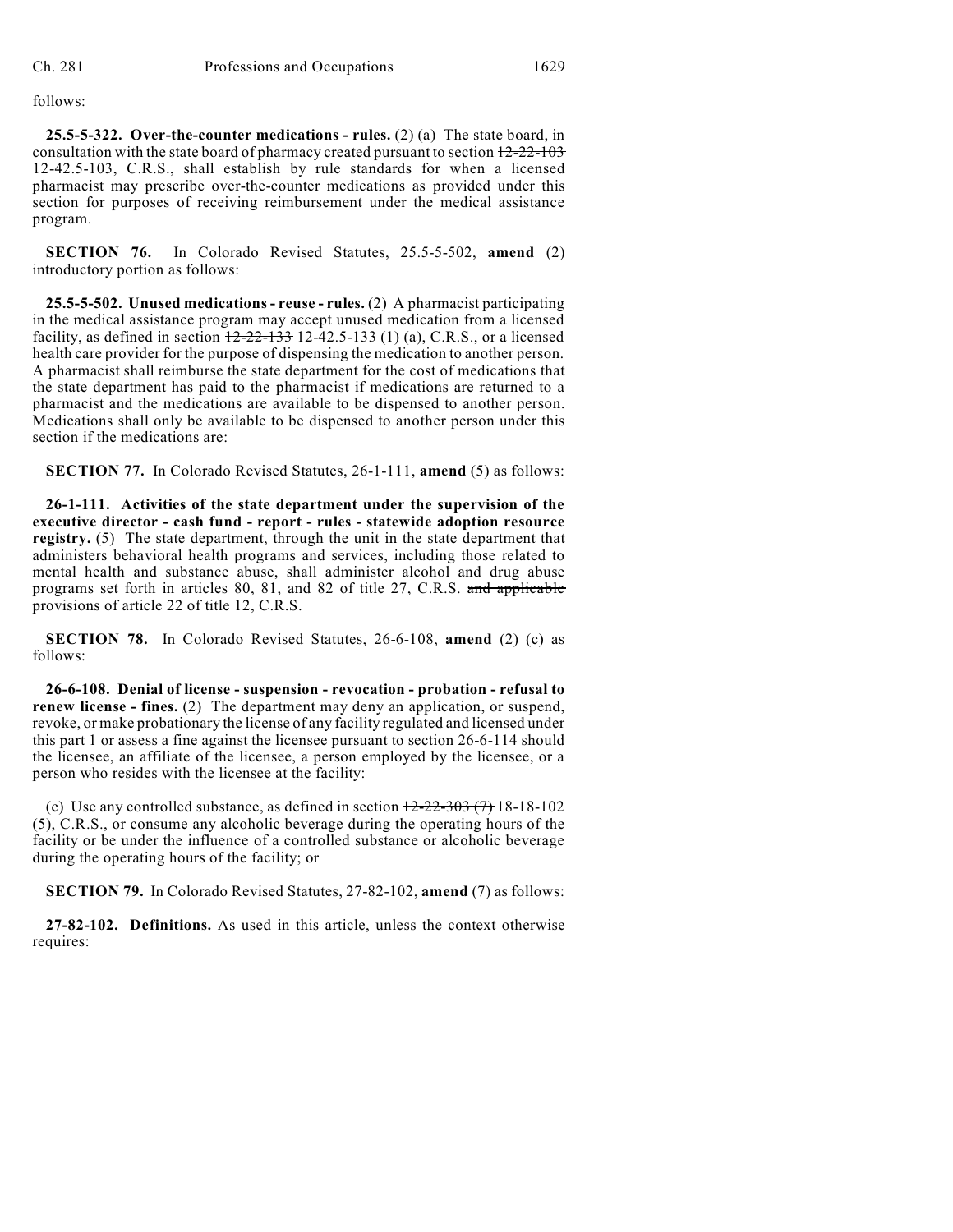follows:

**25.5-5-322. Over-the-counter medications - rules.** (2) (a) The state board, in consultation with the state board of pharmacy created pursuant to section ~~12-22-103~~ 12-42.5-103, C.R.S., shall establish by rule standards for when a licensed pharmacist may prescribe over-the-counter medications as provided under this section for purposes of receiving reimbursement under the medical assistance program.

**SECTION 76.** In Colorado Revised Statutes, 25.5-5-502, **amend** (2) introductory portion as follows:

**25.5-5-502. Unused medications - reuse - rules.** (2) A pharmacist participating in the medical assistance program may accept unused medication from a licensed facility, as defined in section ~~12-22-133~~ 12-42.5-133 (1) (a), C.R.S., or a licensed health care provider for the purpose of dispensing the medication to another person. A pharmacist shall reimburse the state department for the cost of medications that the state department has paid to the pharmacist if medications are returned to a pharmacist and the medications are available to be dispensed to another person. Medications shall only be available to be dispensed to another person under this section if the medications are:

**SECTION 77.** In Colorado Revised Statutes, 26-1-111, **amend** (5) as follows:

**26-1-111. Activities of the state department under the supervision of the executive director - cash fund - report - rules - statewide adoption resource registry.** (5) The state department, through the unit in the state department that administers behavioral health programs and services, including those related to mental health and substance abuse, shall administer alcohol and drug abuse programs set forth in articles 80, 81, and 82 of title 27, C.R.S. ~~and applicable provisions of article 22 of title 12, C.R.S.~~

**SECTION 78.** In Colorado Revised Statutes, 26-6-108, **amend** (2) (c) as follows:

**26-6-108. Denial of license - suspension - revocation - probation - refusal to renew license - fines.** (2) The department may deny an application, or suspend, revoke, or make probationary the license of any facility regulated and licensed under this part 1 or assess a fine against the licensee pursuant to section 26-6-114 should the licensee, an affiliate of the licensee, a person employed by the licensee, or a person who resides with the licensee at the facility:

(c) Use any controlled substance, as defined in section ~~12-22-303 (7)~~ 18-18-102 (5), C.R.S., or consume any alcoholic beverage during the operating hours of the facility or be under the influence of a controlled substance or alcoholic beverage during the operating hours of the facility; or

**SECTION 79.** In Colorado Revised Statutes, 27-82-102, **amend** (7) as follows:

**27-82-102. Definitions.** As used in this article, unless the context otherwise requires: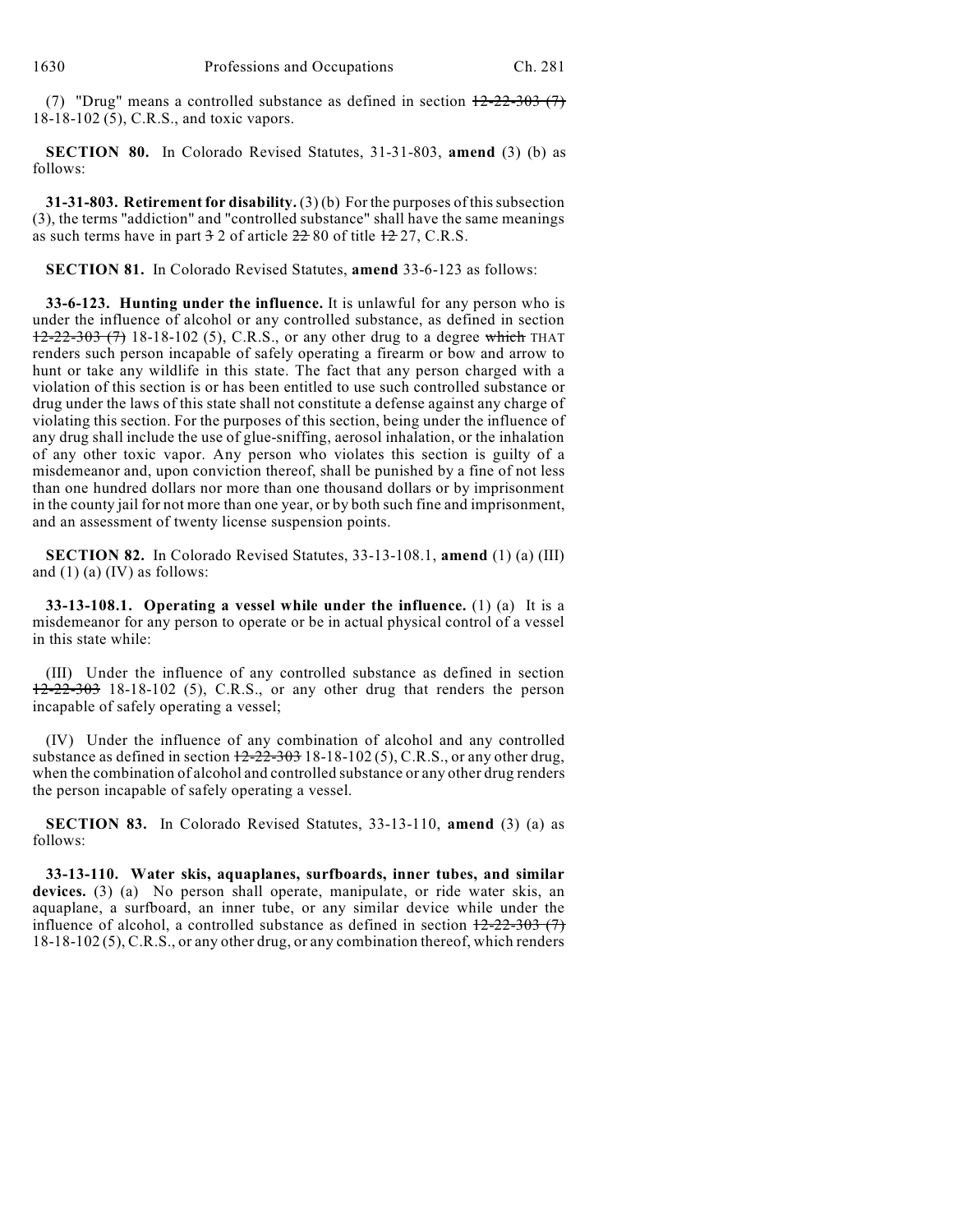(7) "Drug" means a controlled substance as defined in section ~~12-22-303 (7)~~ 18-18-102 (5), C.R.S., and toxic vapors.

**SECTION 80.** In Colorado Revised Statutes, 31-31-803, **amend** (3) (b) as follows:

**31-31-803. Retirement for disability.** (3) (b) For the purposes of this subsection (3), the terms "addiction" and "controlled substance" shall have the same meanings as such terms have in part ~~3~~ 2 of article ~~22~~ 80 of title ~~12~~ 27, C.R.S.

**SECTION 81.** In Colorado Revised Statutes, **amend** 33-6-123 as follows:

**33-6-123. Hunting under the influence.** It is unlawful for any person who is under the influence of alcohol or any controlled substance, as defined in section ~~12-22-303 (7)~~ 18-18-102 (5), C.R.S., or any other drug to a degree ~~which~~ THAT renders such person incapable of safely operating a firearm or bow and arrow to hunt or take any wildlife in this state. The fact that any person charged with a violation of this section is or has been entitled to use such controlled substance or drug under the laws of this state shall not constitute a defense against any charge of violating this section. For the purposes of this section, being under the influence of any drug shall include the use of glue-sniffing, aerosol inhalation, or the inhalation of any other toxic vapor. Any person who violates this section is guilty of a misdemeanor and, upon conviction thereof, shall be punished by a fine of not less than one hundred dollars nor more than one thousand dollars or by imprisonment in the county jail for not more than one year, or by both such fine and imprisonment, and an assessment of twenty license suspension points.

**SECTION 82.** In Colorado Revised Statutes, 33-13-108.1, **amend** (1) (a) (III) and (1) (a) (IV) as follows:

**33-13-108.1. Operating a vessel while under the influence.** (1) (a) It is a misdemeanor for any person to operate or be in actual physical control of a vessel in this state while:

(III) Under the influence of any controlled substance as defined in section ~~12-22-303~~ 18-18-102 (5), C.R.S., or any other drug that renders the person incapable of safely operating a vessel;

(IV) Under the influence of any combination of alcohol and any controlled substance as defined in section ~~12-22-303~~ 18-18-102 (5), C.R.S., or any other drug, when the combination of alcohol and controlled substance or any other drug renders the person incapable of safely operating a vessel.

**SECTION 83.** In Colorado Revised Statutes, 33-13-110, **amend** (3) (a) as follows:

**33-13-110. Water skis, aquaplanes, surfboards, inner tubes, and similar devices.** (3) (a) No person shall operate, manipulate, or ride water skis, an aquaplane, a surfboard, an inner tube, or any similar device while under the influence of alcohol, a controlled substance as defined in section ~~12-22-303 (7)~~ 18-18-102 (5), C.R.S., or any other drug, or any combination thereof, which renders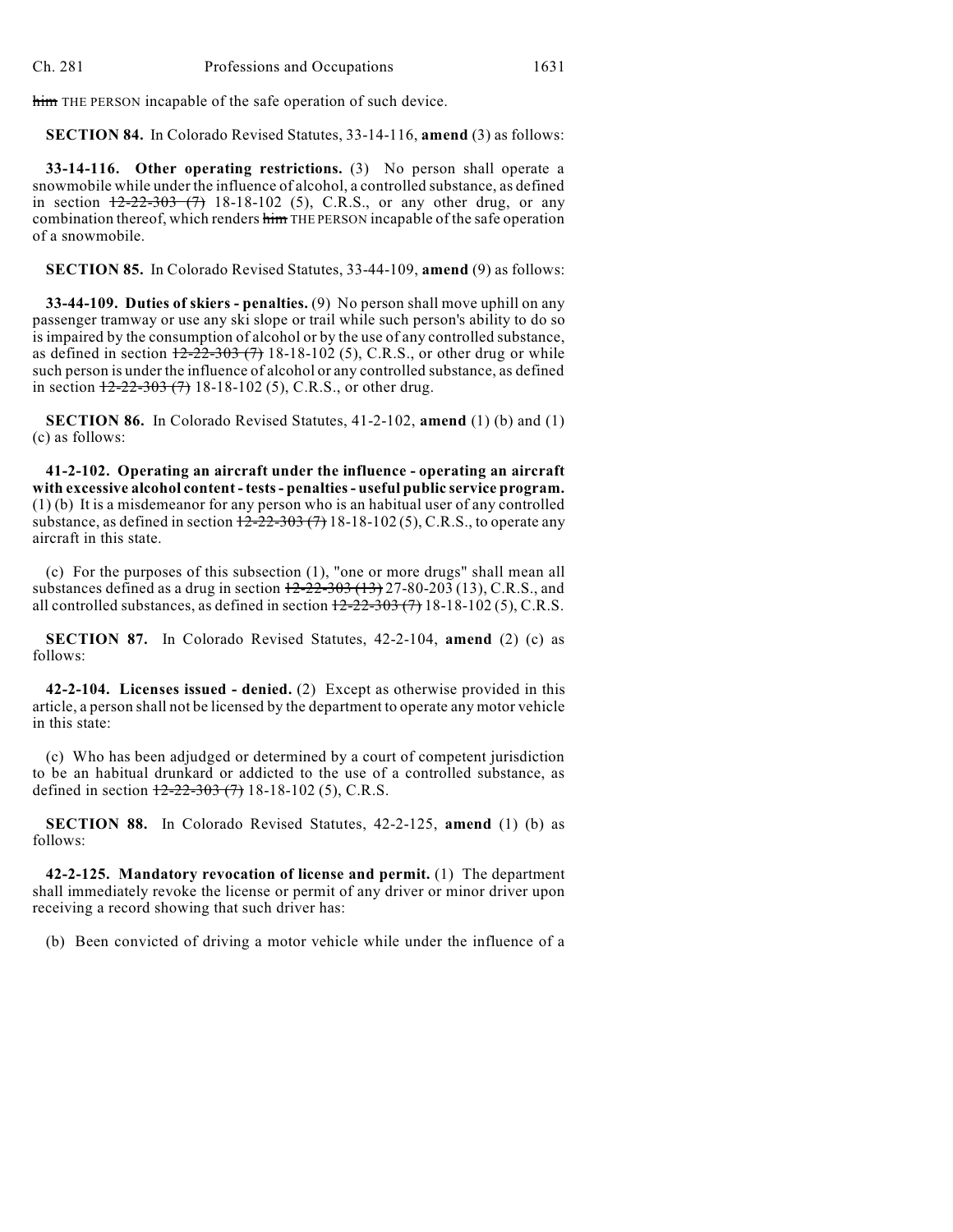~~him~~ THE PERSON incapable of the safe operation of such device.

**SECTION 84.** In Colorado Revised Statutes, 33-14-116, **amend** (3) as follows:

**33-14-116. Other operating restrictions.** (3) No person shall operate a snowmobile while under the influence of alcohol, a controlled substance, as defined in section ~~12-22-303 (7)~~ 18-18-102 (5), C.R.S., or any other drug, or any combination thereof, which renders ~~him~~ THE PERSON incapable of the safe operation of a snowmobile.

**SECTION 85.** In Colorado Revised Statutes, 33-44-109, **amend** (9) as follows:

**33-44-109. Duties of skiers - penalties.** (9) No person shall move uphill on any passenger tramway or use any ski slope or trail while such person's ability to do so is impaired by the consumption of alcohol or by the use of any controlled substance, as defined in section ~~12-22-303 (7)~~ 18-18-102 (5), C.R.S., or other drug or while such person is under the influence of alcohol or any controlled substance, as defined in section ~~12-22-303 (7)~~ 18-18-102 (5), C.R.S., or other drug.

**SECTION 86.** In Colorado Revised Statutes, 41-2-102, **amend** (1) (b) and (1) (c) as follows:

**41-2-102. Operating an aircraft under the influence - operating an aircraft with excessive alcohol content - tests - penalties - useful public service program.** (1) (b) It is a misdemeanor for any person who is an habitual user of any controlled substance, as defined in section ~~12-22-303 (7)~~ 18-18-102 (5), C.R.S., to operate any aircraft in this state.

(c) For the purposes of this subsection (1), "one or more drugs" shall mean all substances defined as a drug in section ~~12-22-303 (13)~~ 27-80-203 (13), C.R.S., and all controlled substances, as defined in section ~~12-22-303 (7)~~ 18-18-102 (5), C.R.S.

**SECTION 87.** In Colorado Revised Statutes, 42-2-104, **amend** (2) (c) as follows:

**42-2-104. Licenses issued - denied.** (2) Except as otherwise provided in this article, a person shall not be licensed by the department to operate any motor vehicle in this state:

(c) Who has been adjudged or determined by a court of competent jurisdiction to be an habitual drunkard or addicted to the use of a controlled substance, as defined in section ~~12-22-303 (7)~~ 18-18-102 (5), C.R.S.

**SECTION 88.** In Colorado Revised Statutes, 42-2-125, **amend** (1) (b) as follows:

**42-2-125. Mandatory revocation of license and permit.** (1) The department shall immediately revoke the license or permit of any driver or minor driver upon receiving a record showing that such driver has:

(b) Been convicted of driving a motor vehicle while under the influence of a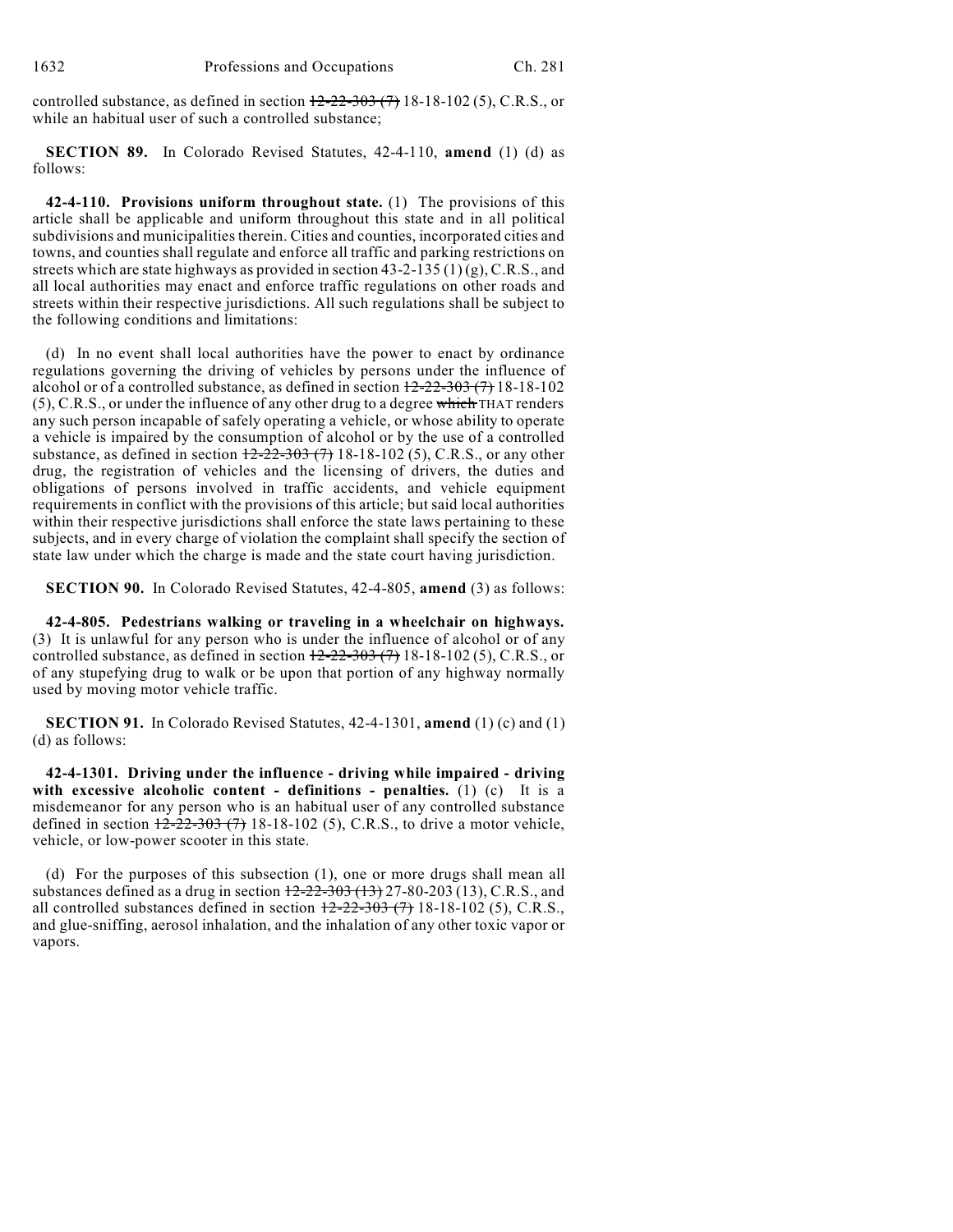controlled substance, as defined in section ~~12-22-303 (7)~~ 18-18-102 (5), C.R.S., or while an habitual user of such a controlled substance;

**SECTION 89.** In Colorado Revised Statutes, 42-4-110, **amend** (1) (d) as follows:

**42-4-110. Provisions uniform throughout state.** (1) The provisions of this article shall be applicable and uniform throughout this state and in all political subdivisions and municipalities therein. Cities and counties, incorporated cities and towns, and counties shall regulate and enforce all traffic and parking restrictions on streets which are state highways as provided in section 43-2-135 (1) (g), C.R.S., and all local authorities may enact and enforce traffic regulations on other roads and streets within their respective jurisdictions. All such regulations shall be subject to the following conditions and limitations:

(d) In no event shall local authorities have the power to enact by ordinance regulations governing the driving of vehicles by persons under the influence of alcohol or of a controlled substance, as defined in section ~~12-22-303 (7)~~ 18-18-102 (5), C.R.S., or under the influence of any other drug to a degree ~~which~~ THAT renders any such person incapable of safely operating a vehicle, or whose ability to operate a vehicle is impaired by the consumption of alcohol or by the use of a controlled substance, as defined in section ~~12-22-303 (7)~~ 18-18-102 (5), C.R.S., or any other drug, the registration of vehicles and the licensing of drivers, the duties and obligations of persons involved in traffic accidents, and vehicle equipment requirements in conflict with the provisions of this article; but said local authorities within their respective jurisdictions shall enforce the state laws pertaining to these subjects, and in every charge of violation the complaint shall specify the section of state law under which the charge is made and the state court having jurisdiction.

**SECTION 90.** In Colorado Revised Statutes, 42-4-805, **amend** (3) as follows:

**42-4-805. Pedestrians walking or traveling in a wheelchair on highways.** (3) It is unlawful for any person who is under the influence of alcohol or of any controlled substance, as defined in section ~~12-22-303 (7)~~ 18-18-102 (5), C.R.S., or of any stupefying drug to walk or be upon that portion of any highway normally used by moving motor vehicle traffic.

**SECTION 91.** In Colorado Revised Statutes, 42-4-1301, **amend** (1) (c) and (1) (d) as follows:

**42-4-1301. Driving under the influence - driving while impaired - driving with excessive alcoholic content - definitions - penalties.** (1) (c) It is a misdemeanor for any person who is an habitual user of any controlled substance defined in section ~~12-22-303 (7)~~ 18-18-102 (5), C.R.S., to drive a motor vehicle, vehicle, or low-power scooter in this state.

(d) For the purposes of this subsection (1), one or more drugs shall mean all substances defined as a drug in section ~~12-22-303 (13)~~ 27-80-203 (13), C.R.S., and all controlled substances defined in section ~~12-22-303 (7)~~ 18-18-102 (5), C.R.S., and glue-sniffing, aerosol inhalation, and the inhalation of any other toxic vapor or vapors.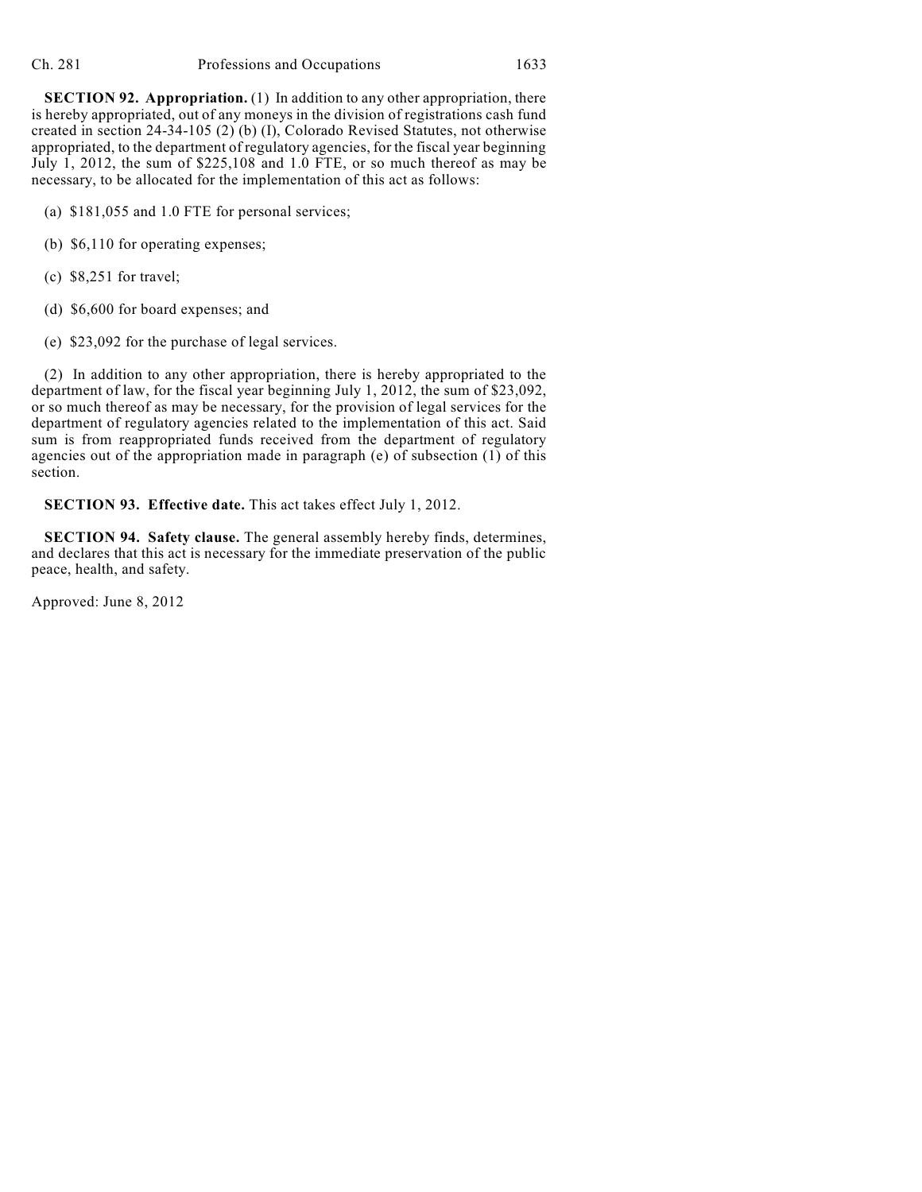**SECTION 92. Appropriation.** (1) In addition to any other appropriation, there is hereby appropriated, out of any moneys in the division of registrations cash fund created in section 24-34-105 (2) (b) (I), Colorado Revised Statutes, not otherwise appropriated, to the department of regulatory agencies, for the fiscal year beginning July 1, 2012, the sum of $225,108 and 1.0 FTE, or so much thereof as may be necessary, to be allocated for the implementation of this act as follows:

(a) $181,055 and 1.0 FTE for personal services;

(b) $6,110 for operating expenses;

(c) $8,251 for travel;

(d) $6,600 for board expenses; and

(e) $23,092 for the purchase of legal services.

(2) In addition to any other appropriation, there is hereby appropriated to the department of law, for the fiscal year beginning July 1, 2012, the sum of $23,092, or so much thereof as may be necessary, for the provision of legal services for the department of regulatory agencies related to the implementation of this act. Said sum is from reappropriated funds received from the department of regulatory agencies out of the appropriation made in paragraph (e) of subsection (1) of this section.

**SECTION 93. Effective date.** This act takes effect July 1, 2012.

**SECTION 94. Safety clause.** The general assembly hereby finds, determines, and declares that this act is necessary for the immediate preservation of the public peace, health, and safety.

Approved: June 8, 2012